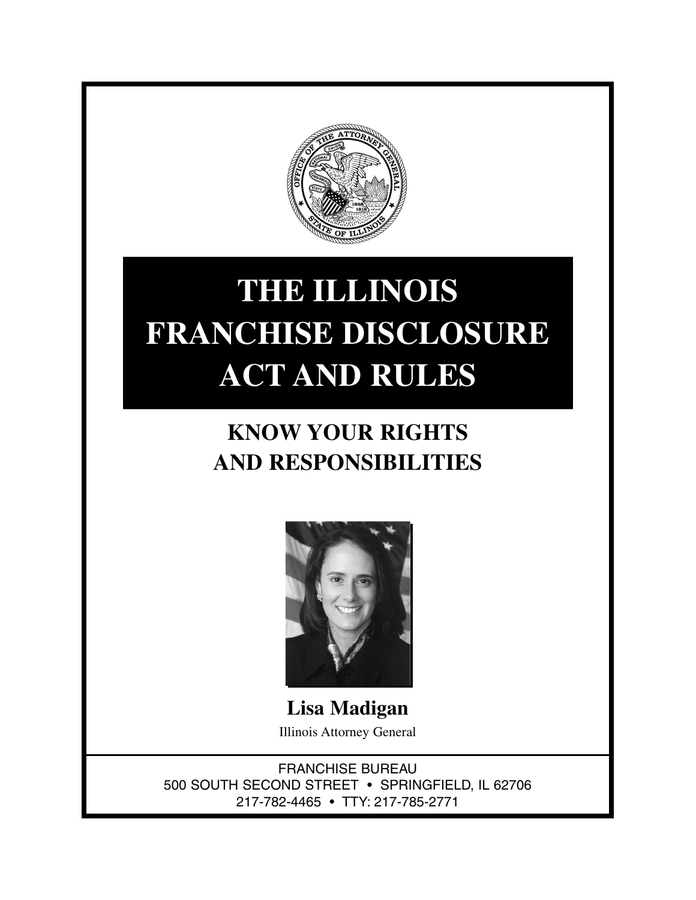# THE ILLINOIS FRANCHISE DISCLOSURE ACT AND RULES

## KNOW YOUR RIGHTS AND RESPONSIBILITIES

**Lisa Madigan**

Illinois Attorney General

FRANCHISE BUREAU
500 SOUTH SECOND STREET • SPRINGFIELD, IL 62706
217-782-4465 • TTY: 217-785-2771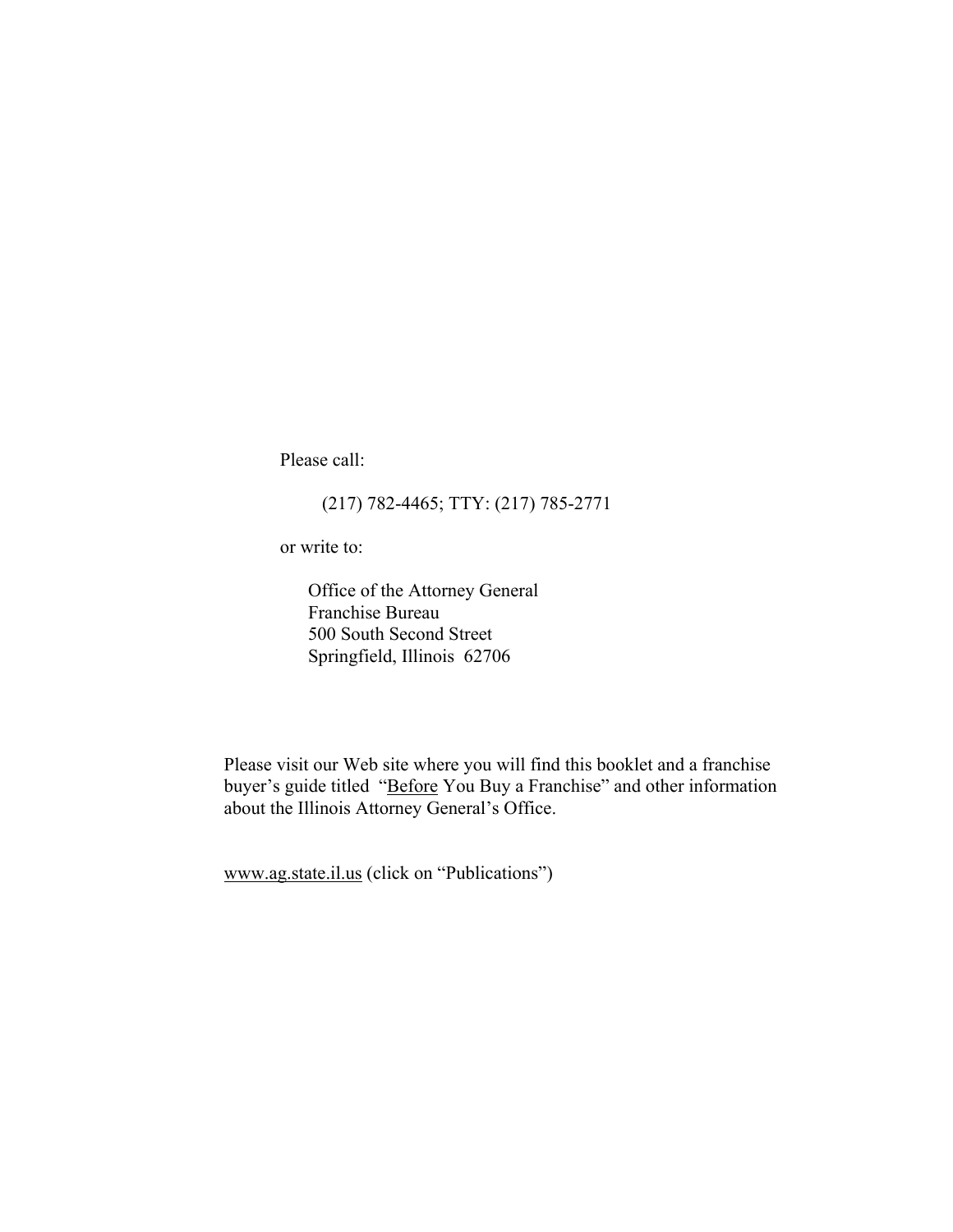Please call:

(217) 782-4465; TTY: (217) 785-2771

or write to:

Office of the Attorney General
Franchise Bureau
500 South Second Street
Springfield, Illinois 62706

Please visit our Web site where you will find this booklet and a franchise buyer's guide titled "Before You Buy a Franchise" and other information about the Illinois Attorney General's Office.

www.ag.state.il.us (click on "Publications")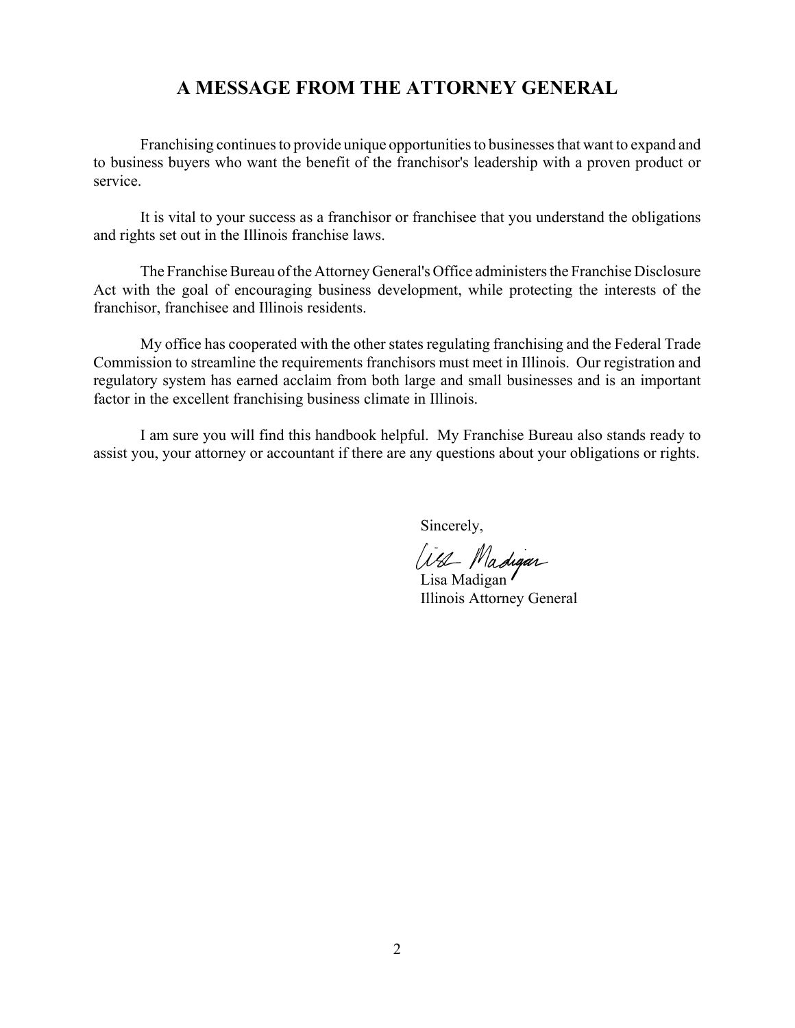## A MESSAGE FROM THE ATTORNEY GENERAL

Franchising continues to provide unique opportunities to businesses that want to expand and to business buyers who want the benefit of the franchisor's leadership with a proven product or service.

It is vital to your success as a franchisor or franchisee that you understand the obligations and rights set out in the Illinois franchise laws.

The Franchise Bureau of the Attorney General's Office administers the Franchise Disclosure Act with the goal of encouraging business development, while protecting the interests of the franchisor, franchisee and Illinois residents.

My office has cooperated with the other states regulating franchising and the Federal Trade Commission to streamline the requirements franchisors must meet in Illinois. Our registration and regulatory system has earned acclaim from both large and small businesses and is an important factor in the excellent franchising business climate in Illinois.

I am sure you will find this handbook helpful. My Franchise Bureau also stands ready to assist you, your attorney or accountant if there are any questions about your obligations or rights.

Sincerely,

Lisa Madigan
Illinois Attorney General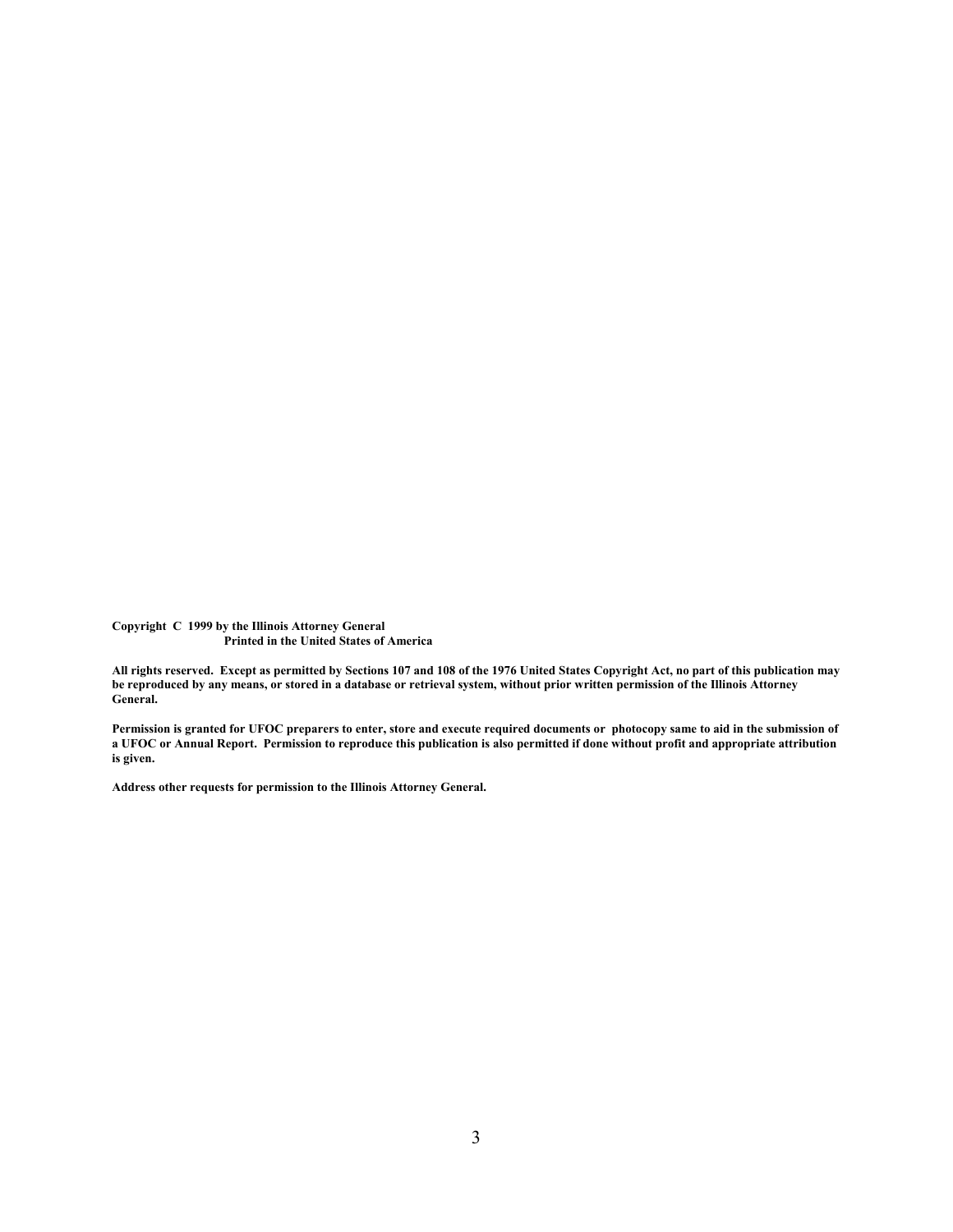**Copyright C 1999 by the Illinois Attorney General**
**Printed in the United States of America**

**All rights reserved. Except as permitted by Sections 107 and 108 of the 1976 United States Copyright Act, no part of this publication may be reproduced by any means, or stored in a database or retrieval system, without prior written permission of the Illinois Attorney General.**

**Permission is granted for UFOC preparers to enter, store and execute required documents or photocopy same to aid in the submission of a UFOC or Annual Report. Permission to reproduce this publication is also permitted if done without profit and appropriate attribution is given.**

**Address other requests for permission to the Illinois Attorney General.**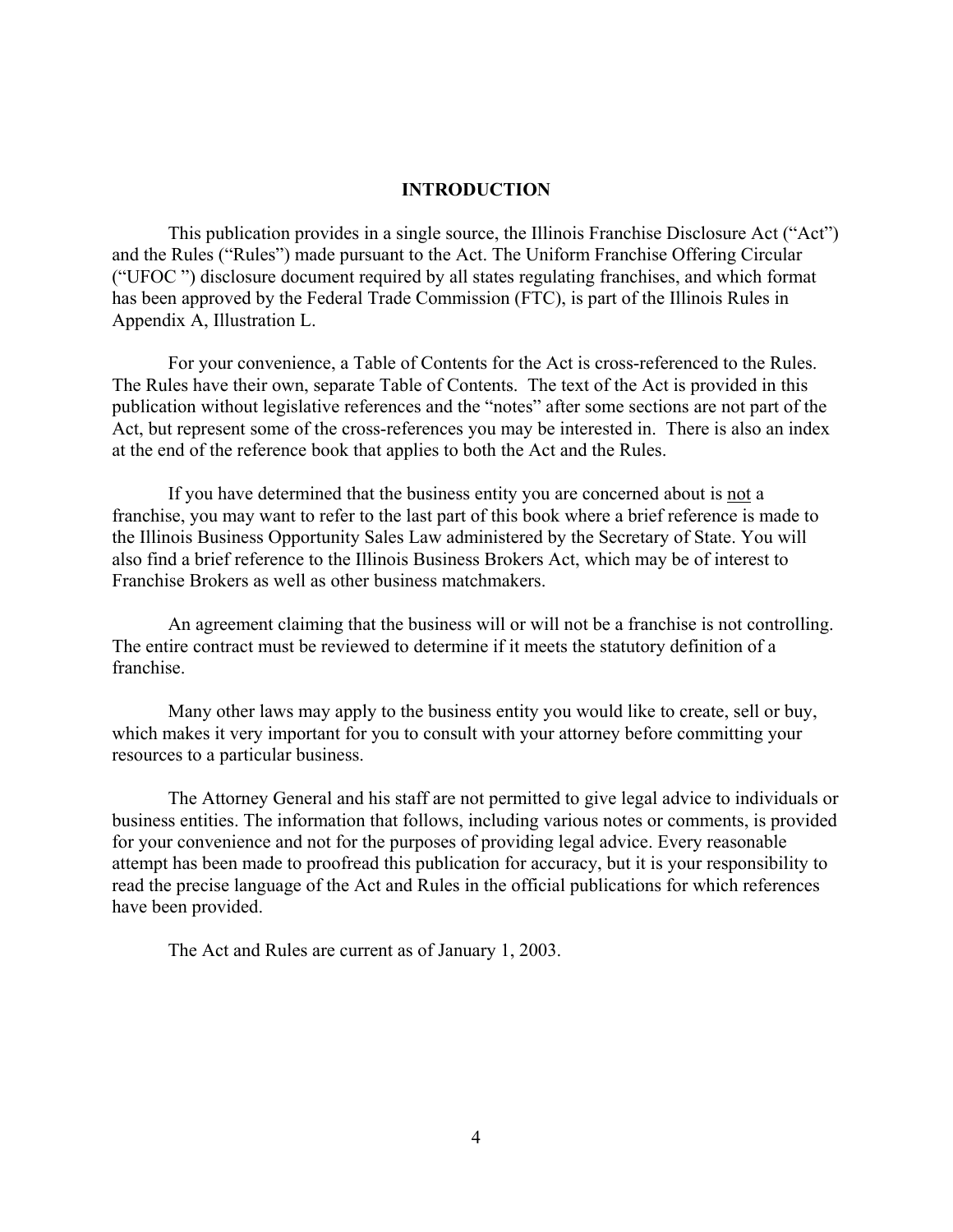# INTRODUCTION

This publication provides in a single source, the Illinois Franchise Disclosure Act ("Act") and the Rules ("Rules") made pursuant to the Act. The Uniform Franchise Offering Circular ("UFOC ") disclosure document required by all states regulating franchises, and which format has been approved by the Federal Trade Commission (FTC), is part of the Illinois Rules in Appendix A, Illustration L.

For your convenience, a Table of Contents for the Act is cross-referenced to the Rules. The Rules have their own, separate Table of Contents. The text of the Act is provided in this publication without legislative references and the "notes" after some sections are not part of the Act, but represent some of the cross-references you may be interested in. There is also an index at the end of the reference book that applies to both the Act and the Rules.

If you have determined that the business entity you are concerned about is <u>not</u> a franchise, you may want to refer to the last part of this book where a brief reference is made to the Illinois Business Opportunity Sales Law administered by the Secretary of State. You will also find a brief reference to the Illinois Business Brokers Act, which may be of interest to Franchise Brokers as well as other business matchmakers.

An agreement claiming that the business will or will not be a franchise is not controlling. The entire contract must be reviewed to determine if it meets the statutory definition of a franchise.

Many other laws may apply to the business entity you would like to create, sell or buy, which makes it very important for you to consult with your attorney before committing your resources to a particular business.

The Attorney General and his staff are not permitted to give legal advice to individuals or business entities. The information that follows, including various notes or comments, is provided for your convenience and not for the purposes of providing legal advice. Every reasonable attempt has been made to proofread this publication for accuracy, but it is your responsibility to read the precise language of the Act and Rules in the official publications for which references have been provided.

The Act and Rules are current as of January 1, 2003.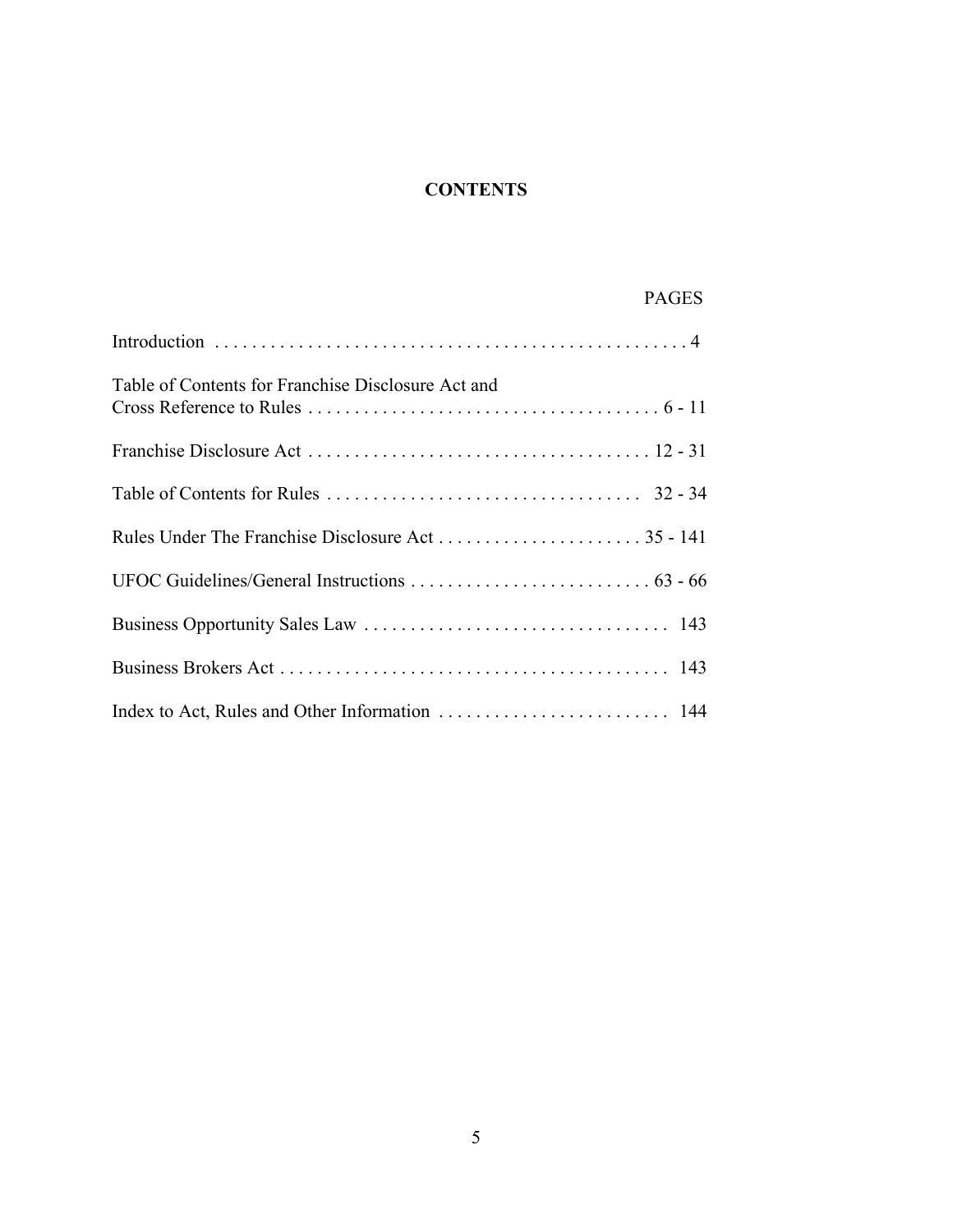# CONTENTS

| | PAGES |
|---|---|
| Introduction | 4 |
| Table of Contents for Franchise Disclosure Act and Cross Reference to Rules | 6 - 11 |
| Franchise Disclosure Act | 12 - 31 |
| Table of Contents for Rules | 32 - 34 |
| Rules Under The Franchise Disclosure Act | 35 - 141 |
| UFOC Guidelines/General Instructions | 63 - 66 |
| Business Opportunity Sales Law | 143 |
| Business Brokers Act | 143 |
| Index to Act, Rules and Other Information | 144 |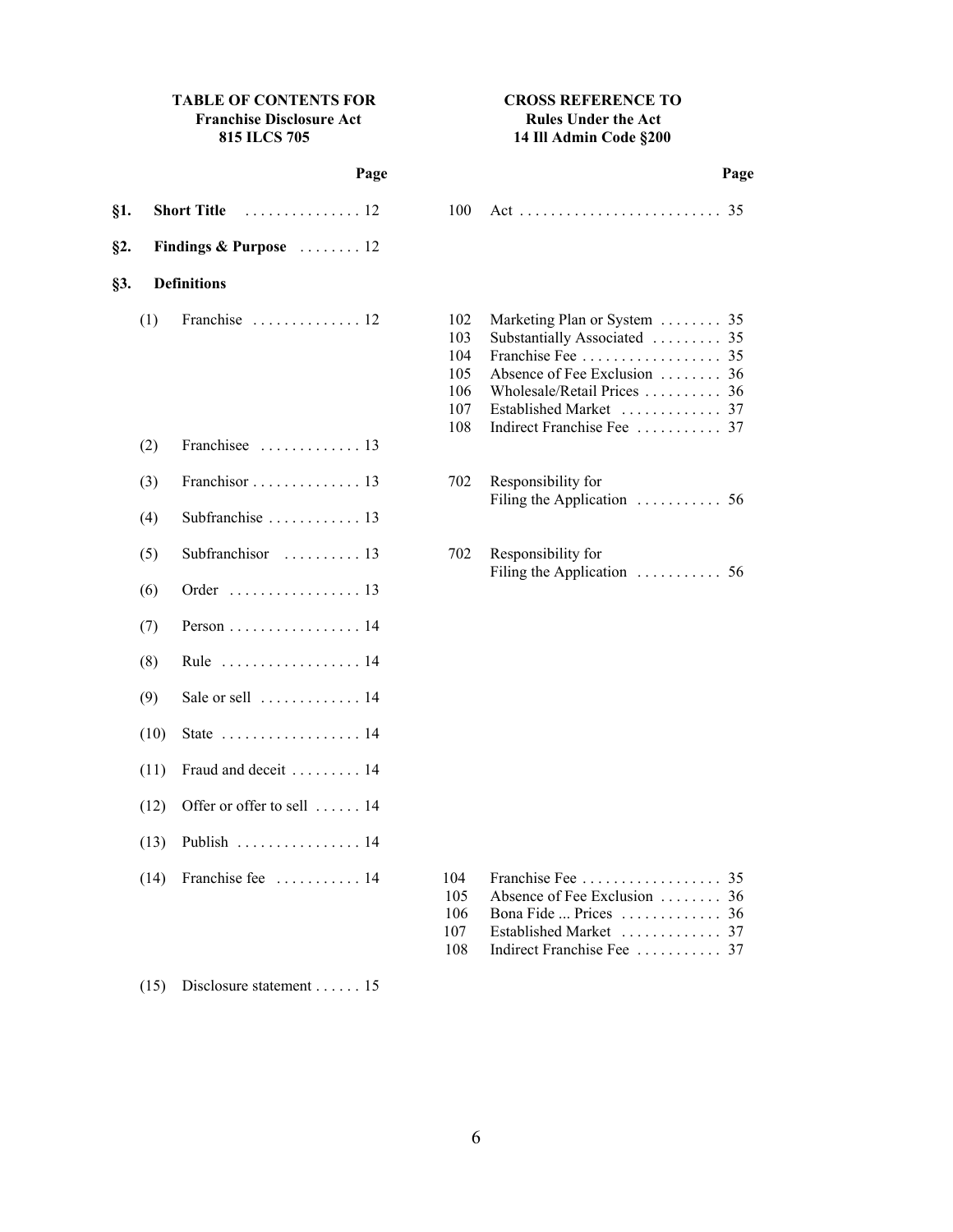| TABLE OF CONTENTS FOR Franchise Disclosure Act 815 ILCS 705 | | Page | CROSS REFERENCE TO Rules Under the Act 14 Ill Admin Code §200 | | Page |
|---|---|---|---|---|---|
| §1. | **Short Title** | 12 | 100 | Act | 35 |
| §2. | **Findings & Purpose** | 12 | | | |
| §3. | **Definitions** | | | | |
| (1) | Franchise | 12 | 102 | Marketing Plan or System | 35 |
| | | | 103 | Substantially Associated | 35 |
| | | | 104 | Franchise Fee | 35 |
| | | | 105 | Absence of Fee Exclusion | 36 |
| | | | 106 | Wholesale/Retail Prices | 36 |
| | | | 107 | Established Market | 37 |
| | | | 108 | Indirect Franchise Fee | 37 |
| (2) | Franchisee | 13 | | | |
| (3) | Franchisor | 13 | 702 | Responsibility for Filing the Application | 56 |
| (4) | Subfranchise | 13 | | | |
| (5) | Subfranchisor | 13 | 702 | Responsibility for Filing the Application | 56 |
| (6) | Order | 13 | | | |
| (7) | Person | 14 | | | |
| (8) | Rule | 14 | | | |
| (9) | Sale or sell | 14 | | | |
| (10) | State | 14 | | | |
| (11) | Fraud and deceit | 14 | | | |
| (12) | Offer or offer to sell | 14 | | | |
| (13) | Publish | 14 | | | |
| (14) | Franchise fee | 14 | 104 | Franchise Fee | 35 |
| | | | 105 | Absence of Fee Exclusion | 36 |
| | | | 106 | Bona Fide ... Prices | 36 |
| | | | 107 | Established Market | 37 |
| | | | 108 | Indirect Franchise Fee | 37 |
| (15) | Disclosure statement | 15 | | | |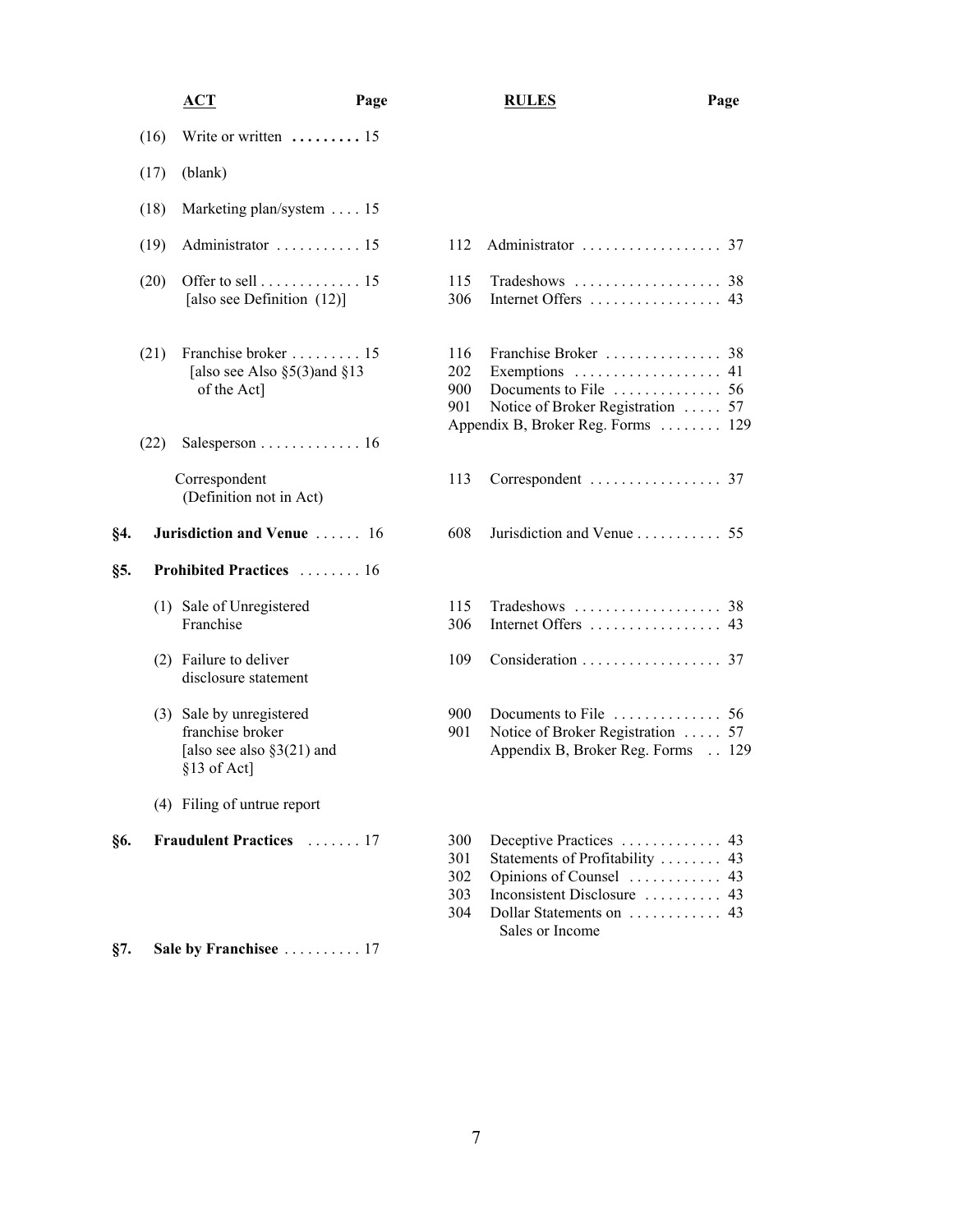| ACT | | Page | RULES | Page |
|---|---|---|---|---|
| | (16) Write or written | 15 | | |
| | (17) (blank) | | | |
| | (18) Marketing plan/system | 15 | | |
| | (19) Administrator | 15 | 112 Administrator | 37 |
| | (20) Offer to sell [also see Definition (12)] | 15 | 115 Tradeshows<br>306 Internet Offers | 38<br>43 |
| | (21) Franchise broker [also see Also §5(3)and §13 of the Act] | 15 | 116 Franchise Broker<br>202 Exemptions<br>900 Documents to File<br>901 Notice of Broker Registration<br>Appendix B, Broker Reg. Forms | 38<br>41<br>56<br>57<br>129 |
| | (22) Salesperson | 16 | | |
| | Correspondent (Definition not in Act) | | 113 Correspondent | 37 |
| **§4.** | **Jurisdiction and Venue** | 16 | 608 Jurisdiction and Venue | 55 |
| **§5.** | **Prohibited Practices** | 16 | | |
| | (1) Sale of Unregistered Franchise | | 115 Tradeshows<br>306 Internet Offers | 38<br>43 |
| | (2) Failure to deliver disclosure statement | | 109 Consideration | 37 |
| | (3) Sale by unregistered franchise broker [also see also §3(21) and §13 of Act] | | 900 Documents to File<br>901 Notice of Broker Registration<br>Appendix B, Broker Reg. Forms | 56<br>57<br>129 |
| | (4) Filing of untrue report | | | |
| **§6.** | **Fraudulent Practices** | 17 | 300 Deceptive Practices<br>301 Statements of Profitability<br>302 Opinions of Counsel<br>303 Inconsistent Disclosure<br>304 Dollar Statements on Sales or Income | 43<br>43<br>43<br>43<br>43 |
| **§7.** | **Sale by Franchisee** | 17 | | |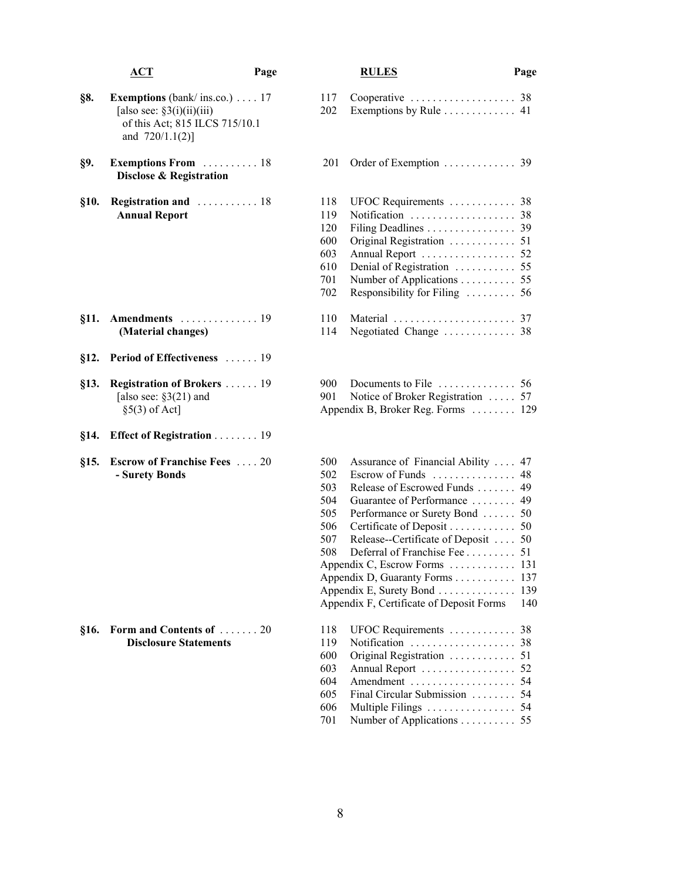| | ACT | Page | | RULES | Page |
|---|---|---|---|---|---|
| §8. | **Exemptions** (bank/ ins.co.) | 17 | 117 | Cooperative | 38 |
| | [also see: §3(i)(ii)(iii) of this Act; 815 ILCS 715/10.1 and 720/1.1(2)] | | 202 | Exemptions by Rule | 41 |
| §9. | **Exemptions From Disclose & Registration** | 18 | 201 | Order of Exemption | 39 |
| §10. | **Registration and Annual Report** | 18 | 118 | UFOC Requirements | 38 |
| | | | 119 | Notification | 38 |
| | | | 120 | Filing Deadlines | 39 |
| | | | 600 | Original Registration | 51 |
| | | | 603 | Annual Report | 52 |
| | | | 610 | Denial of Registration | 55 |
| | | | 701 | Number of Applications | 55 |
| | | | 702 | Responsibility for Filing | 56 |
| §11. | **Amendments (Material changes)** | 19 | 110 | Material | 37 |
| | | | 114 | Negotiated Change | 38 |
| §12. | **Period of Effectiveness** | 19 | | | |
| §13. | **Registration of Brokers** | 19 | 900 | Documents to File | 56 |
| | [also see: §3(21) and §5(3) of Act] | | 901 | Notice of Broker Registration | 57 |
| | | | | Appendix B, Broker Reg. Forms | 129 |
| §14. | **Effect of Registration** | 19 | | | |
| §15. | **Escrow of Franchise Fees - Surety Bonds** | 20 | 500 | Assurance of Financial Ability | 47 |
| | | | 502 | Escrow of Funds | 48 |
| | | | 503 | Release of Escrowed Funds | 49 |
| | | | 504 | Guarantee of Performance | 49 |
| | | | 505 | Performance or Surety Bond | 50 |
| | | | 506 | Certificate of Deposit | 50 |
| | | | 507 | Release--Certificate of Deposit | 50 |
| | | | 508 | Deferral of Franchise Fee | 51 |
| | | | | Appendix C, Escrow Forms | 131 |
| | | | | Appendix D, Guaranty Forms | 137 |
| | | | | Appendix E, Surety Bond | 139 |
| | | | | Appendix F, Certificate of Deposit Forms | 140 |
| §16. | **Form and Contents of Disclosure Statements** | 20 | 118 | UFOC Requirements | 38 |
| | | | 119 | Notification | 38 |
| | | | 600 | Original Registration | 51 |
| | | | 603 | Annual Report | 52 |
| | | | 604 | Amendment | 54 |
| | | | 605 | Final Circular Submission | 54 |
| | | | 606 | Multiple Filings | 54 |
| | | | 701 | Number of Applications | 55 |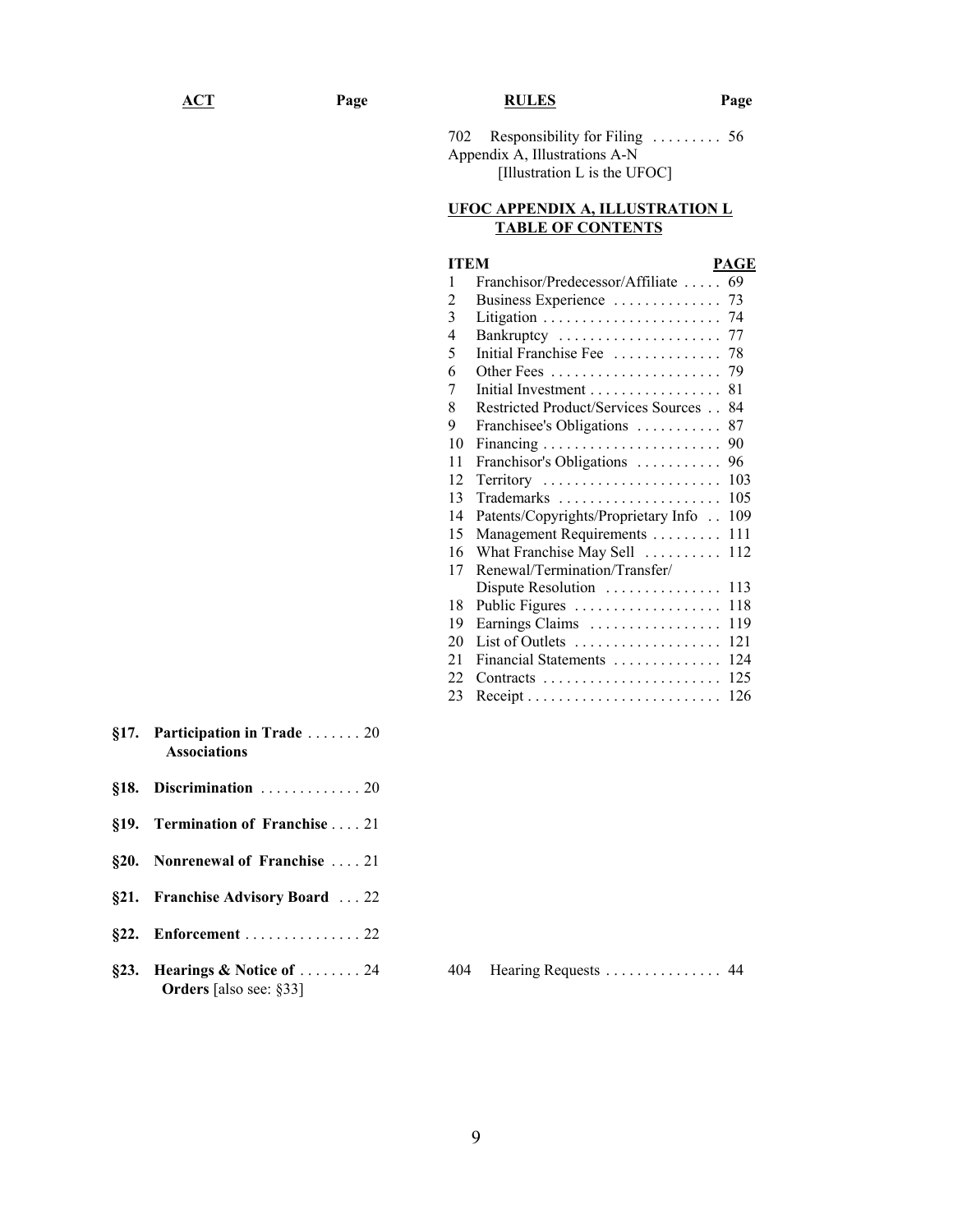| ACT | Page | RULES | Page |
|---|---|---|---|
| | | 702 Responsibility for Filing | 56 |
| | | Appendix A, Illustrations A-N [Illustration L is the UFOC] | |

**UFOC APPENDIX A, ILLUSTRATION L TABLE OF CONTENTS**

| ITEM | | PAGE |
|---|---|---|
| 1 | Franchisor/Predecessor/Affiliate | 69 |
| 2 | Business Experience | 73 |
| 3 | Litigation | 74 |
| 4 | Bankruptcy | 77 |
| 5 | Initial Franchise Fee | 78 |
| 6 | Other Fees | 79 |
| 7 | Initial Investment | 81 |
| 8 | Restricted Product/Services Sources | 84 |
| 9 | Franchisee's Obligations | 87 |
| 10 | Financing | 90 |
| 11 | Franchisor's Obligations | 96 |
| 12 | Territory | 103 |
| 13 | Trademarks | 105 |
| 14 | Patents/Copyrights/Proprietary Info | 109 |
| 15 | Management Requirements | 111 |
| 16 | What Franchise May Sell | 112 |
| 17 | Renewal/Termination/Transfer/ Dispute Resolution | 113 |
| 18 | Public Figures | 118 |
| 19 | Earnings Claims | 119 |
| 20 | List of Outlets | 121 |
| 21 | Financial Statements | 124 |
| 22 | Contracts | 125 |
| 23 | Receipt | 126 |

| ACT | Page | RULES | Page |
|---|---|---|---|
| **§17. Participation in Trade Associations** | 20 | | |
| **§18. Discrimination** | 20 | | |
| **§19. Termination of Franchise** | 21 | | |
| **§20. Nonrenewal of Franchise** | 21 | | |
| **§21. Franchise Advisory Board** | 22 | | |
| **§22. Enforcement** | 22 | | |
| **§23. Hearings & Notice of Orders** [also see: §33] | 24 | 404 Hearing Requests | 44 |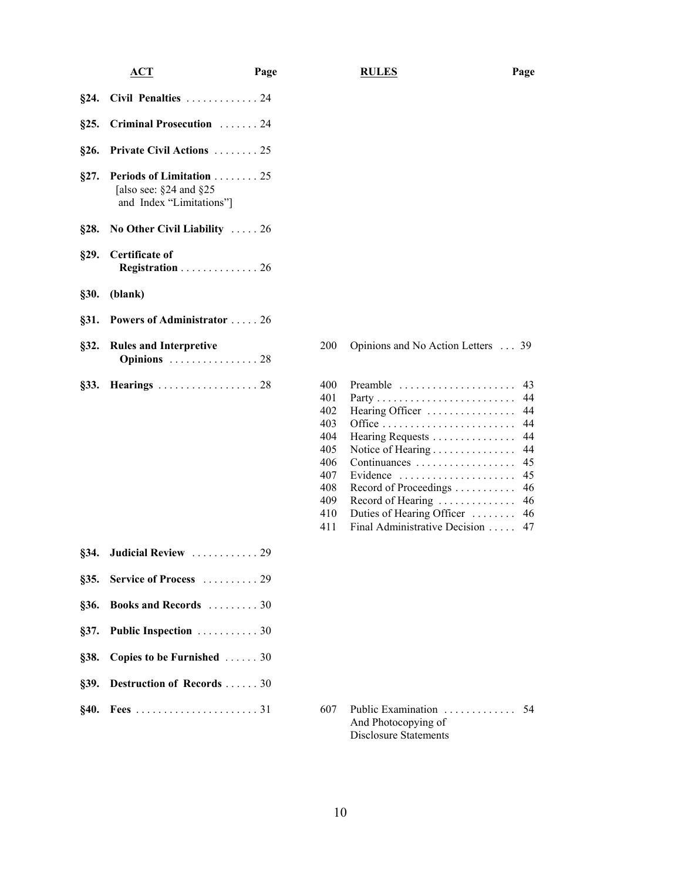| ACT | | Page | RULES | | Page |
|---|---|---|---|---|---|
| **§24.** | **Civil Penalties** | 24 | | | |
| **§25.** | **Criminal Prosecution** | 24 | | | |
| **§26.** | **Private Civil Actions** | 25 | | | |
| **§27.** | **Periods of Limitation** [also see: §24 and §25 and Index "Limitations"] | 25 | | | |
| **§28.** | **No Other Civil Liability** | 26 | | | |
| **§29.** | **Certificate of Registration** | 26 | | | |
| **§30.** | **(blank)** | | | | |
| **§31.** | **Powers of Administrator** | 26 | | | |
| **§32.** | **Rules and Interpretive Opinions** | 28 | 200 | Opinions and No Action Letters | 39 |
| **§33.** | **Hearings** | 28 | 400 | Preamble | 43 |
| | | | 401 | Party | 44 |
| | | | 402 | Hearing Officer | 44 |
| | | | 403 | Office | 44 |
| | | | 404 | Hearing Requests | 44 |
| | | | 405 | Notice of Hearing | 44 |
| | | | 406 | Continuances | 45 |
| | | | 407 | Evidence | 45 |
| | | | 408 | Record of Proceedings | 46 |
| | | | 409 | Record of Hearing | 46 |
| | | | 410 | Duties of Hearing Officer | 46 |
| | | | 411 | Final Administrative Decision | 47 |
| **§34.** | **Judicial Review** | 29 | | | |
| **§35.** | **Service of Process** | 29 | | | |
| **§36.** | **Books and Records** | 30 | | | |
| **§37.** | **Public Inspection** | 30 | | | |
| **§38.** | **Copies to be Furnished** | 30 | | | |
| **§39.** | **Destruction of Records** | 30 | | | |
| **§40.** | **Fees** | 31 | 607 | Public Examination And Photocopying of Disclosure Statements | 54 |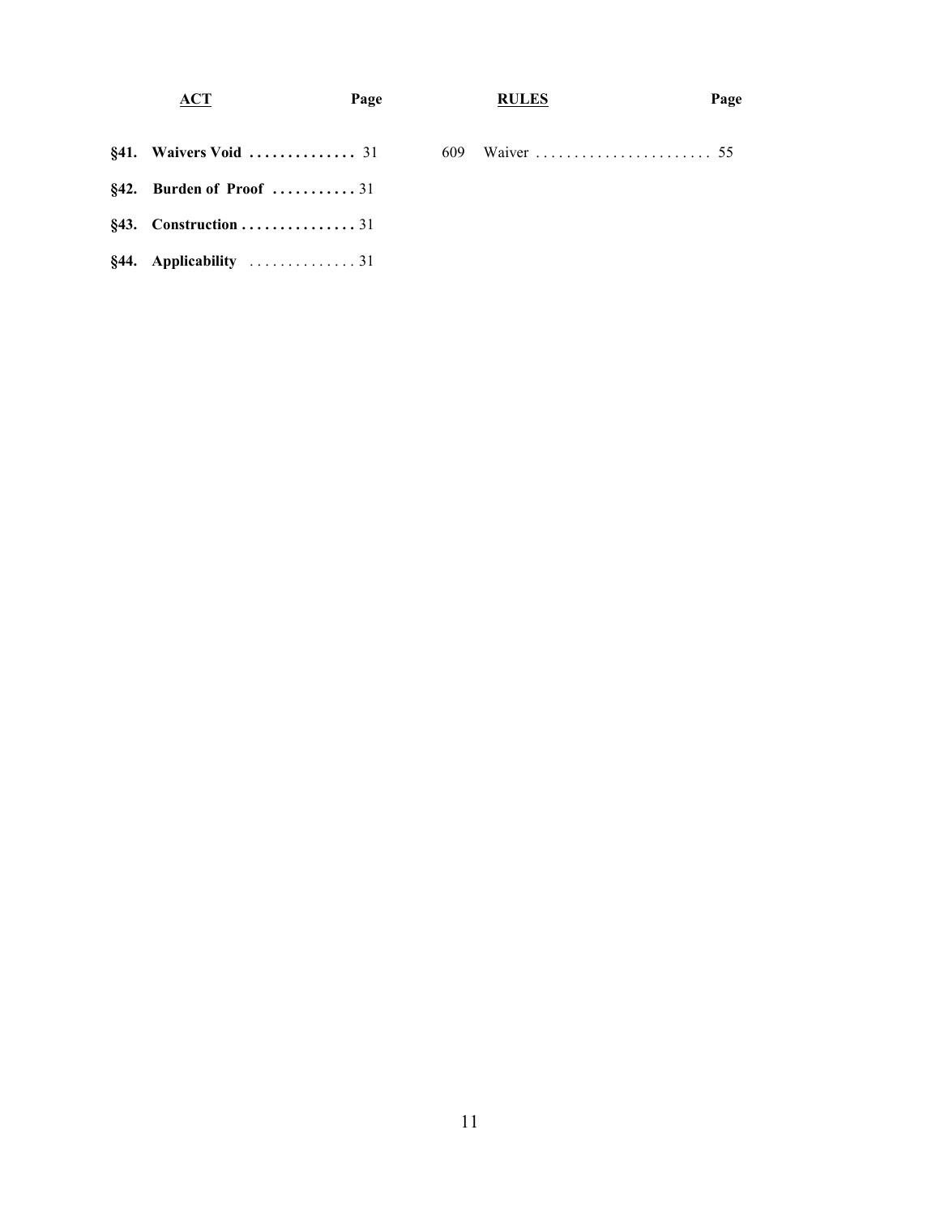| ACT | Page | RULES | Page |
|---|---|---|---|
| **§41. Waivers Void** | 31 | 609 Waiver | 55 |
| **§42. Burden of Proof** | 31 | | |
| **§43. Construction** | 31 | | |
| **§44. Applicability** | 31 | | |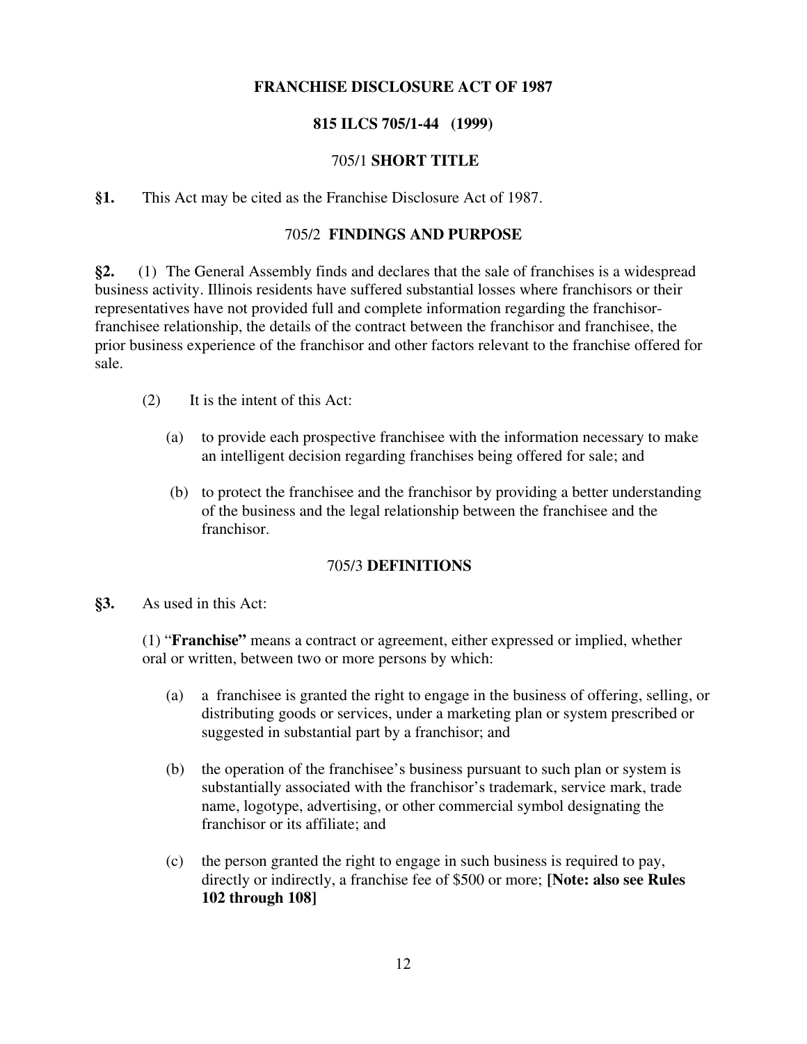# FRANCHISE DISCLOSURE ACT OF 1987

## 815 ILCS 705/1-44 (1999)

### 705/1 SHORT TITLE

**§1.** This Act may be cited as the Franchise Disclosure Act of 1987.

### 705/2 FINDINGS AND PURPOSE

**§2.** (1) The General Assembly finds and declares that the sale of franchises is a widespread business activity. Illinois residents have suffered substantial losses where franchisors or their representatives have not provided full and complete information regarding the franchisor-franchisee relationship, the details of the contract between the franchisor and franchisee, the prior business experience of the franchisor and other factors relevant to the franchise offered for sale.

(2) It is the intent of this Act:

(a) to provide each prospective franchisee with the information necessary to make an intelligent decision regarding franchises being offered for sale; and

(b) to protect the franchisee and the franchisor by providing a better understanding of the business and the legal relationship between the franchisee and the franchisor.

### 705/3 DEFINITIONS

**§3.** As used in this Act:

(1) "**Franchise"** means a contract or agreement, either expressed or implied, whether oral or written, between two or more persons by which:

(a) a franchisee is granted the right to engage in the business of offering, selling, or distributing goods or services, under a marketing plan or system prescribed or suggested in substantial part by a franchisor; and

(b) the operation of the franchisee's business pursuant to such plan or system is substantially associated with the franchisor's trademark, service mark, trade name, logotype, advertising, or other commercial symbol designating the franchisor or its affiliate; and

(c) the person granted the right to engage in such business is required to pay, directly or indirectly, a franchise fee of $500 or more; **[Note: also see Rules 102 through 108]**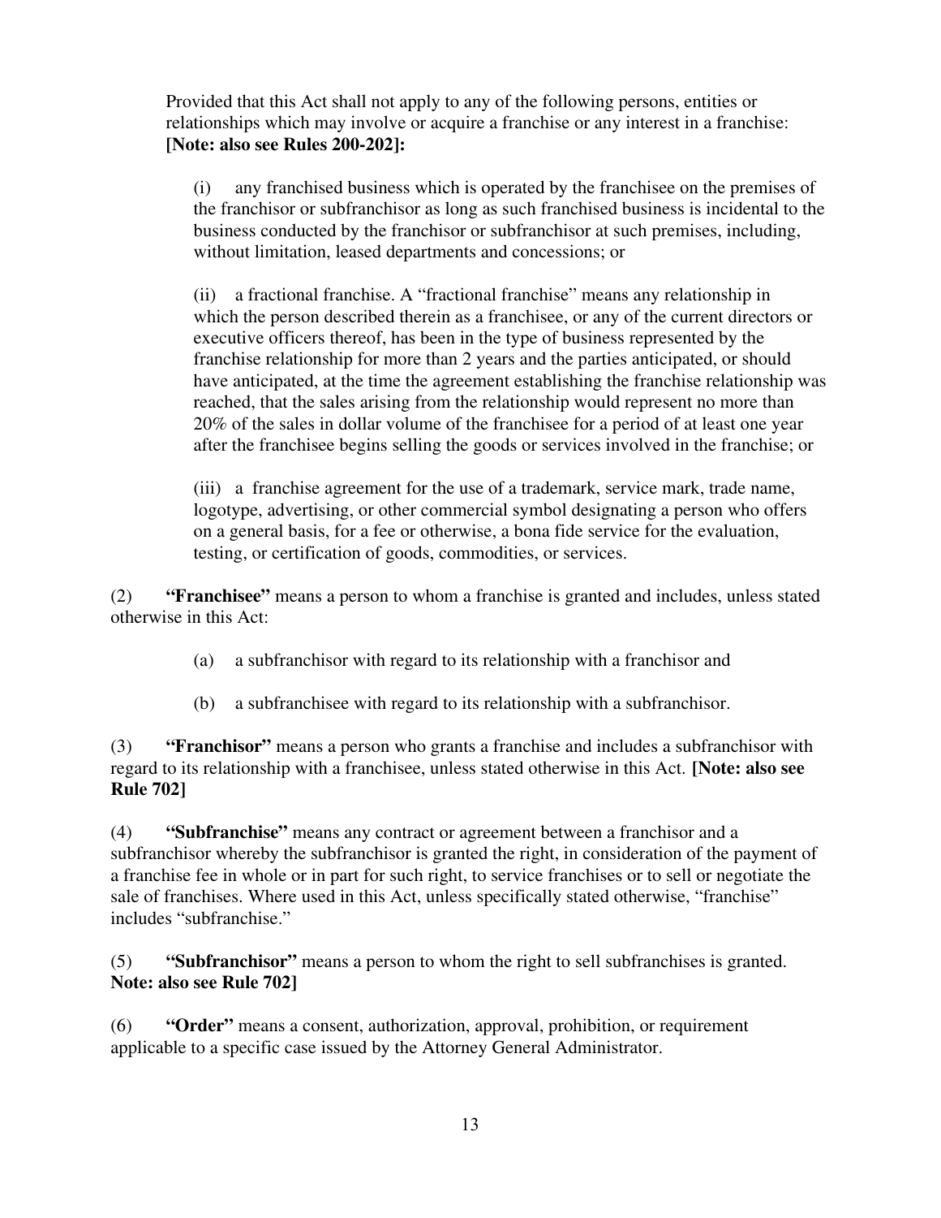Provided that this Act shall not apply to any of the following persons, entities or relationships which may involve or acquire a franchise or any interest in a franchise: **[Note: also see Rules 200-202]:**

(i) any franchised business which is operated by the franchisee on the premises of the franchisor or subfranchisor as long as such franchised business is incidental to the business conducted by the franchisor or subfranchisor at such premises, including, without limitation, leased departments and concessions; or

(ii) a fractional franchise. A "fractional franchise" means any relationship in which the person described therein as a franchisee, or any of the current directors or executive officers thereof, has been in the type of business represented by the franchise relationship for more than 2 years and the parties anticipated, or should have anticipated, at the time the agreement establishing the franchise relationship was reached, that the sales arising from the relationship would represent no more than 20% of the sales in dollar volume of the franchisee for a period of at least one year after the franchisee begins selling the goods or services involved in the franchise; or

(iii) a franchise agreement for the use of a trademark, service mark, trade name, logotype, advertising, or other commercial symbol designating a person who offers on a general basis, for a fee or otherwise, a bona fide service for the evaluation, testing, or certification of goods, commodities, or services.

(2) **"Franchisee"** means a person to whom a franchise is granted and includes, unless stated otherwise in this Act:

(a) a subfranchisor with regard to its relationship with a franchisor and

(b) a subfranchisee with regard to its relationship with a subfranchisor.

(3) **"Franchisor"** means a person who grants a franchise and includes a subfranchisor with regard to its relationship with a franchisee, unless stated otherwise in this Act. **[Note: also see Rule 702]**

(4) **"Subfranchise"** means any contract or agreement between a franchisor and a subfranchisor whereby the subfranchisor is granted the right, in consideration of the payment of a franchise fee in whole or in part for such right, to service franchises or to sell or negotiate the sale of franchises. Where used in this Act, unless specifically stated otherwise, "franchise" includes "subfranchise."

(5) **"Subfranchisor"** means a person to whom the right to sell subfranchises is granted. **Note: also see Rule 702]**

(6) **"Order"** means a consent, authorization, approval, prohibition, or requirement applicable to a specific case issued by the Attorney General Administrator.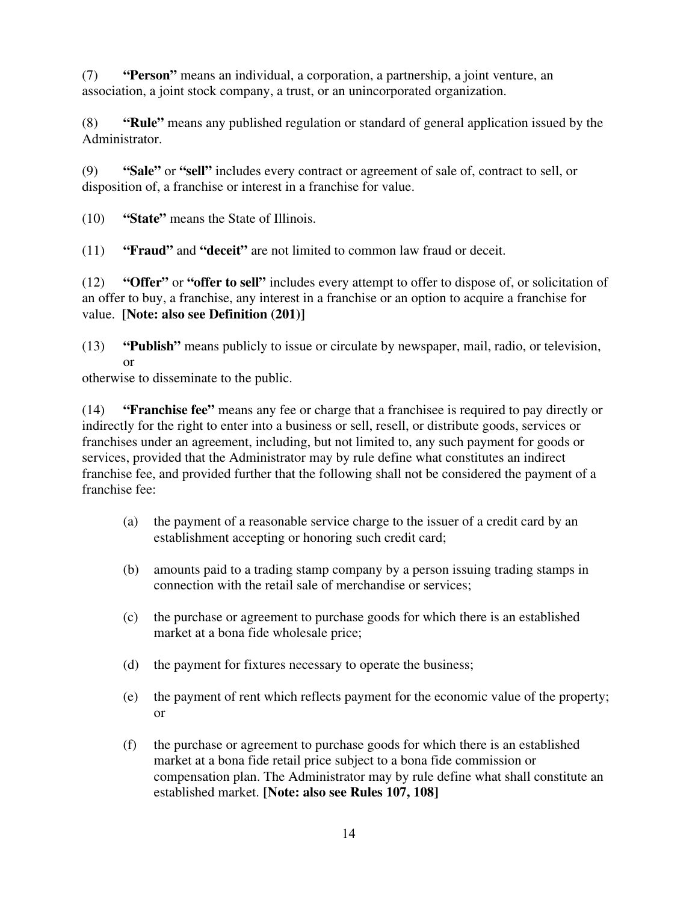(7) **"Person"** means an individual, a corporation, a partnership, a joint venture, an association, a joint stock company, a trust, or an unincorporated organization.

(8) **"Rule"** means any published regulation or standard of general application issued by the Administrator.

(9) **"Sale"** or **"sell"** includes every contract or agreement of sale of, contract to sell, or disposition of, a franchise or interest in a franchise for value.

(10) **"State"** means the State of Illinois.

(11) **"Fraud"** and **"deceit"** are not limited to common law fraud or deceit.

(12) **"Offer"** or **"offer to sell"** includes every attempt to offer to dispose of, or solicitation of an offer to buy, a franchise, any interest in a franchise or an option to acquire a franchise for value. **[Note: also see Definition (201)]**

(13) **"Publish"** means publicly to issue or circulate by newspaper, mail, radio, or television, or otherwise to disseminate to the public.

(14) **"Franchise fee"** means any fee or charge that a franchisee is required to pay directly or indirectly for the right to enter into a business or sell, resell, or distribute goods, services or franchises under an agreement, including, but not limited to, any such payment for goods or services, provided that the Administrator may by rule define what constitutes an indirect franchise fee, and provided further that the following shall not be considered the payment of a franchise fee:

(a) the payment of a reasonable service charge to the issuer of a credit card by an establishment accepting or honoring such credit card;

(b) amounts paid to a trading stamp company by a person issuing trading stamps in connection with the retail sale of merchandise or services;

(c) the purchase or agreement to purchase goods for which there is an established market at a bona fide wholesale price;

(d) the payment for fixtures necessary to operate the business;

(e) the payment of rent which reflects payment for the economic value of the property; or

(f) the purchase or agreement to purchase goods for which there is an established market at a bona fide retail price subject to a bona fide commission or compensation plan. The Administrator may by rule define what shall constitute an established market. **[Note: also see Rules 107, 108]**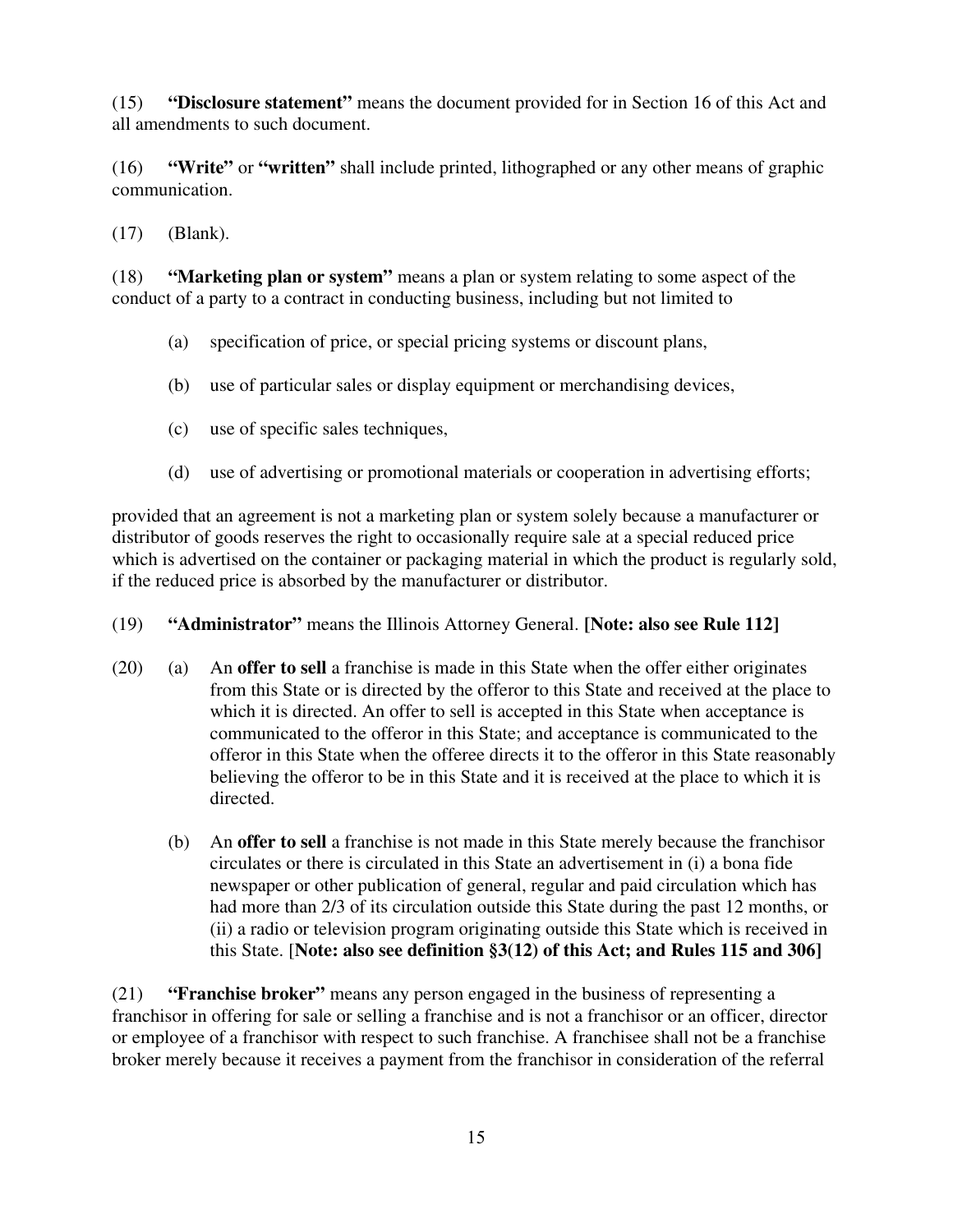(15) **"Disclosure statement"** means the document provided for in Section 16 of this Act and all amendments to such document.

(16) **"Write"** or **"written"** shall include printed, lithographed or any other means of graphic communication.

(17) (Blank).

(18) **"Marketing plan or system"** means a plan or system relating to some aspect of the conduct of a party to a contract in conducting business, including but not limited to

> (a) specification of price, or special pricing systems or discount plans,
>
> (b) use of particular sales or display equipment or merchandising devices,
>
> (c) use of specific sales techniques,
>
> (d) use of advertising or promotional materials or cooperation in advertising efforts;

provided that an agreement is not a marketing plan or system solely because a manufacturer or distributor of goods reserves the right to occasionally require sale at a special reduced price which is advertised on the container or packaging material in which the product is regularly sold, if the reduced price is absorbed by the manufacturer or distributor.

(19) **"Administrator"** means the Illinois Attorney General. **[Note: also see Rule 112]**

(20) (a) An **offer to sell** a franchise is made in this State when the offer either originates from this State or is directed by the offeror to this State and received at the place to which it is directed. An offer to sell is accepted in this State when acceptance is communicated to the offeror in this State; and acceptance is communicated to the offeror in this State when the offeree directs it to the offeror in this State reasonably believing the offeror to be in this State and it is received at the place to which it is directed.

> (b) An **offer to sell** a franchise is not made in this State merely because the franchisor circulates or there is circulated in this State an advertisement in (i) a bona fide newspaper or other publication of general, regular and paid circulation which has had more than 2/3 of its circulation outside this State during the past 12 months, or (ii) a radio or television program originating outside this State which is received in this State. [**Note: also see definition §3(12) of this Act; and Rules 115 and 306]**

(21) **"Franchise broker"** means any person engaged in the business of representing a franchisor in offering for sale or selling a franchise and is not a franchisor or an officer, director or employee of a franchisor with respect to such franchise. A franchisee shall not be a franchise broker merely because it receives a payment from the franchisor in consideration of the referral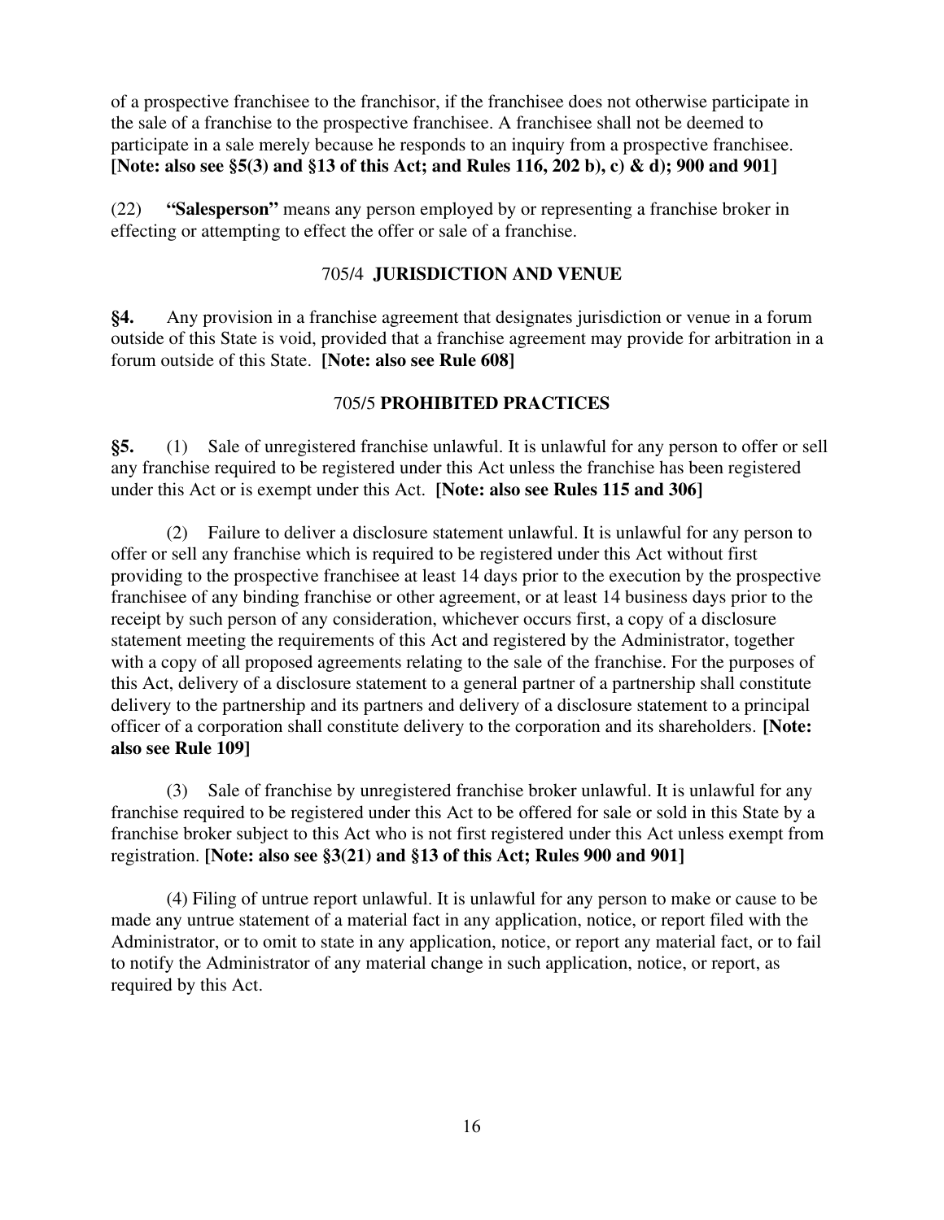of a prospective franchisee to the franchisor, if the franchisee does not otherwise participate in the sale of a franchise to the prospective franchisee. A franchisee shall not be deemed to participate in a sale merely because he responds to an inquiry from a prospective franchisee. **[Note: also see §5(3) and §13 of this Act; and Rules 116, 202 b), c) & d); 900 and 901]**

(22) **"Salesperson"** means any person employed by or representing a franchise broker in effecting or attempting to effect the offer or sale of a franchise.

## 705/4 JURISDICTION AND VENUE

**§4.** Any provision in a franchise agreement that designates jurisdiction or venue in a forum outside of this State is void, provided that a franchise agreement may provide for arbitration in a forum outside of this State. **[Note: also see Rule 608]**

## 705/5 PROHIBITED PRACTICES

**§5.** (1) Sale of unregistered franchise unlawful. It is unlawful for any person to offer or sell any franchise required to be registered under this Act unless the franchise has been registered under this Act or is exempt under this Act. **[Note: also see Rules 115 and 306]**

(2) Failure to deliver a disclosure statement unlawful. It is unlawful for any person to offer or sell any franchise which is required to be registered under this Act without first providing to the prospective franchisee at least 14 days prior to the execution by the prospective franchisee of any binding franchise or other agreement, or at least 14 business days prior to the receipt by such person of any consideration, whichever occurs first, a copy of a disclosure statement meeting the requirements of this Act and registered by the Administrator, together with a copy of all proposed agreements relating to the sale of the franchise. For the purposes of this Act, delivery of a disclosure statement to a general partner of a partnership shall constitute delivery to the partnership and its partners and delivery of a disclosure statement to a principal officer of a corporation shall constitute delivery to the corporation and its shareholders. **[Note: also see Rule 109]**

(3) Sale of franchise by unregistered franchise broker unlawful. It is unlawful for any franchise required to be registered under this Act to be offered for sale or sold in this State by a franchise broker subject to this Act who is not first registered under this Act unless exempt from registration. **[Note: also see §3(21) and §13 of this Act; Rules 900 and 901]**

(4) Filing of untrue report unlawful. It is unlawful for any person to make or cause to be made any untrue statement of a material fact in any application, notice, or report filed with the Administrator, or to omit to state in any application, notice, or report any material fact, or to fail to notify the Administrator of any material change in such application, notice, or report, as required by this Act.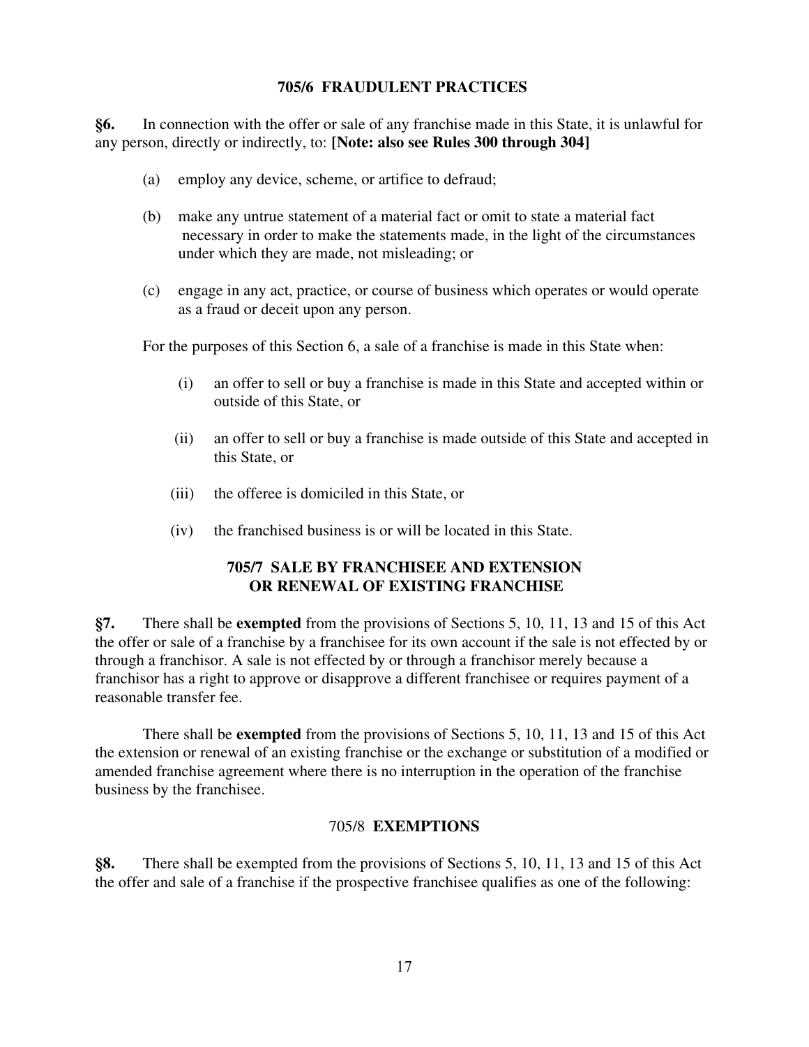## 705/6 FRAUDULENT PRACTICES

**§6.** In connection with the offer or sale of any franchise made in this State, it is unlawful for any person, directly or indirectly, to: **[Note: also see Rules 300 through 304]**

(a) employ any device, scheme, or artifice to defraud;

(b) make any untrue statement of a material fact or omit to state a material fact necessary in order to make the statements made, in the light of the circumstances under which they are made, not misleading; or

(c) engage in any act, practice, or course of business which operates or would operate as a fraud or deceit upon any person.

For the purposes of this Section 6, a sale of a franchise is made in this State when:

(i) an offer to sell or buy a franchise is made in this State and accepted within or outside of this State, or

(ii) an offer to sell or buy a franchise is made outside of this State and accepted in this State, or

(iii) the offeree is domiciled in this State, or

(iv) the franchised business is or will be located in this State.

## 705/7 SALE BY FRANCHISEE AND EXTENSION OR RENEWAL OF EXISTING FRANCHISE

**§7.** There shall be **exempted** from the provisions of Sections 5, 10, 11, 13 and 15 of this Act the offer or sale of a franchise by a franchisee for its own account if the sale is not effected by or through a franchisor. A sale is not effected by or through a franchisor merely because a franchisor has a right to approve or disapprove a different franchisee or requires payment of a reasonable transfer fee.

There shall be **exempted** from the provisions of Sections 5, 10, 11, 13 and 15 of this Act the extension or renewal of an existing franchise or the exchange or substitution of a modified or amended franchise agreement where there is no interruption in the operation of the franchise business by the franchisee.

## 705/8 EXEMPTIONS

**§8.** There shall be exempted from the provisions of Sections 5, 10, 11, 13 and 15 of this Act the offer and sale of a franchise if the prospective franchisee qualifies as one of the following: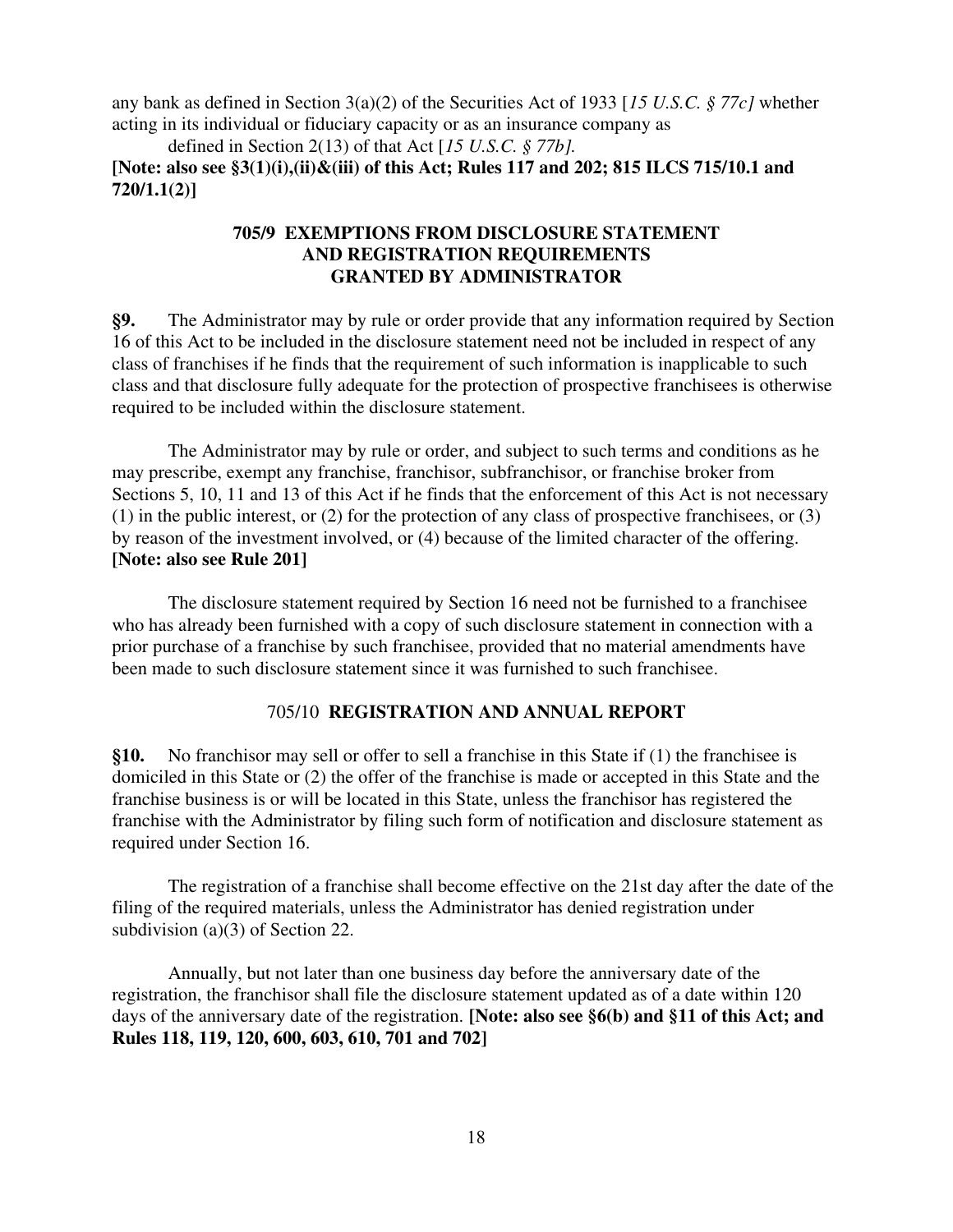any bank as defined in Section 3(a)(2) of the Securities Act of 1933 [*15 U.S.C. § 77c]* whether acting in its individual or fiduciary capacity or as an insurance company as defined in Section 2(13) of that Act [*15 U.S.C. § 77b].*

**[Note: also see §3(1)(i),(ii)&(iii) of this Act; Rules 117 and 202; 815 ILCS 715/10.1 and 720/1.1(2)]**

## 705/9 EXEMPTIONS FROM DISCLOSURE STATEMENT AND REGISTRATION REQUIREMENTS GRANTED BY ADMINISTRATOR

**§9.** The Administrator may by rule or order provide that any information required by Section 16 of this Act to be included in the disclosure statement need not be included in respect of any class of franchises if he finds that the requirement of such information is inapplicable to such class and that disclosure fully adequate for the protection of prospective franchisees is otherwise required to be included within the disclosure statement.

The Administrator may by rule or order, and subject to such terms and conditions as he may prescribe, exempt any franchise, franchisor, subfranchisor, or franchise broker from Sections 5, 10, 11 and 13 of this Act if he finds that the enforcement of this Act is not necessary (1) in the public interest, or (2) for the protection of any class of prospective franchisees, or (3) by reason of the investment involved, or (4) because of the limited character of the offering. **[Note: also see Rule 201]**

The disclosure statement required by Section 16 need not be furnished to a franchisee who has already been furnished with a copy of such disclosure statement in connection with a prior purchase of a franchise by such franchisee, provided that no material amendments have been made to such disclosure statement since it was furnished to such franchisee.

## 705/10 REGISTRATION AND ANNUAL REPORT

**§10.** No franchisor may sell or offer to sell a franchise in this State if (1) the franchisee is domiciled in this State or (2) the offer of the franchise is made or accepted in this State and the franchise business is or will be located in this State, unless the franchisor has registered the franchise with the Administrator by filing such form of notification and disclosure statement as required under Section 16.

The registration of a franchise shall become effective on the 21st day after the date of the filing of the required materials, unless the Administrator has denied registration under subdivision (a)(3) of Section 22.

Annually, but not later than one business day before the anniversary date of the registration, the franchisor shall file the disclosure statement updated as of a date within 120 days of the anniversary date of the registration. **[Note: also see §6(b) and §11 of this Act; and Rules 118, 119, 120, 600, 603, 610, 701 and 702]**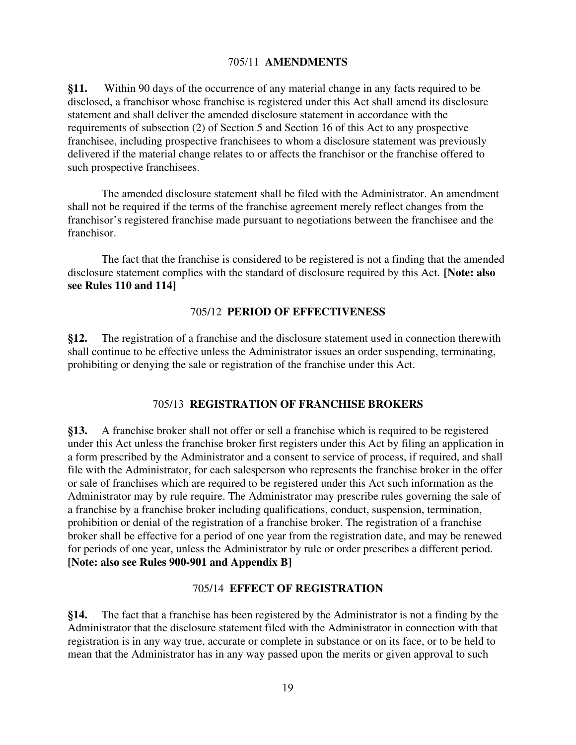## 705/11 AMENDMENTS

**§11.** Within 90 days of the occurrence of any material change in any facts required to be disclosed, a franchisor whose franchise is registered under this Act shall amend its disclosure statement and shall deliver the amended disclosure statement in accordance with the requirements of subsection (2) of Section 5 and Section 16 of this Act to any prospective franchisee, including prospective franchisees to whom a disclosure statement was previously delivered if the material change relates to or affects the franchisor or the franchise offered to such prospective franchisees.

The amended disclosure statement shall be filed with the Administrator. An amendment shall not be required if the terms of the franchise agreement merely reflect changes from the franchisor's registered franchise made pursuant to negotiations between the franchisee and the franchisor.

The fact that the franchise is considered to be registered is not a finding that the amended disclosure statement complies with the standard of disclosure required by this Act. **[Note: also see Rules 110 and 114]**

## 705/12 PERIOD OF EFFECTIVENESS

**§12.** The registration of a franchise and the disclosure statement used in connection therewith shall continue to be effective unless the Administrator issues an order suspending, terminating, prohibiting or denying the sale or registration of the franchise under this Act.

## 705/13 REGISTRATION OF FRANCHISE BROKERS

**§13.** A franchise broker shall not offer or sell a franchise which is required to be registered under this Act unless the franchise broker first registers under this Act by filing an application in a form prescribed by the Administrator and a consent to service of process, if required, and shall file with the Administrator, for each salesperson who represents the franchise broker in the offer or sale of franchises which are required to be registered under this Act such information as the Administrator may by rule require. The Administrator may prescribe rules governing the sale of a franchise by a franchise broker including qualifications, conduct, suspension, termination, prohibition or denial of the registration of a franchise broker. The registration of a franchise broker shall be effective for a period of one year from the registration date, and may be renewed for periods of one year, unless the Administrator by rule or order prescribes a different period. **[Note: also see Rules 900-901 and Appendix B]**

## 705/14 EFFECT OF REGISTRATION

**§14.** The fact that a franchise has been registered by the Administrator is not a finding by the Administrator that the disclosure statement filed with the Administrator in connection with that registration is in any way true, accurate or complete in substance or on its face, or to be held to mean that the Administrator has in any way passed upon the merits or given approval to such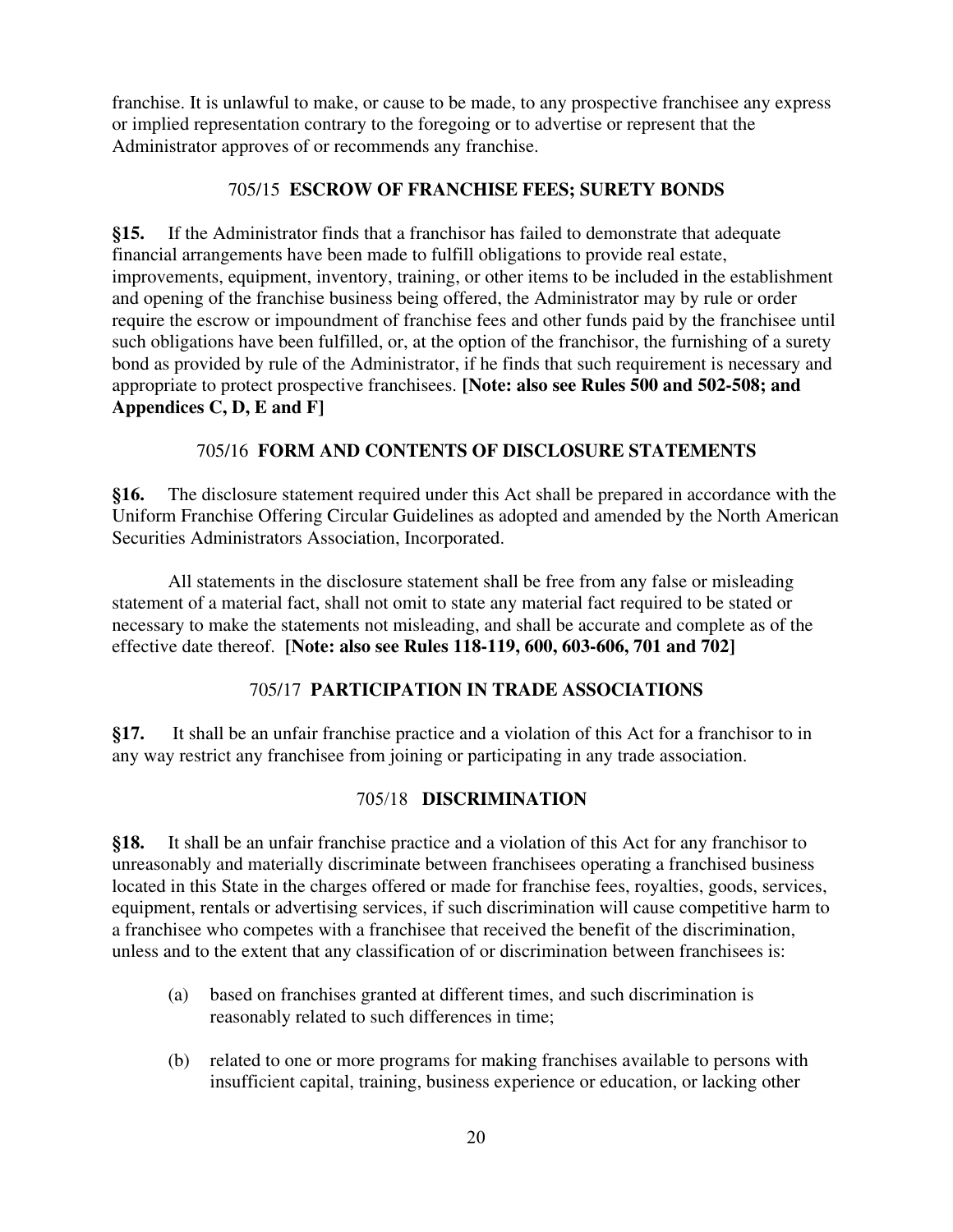franchise. It is unlawful to make, or cause to be made, to any prospective franchisee any express or implied representation contrary to the foregoing or to advertise or represent that the Administrator approves of or recommends any franchise.

### 705/15 **ESCROW OF FRANCHISE FEES; SURETY BONDS**

**§15.** If the Administrator finds that a franchisor has failed to demonstrate that adequate financial arrangements have been made to fulfill obligations to provide real estate, improvements, equipment, inventory, training, or other items to be included in the establishment and opening of the franchise business being offered, the Administrator may by rule or order require the escrow or impoundment of franchise fees and other funds paid by the franchisee until such obligations have been fulfilled, or, at the option of the franchisor, the furnishing of a surety bond as provided by rule of the Administrator, if he finds that such requirement is necessary and appropriate to protect prospective franchisees. **[Note: also see Rules 500 and 502-508; and Appendices C, D, E and F]**

### 705/16 **FORM AND CONTENTS OF DISCLOSURE STATEMENTS**

**§16.** The disclosure statement required under this Act shall be prepared in accordance with the Uniform Franchise Offering Circular Guidelines as adopted and amended by the North American Securities Administrators Association, Incorporated.

All statements in the disclosure statement shall be free from any false or misleading statement of a material fact, shall not omit to state any material fact required to be stated or necessary to make the statements not misleading, and shall be accurate and complete as of the effective date thereof. **[Note: also see Rules 118-119, 600, 603-606, 701 and 702]**

### 705/17 **PARTICIPATION IN TRADE ASSOCIATIONS**

**§17.** It shall be an unfair franchise practice and a violation of this Act for a franchisor to in any way restrict any franchisee from joining or participating in any trade association.

### 705/18 **DISCRIMINATION**

**§18.** It shall be an unfair franchise practice and a violation of this Act for any franchisor to unreasonably and materially discriminate between franchisees operating a franchised business located in this State in the charges offered or made for franchise fees, royalties, goods, services, equipment, rentals or advertising services, if such discrimination will cause competitive harm to a franchisee who competes with a franchisee that received the benefit of the discrimination, unless and to the extent that any classification of or discrimination between franchisees is:

(a) based on franchises granted at different times, and such discrimination is reasonably related to such differences in time;

(b) related to one or more programs for making franchises available to persons with insufficient capital, training, business experience or education, or lacking other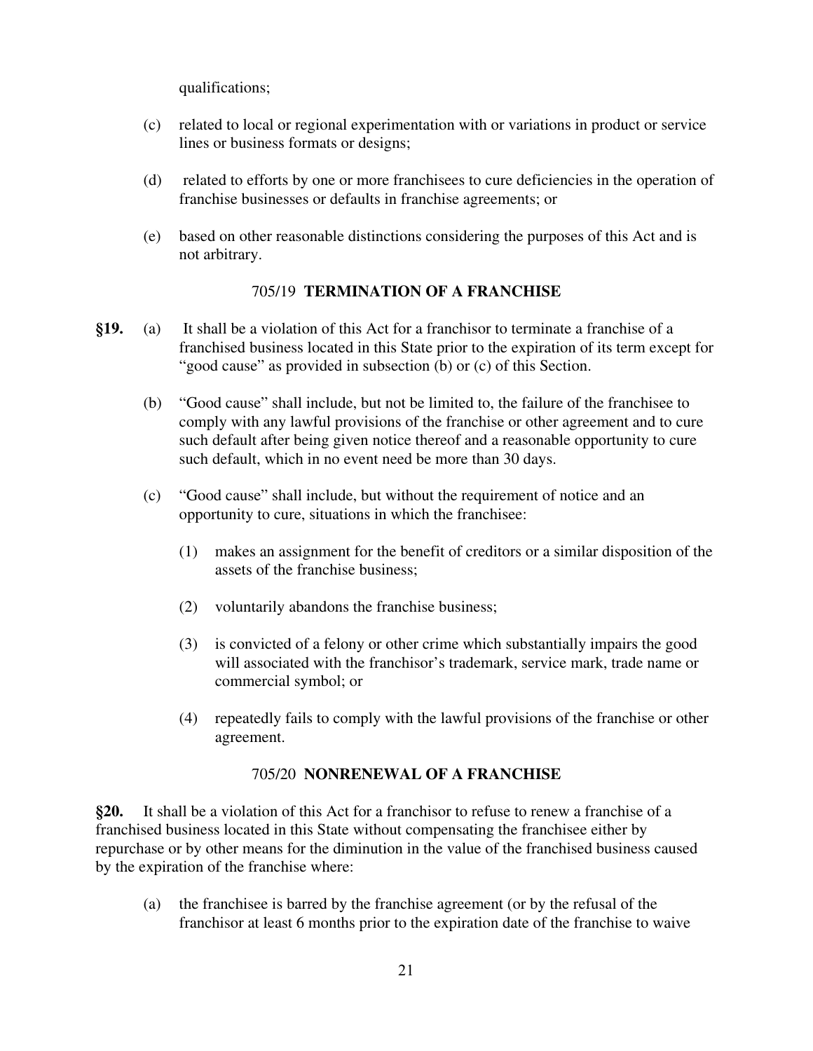qualifications;

(c) related to local or regional experimentation with or variations in product or service lines or business formats or designs;

(d) related to efforts by one or more franchisees to cure deficiencies in the operation of franchise businesses or defaults in franchise agreements; or

(e) based on other reasonable distinctions considering the purposes of this Act and is not arbitrary.

### 705/19 **TERMINATION OF A FRANCHISE**

**§19.** (a) It shall be a violation of this Act for a franchisor to terminate a franchise of a franchised business located in this State prior to the expiration of its term except for "good cause" as provided in subsection (b) or (c) of this Section.

(b) "Good cause" shall include, but not be limited to, the failure of the franchisee to comply with any lawful provisions of the franchise or other agreement and to cure such default after being given notice thereof and a reasonable opportunity to cure such default, which in no event need be more than 30 days.

(c) "Good cause" shall include, but without the requirement of notice and an opportunity to cure, situations in which the franchisee:

(1) makes an assignment for the benefit of creditors or a similar disposition of the assets of the franchise business;

(2) voluntarily abandons the franchise business;

(3) is convicted of a felony or other crime which substantially impairs the good will associated with the franchisor's trademark, service mark, trade name or commercial symbol; or

(4) repeatedly fails to comply with the lawful provisions of the franchise or other agreement.

### 705/20 **NONRENEWAL OF A FRANCHISE**

**§20.** It shall be a violation of this Act for a franchisor to refuse to renew a franchise of a franchised business located in this State without compensating the franchisee either by repurchase or by other means for the diminution in the value of the franchised business caused by the expiration of the franchise where:

(a) the franchisee is barred by the franchise agreement (or by the refusal of the franchisor at least 6 months prior to the expiration date of the franchise to waive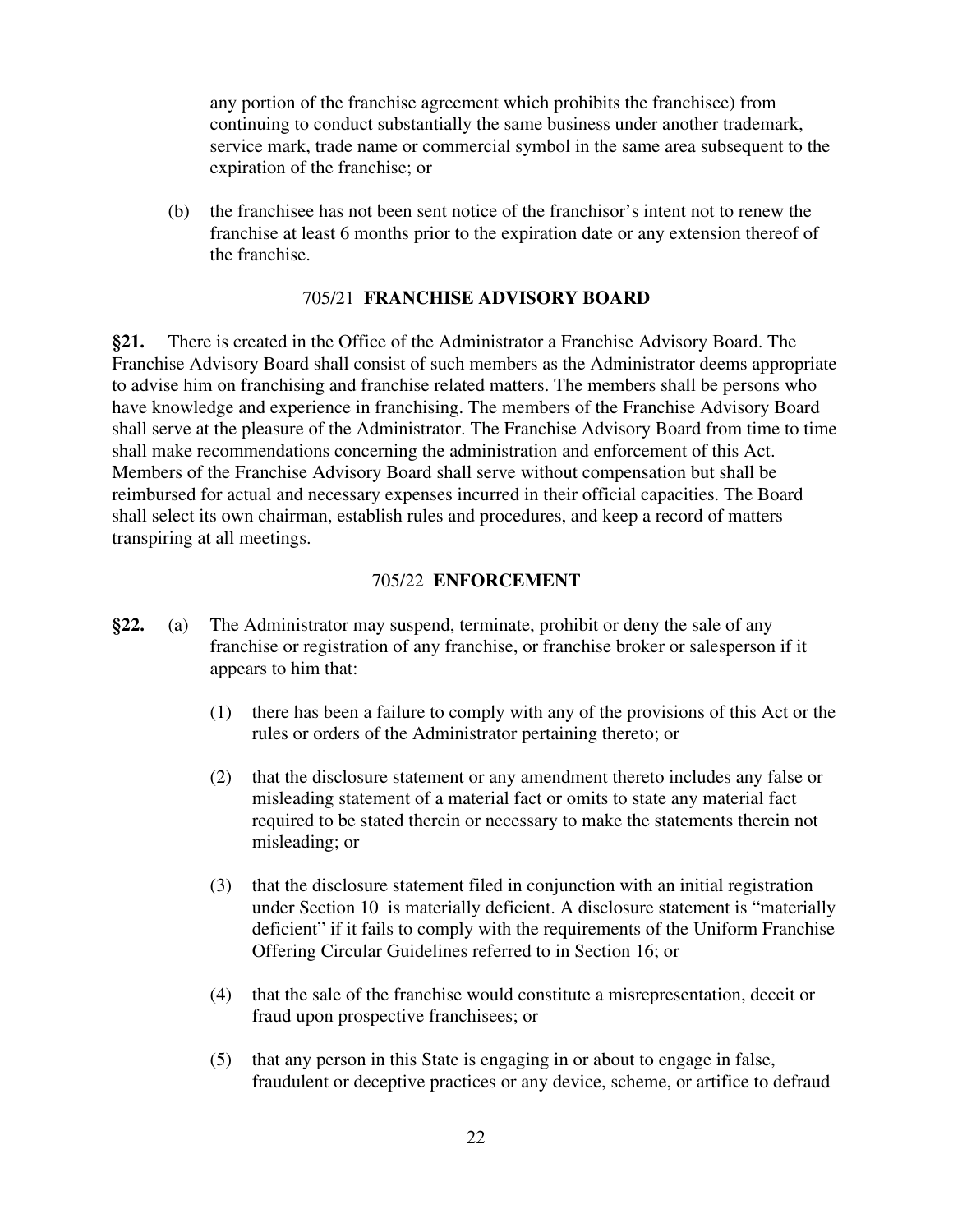any portion of the franchise agreement which prohibits the franchisee) from continuing to conduct substantially the same business under another trademark, service mark, trade name or commercial symbol in the same area subsequent to the expiration of the franchise; or

(b) the franchisee has not been sent notice of the franchisor's intent not to renew the franchise at least 6 months prior to the expiration date or any extension thereof of the franchise.

### 705/21 **FRANCHISE ADVISORY BOARD**

**§21.** There is created in the Office of the Administrator a Franchise Advisory Board. The Franchise Advisory Board shall consist of such members as the Administrator deems appropriate to advise him on franchising and franchise related matters. The members shall be persons who have knowledge and experience in franchising. The members of the Franchise Advisory Board shall serve at the pleasure of the Administrator. The Franchise Advisory Board from time to time shall make recommendations concerning the administration and enforcement of this Act. Members of the Franchise Advisory Board shall serve without compensation but shall be reimbursed for actual and necessary expenses incurred in their official capacities. The Board shall select its own chairman, establish rules and procedures, and keep a record of matters transpiring at all meetings.

### 705/22 **ENFORCEMENT**

**§22.** (a) The Administrator may suspend, terminate, prohibit or deny the sale of any franchise or registration of any franchise, or franchise broker or salesperson if it appears to him that:

(1) there has been a failure to comply with any of the provisions of this Act or the rules or orders of the Administrator pertaining thereto; or

(2) that the disclosure statement or any amendment thereto includes any false or misleading statement of a material fact or omits to state any material fact required to be stated therein or necessary to make the statements therein not misleading; or

(3) that the disclosure statement filed in conjunction with an initial registration under Section 10 is materially deficient. A disclosure statement is "materially deficient" if it fails to comply with the requirements of the Uniform Franchise Offering Circular Guidelines referred to in Section 16; or

(4) that the sale of the franchise would constitute a misrepresentation, deceit or fraud upon prospective franchisees; or

(5) that any person in this State is engaging in or about to engage in false, fraudulent or deceptive practices or any device, scheme, or artifice to defraud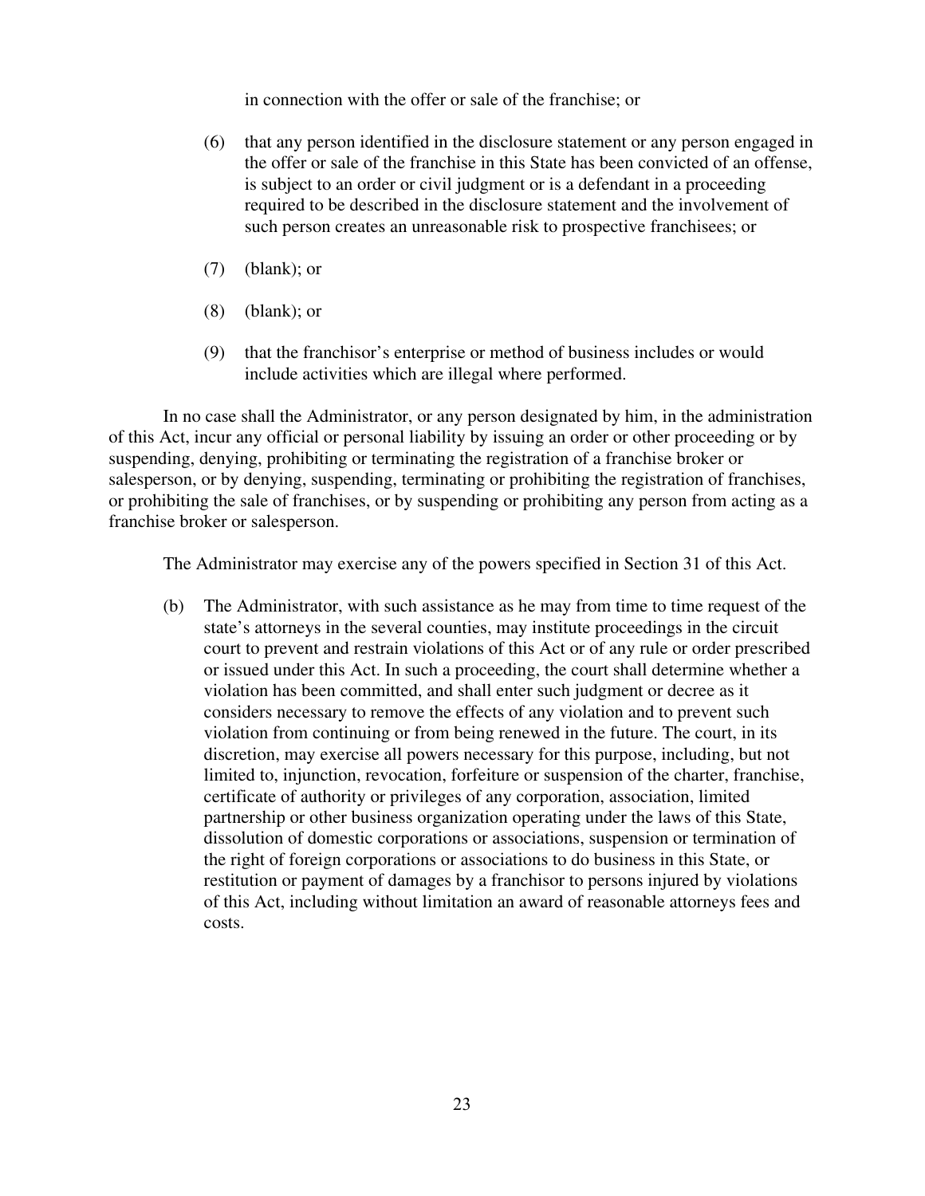in connection with the offer or sale of the franchise; or

(6) that any person identified in the disclosure statement or any person engaged in the offer or sale of the franchise in this State has been convicted of an offense, is subject to an order or civil judgment or is a defendant in a proceeding required to be described in the disclosure statement and the involvement of such person creates an unreasonable risk to prospective franchisees; or

(7) (blank); or

(8) (blank); or

(9) that the franchisor's enterprise or method of business includes or would include activities which are illegal where performed.

In no case shall the Administrator, or any person designated by him, in the administration of this Act, incur any official or personal liability by issuing an order or other proceeding or by suspending, denying, prohibiting or terminating the registration of a franchise broker or salesperson, or by denying, suspending, terminating or prohibiting the registration of franchises, or prohibiting the sale of franchises, or by suspending or prohibiting any person from acting as a franchise broker or salesperson.

The Administrator may exercise any of the powers specified in Section 31 of this Act.

(b) The Administrator, with such assistance as he may from time to time request of the state's attorneys in the several counties, may institute proceedings in the circuit court to prevent and restrain violations of this Act or of any rule or order prescribed or issued under this Act. In such a proceeding, the court shall determine whether a violation has been committed, and shall enter such judgment or decree as it considers necessary to remove the effects of any violation and to prevent such violation from continuing or from being renewed in the future. The court, in its discretion, may exercise all powers necessary for this purpose, including, but not limited to, injunction, revocation, forfeiture or suspension of the charter, franchise, certificate of authority or privileges of any corporation, association, limited partnership or other business organization operating under the laws of this State, dissolution of domestic corporations or associations, suspension or termination of the right of foreign corporations or associations to do business in this State, or restitution or payment of damages by a franchisor to persons injured by violations of this Act, including without limitation an award of reasonable attorneys fees and costs.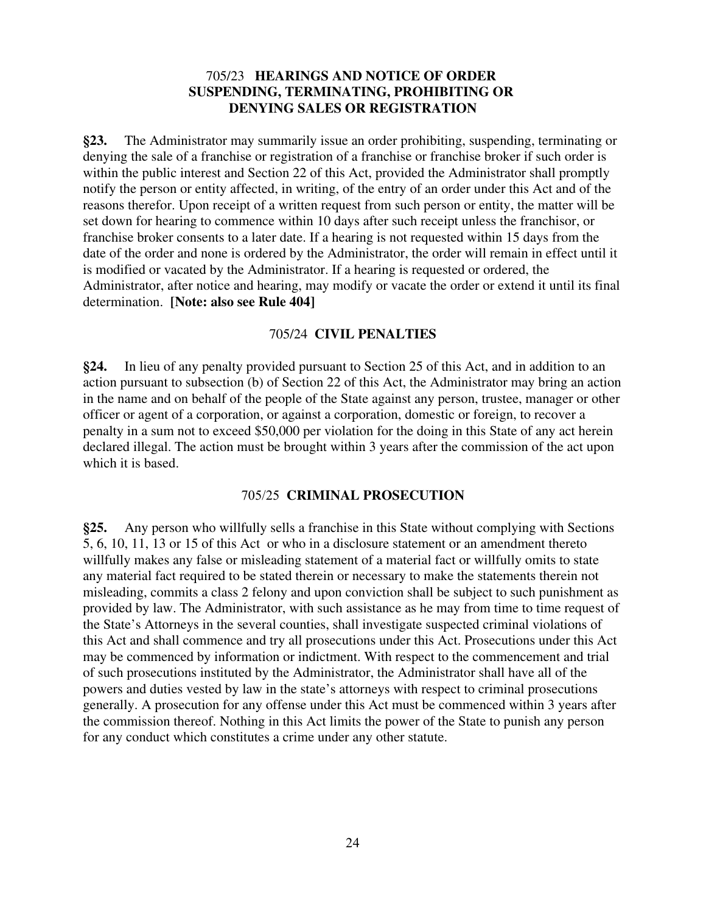## 705/23 **HEARINGS AND NOTICE OF ORDER SUSPENDING, TERMINATING, PROHIBITING OR DENYING SALES OR REGISTRATION**

**§23.** The Administrator may summarily issue an order prohibiting, suspending, terminating or denying the sale of a franchise or registration of a franchise or franchise broker if such order is within the public interest and Section 22 of this Act, provided the Administrator shall promptly notify the person or entity affected, in writing, of the entry of an order under this Act and of the reasons therefor. Upon receipt of a written request from such person or entity, the matter will be set down for hearing to commence within 10 days after such receipt unless the franchisor, or franchise broker consents to a later date. If a hearing is not requested within 15 days from the date of the order and none is ordered by the Administrator, the order will remain in effect until it is modified or vacated by the Administrator. If a hearing is requested or ordered, the Administrator, after notice and hearing, may modify or vacate the order or extend it until its final determination. **[Note: also see Rule 404]**

## 705/24 **CIVIL PENALTIES**

**§24.** In lieu of any penalty provided pursuant to Section 25 of this Act, and in addition to an action pursuant to subsection (b) of Section 22 of this Act, the Administrator may bring an action in the name and on behalf of the people of the State against any person, trustee, manager or other officer or agent of a corporation, or against a corporation, domestic or foreign, to recover a penalty in a sum not to exceed $50,000 per violation for the doing in this State of any act herein declared illegal. The action must be brought within 3 years after the commission of the act upon which it is based.

## 705/25 **CRIMINAL PROSECUTION**

**§25.** Any person who willfully sells a franchise in this State without complying with Sections 5, 6, 10, 11, 13 or 15 of this Act or who in a disclosure statement or an amendment thereto willfully makes any false or misleading statement of a material fact or willfully omits to state any material fact required to be stated therein or necessary to make the statements therein not misleading, commits a class 2 felony and upon conviction shall be subject to such punishment as provided by law. The Administrator, with such assistance as he may from time to time request of the State's Attorneys in the several counties, shall investigate suspected criminal violations of this Act and shall commence and try all prosecutions under this Act. Prosecutions under this Act may be commenced by information or indictment. With respect to the commencement and trial of such prosecutions instituted by the Administrator, the Administrator shall have all of the powers and duties vested by law in the state's attorneys with respect to criminal prosecutions generally. A prosecution for any offense under this Act must be commenced within 3 years after the commission thereof. Nothing in this Act limits the power of the State to punish any person for any conduct which constitutes a crime under any other statute.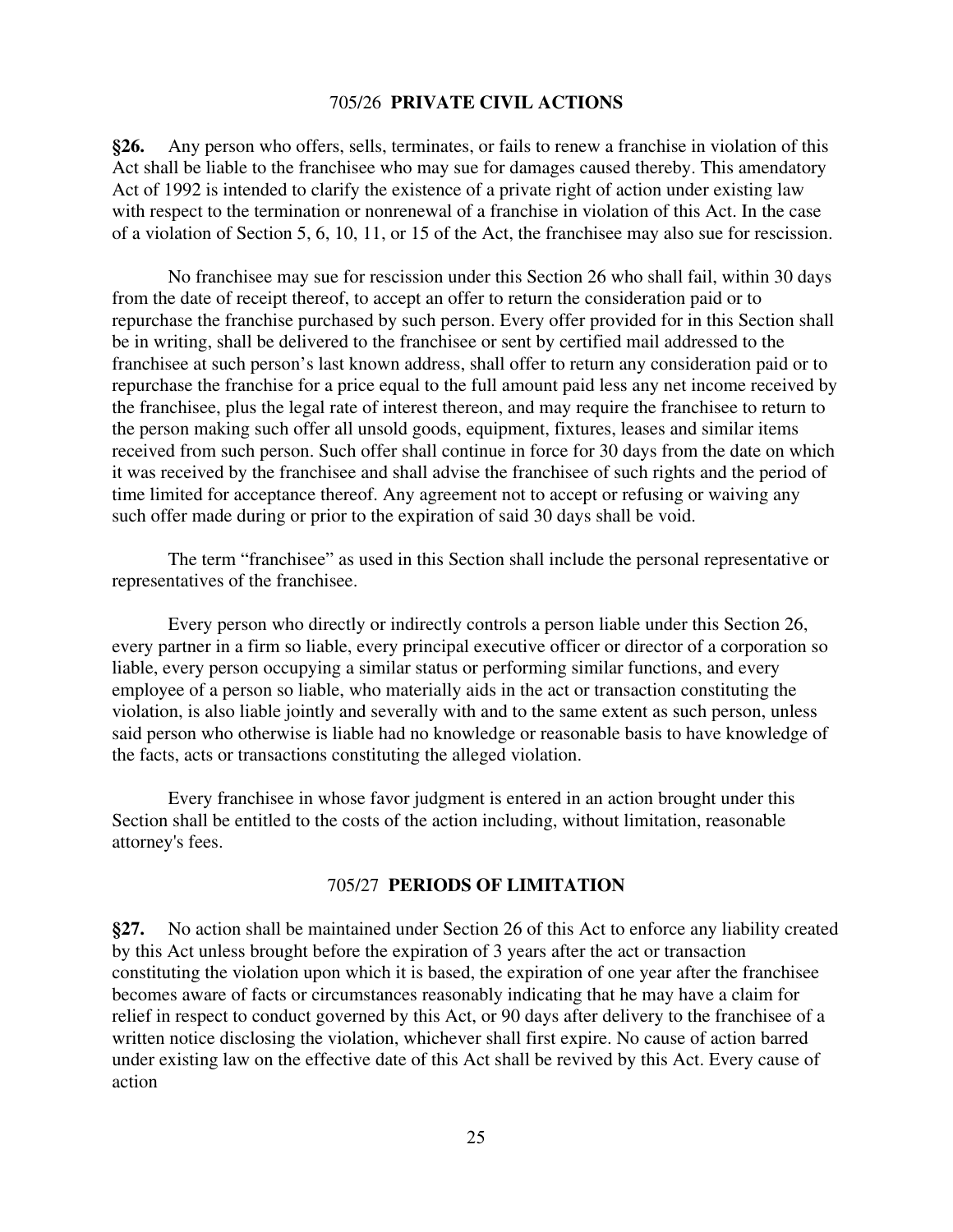## 705/26 **PRIVATE CIVIL ACTIONS**

**§26.** Any person who offers, sells, terminates, or fails to renew a franchise in violation of this Act shall be liable to the franchisee who may sue for damages caused thereby. This amendatory Act of 1992 is intended to clarify the existence of a private right of action under existing law with respect to the termination or nonrenewal of a franchise in violation of this Act. In the case of a violation of Section 5, 6, 10, 11, or 15 of the Act, the franchisee may also sue for rescission.

No franchisee may sue for rescission under this Section 26 who shall fail, within 30 days from the date of receipt thereof, to accept an offer to return the consideration paid or to repurchase the franchise purchased by such person. Every offer provided for in this Section shall be in writing, shall be delivered to the franchisee or sent by certified mail addressed to the franchisee at such person's last known address, shall offer to return any consideration paid or to repurchase the franchise for a price equal to the full amount paid less any net income received by the franchisee, plus the legal rate of interest thereon, and may require the franchisee to return to the person making such offer all unsold goods, equipment, fixtures, leases and similar items received from such person. Such offer shall continue in force for 30 days from the date on which it was received by the franchisee and shall advise the franchisee of such rights and the period of time limited for acceptance thereof. Any agreement not to accept or refusing or waiving any such offer made during or prior to the expiration of said 30 days shall be void.

The term "franchisee" as used in this Section shall include the personal representative or representatives of the franchisee.

Every person who directly or indirectly controls a person liable under this Section 26, every partner in a firm so liable, every principal executive officer or director of a corporation so liable, every person occupying a similar status or performing similar functions, and every employee of a person so liable, who materially aids in the act or transaction constituting the violation, is also liable jointly and severally with and to the same extent as such person, unless said person who otherwise is liable had no knowledge or reasonable basis to have knowledge of the facts, acts or transactions constituting the alleged violation.

Every franchisee in whose favor judgment is entered in an action brought under this Section shall be entitled to the costs of the action including, without limitation, reasonable attorney's fees.

## 705/27 **PERIODS OF LIMITATION**

**§27.** No action shall be maintained under Section 26 of this Act to enforce any liability created by this Act unless brought before the expiration of 3 years after the act or transaction constituting the violation upon which it is based, the expiration of one year after the franchisee becomes aware of facts or circumstances reasonably indicating that he may have a claim for relief in respect to conduct governed by this Act, or 90 days after delivery to the franchisee of a written notice disclosing the violation, whichever shall first expire. No cause of action barred under existing law on the effective date of this Act shall be revived by this Act. Every cause of action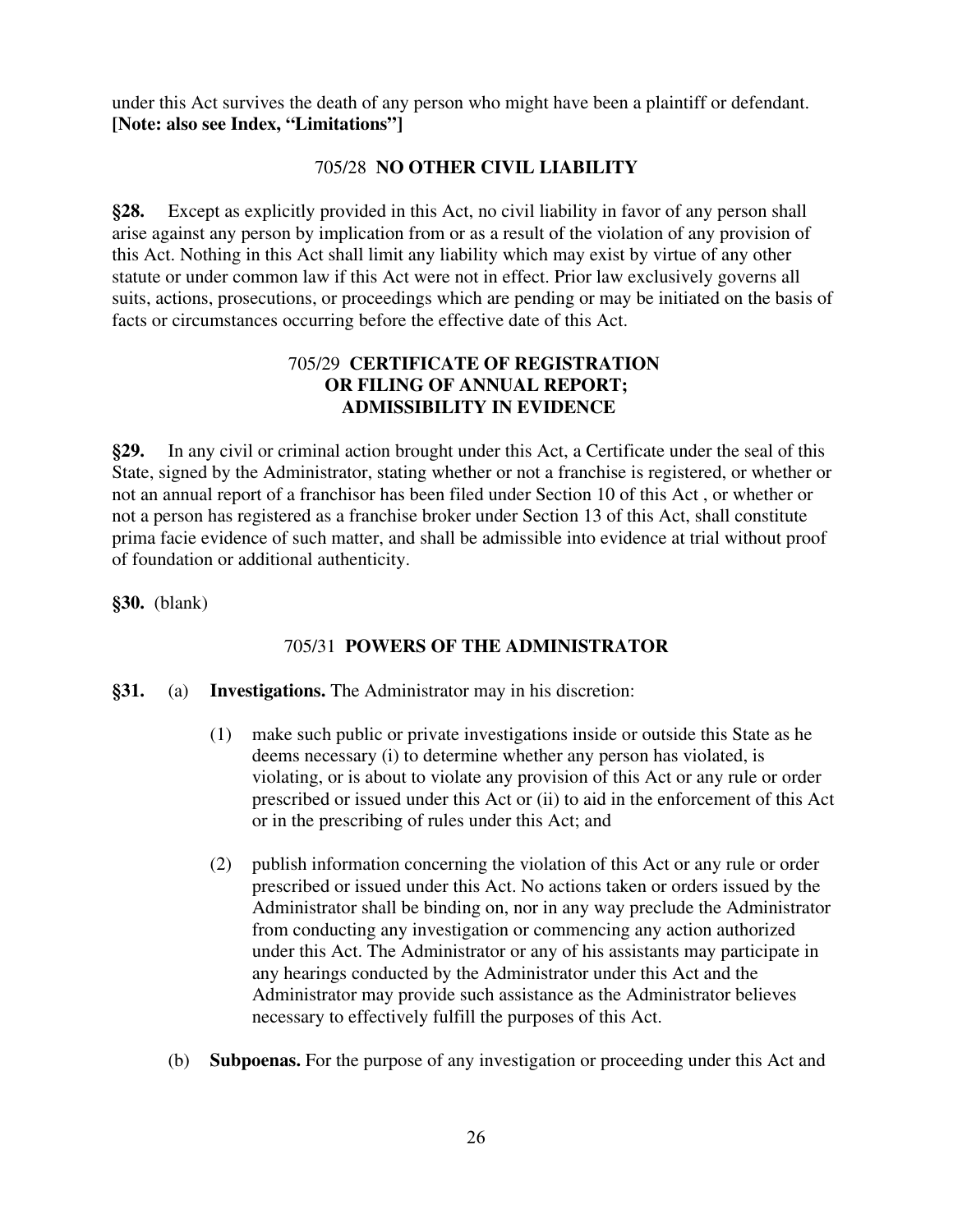under this Act survives the death of any person who might have been a plaintiff or defendant. **[Note: also see Index, "Limitations"]**

### 705/28 NO OTHER CIVIL LIABILITY

**§28.** Except as explicitly provided in this Act, no civil liability in favor of any person shall arise against any person by implication from or as a result of the violation of any provision of this Act. Nothing in this Act shall limit any liability which may exist by virtue of any other statute or under common law if this Act were not in effect. Prior law exclusively governs all suits, actions, prosecutions, or proceedings which are pending or may be initiated on the basis of facts or circumstances occurring before the effective date of this Act.

### 705/29 CERTIFICATE OF REGISTRATION OR FILING OF ANNUAL REPORT; ADMISSIBILITY IN EVIDENCE

**§29.** In any civil or criminal action brought under this Act, a Certificate under the seal of this State, signed by the Administrator, stating whether or not a franchise is registered, or whether or not an annual report of a franchisor has been filed under Section 10 of this Act , or whether or not a person has registered as a franchise broker under Section 13 of this Act, shall constitute prima facie evidence of such matter, and shall be admissible into evidence at trial without proof of foundation or additional authenticity.

**§30.** (blank)

### 705/31 POWERS OF THE ADMINISTRATOR

**§31.** (a) **Investigations.** The Administrator may in his discretion:

(1) make such public or private investigations inside or outside this State as he deems necessary (i) to determine whether any person has violated, is violating, or is about to violate any provision of this Act or any rule or order prescribed or issued under this Act or (ii) to aid in the enforcement of this Act or in the prescribing of rules under this Act; and

(2) publish information concerning the violation of this Act or any rule or order prescribed or issued under this Act. No actions taken or orders issued by the Administrator shall be binding on, nor in any way preclude the Administrator from conducting any investigation or commencing any action authorized under this Act. The Administrator or any of his assistants may participate in any hearings conducted by the Administrator under this Act and the Administrator may provide such assistance as the Administrator believes necessary to effectively fulfill the purposes of this Act.

(b) **Subpoenas.** For the purpose of any investigation or proceeding under this Act and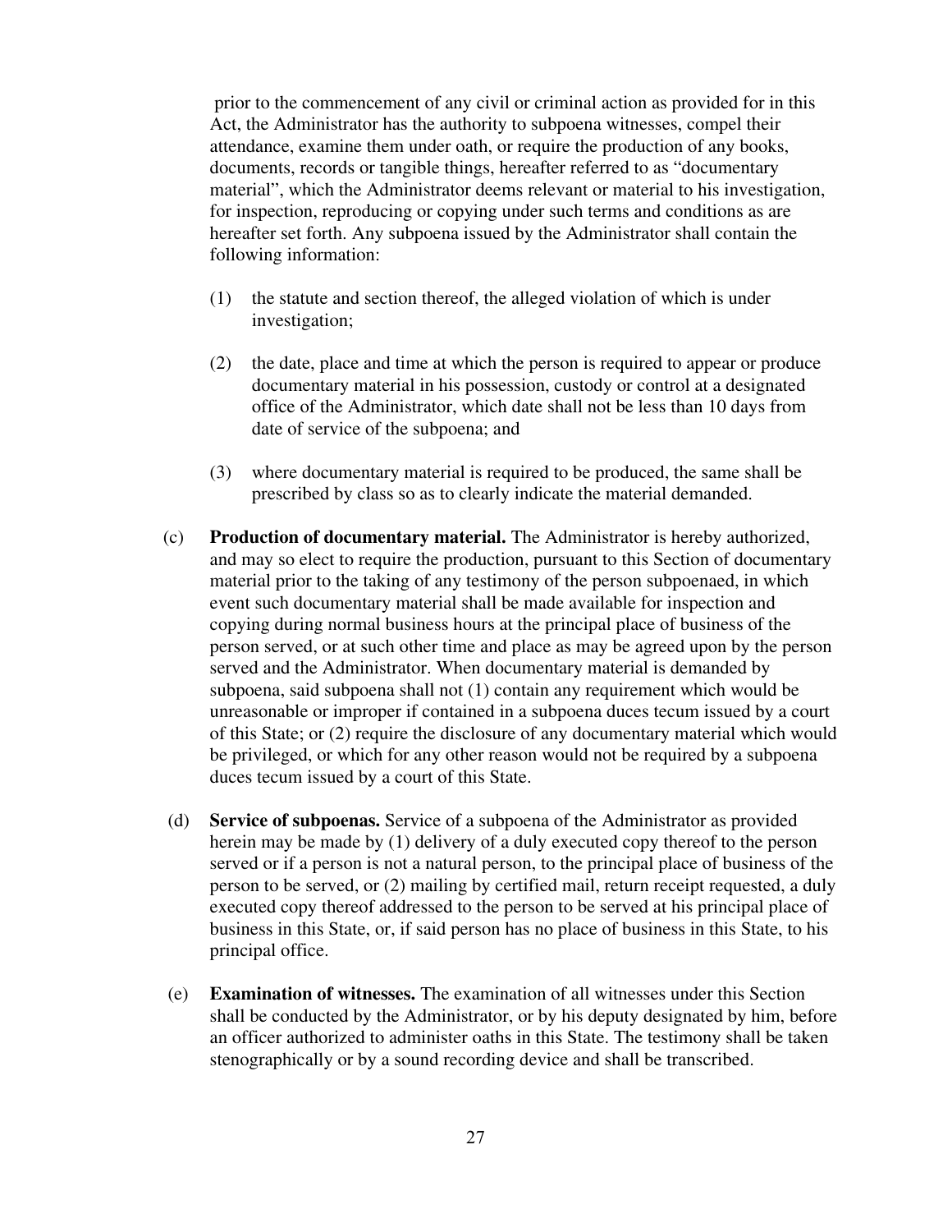prior to the commencement of any civil or criminal action as provided for in this Act, the Administrator has the authority to subpoena witnesses, compel their attendance, examine them under oath, or require the production of any books, documents, records or tangible things, hereafter referred to as "documentary material", which the Administrator deems relevant or material to his investigation, for inspection, reproducing or copying under such terms and conditions as are hereafter set forth. Any subpoena issued by the Administrator shall contain the following information:

(1) the statute and section thereof, the alleged violation of which is under investigation;

(2) the date, place and time at which the person is required to appear or produce documentary material in his possession, custody or control at a designated office of the Administrator, which date shall not be less than 10 days from date of service of the subpoena; and

(3) where documentary material is required to be produced, the same shall be prescribed by class so as to clearly indicate the material demanded.

(c) **Production of documentary material.** The Administrator is hereby authorized, and may so elect to require the production, pursuant to this Section of documentary material prior to the taking of any testimony of the person subpoenaed, in which event such documentary material shall be made available for inspection and copying during normal business hours at the principal place of business of the person served, or at such other time and place as may be agreed upon by the person served and the Administrator. When documentary material is demanded by subpoena, said subpoena shall not (1) contain any requirement which would be unreasonable or improper if contained in a subpoena duces tecum issued by a court of this State; or (2) require the disclosure of any documentary material which would be privileged, or which for any other reason would not be required by a subpoena duces tecum issued by a court of this State.

(d) **Service of subpoenas.** Service of a subpoena of the Administrator as provided herein may be made by (1) delivery of a duly executed copy thereof to the person served or if a person is not a natural person, to the principal place of business of the person to be served, or (2) mailing by certified mail, return receipt requested, a duly executed copy thereof addressed to the person to be served at his principal place of business in this State, or, if said person has no place of business in this State, to his principal office.

(e) **Examination of witnesses.** The examination of all witnesses under this Section shall be conducted by the Administrator, or by his deputy designated by him, before an officer authorized to administer oaths in this State. The testimony shall be taken stenographically or by a sound recording device and shall be transcribed.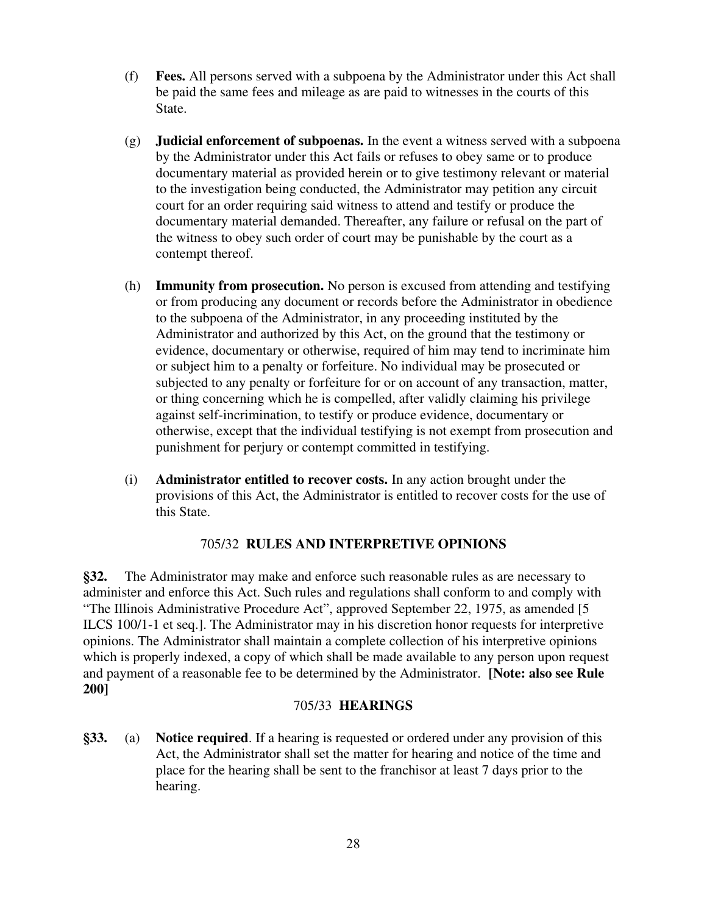(f) **Fees.** All persons served with a subpoena by the Administrator under this Act shall be paid the same fees and mileage as are paid to witnesses in the courts of this State.

(g) **Judicial enforcement of subpoenas.** In the event a witness served with a subpoena by the Administrator under this Act fails or refuses to obey same or to produce documentary material as provided herein or to give testimony relevant or material to the investigation being conducted, the Administrator may petition any circuit court for an order requiring said witness to attend and testify or produce the documentary material demanded. Thereafter, any failure or refusal on the part of the witness to obey such order of court may be punishable by the court as a contempt thereof.

(h) **Immunity from prosecution.** No person is excused from attending and testifying or from producing any document or records before the Administrator in obedience to the subpoena of the Administrator, in any proceeding instituted by the Administrator and authorized by this Act, on the ground that the testimony or evidence, documentary or otherwise, required of him may tend to incriminate him or subject him to a penalty or forfeiture. No individual may be prosecuted or subjected to any penalty or forfeiture for or on account of any transaction, matter, or thing concerning which he is compelled, after validly claiming his privilege against self-incrimination, to testify or produce evidence, documentary or otherwise, except that the individual testifying is not exempt from prosecution and punishment for perjury or contempt committed in testifying.

(i) **Administrator entitled to recover costs.** In any action brought under the provisions of this Act, the Administrator is entitled to recover costs for the use of this State.

### 705/32 **RULES AND INTERPRETIVE OPINIONS**

**§32.** The Administrator may make and enforce such reasonable rules as are necessary to administer and enforce this Act. Such rules and regulations shall conform to and comply with "The Illinois Administrative Procedure Act", approved September 22, 1975, as amended [5 ILCS 100/1-1 et seq.]. The Administrator may in his discretion honor requests for interpretive opinions. The Administrator shall maintain a complete collection of his interpretive opinions which is properly indexed, a copy of which shall be made available to any person upon request and payment of a reasonable fee to be determined by the Administrator. **[Note: also see Rule 200]**

### 705/33 **HEARINGS**

**§33.** (a) **Notice required**. If a hearing is requested or ordered under any provision of this Act, the Administrator shall set the matter for hearing and notice of the time and place for the hearing shall be sent to the franchisor at least 7 days prior to the hearing.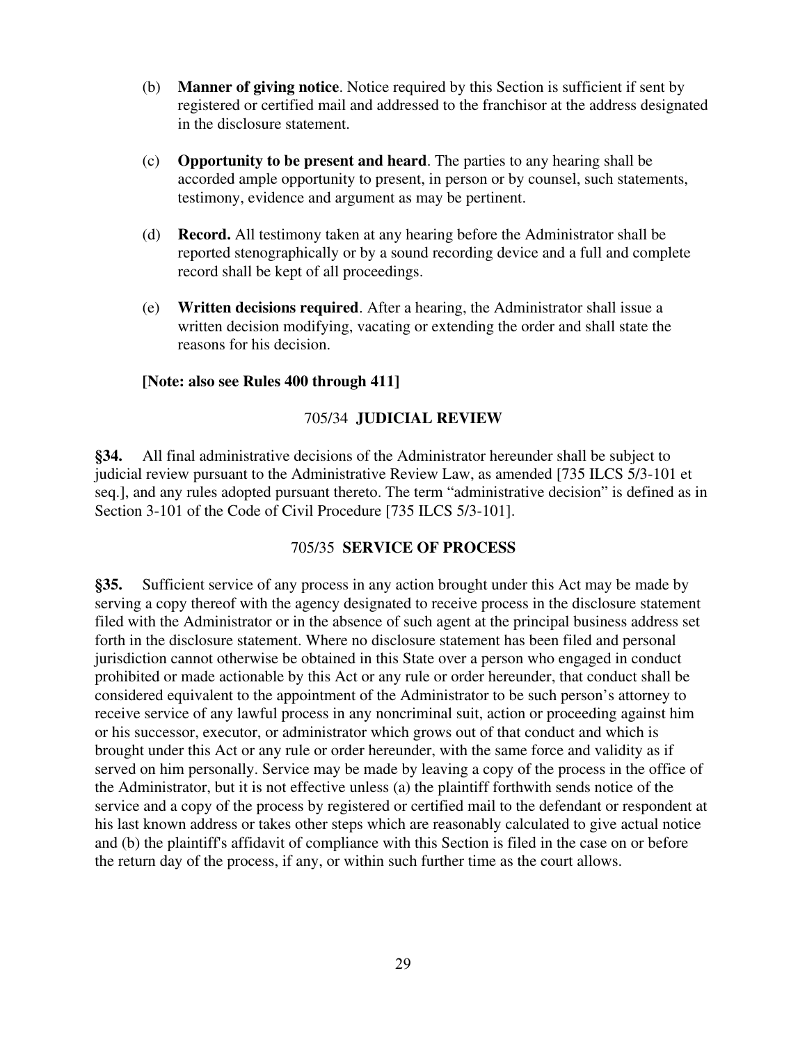(b) **Manner of giving notice**. Notice required by this Section is sufficient if sent by registered or certified mail and addressed to the franchisor at the address designated in the disclosure statement.

(c) **Opportunity to be present and heard**. The parties to any hearing shall be accorded ample opportunity to present, in person or by counsel, such statements, testimony, evidence and argument as may be pertinent.

(d) **Record.** All testimony taken at any hearing before the Administrator shall be reported stenographically or by a sound recording device and a full and complete record shall be kept of all proceedings.

(e) **Written decisions required**. After a hearing, the Administrator shall issue a written decision modifying, vacating or extending the order and shall state the reasons for his decision.

**[Note: also see Rules 400 through 411]**

### 705/34 JUDICIAL REVIEW

**§34.** All final administrative decisions of the Administrator hereunder shall be subject to judicial review pursuant to the Administrative Review Law, as amended [735 ILCS 5/3-101 et seq.], and any rules adopted pursuant thereto. The term "administrative decision" is defined as in Section 3-101 of the Code of Civil Procedure [735 ILCS 5/3-101].

### 705/35 SERVICE OF PROCESS

**§35.** Sufficient service of any process in any action brought under this Act may be made by serving a copy thereof with the agency designated to receive process in the disclosure statement filed with the Administrator or in the absence of such agent at the principal business address set forth in the disclosure statement. Where no disclosure statement has been filed and personal jurisdiction cannot otherwise be obtained in this State over a person who engaged in conduct prohibited or made actionable by this Act or any rule or order hereunder, that conduct shall be considered equivalent to the appointment of the Administrator to be such person's attorney to receive service of any lawful process in any noncriminal suit, action or proceeding against him or his successor, executor, or administrator which grows out of that conduct and which is brought under this Act or any rule or order hereunder, with the same force and validity as if served on him personally. Service may be made by leaving a copy of the process in the office of the Administrator, but it is not effective unless (a) the plaintiff forthwith sends notice of the service and a copy of the process by registered or certified mail to the defendant or respondent at his last known address or takes other steps which are reasonably calculated to give actual notice and (b) the plaintiff's affidavit of compliance with this Section is filed in the case on or before the return day of the process, if any, or within such further time as the court allows.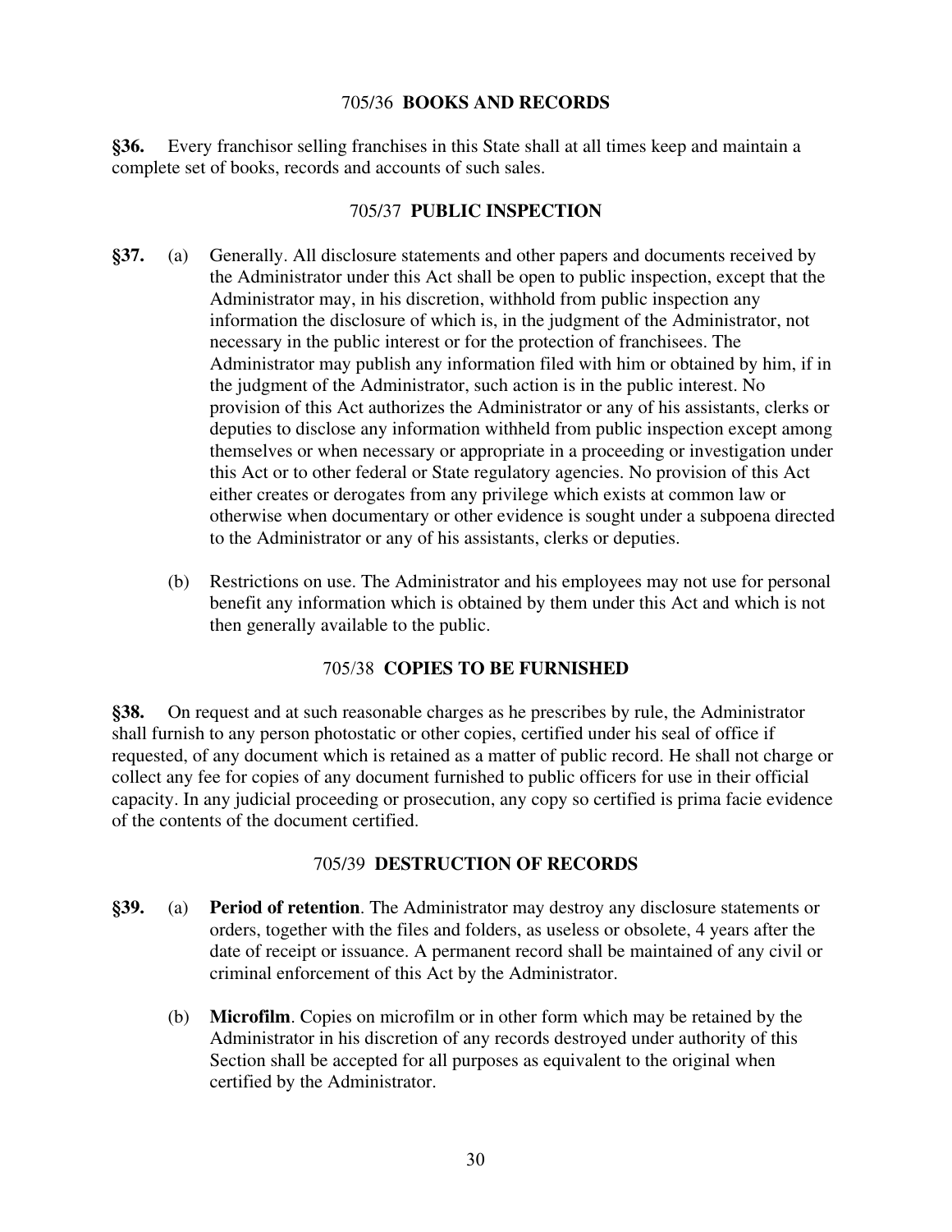## 705/36 **BOOKS AND RECORDS**

**§36.** Every franchisor selling franchises in this State shall at all times keep and maintain a complete set of books, records and accounts of such sales.

## 705/37 **PUBLIC INSPECTION**

**§37.** (a) Generally. All disclosure statements and other papers and documents received by the Administrator under this Act shall be open to public inspection, except that the Administrator may, in his discretion, withhold from public inspection any information the disclosure of which is, in the judgment of the Administrator, not necessary in the public interest or for the protection of franchisees. The Administrator may publish any information filed with him or obtained by him, if in the judgment of the Administrator, such action is in the public interest. No provision of this Act authorizes the Administrator or any of his assistants, clerks or deputies to disclose any information withheld from public inspection except among themselves or when necessary or appropriate in a proceeding or investigation under this Act or to other federal or State regulatory agencies. No provision of this Act either creates or derogates from any privilege which exists at common law or otherwise when documentary or other evidence is sought under a subpoena directed to the Administrator or any of his assistants, clerks or deputies.

(b) Restrictions on use. The Administrator and his employees may not use for personal benefit any information which is obtained by them under this Act and which is not then generally available to the public.

## 705/38 **COPIES TO BE FURNISHED**

**§38.** On request and at such reasonable charges as he prescribes by rule, the Administrator shall furnish to any person photostatic or other copies, certified under his seal of office if requested, of any document which is retained as a matter of public record. He shall not charge or collect any fee for copies of any document furnished to public officers for use in their official capacity. In any judicial proceeding or prosecution, any copy so certified is prima facie evidence of the contents of the document certified.

## 705/39 **DESTRUCTION OF RECORDS**

**§39.** (a) **Period of retention**. The Administrator may destroy any disclosure statements or orders, together with the files and folders, as useless or obsolete, 4 years after the date of receipt or issuance. A permanent record shall be maintained of any civil or criminal enforcement of this Act by the Administrator.

(b) **Microfilm**. Copies on microfilm or in other form which may be retained by the Administrator in his discretion of any records destroyed under authority of this Section shall be accepted for all purposes as equivalent to the original when certified by the Administrator.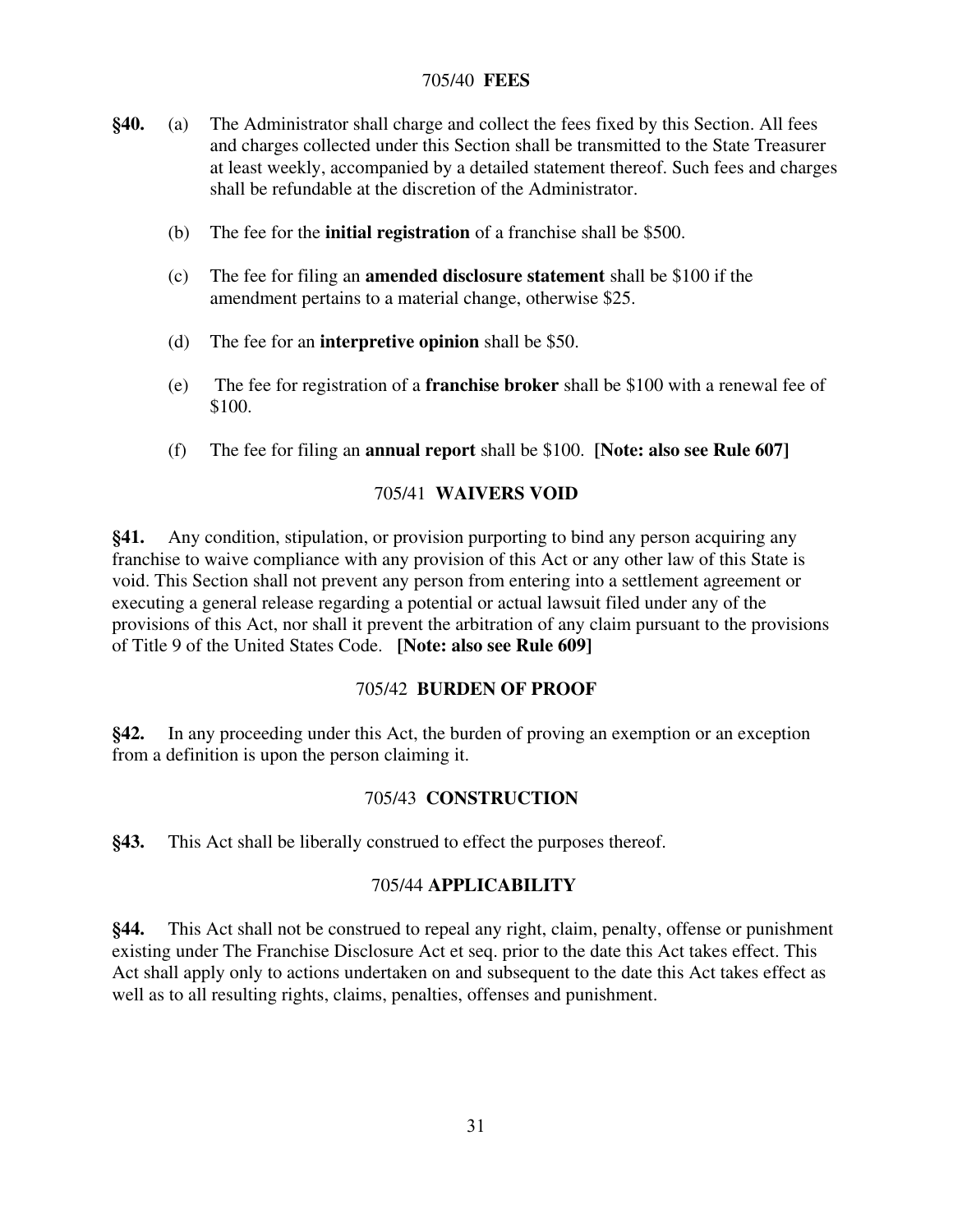## 705/40 **FEES**

**§40.** (a) The Administrator shall charge and collect the fees fixed by this Section. All fees and charges collected under this Section shall be transmitted to the State Treasurer at least weekly, accompanied by a detailed statement thereof. Such fees and charges shall be refundable at the discretion of the Administrator.

(b) The fee for the **initial registration** of a franchise shall be $500.

(c) The fee for filing an **amended disclosure statement** shall be $100 if the amendment pertains to a material change, otherwise $25.

(d) The fee for an **interpretive opinion** shall be $50.

(e) The fee for registration of a **franchise broker** shall be $100 with a renewal fee of $100.

(f) The fee for filing an **annual report** shall be $100. **[Note: also see Rule 607]**

## 705/41 **WAIVERS VOID**

**§41.** Any condition, stipulation, or provision purporting to bind any person acquiring any franchise to waive compliance with any provision of this Act or any other law of this State is void. This Section shall not prevent any person from entering into a settlement agreement or executing a general release regarding a potential or actual lawsuit filed under any of the provisions of this Act, nor shall it prevent the arbitration of any claim pursuant to the provisions of Title 9 of the United States Code. **[Note: also see Rule 609]**

## 705/42 **BURDEN OF PROOF**

**§42.** In any proceeding under this Act, the burden of proving an exemption or an exception from a definition is upon the person claiming it.

## 705/43 **CONSTRUCTION**

**§43.** This Act shall be liberally construed to effect the purposes thereof.

## 705/44 **APPLICABILITY**

**§44.** This Act shall not be construed to repeal any right, claim, penalty, offense or punishment existing under The Franchise Disclosure Act et seq. prior to the date this Act takes effect. This Act shall apply only to actions undertaken on and subsequent to the date this Act takes effect as well as to all resulting rights, claims, penalties, offenses and punishment.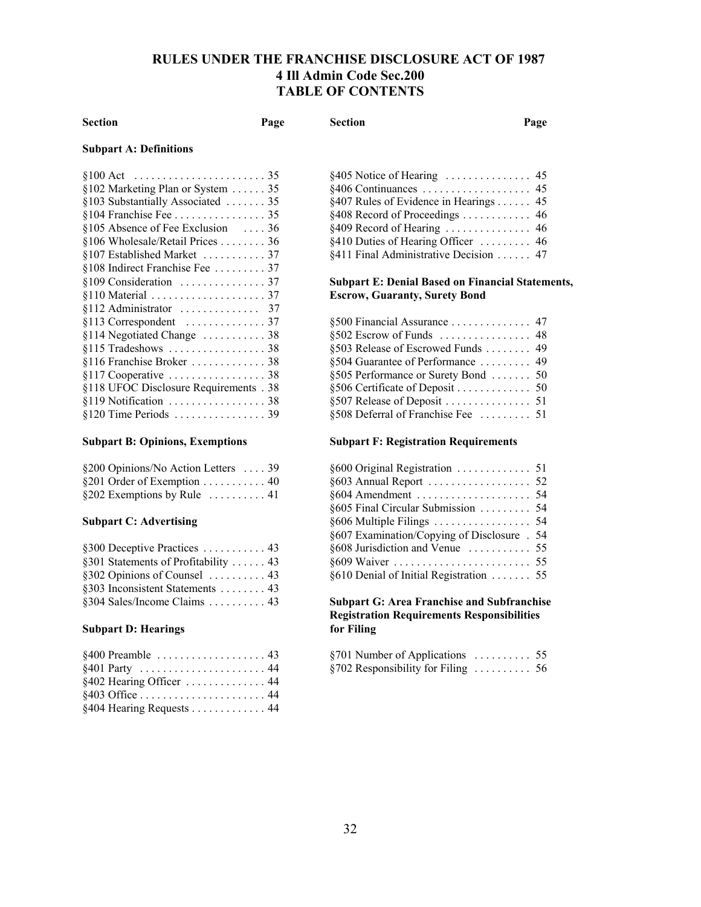# RULES UNDER THE FRANCHISE DISCLOSURE ACT OF 1987
## 4 Ill Admin Code Sec.200
## TABLE OF CONTENTS

| Section | Page |
|---|---|
| **Subpart A: Definitions** | |
| §100 Act | 35 |
| §102 Marketing Plan or System | 35 |
| §103 Substantially Associated | 35 |
| §104 Franchise Fee | 35 |
| §105 Absence of Fee Exclusion | 36 |
| §106 Wholesale/Retail Prices | 36 |
| §107 Established Market | 37 |
| §108 Indirect Franchise Fee | 37 |
| §109 Consideration | 37 |
| §110 Material | 37 |
| §112 Administrator | 37 |
| §113 Correspondent | 37 |
| §114 Negotiated Change | 38 |
| §115 Tradeshows | 38 |
| §116 Franchise Broker | 38 |
| §117 Cooperative | 38 |
| §118 UFOC Disclosure Requirements | 38 |
| §119 Notification | 38 |
| §120 Time Periods | 39 |
| **Subpart B: Opinions, Exemptions** | |
| §200 Opinions/No Action Letters | 39 |
| §201 Order of Exemption | 40 |
| §202 Exemptions by Rule | 41 |
| **Subpart C: Advertising** | |
| §300 Deceptive Practices | 43 |
| §301 Statements of Profitability | 43 |
| §302 Opinions of Counsel | 43 |
| §303 Inconsistent Statements | 43 |
| §304 Sales/Income Claims | 43 |
| **Subpart D: Hearings** | |
| §400 Preamble | 43 |
| §401 Party | 44 |
| §402 Hearing Officer | 44 |
| §403 Office | 44 |
| §404 Hearing Requests | 44 |
| §405 Notice of Hearing | 45 |
| §406 Continuances | 45 |
| §407 Rules of Evidence in Hearings | 45 |
| §408 Record of Proceedings | 46 |
| §409 Record of Hearing | 46 |
| §410 Duties of Hearing Officer | 46 |
| §411 Final Administrative Decision | 47 |
| **Subpart E: Denial Based on Financial Statements, Escrow, Guaranty, Surety Bond** | |
| §500 Financial Assurance | 47 |
| §502 Escrow of Funds | 48 |
| §503 Release of Escrowed Funds | 49 |
| §504 Guarantee of Performance | 49 |
| §505 Performance or Surety Bond | 50 |
| §506 Certificate of Deposit | 50 |
| §507 Release of Deposit | 51 |
| §508 Deferral of Franchise Fee | 51 |
| **Subpart F: Registration Requirements** | |
| §600 Original Registration | 51 |
| §603 Annual Report | 52 |
| §604 Amendment | 54 |
| §605 Final Circular Submission | 54 |
| §606 Multiple Filings | 54 |
| §607 Examination/Copying of Disclosure | 54 |
| §608 Jurisdiction and Venue | 55 |
| §609 Waiver | 55 |
| §610 Denial of Initial Registration | 55 |
| **Subpart G: Area Franchise and Subfranchise Registration Requirements Responsibilities for Filing** | |
| §701 Number of Applications | 55 |
| §702 Responsibility for Filing | 56 |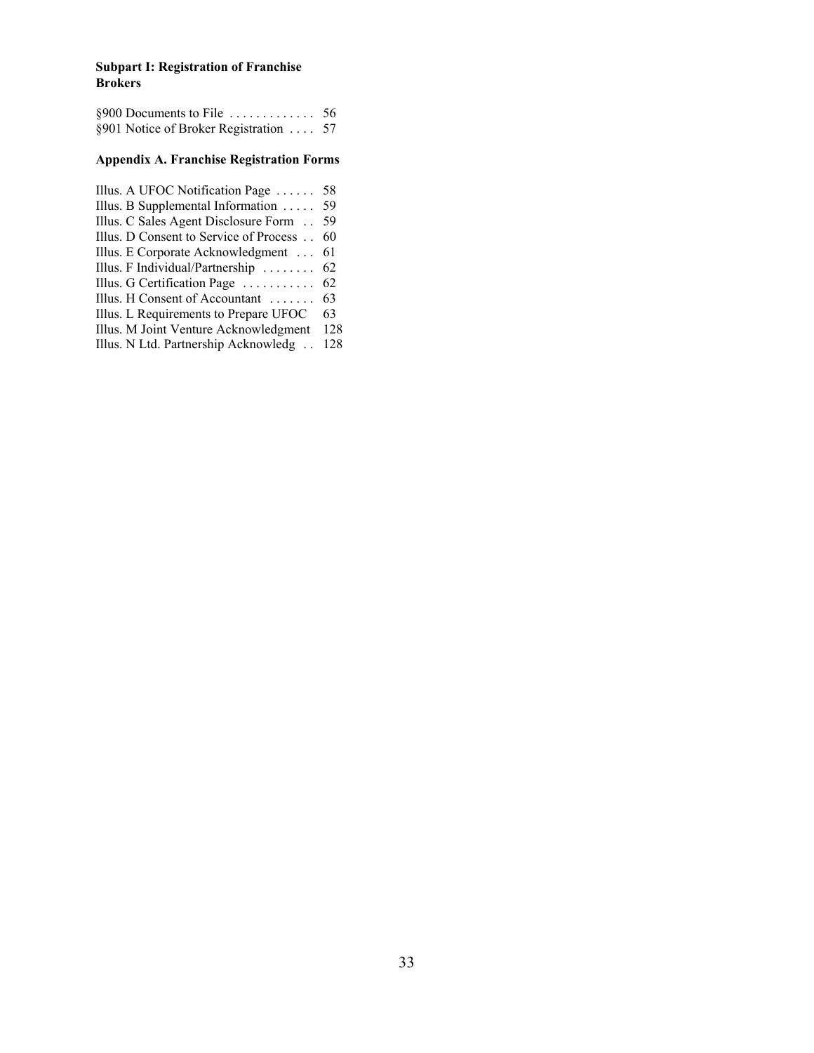**Subpart I: Registration of Franchise Brokers**

§900 Documents to File . . . . . . . . . . . . . 56
§901 Notice of Broker Registration . . . . 57

**Appendix A. Franchise Registration Forms**

Illus. A UFOC Notification Page . . . . . . 58
Illus. B Supplemental Information . . . . . 59
Illus. C Sales Agent Disclosure Form . . 59
Illus. D Consent to Service of Process . . 60
Illus. E Corporate Acknowledgment . . . 61
Illus. F Individual/Partnership . . . . . . . . 62
Illus. G Certification Page . . . . . . . . . . . 62
Illus. H Consent of Accountant . . . . . . . 63
Illus. L Requirements to Prepare UFOC 63
Illus. M Joint Venture Acknowledgment 128
Illus. N Ltd. Partnership Acknowledg . . 128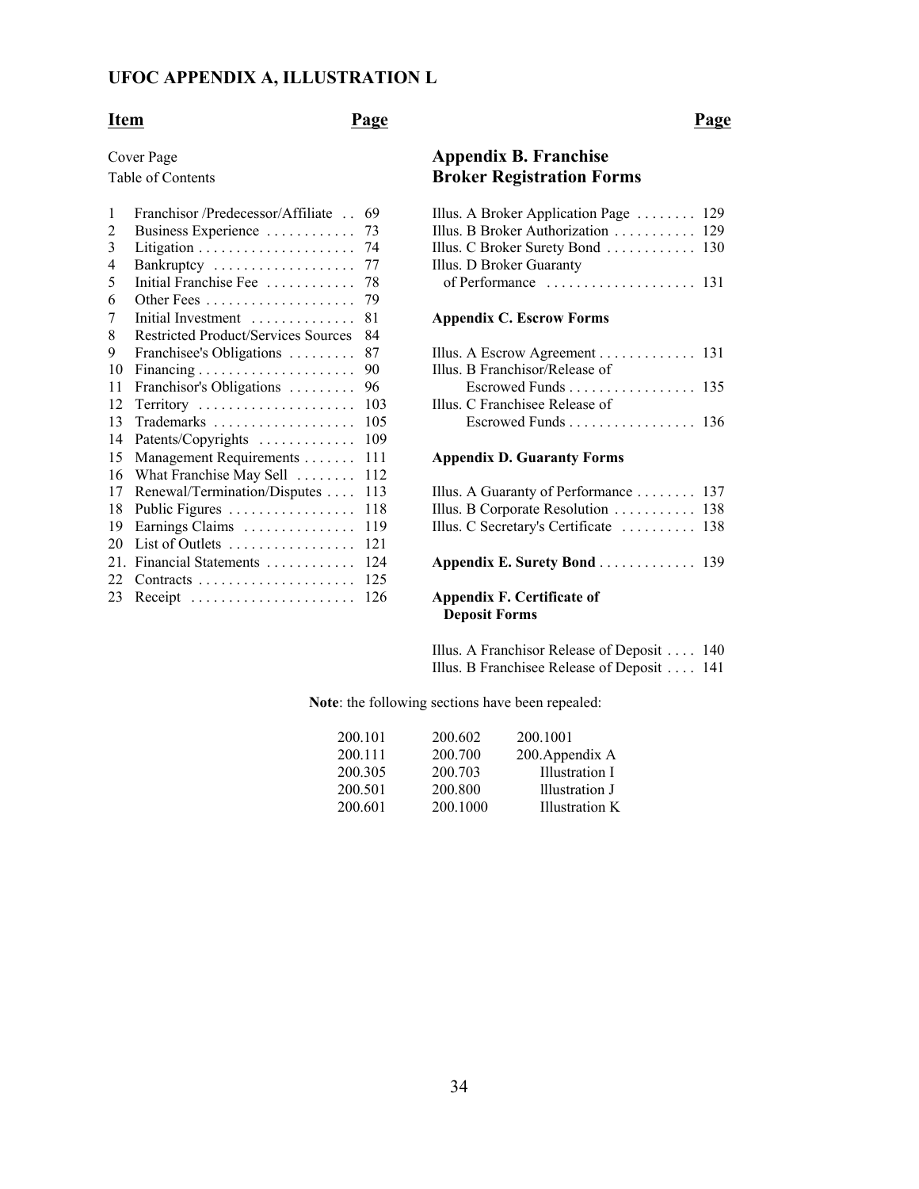## UFOC APPENDIX A, ILLUSTRATION L

| Item | | Page |
|---|---|---|
| Cover Page | | |
| Table of Contents | | |
| 1 | Franchisor /Predecessor/Affiliate | 69 |
| 2 | Business Experience | 73 |
| 3 | Litigation | 74 |
| 4 | Bankruptcy | 77 |
| 5 | Initial Franchise Fee | 78 |
| 6 | Other Fees | 79 |
| 7 | Initial Investment | 81 |
| 8 | Restricted Product/Services Sources | 84 |
| 9 | Franchisee's Obligations | 87 |
| 10 | Financing | 90 |
| 11 | Franchisor's Obligations | 96 |
| 12 | Territory | 103 |
| 13 | Trademarks | 105 |
| 14 | Patents/Copyrights | 109 |
| 15 | Management Requirements | 111 |
| 16 | What Franchise May Sell | 112 |
| 17 | Renewal/Termination/Disputes | 113 |
| 18 | Public Figures | 118 |
| 19 | Earnings Claims | 119 |
| 20 | List of Outlets | 121 |
| 21. | Financial Statements | 124 |
| 22 | Contracts | 125 |
| 23 | Receipt | 126 |

| | Page |
|---|---|
| **Appendix B. Franchise Broker Registration Forms** | |
| Illus. A Broker Application Page | 129 |
| Illus. B Broker Authorization | 129 |
| Illus. C Broker Surety Bond | 130 |
| Illus. D Broker Guaranty of Performance | 131 |
| **Appendix C. Escrow Forms** | |
| Illus. A Escrow Agreement | 131 |
| Illus. B Franchisor/Release of Escrowed Funds | 135 |
| Illus. C Franchisee Release of Escrowed Funds | 136 |
| **Appendix D. Guaranty Forms** | |
| Illus. A Guaranty of Performance | 137 |
| Illus. B Corporate Resolution | 138 |
| Illus. C Secretary's Certificate | 138 |
| **Appendix E. Surety Bond** | 139 |
| **Appendix F. Certificate of Deposit Forms** | |
| Illus. A Franchisor Release of Deposit | 140 |
| Illus. B Franchisee Release of Deposit | 141 |

**Note**: the following sections have been repealed:

| | | |
|---|---|---|
| 200.101 | 200.602 | 200.1001 |
| 200.111 | 200.700 | 200.Appendix A |
| 200.305 | 200.703 | Illustration I |
| 200.501 | 200.800 | Illustration J |
| 200.601 | 200.1000 | Illustration K |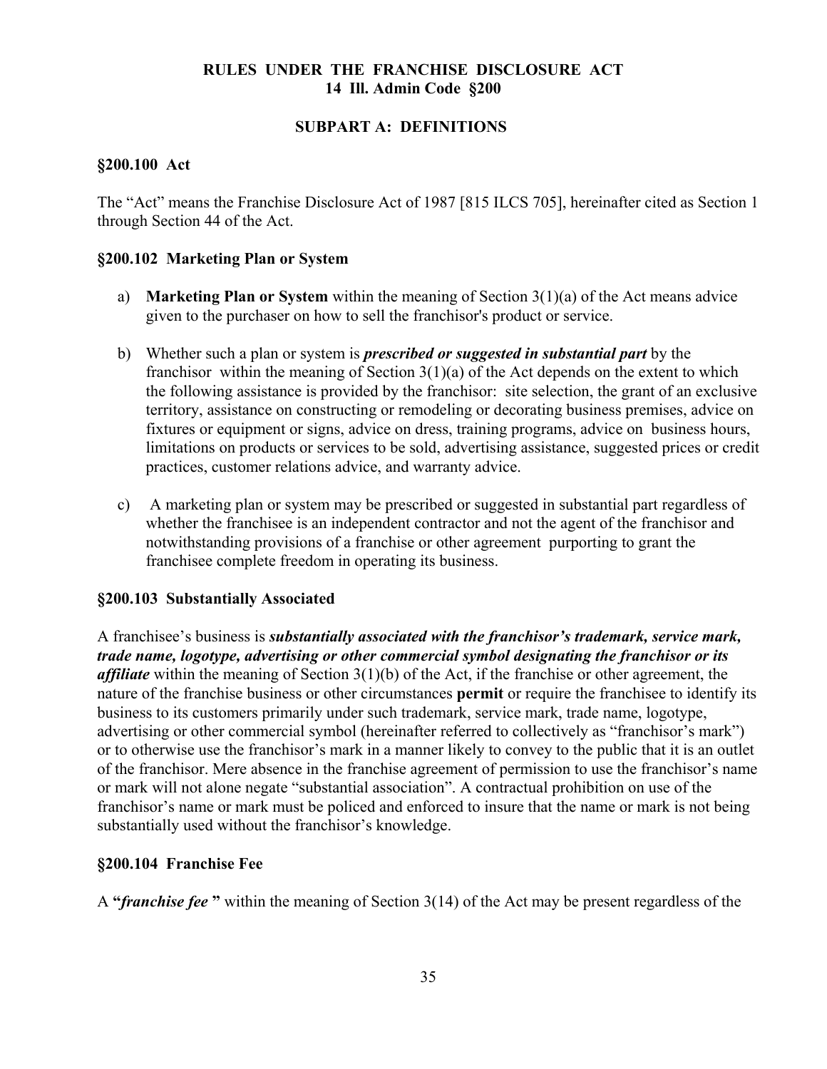# RULES UNDER THE FRANCHISE DISCLOSURE ACT
## 14 Ill. Admin Code §200

## SUBPART A: DEFINITIONS

### §200.100 Act

The "Act" means the Franchise Disclosure Act of 1987 [815 ILCS 705], hereinafter cited as Section 1 through Section 44 of the Act.

### §200.102 Marketing Plan or System

a) **Marketing Plan or System** within the meaning of Section 3(1)(a) of the Act means advice given to the purchaser on how to sell the franchisor's product or service.

b) Whether such a plan or system is ***prescribed or suggested in substantial part*** by the franchisor within the meaning of Section 3(1)(a) of the Act depends on the extent to which the following assistance is provided by the franchisor: site selection, the grant of an exclusive territory, assistance on constructing or remodeling or decorating business premises, advice on fixtures or equipment or signs, advice on dress, training programs, advice on business hours, limitations on products or services to be sold, advertising assistance, suggested prices or credit practices, customer relations advice, and warranty advice.

c) A marketing plan or system may be prescribed or suggested in substantial part regardless of whether the franchisee is an independent contractor and not the agent of the franchisor and notwithstanding provisions of a franchise or other agreement purporting to grant the franchisee complete freedom in operating its business.

### §200.103 Substantially Associated

A franchisee's business is ***substantially associated with the franchisor's trademark, service mark, trade name, logotype, advertising or other commercial symbol designating the franchisor or its affiliate*** within the meaning of Section 3(1)(b) of the Act, if the franchise or other agreement, the nature of the franchise business or other circumstances **permit** or require the franchisee to identify its business to its customers primarily under such trademark, service mark, trade name, logotype, advertising or other commercial symbol (hereinafter referred to collectively as "franchisor's mark") or to otherwise use the franchisor's mark in a manner likely to convey to the public that it is an outlet of the franchisor. Mere absence in the franchise agreement of permission to use the franchisor's name or mark will not alone negate "substantial association". A contractual prohibition on use of the franchisor's name or mark must be policed and enforced to insure that the name or mark is not being substantially used without the franchisor's knowledge.

### §200.104 Franchise Fee

A **"*franchise fee* "** within the meaning of Section 3(14) of the Act may be present regardless of the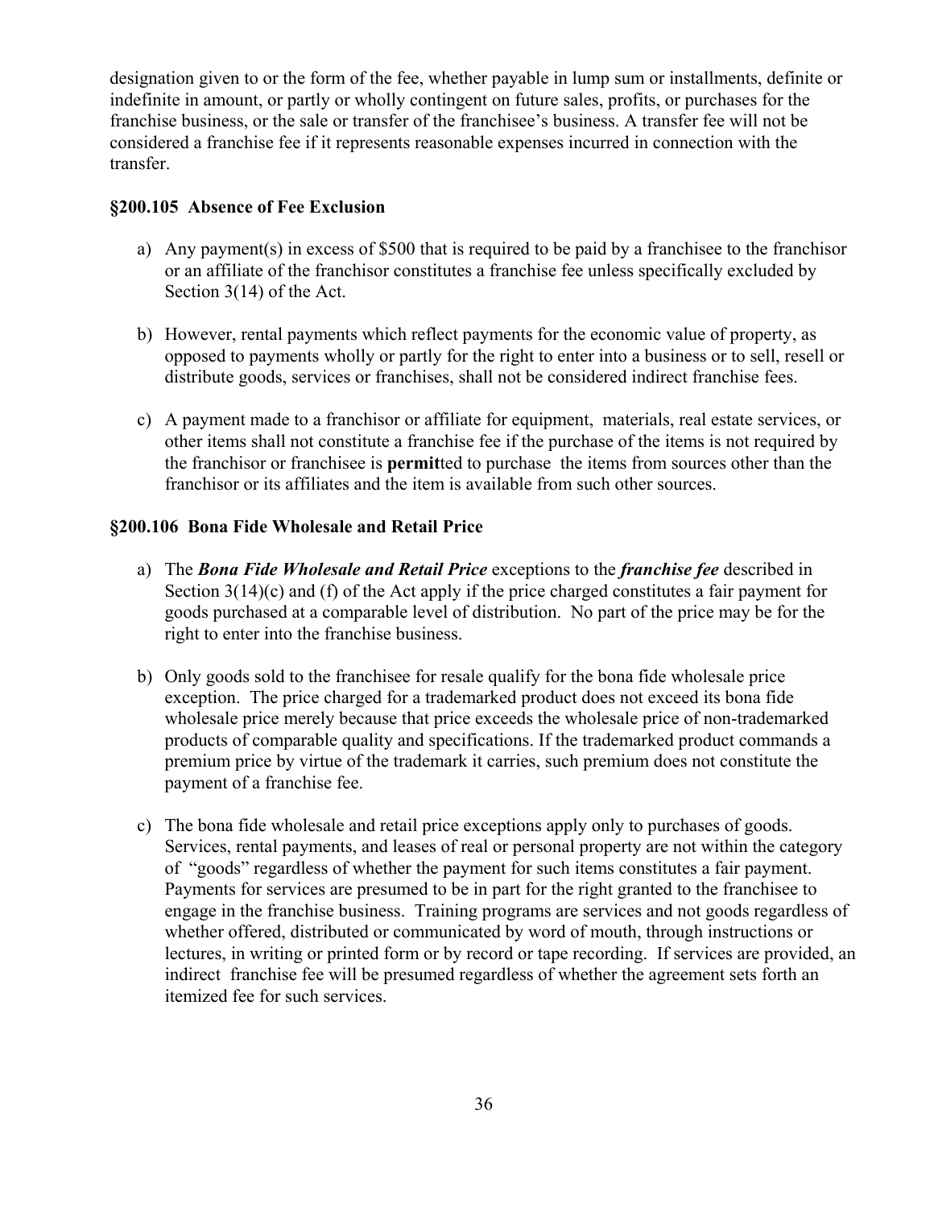designation given to or the form of the fee, whether payable in lump sum or installments, definite or indefinite in amount, or partly or wholly contingent on future sales, profits, or purchases for the franchise business, or the sale or transfer of the franchisee's business. A transfer fee will not be considered a franchise fee if it represents reasonable expenses incurred in connection with the transfer.

### §200.105 Absence of Fee Exclusion

a) Any payment(s) in excess of $500 that is required to be paid by a franchisee to the franchisor or an affiliate of the franchisor constitutes a franchise fee unless specifically excluded by Section 3(14) of the Act.

b) However, rental payments which reflect payments for the economic value of property, as opposed to payments wholly or partly for the right to enter into a business or to sell, resell or distribute goods, services or franchises, shall not be considered indirect franchise fees.

c) A payment made to a franchisor or affiliate for equipment, materials, real estate services, or other items shall not constitute a franchise fee if the purchase of the items is not required by the franchisor or franchisee is **permit**ted to purchase the items from sources other than the franchisor or its affiliates and the item is available from such other sources.

### §200.106 Bona Fide Wholesale and Retail Price

a) The ***Bona Fide Wholesale and Retail Price*** exceptions to the ***franchise fee*** described in Section 3(14)(c) and (f) of the Act apply if the price charged constitutes a fair payment for goods purchased at a comparable level of distribution. No part of the price may be for the right to enter into the franchise business.

b) Only goods sold to the franchisee for resale qualify for the bona fide wholesale price exception. The price charged for a trademarked product does not exceed its bona fide wholesale price merely because that price exceeds the wholesale price of non-trademarked products of comparable quality and specifications. If the trademarked product commands a premium price by virtue of the trademark it carries, such premium does not constitute the payment of a franchise fee.

c) The bona fide wholesale and retail price exceptions apply only to purchases of goods. Services, rental payments, and leases of real or personal property are not within the category of "goods" regardless of whether the payment for such items constitutes a fair payment. Payments for services are presumed to be in part for the right granted to the franchisee to engage in the franchise business. Training programs are services and not goods regardless of whether offered, distributed or communicated by word of mouth, through instructions or lectures, in writing or printed form or by record or tape recording. If services are provided, an indirect franchise fee will be presumed regardless of whether the agreement sets forth an itemized fee for such services.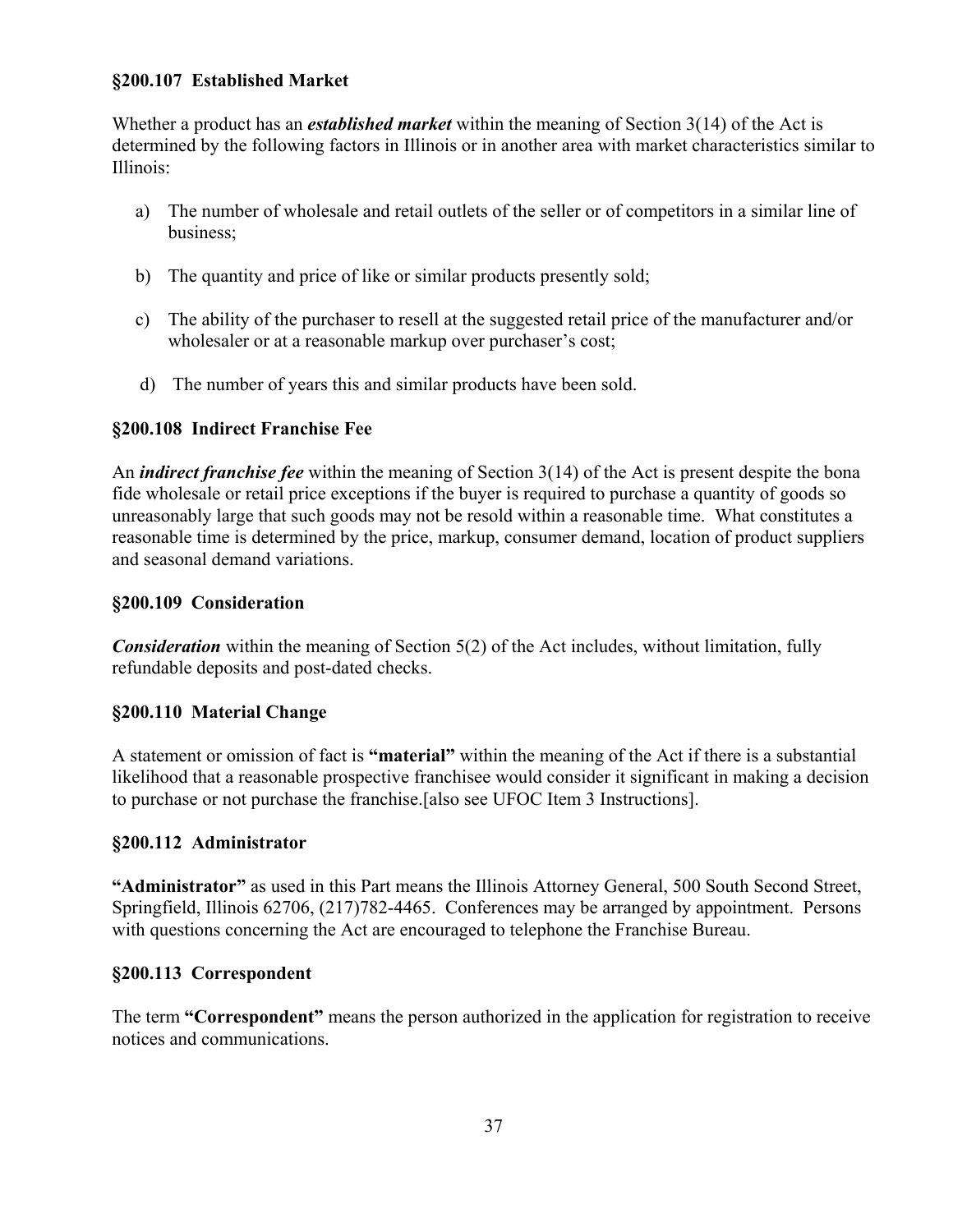### §200.107 Established Market

Whether a product has an ***established market*** within the meaning of Section 3(14) of the Act is determined by the following factors in Illinois or in another area with market characteristics similar to Illinois:

a) The number of wholesale and retail outlets of the seller or of competitors in a similar line of business;

b) The quantity and price of like or similar products presently sold;

c) The ability of the purchaser to resell at the suggested retail price of the manufacturer and/or wholesaler or at a reasonable markup over purchaser's cost;

d) The number of years this and similar products have been sold.

### §200.108 Indirect Franchise Fee

An ***indirect franchise fee*** within the meaning of Section 3(14) of the Act is present despite the bona fide wholesale or retail price exceptions if the buyer is required to purchase a quantity of goods so unreasonably large that such goods may not be resold within a reasonable time. What constitutes a reasonable time is determined by the price, markup, consumer demand, location of product suppliers and seasonal demand variations.

### §200.109 Consideration

***Consideration*** within the meaning of Section 5(2) of the Act includes, without limitation, fully refundable deposits and post-dated checks.

### §200.110 Material Change

A statement or omission of fact is **"material"** within the meaning of the Act if there is a substantial likelihood that a reasonable prospective franchisee would consider it significant in making a decision to purchase or not purchase the franchise.[also see UFOC Item 3 Instructions].

### §200.112 Administrator

**"Administrator"** as used in this Part means the Illinois Attorney General, 500 South Second Street, Springfield, Illinois 62706, (217)782-4465. Conferences may be arranged by appointment. Persons with questions concerning the Act are encouraged to telephone the Franchise Bureau.

### §200.113 Correspondent

The term **"Correspondent"** means the person authorized in the application for registration to receive notices and communications.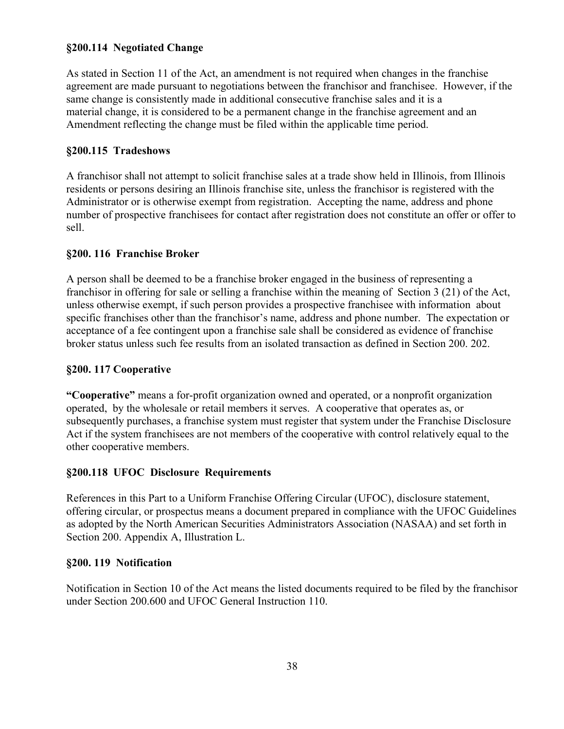### §200.114 Negotiated Change

As stated in Section 11 of the Act, an amendment is not required when changes in the franchise agreement are made pursuant to negotiations between the franchisor and franchisee. However, if the same change is consistently made in additional consecutive franchise sales and it is a material change, it is considered to be a permanent change in the franchise agreement and an Amendment reflecting the change must be filed within the applicable time period.

### §200.115 Tradeshows

A franchisor shall not attempt to solicit franchise sales at a trade show held in Illinois, from Illinois residents or persons desiring an Illinois franchise site, unless the franchisor is registered with the Administrator or is otherwise exempt from registration. Accepting the name, address and phone number of prospective franchisees for contact after registration does not constitute an offer or offer to sell.

### §200. 116 Franchise Broker

A person shall be deemed to be a franchise broker engaged in the business of representing a franchisor in offering for sale or selling a franchise within the meaning of Section 3 (21) of the Act, unless otherwise exempt, if such person provides a prospective franchisee with information about specific franchises other than the franchisor's name, address and phone number. The expectation or acceptance of a fee contingent upon a franchise sale shall be considered as evidence of franchise broker status unless such fee results from an isolated transaction as defined in Section 200. 202.

### §200. 117 Cooperative

**"Cooperative"** means a for-profit organization owned and operated, or a nonprofit organization operated, by the wholesale or retail members it serves. A cooperative that operates as, or subsequently purchases, a franchise system must register that system under the Franchise Disclosure Act if the system franchisees are not members of the cooperative with control relatively equal to the other cooperative members.

### §200.118 UFOC Disclosure Requirements

References in this Part to a Uniform Franchise Offering Circular (UFOC), disclosure statement, offering circular, or prospectus means a document prepared in compliance with the UFOC Guidelines as adopted by the North American Securities Administrators Association (NASAA) and set forth in Section 200. Appendix A, Illustration L.

### §200. 119 Notification

Notification in Section 10 of the Act means the listed documents required to be filed by the franchisor under Section 200.600 and UFOC General Instruction 110.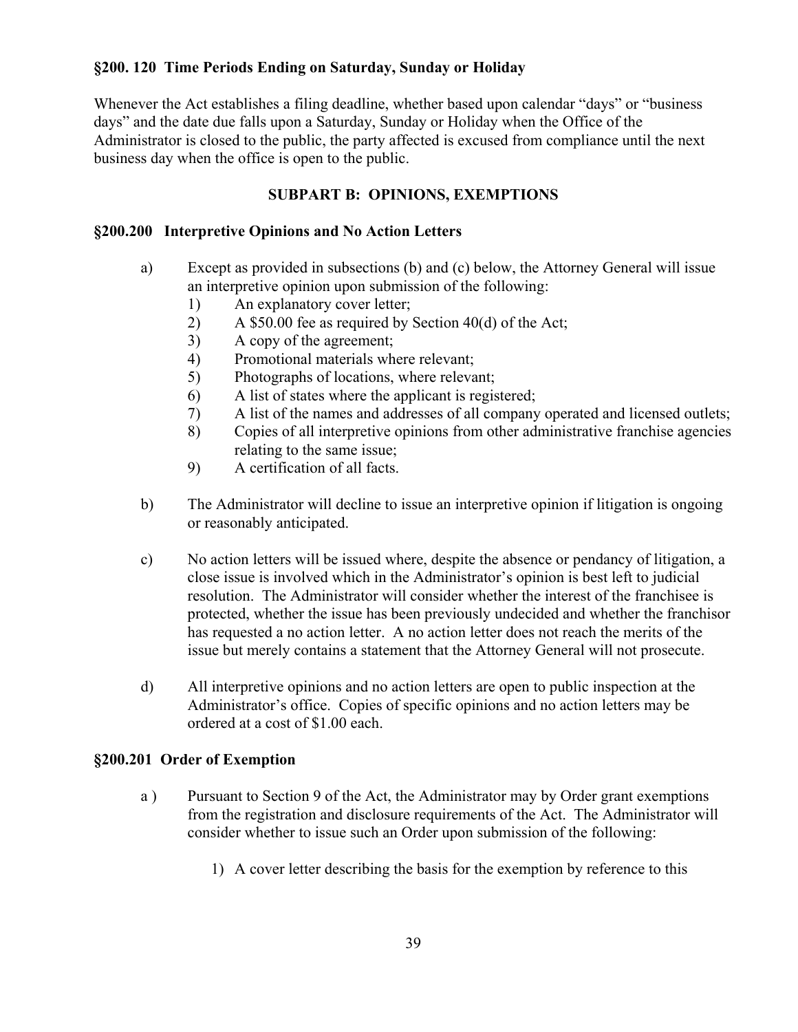### §200. 120 Time Periods Ending on Saturday, Sunday or Holiday

Whenever the Act establishes a filing deadline, whether based upon calendar "days" or "business days" and the date due falls upon a Saturday, Sunday or Holiday when the Office of the Administrator is closed to the public, the party affected is excused from compliance until the next business day when the office is open to the public.

## SUBPART B: OPINIONS, EXEMPTIONS

### §200.200 Interpretive Opinions and No Action Letters

a) Except as provided in subsections (b) and (c) below, the Attorney General will issue an interpretive opinion upon submission of the following:
   1) An explanatory cover letter;
   2) A $50.00 fee as required by Section 40(d) of the Act;
   3) A copy of the agreement;
   4) Promotional materials where relevant;
   5) Photographs of locations, where relevant;
   6) A list of states where the applicant is registered;
   7) A list of the names and addresses of all company operated and licensed outlets;
   8) Copies of all interpretive opinions from other administrative franchise agencies relating to the same issue;
   9) A certification of all facts.

b) The Administrator will decline to issue an interpretive opinion if litigation is ongoing or reasonably anticipated.

c) No action letters will be issued where, despite the absence or pendancy of litigation, a close issue is involved which in the Administrator's opinion is best left to judicial resolution. The Administrator will consider whether the interest of the franchisee is protected, whether the issue has been previously undecided and whether the franchisor has requested a no action letter. A no action letter does not reach the merits of the issue but merely contains a statement that the Attorney General will not prosecute.

d) All interpretive opinions and no action letters are open to public inspection at the Administrator's office. Copies of specific opinions and no action letters may be ordered at a cost of $1.00 each.

### §200.201 Order of Exemption

a ) Pursuant to Section 9 of the Act, the Administrator may by Order grant exemptions from the registration and disclosure requirements of the Act. The Administrator will consider whether to issue such an Order upon submission of the following:

   1) A cover letter describing the basis for the exemption by reference to this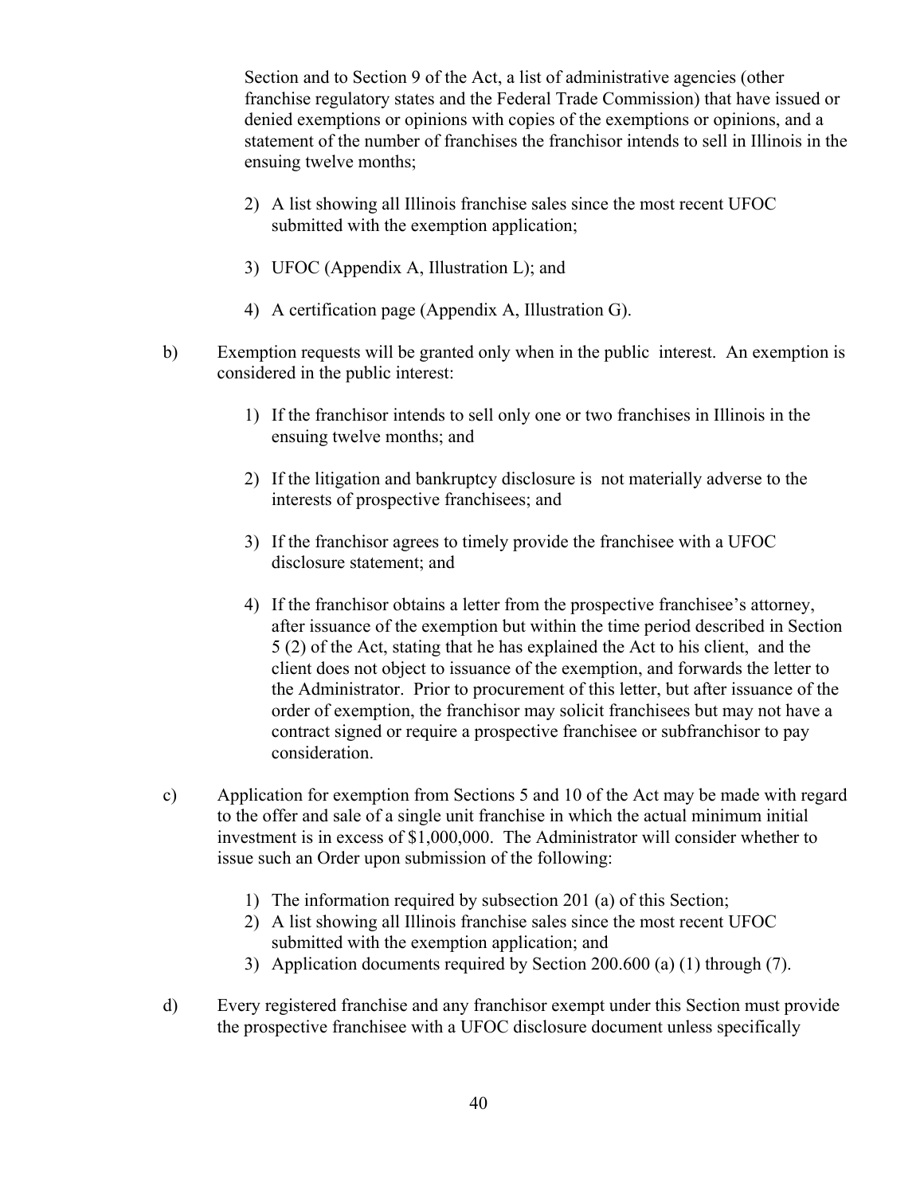Section and to Section 9 of the Act, a list of administrative agencies (other franchise regulatory states and the Federal Trade Commission) that have issued or denied exemptions or opinions with copies of the exemptions or opinions, and a statement of the number of franchises the franchisor intends to sell in Illinois in the ensuing twelve months;

2) A list showing all Illinois franchise sales since the most recent UFOC submitted with the exemption application;

3) UFOC (Appendix A, Illustration L); and

4) A certification page (Appendix A, Illustration G).

b) Exemption requests will be granted only when in the public interest. An exemption is considered in the public interest:

1) If the franchisor intends to sell only one or two franchises in Illinois in the ensuing twelve months; and

2) If the litigation and bankruptcy disclosure is not materially adverse to the interests of prospective franchisees; and

3) If the franchisor agrees to timely provide the franchisee with a UFOC disclosure statement; and

4) If the franchisor obtains a letter from the prospective franchisee's attorney, after issuance of the exemption but within the time period described in Section 5 (2) of the Act, stating that he has explained the Act to his client, and the client does not object to issuance of the exemption, and forwards the letter to the Administrator. Prior to procurement of this letter, but after issuance of the order of exemption, the franchisor may solicit franchisees but may not have a contract signed or require a prospective franchisee or subfranchisor to pay consideration.

c) Application for exemption from Sections 5 and 10 of the Act may be made with regard to the offer and sale of a single unit franchise in which the actual minimum initial investment is in excess of $1,000,000. The Administrator will consider whether to issue such an Order upon submission of the following:

1) The information required by subsection 201 (a) of this Section;
2) A list showing all Illinois franchise sales since the most recent UFOC submitted with the exemption application; and
3) Application documents required by Section 200.600 (a) (1) through (7).

d) Every registered franchise and any franchisor exempt under this Section must provide the prospective franchisee with a UFOC disclosure document unless specifically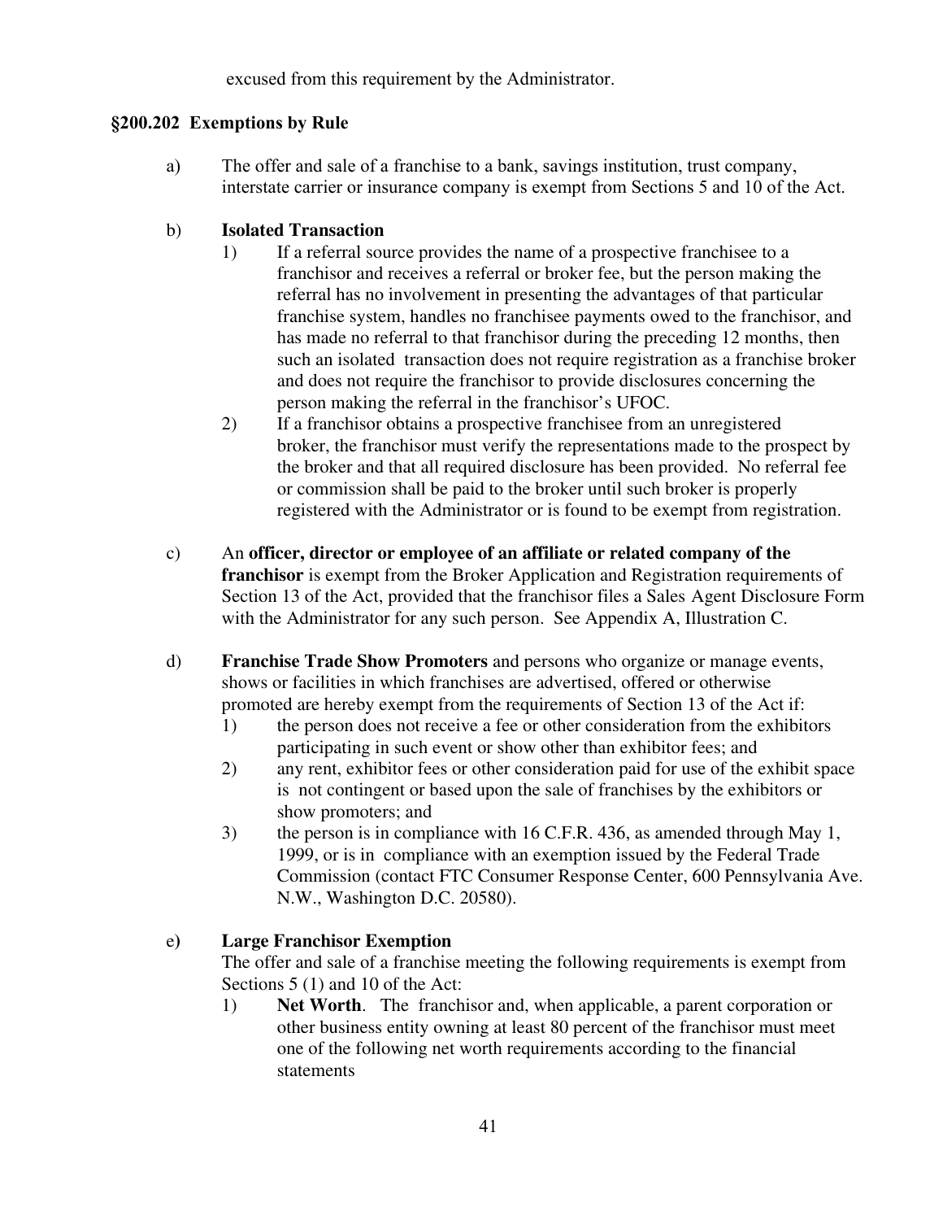excused from this requirement by the Administrator.

## §200.202 Exemptions by Rule

a) The offer and sale of a franchise to a bank, savings institution, trust company, interstate carrier or insurance company is exempt from Sections 5 and 10 of the Act.

b) **Isolated Transaction**

1) If a referral source provides the name of a prospective franchisee to a franchisor and receives a referral or broker fee, but the person making the referral has no involvement in presenting the advantages of that particular franchise system, handles no franchisee payments owed to the franchisor, and has made no referral to that franchisor during the preceding 12 months, then such an isolated transaction does not require registration as a franchise broker and does not require the franchisor to provide disclosures concerning the person making the referral in the franchisor's UFOC.

2) If a franchisor obtains a prospective franchisee from an unregistered broker, the franchisor must verify the representations made to the prospect by the broker and that all required disclosure has been provided. No referral fee or commission shall be paid to the broker until such broker is properly registered with the Administrator or is found to be exempt from registration.

c) An **officer, director or employee of an affiliate or related company of the franchisor** is exempt from the Broker Application and Registration requirements of Section 13 of the Act, provided that the franchisor files a Sales Agent Disclosure Form with the Administrator for any such person. See Appendix A, Illustration C.

d) **Franchise Trade Show Promoters** and persons who organize or manage events, shows or facilities in which franchises are advertised, offered or otherwise promoted are hereby exempt from the requirements of Section 13 of the Act if:

1) the person does not receive a fee or other consideration from the exhibitors participating in such event or show other than exhibitor fees; and

2) any rent, exhibitor fees or other consideration paid for use of the exhibit space is not contingent or based upon the sale of franchises by the exhibitors or show promoters; and

3) the person is in compliance with 16 C.F.R. 436, as amended through May 1, 1999, or is in compliance with an exemption issued by the Federal Trade Commission (contact FTC Consumer Response Center, 600 Pennsylvania Ave. N.W., Washington D.C. 20580).

e) **Large Franchisor Exemption**

The offer and sale of a franchise meeting the following requirements is exempt from Sections 5 (1) and 10 of the Act:

1) **Net Worth**. The franchisor and, when applicable, a parent corporation or other business entity owning at least 80 percent of the franchisor must meet one of the following net worth requirements according to the financial statements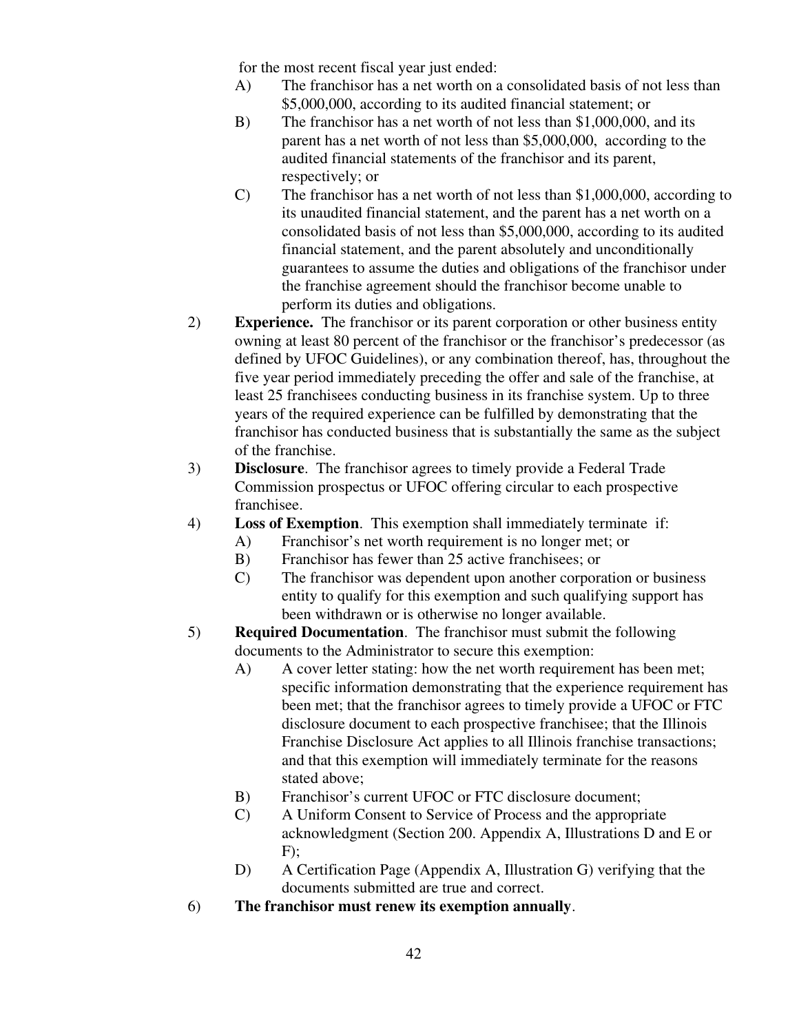for the most recent fiscal year just ended:

A) The franchisor has a net worth on a consolidated basis of not less than $5,000,000, according to its audited financial statement; or

B) The franchisor has a net worth of not less than $1,000,000, and its parent has a net worth of not less than $5,000,000, according to the audited financial statements of the franchisor and its parent, respectively; or

C) The franchisor has a net worth of not less than $1,000,000, according to its unaudited financial statement, and the parent has a net worth on a consolidated basis of not less than $5,000,000, according to its audited financial statement, and the parent absolutely and unconditionally guarantees to assume the duties and obligations of the franchisor under the franchise agreement should the franchisor become unable to perform its duties and obligations.

2) **Experience.** The franchisor or its parent corporation or other business entity owning at least 80 percent of the franchisor or the franchisor's predecessor (as defined by UFOC Guidelines), or any combination thereof, has, throughout the five year period immediately preceding the offer and sale of the franchise, at least 25 franchisees conducting business in its franchise system. Up to three years of the required experience can be fulfilled by demonstrating that the franchisor has conducted business that is substantially the same as the subject of the franchise.

3) **Disclosure**. The franchisor agrees to timely provide a Federal Trade Commission prospectus or UFOC offering circular to each prospective franchisee.

4) **Loss of Exemption**. This exemption shall immediately terminate if:

A) Franchisor's net worth requirement is no longer met; or

B) Franchisor has fewer than 25 active franchisees; or

C) The franchisor was dependent upon another corporation or business entity to qualify for this exemption and such qualifying support has been withdrawn or is otherwise no longer available.

5) **Required Documentation**. The franchisor must submit the following documents to the Administrator to secure this exemption:

A) A cover letter stating: how the net worth requirement has been met; specific information demonstrating that the experience requirement has been met; that the franchisor agrees to timely provide a UFOC or FTC disclosure document to each prospective franchisee; that the Illinois Franchise Disclosure Act applies to all Illinois franchise transactions; and that this exemption will immediately terminate for the reasons stated above;

B) Franchisor's current UFOC or FTC disclosure document;

C) A Uniform Consent to Service of Process and the appropriate acknowledgment (Section 200. Appendix A, Illustrations D and E or F);

D) A Certification Page (Appendix A, Illustration G) verifying that the documents submitted are true and correct.

6) **The franchisor must renew its exemption annually**.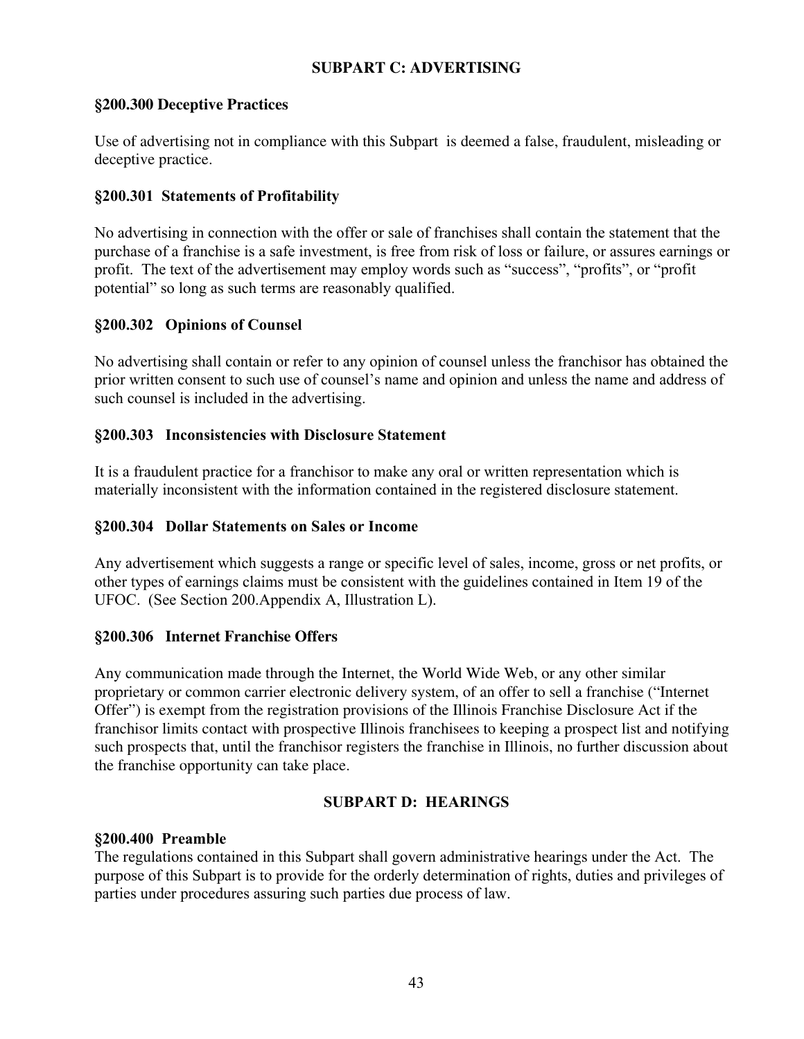## SUBPART C: ADVERTISING

### §200.300 Deceptive Practices

Use of advertising not in compliance with this Subpart  is deemed a false, fraudulent, misleading or deceptive practice.

### §200.301  Statements of Profitability

No advertising in connection with the offer or sale of franchises shall contain the statement that the purchase of a franchise is a safe investment, is free from risk of loss or failure, or assures earnings or profit.  The text of the advertisement may employ words such as "success", "profits", or "profit potential" so long as such terms are reasonably qualified.

### §200.302   Opinions of Counsel

No advertising shall contain or refer to any opinion of counsel unless the franchisor has obtained the prior written consent to such use of counsel's name and opinion and unless the name and address of such counsel is included in the advertising.

### §200.303   Inconsistencies with Disclosure Statement

It is a fraudulent practice for a franchisor to make any oral or written representation which is materially inconsistent with the information contained in the registered disclosure statement.

### §200.304   Dollar Statements on Sales or Income

Any advertisement which suggests a range or specific level of sales, income, gross or net profits, or other types of earnings claims must be consistent with the guidelines contained in Item 19 of the UFOC.  (See Section 200.Appendix A, Illustration L).

### §200.306   Internet Franchise Offers

Any communication made through the Internet, the World Wide Web, or any other similar proprietary or common carrier electronic delivery system, of an offer to sell a franchise ("Internet Offer") is exempt from the registration provisions of the Illinois Franchise Disclosure Act if the franchisor limits contact with prospective Illinois franchisees to keeping a prospect list and notifying such prospects that, until the franchisor registers the franchise in Illinois, no further discussion about the franchise opportunity can take place.

## SUBPART D:  HEARINGS

### §200.400  Preamble

The regulations contained in this Subpart shall govern administrative hearings under the Act.  The purpose of this Subpart is to provide for the orderly determination of rights, duties and privileges of parties under procedures assuring such parties due process of law.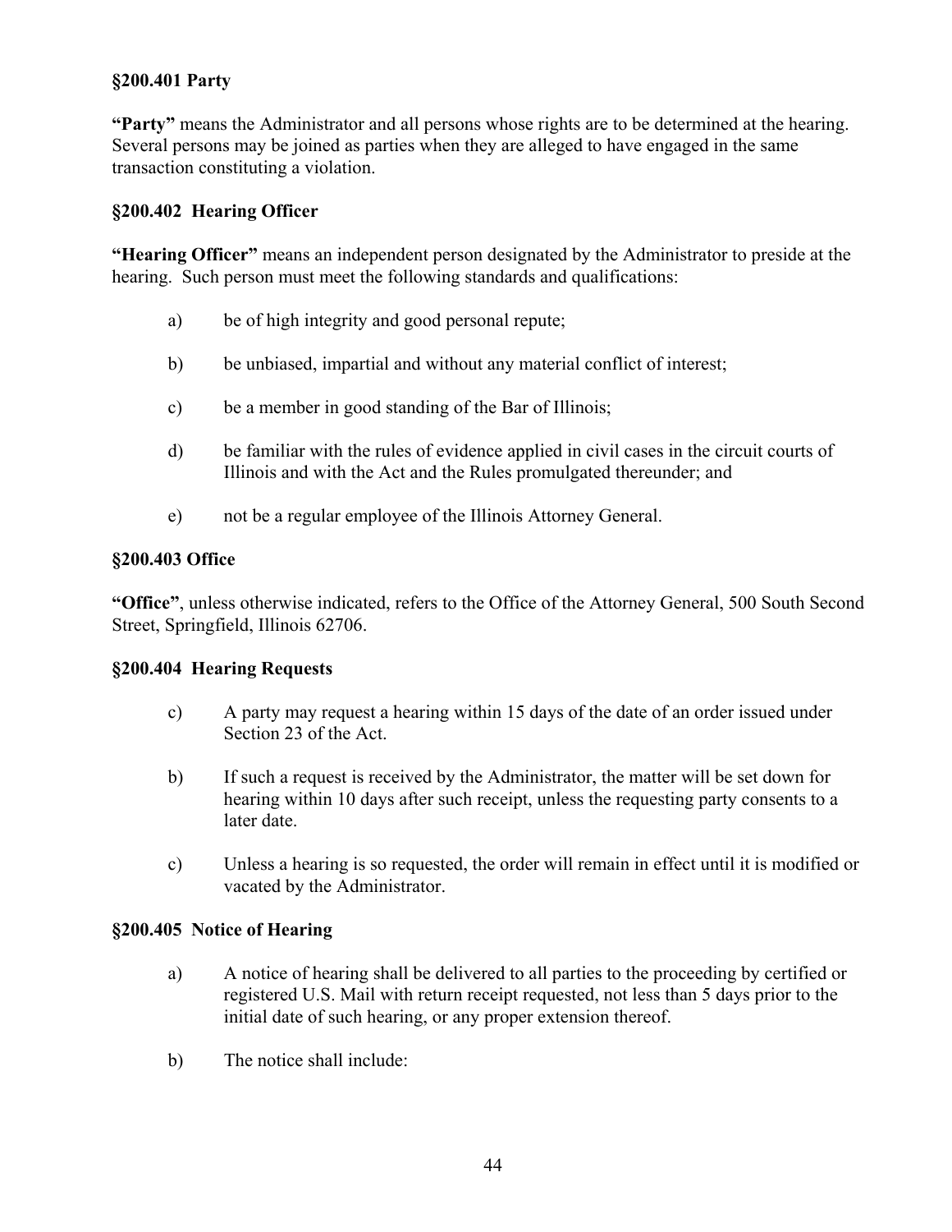**§200.401 Party**

**"Party"** means the Administrator and all persons whose rights are to be determined at the hearing. Several persons may be joined as parties when they are alleged to have engaged in the same transaction constituting a violation.

**§200.402 Hearing Officer**

**"Hearing Officer"** means an independent person designated by the Administrator to preside at the hearing. Such person must meet the following standards and qualifications:

a) be of high integrity and good personal repute;

b) be unbiased, impartial and without any material conflict of interest;

c) be a member in good standing of the Bar of Illinois;

d) be familiar with the rules of evidence applied in civil cases in the circuit courts of Illinois and with the Act and the Rules promulgated thereunder; and

e) not be a regular employee of the Illinois Attorney General.

**§200.403 Office**

**"Office"**, unless otherwise indicated, refers to the Office of the Attorney General, 500 South Second Street, Springfield, Illinois 62706.

**§200.404 Hearing Requests**

c) A party may request a hearing within 15 days of the date of an order issued under Section 23 of the Act.

b) If such a request is received by the Administrator, the matter will be set down for hearing within 10 days after such receipt, unless the requesting party consents to a later date.

c) Unless a hearing is so requested, the order will remain in effect until it is modified or vacated by the Administrator.

**§200.405 Notice of Hearing**

a) A notice of hearing shall be delivered to all parties to the proceeding by certified or registered U.S. Mail with return receipt requested, not less than 5 days prior to the initial date of such hearing, or any proper extension thereof.

b) The notice shall include: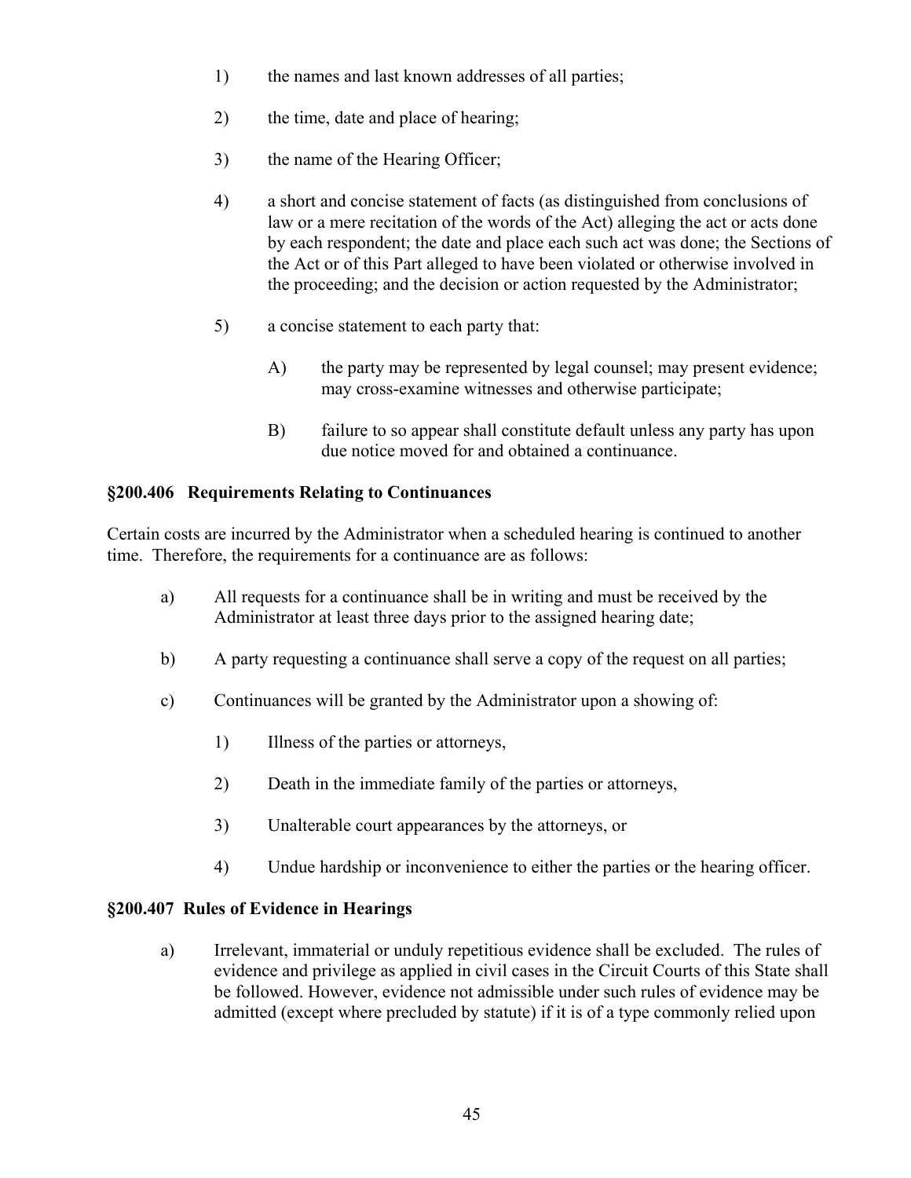1) the names and last known addresses of all parties;

2) the time, date and place of hearing;

3) the name of the Hearing Officer;

4) a short and concise statement of facts (as distinguished from conclusions of law or a mere recitation of the words of the Act) alleging the act or acts done by each respondent; the date and place each such act was done; the Sections of the Act or of this Part alleged to have been violated or otherwise involved in the proceeding; and the decision or action requested by the Administrator;

5) a concise statement to each party that:

   A) the party may be represented by legal counsel; may present evidence; may cross-examine witnesses and otherwise participate;

   B) failure to so appear shall constitute default unless any party has upon due notice moved for and obtained a continuance.

### §200.406 Requirements Relating to Continuances

Certain costs are incurred by the Administrator when a scheduled hearing is continued to another time. Therefore, the requirements for a continuance are as follows:

a) All requests for a continuance shall be in writing and must be received by the Administrator at least three days prior to the assigned hearing date;

b) A party requesting a continuance shall serve a copy of the request on all parties;

c) Continuances will be granted by the Administrator upon a showing of:

   1) Illness of the parties or attorneys,

   2) Death in the immediate family of the parties or attorneys,

   3) Unalterable court appearances by the attorneys, or

   4) Undue hardship or inconvenience to either the parties or the hearing officer.

### §200.407 Rules of Evidence in Hearings

a) Irrelevant, immaterial or unduly repetitious evidence shall be excluded. The rules of evidence and privilege as applied in civil cases in the Circuit Courts of this State shall be followed. However, evidence not admissible under such rules of evidence may be admitted (except where precluded by statute) if it is of a type commonly relied upon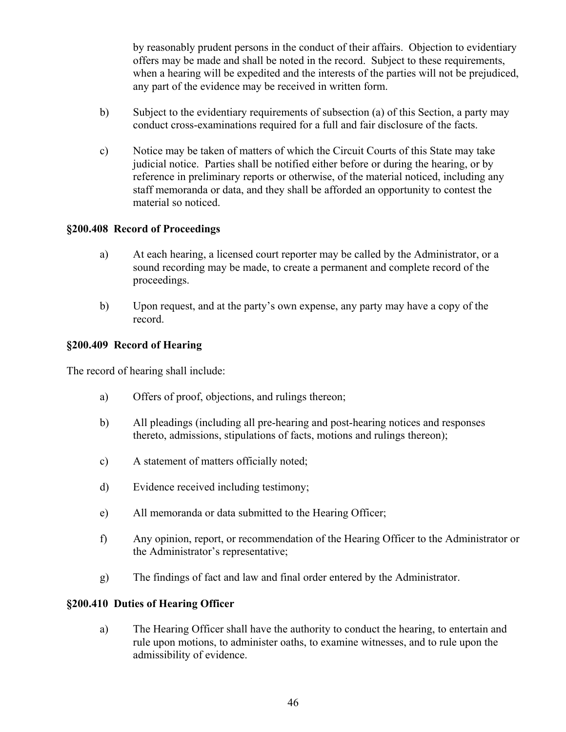by reasonably prudent persons in the conduct of their affairs. Objection to evidentiary offers may be made and shall be noted in the record. Subject to these requirements, when a hearing will be expedited and the interests of the parties will not be prejudiced, any part of the evidence may be received in written form.

b) Subject to the evidentiary requirements of subsection (a) of this Section, a party may conduct cross-examinations required for a full and fair disclosure of the facts.

c) Notice may be taken of matters of which the Circuit Courts of this State may take judicial notice. Parties shall be notified either before or during the hearing, or by reference in preliminary reports or otherwise, of the material noticed, including any staff memoranda or data, and they shall be afforded an opportunity to contest the material so noticed.

**§200.408 Record of Proceedings**

a) At each hearing, a licensed court reporter may be called by the Administrator, or a sound recording may be made, to create a permanent and complete record of the proceedings.

b) Upon request, and at the party's own expense, any party may have a copy of the record.

**§200.409 Record of Hearing**

The record of hearing shall include:

a) Offers of proof, objections, and rulings thereon;

b) All pleadings (including all pre-hearing and post-hearing notices and responses thereto, admissions, stipulations of facts, motions and rulings thereon);

c) A statement of matters officially noted;

d) Evidence received including testimony;

e) All memoranda or data submitted to the Hearing Officer;

f) Any opinion, report, or recommendation of the Hearing Officer to the Administrator or the Administrator's representative;

g) The findings of fact and law and final order entered by the Administrator.

**§200.410 Duties of Hearing Officer**

a) The Hearing Officer shall have the authority to conduct the hearing, to entertain and rule upon motions, to administer oaths, to examine witnesses, and to rule upon the admissibility of evidence.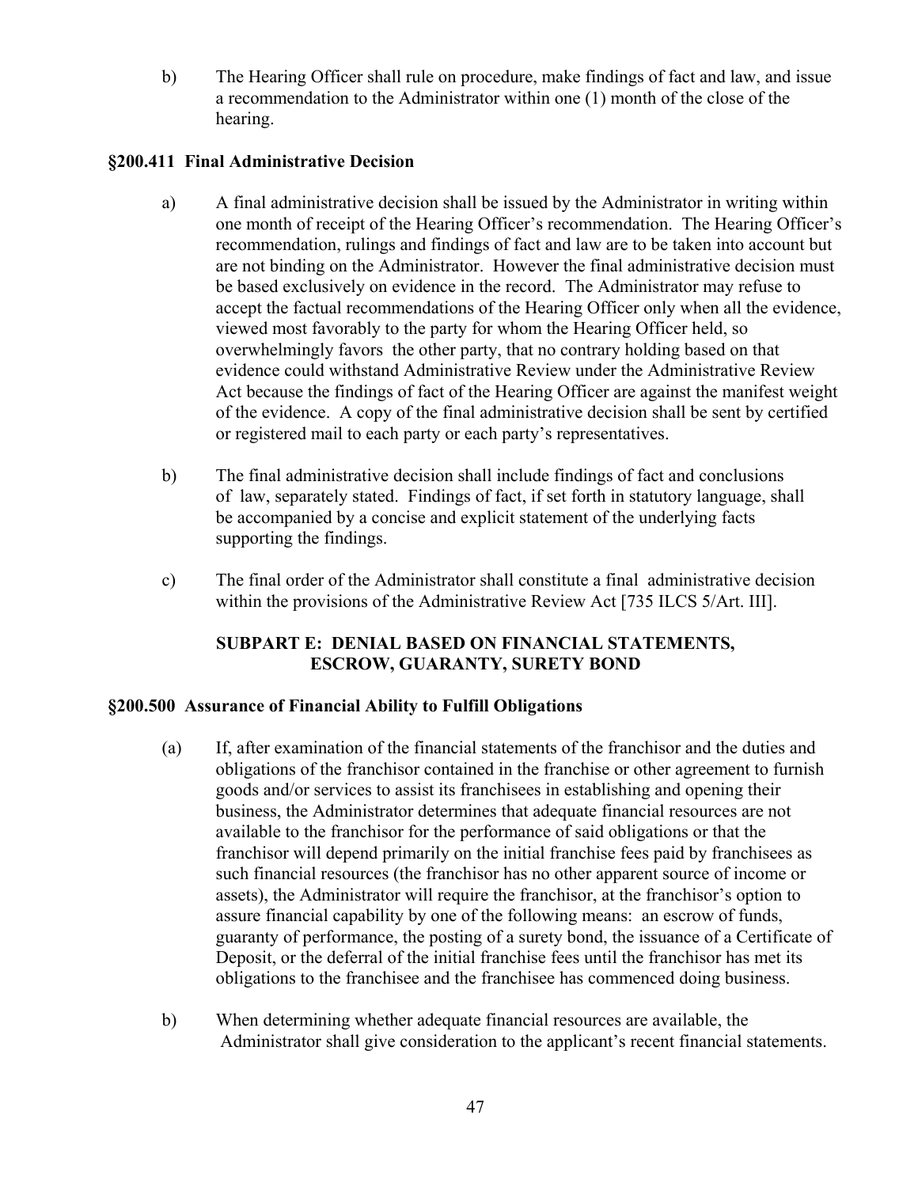b) The Hearing Officer shall rule on procedure, make findings of fact and law, and issue a recommendation to the Administrator within one (1) month of the close of the hearing.

### §200.411 Final Administrative Decision

a) A final administrative decision shall be issued by the Administrator in writing within one month of receipt of the Hearing Officer's recommendation. The Hearing Officer's recommendation, rulings and findings of fact and law are to be taken into account but are not binding on the Administrator. However the final administrative decision must be based exclusively on evidence in the record. The Administrator may refuse to accept the factual recommendations of the Hearing Officer only when all the evidence, viewed most favorably to the party for whom the Hearing Officer held, so overwhelmingly favors the other party, that no contrary holding based on that evidence could withstand Administrative Review under the Administrative Review Act because the findings of fact of the Hearing Officer are against the manifest weight of the evidence. A copy of the final administrative decision shall be sent by certified or registered mail to each party or each party's representatives.

b) The final administrative decision shall include findings of fact and conclusions of law, separately stated. Findings of fact, if set forth in statutory language, shall be accompanied by a concise and explicit statement of the underlying facts supporting the findings.

c) The final order of the Administrator shall constitute a final administrative decision within the provisions of the Administrative Review Act [735 ILCS 5/Art. III].

## SUBPART E: DENIAL BASED ON FINANCIAL STATEMENTS, ESCROW, GUARANTY, SURETY BOND

### §200.500 Assurance of Financial Ability to Fulfill Obligations

(a) If, after examination of the financial statements of the franchisor and the duties and obligations of the franchisor contained in the franchise or other agreement to furnish goods and/or services to assist its franchisees in establishing and opening their business, the Administrator determines that adequate financial resources are not available to the franchisor for the performance of said obligations or that the franchisor will depend primarily on the initial franchise fees paid by franchisees as such financial resources (the franchisor has no other apparent source of income or assets), the Administrator will require the franchisor, at the franchisor's option to assure financial capability by one of the following means: an escrow of funds, guaranty of performance, the posting of a surety bond, the issuance of a Certificate of Deposit, or the deferral of the initial franchise fees until the franchisor has met its obligations to the franchisee and the franchisee has commenced doing business.

b) When determining whether adequate financial resources are available, the Administrator shall give consideration to the applicant's recent financial statements.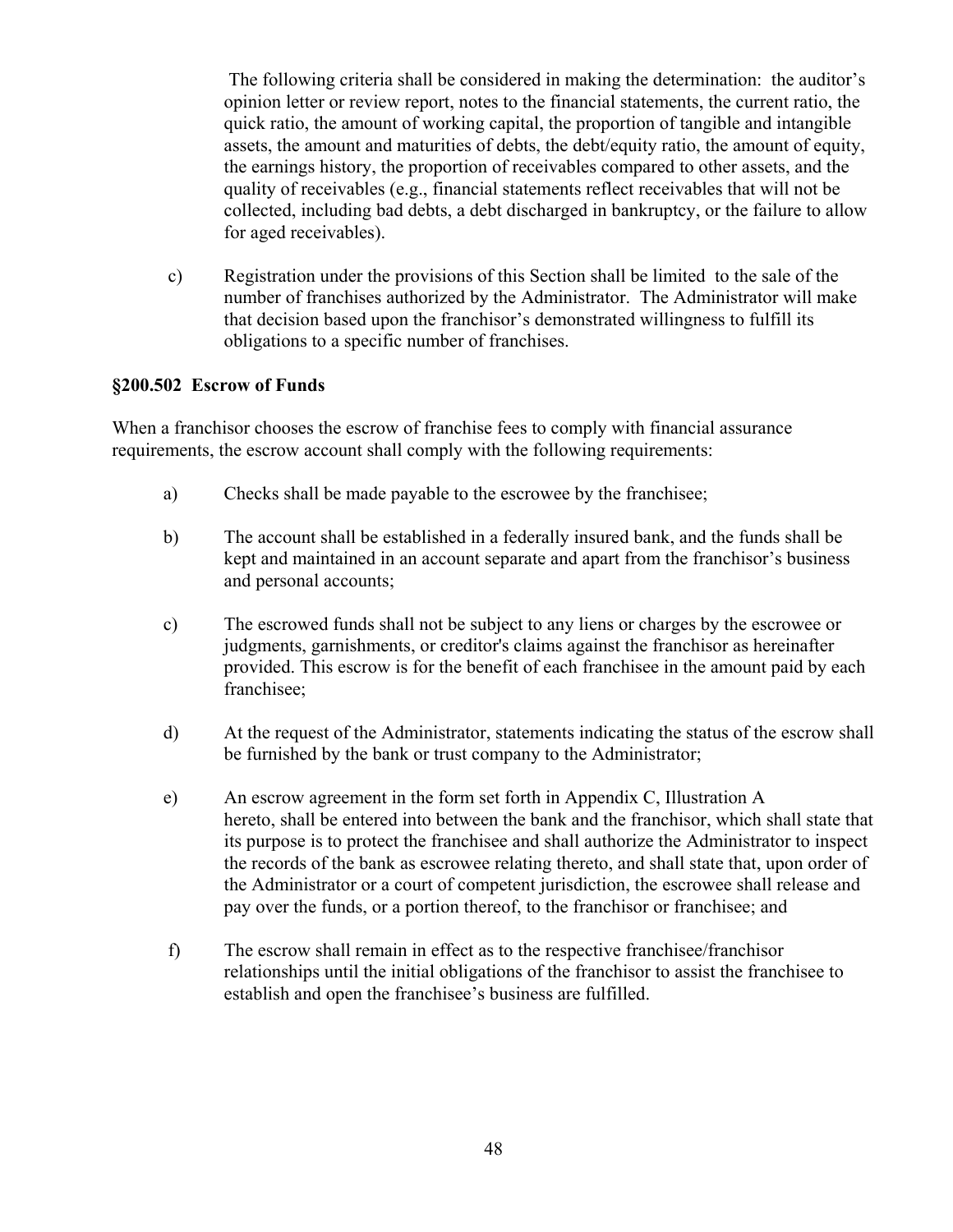The following criteria shall be considered in making the determination: the auditor's opinion letter or review report, notes to the financial statements, the current ratio, the quick ratio, the amount of working capital, the proportion of tangible and intangible assets, the amount and maturities of debts, the debt/equity ratio, the amount of equity, the earnings history, the proportion of receivables compared to other assets, and the quality of receivables (e.g., financial statements reflect receivables that will not be collected, including bad debts, a debt discharged in bankruptcy, or the failure to allow for aged receivables).

c) Registration under the provisions of this Section shall be limited to the sale of the number of franchises authorized by the Administrator. The Administrator will make that decision based upon the franchisor's demonstrated willingness to fulfill its obligations to a specific number of franchises.

**§200.502 Escrow of Funds**

When a franchisor chooses the escrow of franchise fees to comply with financial assurance requirements, the escrow account shall comply with the following requirements:

a) Checks shall be made payable to the escrowee by the franchisee;

b) The account shall be established in a federally insured bank, and the funds shall be kept and maintained in an account separate and apart from the franchisor's business and personal accounts;

c) The escrowed funds shall not be subject to any liens or charges by the escrowee or judgments, garnishments, or creditor's claims against the franchisor as hereinafter provided. This escrow is for the benefit of each franchisee in the amount paid by each franchisee;

d) At the request of the Administrator, statements indicating the status of the escrow shall be furnished by the bank or trust company to the Administrator;

e) An escrow agreement in the form set forth in Appendix C, Illustration A hereto, shall be entered into between the bank and the franchisor, which shall state that its purpose is to protect the franchisee and shall authorize the Administrator to inspect the records of the bank as escrowee relating thereto, and shall state that, upon order of the Administrator or a court of competent jurisdiction, the escrowee shall release and pay over the funds, or a portion thereof, to the franchisor or franchisee; and

f) The escrow shall remain in effect as to the respective franchisee/franchisor relationships until the initial obligations of the franchisor to assist the franchisee to establish and open the franchisee's business are fulfilled.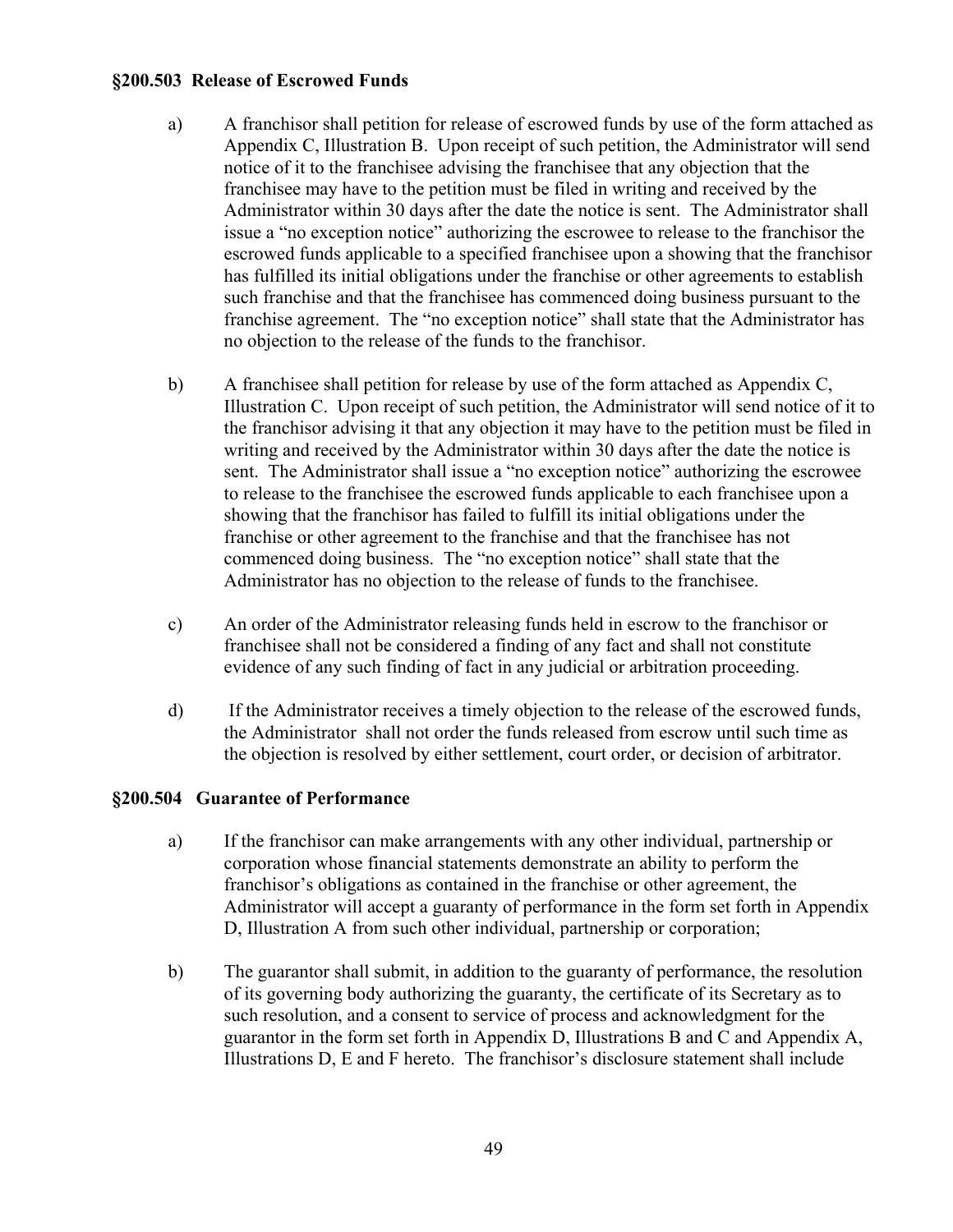### §200.503 Release of Escrowed Funds

a) A franchisor shall petition for release of escrowed funds by use of the form attached as Appendix C, Illustration B. Upon receipt of such petition, the Administrator will send notice of it to the franchisee advising the franchisee that any objection that the franchisee may have to the petition must be filed in writing and received by the Administrator within 30 days after the date the notice is sent. The Administrator shall issue a "no exception notice" authorizing the escrowee to release to the franchisor the escrowed funds applicable to a specified franchisee upon a showing that the franchisor has fulfilled its initial obligations under the franchise or other agreements to establish such franchise and that the franchisee has commenced doing business pursuant to the franchise agreement. The "no exception notice" shall state that the Administrator has no objection to the release of the funds to the franchisor.

b) A franchisee shall petition for release by use of the form attached as Appendix C, Illustration C. Upon receipt of such petition, the Administrator will send notice of it to the franchisor advising it that any objection it may have to the petition must be filed in writing and received by the Administrator within 30 days after the date the notice is sent. The Administrator shall issue a "no exception notice" authorizing the escrowee to release to the franchisee the escrowed funds applicable to each franchisee upon a showing that the franchisor has failed to fulfill its initial obligations under the franchise or other agreement to the franchise and that the franchisee has not commenced doing business. The "no exception notice" shall state that the Administrator has no objection to the release of funds to the franchisee.

c) An order of the Administrator releasing funds held in escrow to the franchisor or franchisee shall not be considered a finding of any fact and shall not constitute evidence of any such finding of fact in any judicial or arbitration proceeding.

d) If the Administrator receives a timely objection to the release of the escrowed funds, the Administrator shall not order the funds released from escrow until such time as the objection is resolved by either settlement, court order, or decision of arbitrator.

### §200.504 Guarantee of Performance

a) If the franchisor can make arrangements with any other individual, partnership or corporation whose financial statements demonstrate an ability to perform the franchisor's obligations as contained in the franchise or other agreement, the Administrator will accept a guaranty of performance in the form set forth in Appendix D, Illustration A from such other individual, partnership or corporation;

b) The guarantor shall submit, in addition to the guaranty of performance, the resolution of its governing body authorizing the guaranty, the certificate of its Secretary as to such resolution, and a consent to service of process and acknowledgment for the guarantor in the form set forth in Appendix D, Illustrations B and C and Appendix A, Illustrations D, E and F hereto. The franchisor's disclosure statement shall include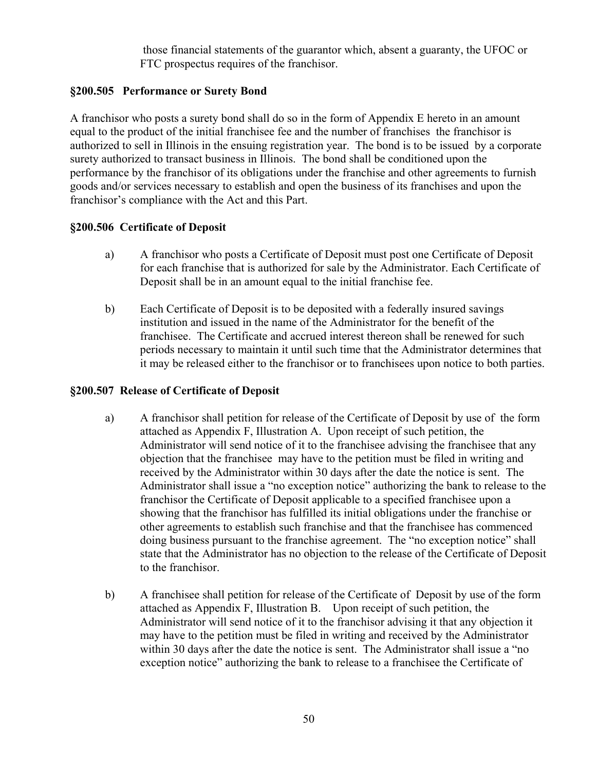those financial statements of the guarantor which, absent a guaranty, the UFOC or FTC prospectus requires of the franchisor.

### §200.505 Performance or Surety Bond

A franchisor who posts a surety bond shall do so in the form of Appendix E hereto in an amount equal to the product of the initial franchisee fee and the number of franchises the franchisor is authorized to sell in Illinois in the ensuing registration year. The bond is to be issued by a corporate surety authorized to transact business in Illinois. The bond shall be conditioned upon the performance by the franchisor of its obligations under the franchise and other agreements to furnish goods and/or services necessary to establish and open the business of its franchises and upon the franchisor's compliance with the Act and this Part.

### §200.506 Certificate of Deposit

a) A franchisor who posts a Certificate of Deposit must post one Certificate of Deposit for each franchise that is authorized for sale by the Administrator. Each Certificate of Deposit shall be in an amount equal to the initial franchise fee.

b) Each Certificate of Deposit is to be deposited with a federally insured savings institution and issued in the name of the Administrator for the benefit of the franchisee. The Certificate and accrued interest thereon shall be renewed for such periods necessary to maintain it until such time that the Administrator determines that it may be released either to the franchisor or to franchisees upon notice to both parties.

### §200.507 Release of Certificate of Deposit

a) A franchisor shall petition for release of the Certificate of Deposit by use of the form attached as Appendix F, Illustration A. Upon receipt of such petition, the Administrator will send notice of it to the franchisee advising the franchisee that any objection that the franchisee may have to the petition must be filed in writing and received by the Administrator within 30 days after the date the notice is sent. The Administrator shall issue a "no exception notice" authorizing the bank to release to the franchisor the Certificate of Deposit applicable to a specified franchisee upon a showing that the franchisor has fulfilled its initial obligations under the franchise or other agreements to establish such franchise and that the franchisee has commenced doing business pursuant to the franchise agreement. The "no exception notice" shall state that the Administrator has no objection to the release of the Certificate of Deposit to the franchisor.

b) A franchisee shall petition for release of the Certificate of Deposit by use of the form attached as Appendix F, Illustration B. Upon receipt of such petition, the Administrator will send notice of it to the franchisor advising it that any objection it may have to the petition must be filed in writing and received by the Administrator within 30 days after the date the notice is sent. The Administrator shall issue a "no exception notice" authorizing the bank to release to a franchisee the Certificate of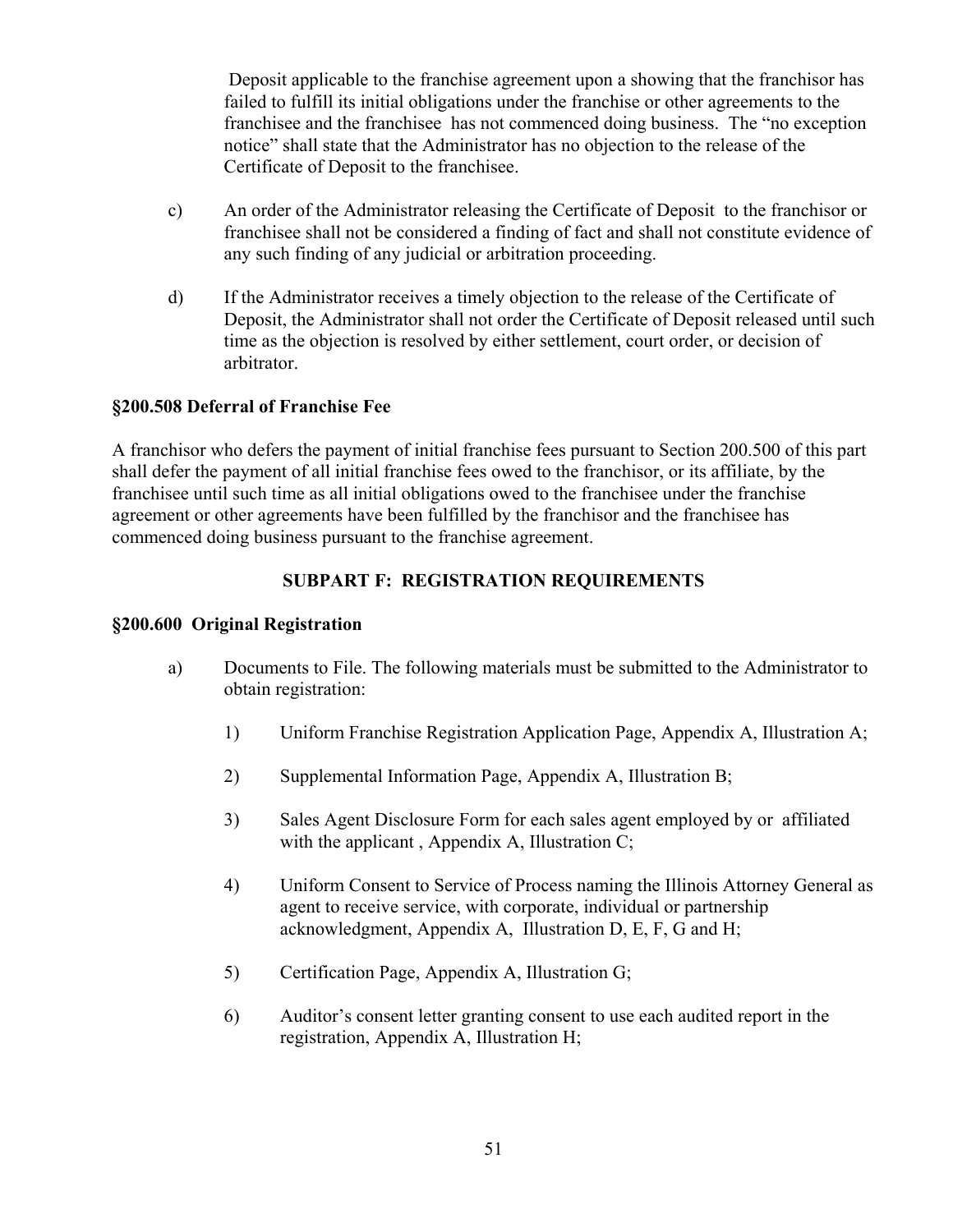Deposit applicable to the franchise agreement upon a showing that the franchisor has failed to fulfill its initial obligations under the franchise or other agreements to the franchisee and the franchisee has not commenced doing business. The "no exception notice" shall state that the Administrator has no objection to the release of the Certificate of Deposit to the franchisee.

c) An order of the Administrator releasing the Certificate of Deposit to the franchisor or franchisee shall not be considered a finding of fact and shall not constitute evidence of any such finding of any judicial or arbitration proceeding.

d) If the Administrator receives a timely objection to the release of the Certificate of Deposit, the Administrator shall not order the Certificate of Deposit released until such time as the objection is resolved by either settlement, court order, or decision of arbitrator.

**§200.508 Deferral of Franchise Fee**

A franchisor who defers the payment of initial franchise fees pursuant to Section 200.500 of this part shall defer the payment of all initial franchise fees owed to the franchisor, or its affiliate, by the franchisee until such time as all initial obligations owed to the franchisee under the franchise agreement or other agreements have been fulfilled by the franchisor and the franchisee has commenced doing business pursuant to the franchise agreement.

**SUBPART F: REGISTRATION REQUIREMENTS**

**§200.600 Original Registration**

a) Documents to File. The following materials must be submitted to the Administrator to obtain registration:

1) Uniform Franchise Registration Application Page, Appendix A, Illustration A;

2) Supplemental Information Page, Appendix A, Illustration B;

3) Sales Agent Disclosure Form for each sales agent employed by or affiliated with the applicant , Appendix A, Illustration C;

4) Uniform Consent to Service of Process naming the Illinois Attorney General as agent to receive service, with corporate, individual or partnership acknowledgment, Appendix A, Illustration D, E, F, G and H;

5) Certification Page, Appendix A, Illustration G;

6) Auditor's consent letter granting consent to use each audited report in the registration, Appendix A, Illustration H;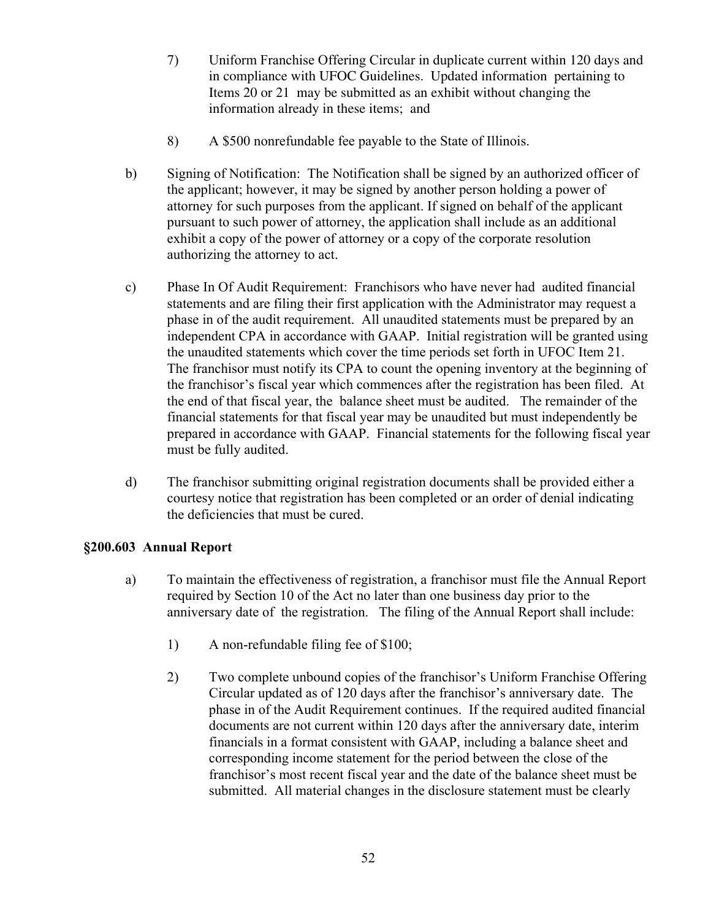7) Uniform Franchise Offering Circular in duplicate current within 120 days and in compliance with UFOC Guidelines. Updated information pertaining to Items 20 or 21 may be submitted as an exhibit without changing the information already in these items; and

8) A $500 nonrefundable fee payable to the State of Illinois.

b) Signing of Notification: The Notification shall be signed by an authorized officer of the applicant; however, it may be signed by another person holding a power of attorney for such purposes from the applicant. If signed on behalf of the applicant pursuant to such power of attorney, the application shall include as an additional exhibit a copy of the power of attorney or a copy of the corporate resolution authorizing the attorney to act.

c) Phase In Of Audit Requirement: Franchisors who have never had audited financial statements and are filing their first application with the Administrator may request a phase in of the audit requirement. All unaudited statements must be prepared by an independent CPA in accordance with GAAP. Initial registration will be granted using the unaudited statements which cover the time periods set forth in UFOC Item 21. The franchisor must notify its CPA to count the opening inventory at the beginning of the franchisor's fiscal year which commences after the registration has been filed. At the end of that fiscal year, the balance sheet must be audited. The remainder of the financial statements for that fiscal year may be unaudited but must independently be prepared in accordance with GAAP. Financial statements for the following fiscal year must be fully audited.

d) The franchisor submitting original registration documents shall be provided either a courtesy notice that registration has been completed or an order of denial indicating the deficiencies that must be cured.

**§200.603 Annual Report**

a) To maintain the effectiveness of registration, a franchisor must file the Annual Report required by Section 10 of the Act no later than one business day prior to the anniversary date of the registration. The filing of the Annual Report shall include:

1) A non-refundable filing fee of $100;

2) Two complete unbound copies of the franchisor's Uniform Franchise Offering Circular updated as of 120 days after the franchisor's anniversary date. The phase in of the Audit Requirement continues. If the required audited financial documents are not current within 120 days after the anniversary date, interim financials in a format consistent with GAAP, including a balance sheet and corresponding income statement for the period between the close of the franchisor's most recent fiscal year and the date of the balance sheet must be submitted. All material changes in the disclosure statement must be clearly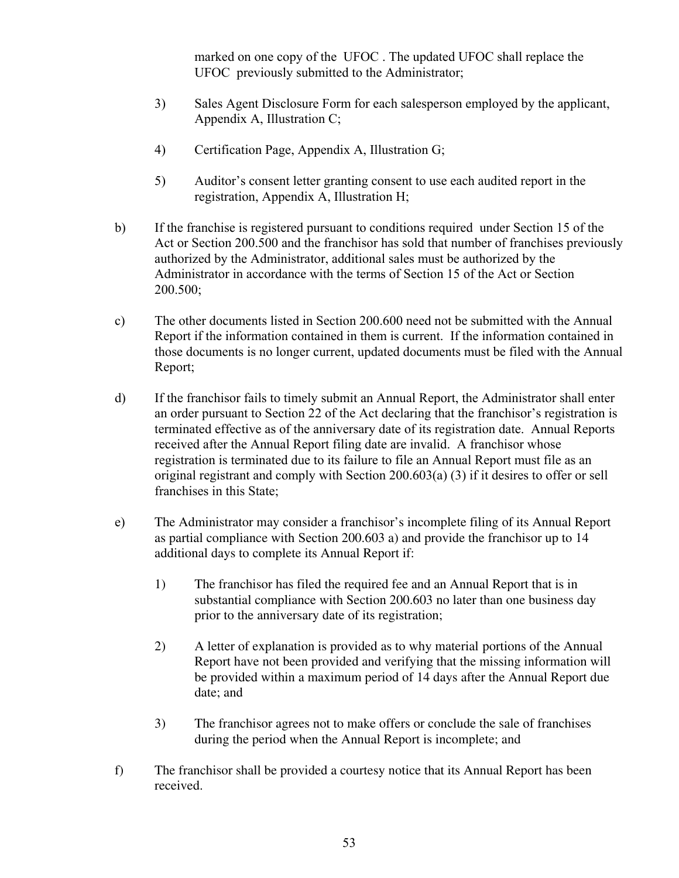marked on one copy of the UFOC . The updated UFOC shall replace the UFOC previously submitted to the Administrator;

3) Sales Agent Disclosure Form for each salesperson employed by the applicant, Appendix A, Illustration C;

4) Certification Page, Appendix A, Illustration G;

5) Auditor's consent letter granting consent to use each audited report in the registration, Appendix A, Illustration H;

b) If the franchise is registered pursuant to conditions required under Section 15 of the Act or Section 200.500 and the franchisor has sold that number of franchises previously authorized by the Administrator, additional sales must be authorized by the Administrator in accordance with the terms of Section 15 of the Act or Section 200.500;

c) The other documents listed in Section 200.600 need not be submitted with the Annual Report if the information contained in them is current. If the information contained in those documents is no longer current, updated documents must be filed with the Annual Report;

d) If the franchisor fails to timely submit an Annual Report, the Administrator shall enter an order pursuant to Section 22 of the Act declaring that the franchisor's registration is terminated effective as of the anniversary date of its registration date. Annual Reports received after the Annual Report filing date are invalid. A franchisor whose registration is terminated due to its failure to file an Annual Report must file as an original registrant and comply with Section 200.603(a) (3) if it desires to offer or sell franchises in this State;

e) The Administrator may consider a franchisor's incomplete filing of its Annual Report as partial compliance with Section 200.603 a) and provide the franchisor up to 14 additional days to complete its Annual Report if:

1) The franchisor has filed the required fee and an Annual Report that is in substantial compliance with Section 200.603 no later than one business day prior to the anniversary date of its registration;

2) A letter of explanation is provided as to why material portions of the Annual Report have not been provided and verifying that the missing information will be provided within a maximum period of 14 days after the Annual Report due date; and

3) The franchisor agrees not to make offers or conclude the sale of franchises during the period when the Annual Report is incomplete; and

f) The franchisor shall be provided a courtesy notice that its Annual Report has been received.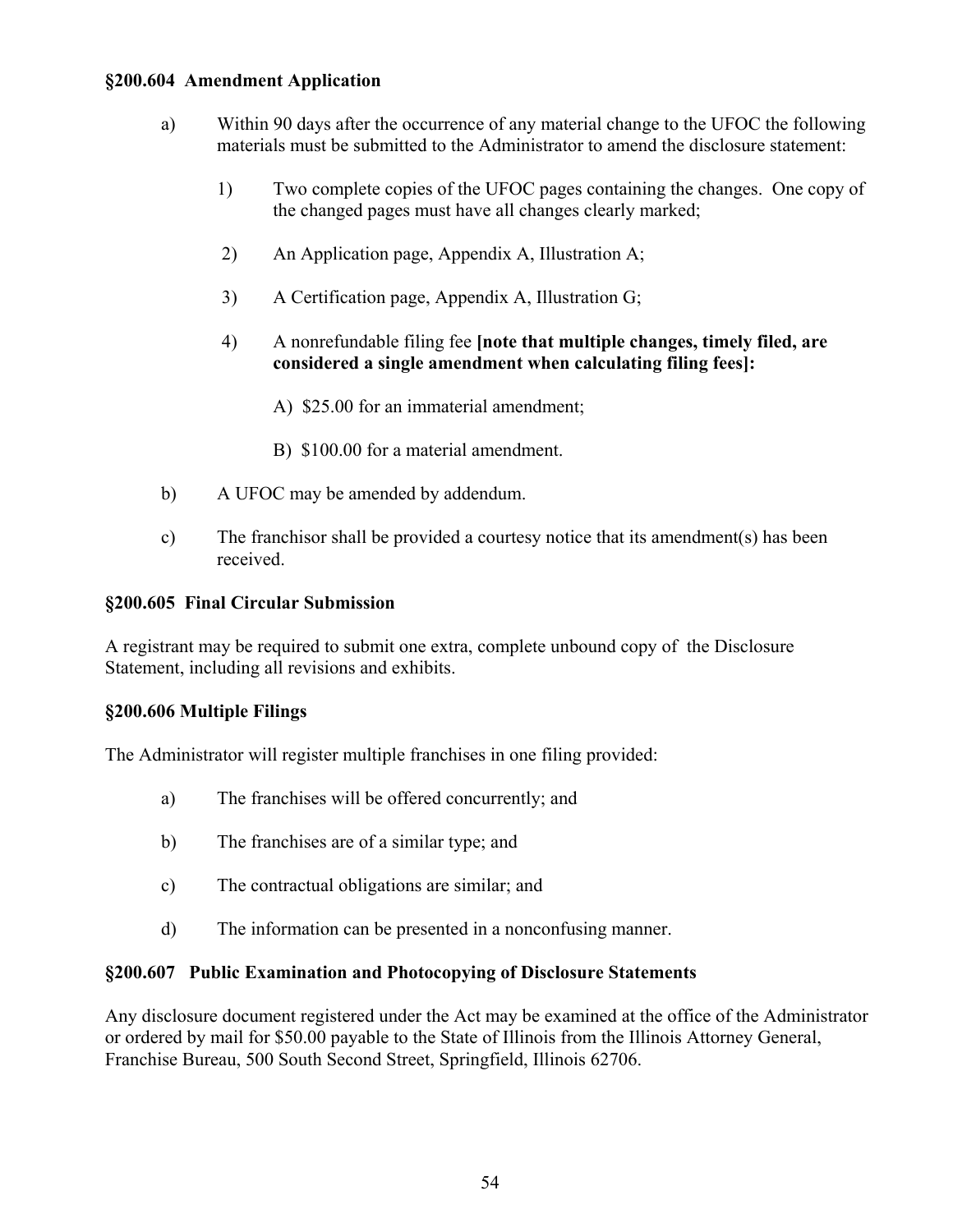### §200.604 Amendment Application

a) Within 90 days after the occurrence of any material change to the UFOC the following materials must be submitted to the Administrator to amend the disclosure statement:

   1) Two complete copies of the UFOC pages containing the changes. One copy of the changed pages must have all changes clearly marked;

   2) An Application page, Appendix A, Illustration A;

   3) A Certification page, Appendix A, Illustration G;

   4) A nonrefundable filing fee **[note that multiple changes, timely filed, are considered a single amendment when calculating filing fees]:**

      A) $25.00 for an immaterial amendment;

      B) $100.00 for a material amendment.

b) A UFOC may be amended by addendum.

c) The franchisor shall be provided a courtesy notice that its amendment(s) has been received.

### §200.605 Final Circular Submission

A registrant may be required to submit one extra, complete unbound copy of the Disclosure Statement, including all revisions and exhibits.

### §200.606 Multiple Filings

The Administrator will register multiple franchises in one filing provided:

a) The franchises will be offered concurrently; and

b) The franchises are of a similar type; and

c) The contractual obligations are similar; and

d) The information can be presented in a nonconfusing manner.

### §200.607 Public Examination and Photocopying of Disclosure Statements

Any disclosure document registered under the Act may be examined at the office of the Administrator or ordered by mail for $50.00 payable to the State of Illinois from the Illinois Attorney General, Franchise Bureau, 500 South Second Street, Springfield, Illinois 62706.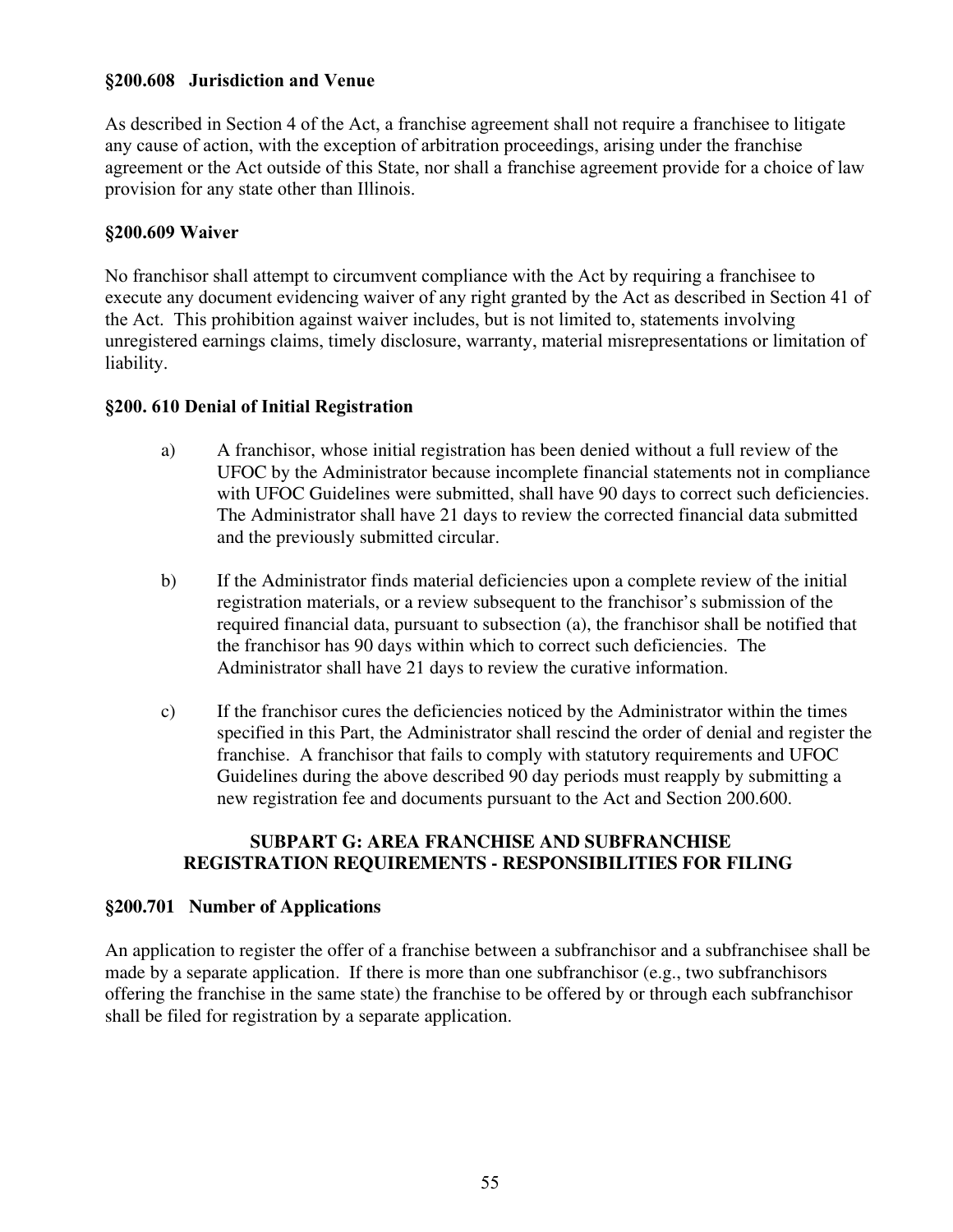**§200.608 Jurisdiction and Venue**

As described in Section 4 of the Act, a franchise agreement shall not require a franchisee to litigate any cause of action, with the exception of arbitration proceedings, arising under the franchise agreement or the Act outside of this State, nor shall a franchise agreement provide for a choice of law provision for any state other than Illinois.

**§200.609 Waiver**

No franchisor shall attempt to circumvent compliance with the Act by requiring a franchisee to execute any document evidencing waiver of any right granted by the Act as described in Section 41 of the Act. This prohibition against waiver includes, but is not limited to, statements involving unregistered earnings claims, timely disclosure, warranty, material misrepresentations or limitation of liability.

**§200. 610 Denial of Initial Registration**

a) A franchisor, whose initial registration has been denied without a full review of the UFOC by the Administrator because incomplete financial statements not in compliance with UFOC Guidelines were submitted, shall have 90 days to correct such deficiencies. The Administrator shall have 21 days to review the corrected financial data submitted and the previously submitted circular.

b) If the Administrator finds material deficiencies upon a complete review of the initial registration materials, or a review subsequent to the franchisor's submission of the required financial data, pursuant to subsection (a), the franchisor shall be notified that the franchisor has 90 days within which to correct such deficiencies. The Administrator shall have 21 days to review the curative information.

c) If the franchisor cures the deficiencies noticed by the Administrator within the times specified in this Part, the Administrator shall rescind the order of denial and register the franchise. A franchisor that fails to comply with statutory requirements and UFOC Guidelines during the above described 90 day periods must reapply by submitting a new registration fee and documents pursuant to the Act and Section 200.600.

## SUBPART G: AREA FRANCHISE AND SUBFRANCHISE REGISTRATION REQUIREMENTS - RESPONSIBILITIES FOR FILING

**§200.701 Number of Applications**

An application to register the offer of a franchise between a subfranchisor and a subfranchisee shall be made by a separate application. If there is more than one subfranchisor (e.g., two subfranchisors offering the franchise in the same state) the franchise to be offered by or through each subfranchisor shall be filed for registration by a separate application.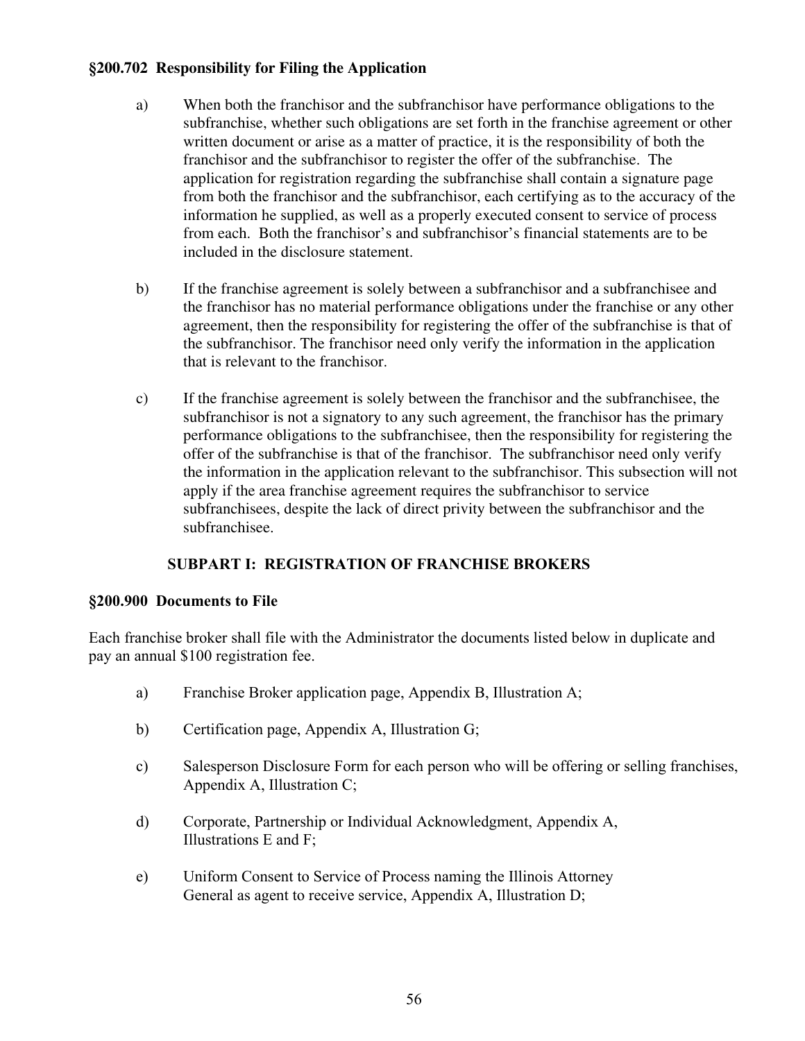**§200.702 Responsibility for Filing the Application**

a) When both the franchisor and the subfranchisor have performance obligations to the subfranchise, whether such obligations are set forth in the franchise agreement or other written document or arise as a matter of practice, it is the responsibility of both the franchisor and the subfranchisor to register the offer of the subfranchise. The application for registration regarding the subfranchise shall contain a signature page from both the franchisor and the subfranchisor, each certifying as to the accuracy of the information he supplied, as well as a properly executed consent to service of process from each. Both the franchisor's and subfranchisor's financial statements are to be included in the disclosure statement.

b) If the franchise agreement is solely between a subfranchisor and a subfranchisee and the franchisor has no material performance obligations under the franchise or any other agreement, then the responsibility for registering the offer of the subfranchise is that of the subfranchisor. The franchisor need only verify the information in the application that is relevant to the franchisor.

c) If the franchise agreement is solely between the franchisor and the subfranchisee, the subfranchisor is not a signatory to any such agreement, the franchisor has the primary performance obligations to the subfranchisee, then the responsibility for registering the offer of the subfranchise is that of the franchisor. The subfranchisor need only verify the information in the application relevant to the subfranchisor. This subsection will not apply if the area franchise agreement requires the subfranchisor to service subfranchisees, despite the lack of direct privity between the subfranchisor and the subfranchisee.

## SUBPART I: REGISTRATION OF FRANCHISE BROKERS

**§200.900 Documents to File**

Each franchise broker shall file with the Administrator the documents listed below in duplicate and pay an annual $100 registration fee.

a) Franchise Broker application page, Appendix B, Illustration A;

b) Certification page, Appendix A, Illustration G;

c) Salesperson Disclosure Form for each person who will be offering or selling franchises, Appendix A, Illustration C;

d) Corporate, Partnership or Individual Acknowledgment, Appendix A, Illustrations E and F;

e) Uniform Consent to Service of Process naming the Illinois Attorney General as agent to receive service, Appendix A, Illustration D;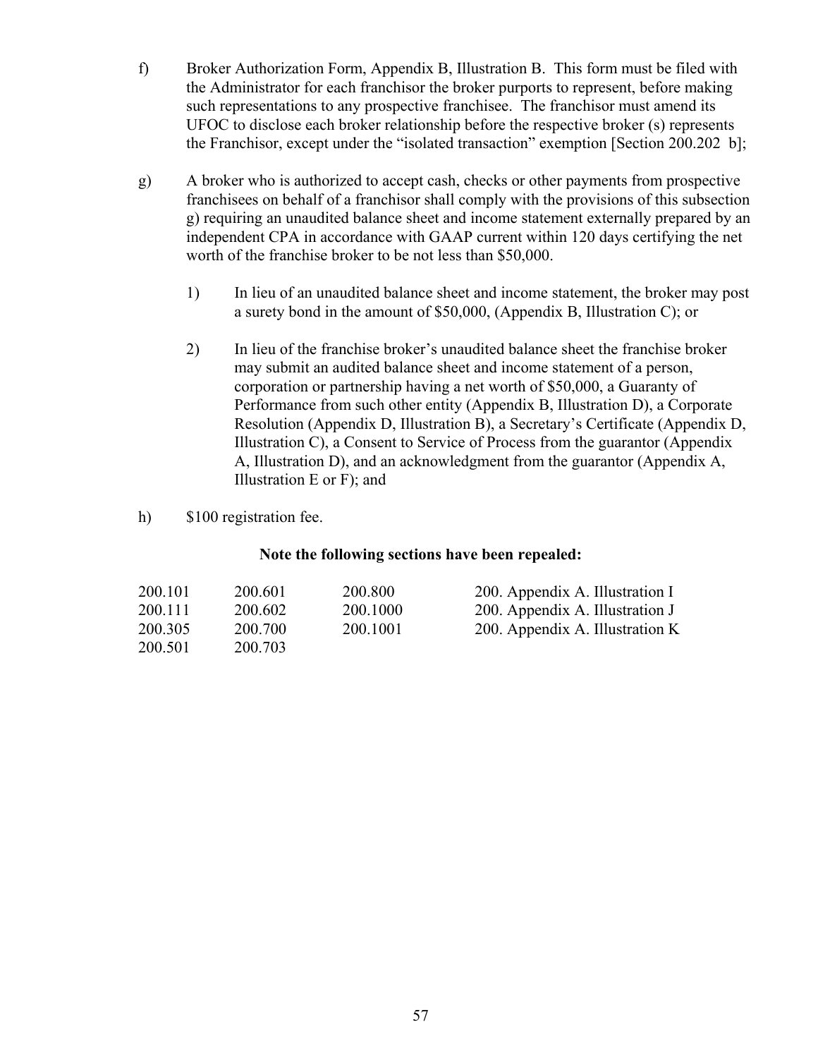f) Broker Authorization Form, Appendix B, Illustration B. This form must be filed with the Administrator for each franchisor the broker purports to represent, before making such representations to any prospective franchisee. The franchisor must amend its UFOC to disclose each broker relationship before the respective broker (s) represents the Franchisor, except under the "isolated transaction" exemption [Section 200.202 b];

g) A broker who is authorized to accept cash, checks or other payments from prospective franchisees on behalf of a franchisor shall comply with the provisions of this subsection g) requiring an unaudited balance sheet and income statement externally prepared by an independent CPA in accordance with GAAP current within 120 days certifying the net worth of the franchise broker to be not less than $50,000.

   1) In lieu of an unaudited balance sheet and income statement, the broker may post a surety bond in the amount of $50,000, (Appendix B, Illustration C); or

   2) In lieu of the franchise broker's unaudited balance sheet the franchise broker may submit an audited balance sheet and income statement of a person, corporation or partnership having a net worth of $50,000, a Guaranty of Performance from such other entity (Appendix B, Illustration D), a Corporate Resolution (Appendix D, Illustration B), a Secretary's Certificate (Appendix D, Illustration C), a Consent to Service of Process from the guarantor (Appendix A, Illustration D), and an acknowledgment from the guarantor (Appendix A, Illustration E or F); and

h) $100 registration fee.

**Note the following sections have been repealed:**

| | | | |
|---|---|---|---|
| 200.101 | 200.601 | 200.800 | 200. Appendix A. Illustration I |
| 200.111 | 200.602 | 200.1000 | 200. Appendix A. Illustration J |
| 200.305 | 200.700 | 200.1001 | 200. Appendix A. Illustration K |
| 200.501 | 200.703 | | |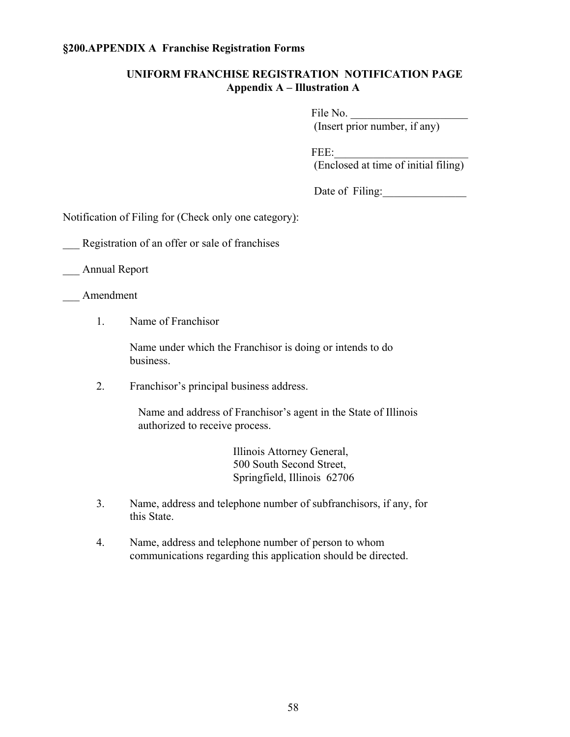**§200.APPENDIX A Franchise Registration Forms**

**UNIFORM FRANCHISE REGISTRATION NOTIFICATION PAGE**
**Appendix A – Illustration A**

File No. _____________________
(Insert prior number, if any)

FEE:________________________
(Enclosed at time of initial filing)

Date of Filing:_______________

Notification of Filing for (Check only one category):

___ Registration of an offer or sale of franchises

___ Annual Report

___ Amendment

1. Name of Franchisor

   Name under which the Franchisor is doing or intends to do business.

2. Franchisor's principal business address.

   Name and address of Franchisor's agent in the State of Illinois authorized to receive process.

   Illinois Attorney General,
   500 South Second Street,
   Springfield, Illinois 62706

3. Name, address and telephone number of subfranchisors, if any, for this State.

4. Name, address and telephone number of person to whom communications regarding this application should be directed.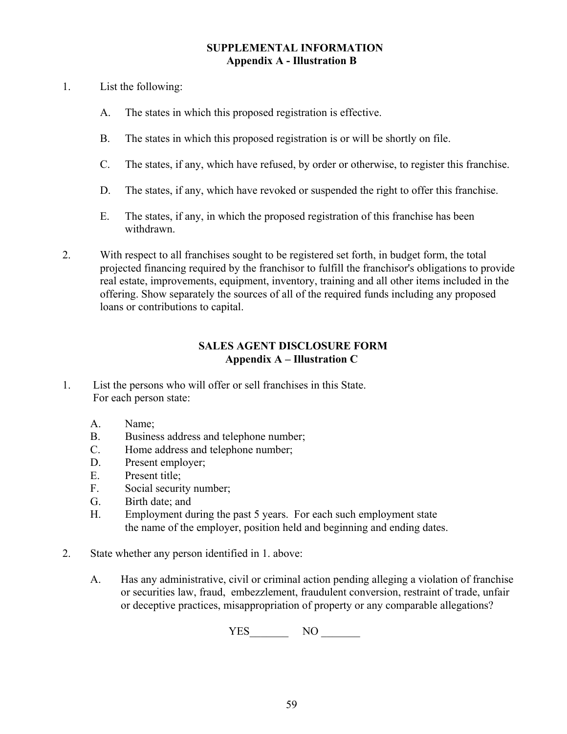## SUPPLEMENTAL INFORMATION
### Appendix A - Illustration B

1. List the following:

   A. The states in which this proposed registration is effective.

   B. The states in which this proposed registration is or will be shortly on file.

   C. The states, if any, which have refused, by order or otherwise, to register this franchise.

   D. The states, if any, which have revoked or suspended the right to offer this franchise.

   E. The states, if any, in which the proposed registration of this franchise has been withdrawn.

2. With respect to all franchises sought to be registered set forth, in budget form, the total projected financing required by the franchisor to fulfill the franchisor's obligations to provide real estate, improvements, equipment, inventory, training and all other items included in the offering. Show separately the sources of all of the required funds including any proposed loans or contributions to capital.

## SALES AGENT DISCLOSURE FORM
### Appendix A – Illustration C

1. List the persons who will offer or sell franchises in this State.
   For each person state:

   A. Name;
   B. Business address and telephone number;
   C. Home address and telephone number;
   D. Present employer;
   E. Present title;
   F. Social security number;
   G. Birth date; and
   H. Employment during the past 5 years. For each such employment state the name of the employer, position held and beginning and ending dates.

2. State whether any person identified in 1. above:

   A. Has any administrative, civil or criminal action pending alleging a violation of franchise or securities law, fraud, embezzlement, fraudulent conversion, restraint of trade, unfair or deceptive practices, misappropriation of property or any comparable allegations?

   YES_______ NO _______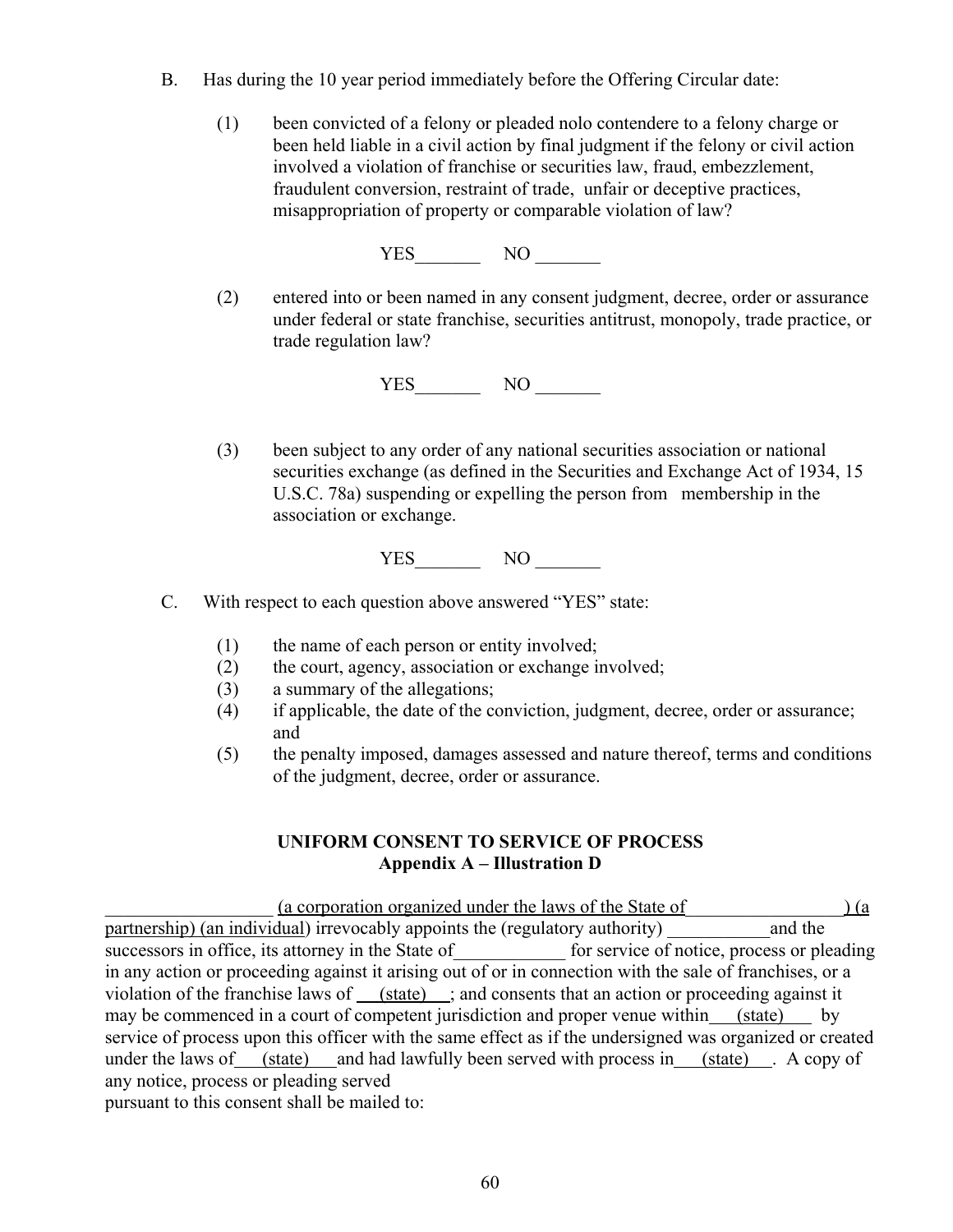B. Has during the 10 year period immediately before the Offering Circular date:

(1) been convicted of a felony or pleaded nolo contendere to a felony charge or been held liable in a civil action by final judgment if the felony or civil action involved a violation of franchise or securities law, fraud, embezzlement, fraudulent conversion, restraint of trade, unfair or deceptive practices, misappropriation of property or comparable violation of law?

YES_______ NO _______

(2) entered into or been named in any consent judgment, decree, order or assurance under federal or state franchise, securities antitrust, monopoly, trade practice, or trade regulation law?

YES_______ NO _______

(3) been subject to any order of any national securities association or national securities exchange (as defined in the Securities and Exchange Act of 1934, 15 U.S.C. 78a) suspending or expelling the person from membership in the association or exchange.

YES_______ NO _______

C. With respect to each question above answered "YES" state:

(1) the name of each person or entity involved;
(2) the court, agency, association or exchange involved;
(3) a summary of the allegations;
(4) if applicable, the date of the conviction, judgment, decree, order or assurance; and
(5) the penalty imposed, damages assessed and nature thereof, terms and conditions of the judgment, decree, order or assurance.

**UNIFORM CONSENT TO SERVICE OF PROCESS**
**Appendix A – Illustration D**

__________________ (a corporation organized under the laws of the State of_________________) (a partnership) (an individual) irrevocably appoints the (regulatory authority) ___________and the successors in office, its attorney in the State of____________ for service of notice, process or pleading in any action or proceeding against it arising out of or in connection with the sale of franchises, or a violation of the franchise laws of ___(state)___; and consents that an action or proceeding against it may be commenced in a court of competent jurisdiction and proper venue within___(state)___ by service of process upon this officer with the same effect as if the undersigned was organized or created under the laws of___(state)___and had lawfully been served with process in___(state)___. A copy of any notice, process or pleading served
pursuant to this consent shall be mailed to: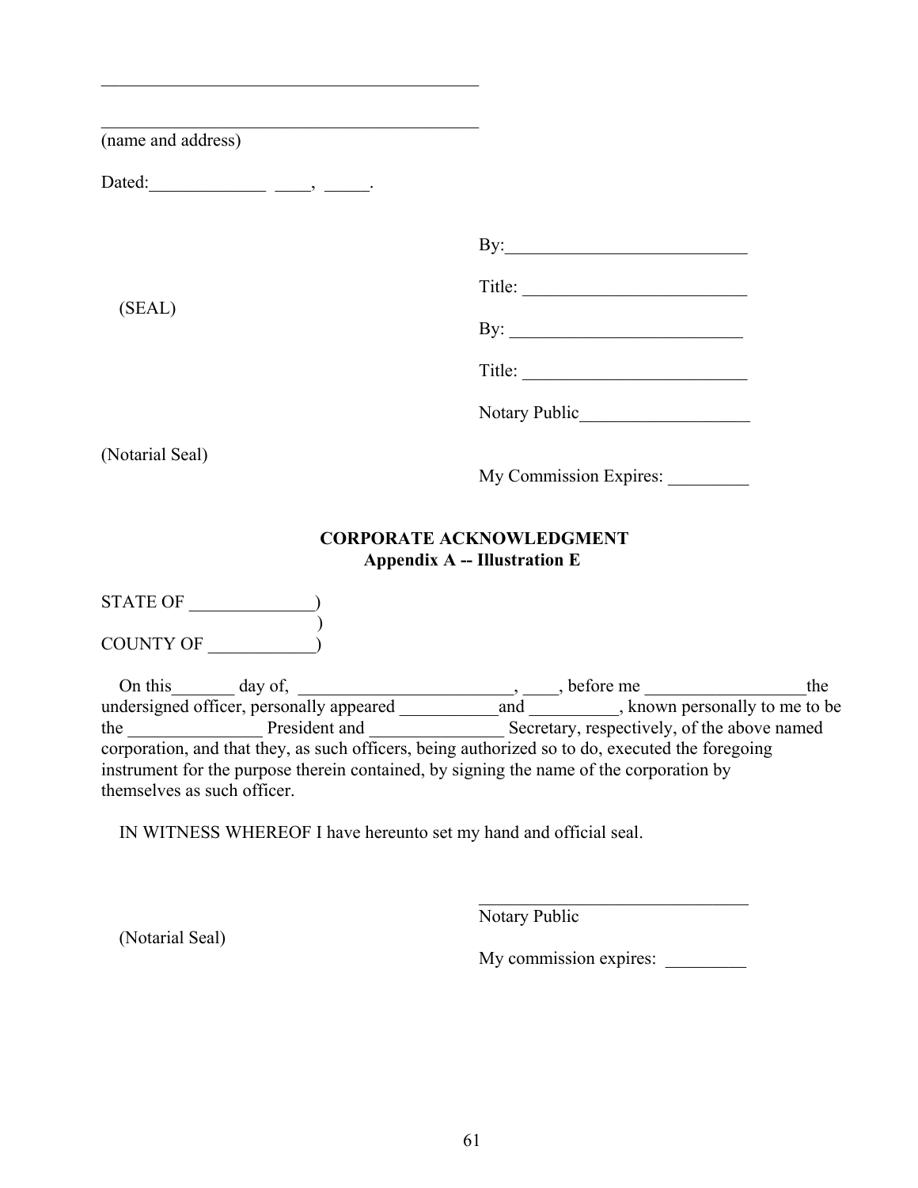\_\_\_\_\_\_\_\_\_\_\_\_\_\_\_\_\_\_\_\_\_\_\_\_\_\_\_\_\_\_\_\_\_\_\_\_\_\_\_\_\_\_\_

\_\_\_\_\_\_\_\_\_\_\_\_\_\_\_\_\_\_\_\_\_\_\_\_\_\_\_\_\_\_\_\_\_\_\_\_\_\_\_\_\_\_\_
(name and address)

Dated:\_\_\_\_\_\_\_\_\_\_\_\_\_ \_\_\_\_, \_\_\_\_\_.

By:\_\_\_\_\_\_\_\_\_\_\_\_\_\_\_\_\_\_\_\_\_\_\_\_\_\_\_

Title: \_\_\_\_\_\_\_\_\_\_\_\_\_\_\_\_\_\_\_\_\_\_\_\_\_

(SEAL)

By: \_\_\_\_\_\_\_\_\_\_\_\_\_\_\_\_\_\_\_\_\_\_\_\_\_\_

Title: \_\_\_\_\_\_\_\_\_\_\_\_\_\_\_\_\_\_\_\_\_\_\_\_\_

Notary Public\_\_\_\_\_\_\_\_\_\_\_\_\_\_\_\_\_\_\_

(Notarial Seal)

My Commission Expires: \_\_\_\_\_\_\_\_\_

**CORPORATE ACKNOWLEDGMENT**
**Appendix A -- Illustration E**

STATE OF \_\_\_\_\_\_\_\_\_\_\_\_\_\_)
)
COUNTY OF \_\_\_\_\_\_\_\_\_\_\_\_)

On this\_\_\_\_\_\_\_ day of, \_\_\_\_\_\_\_\_\_\_\_\_\_\_\_\_\_\_\_\_\_\_\_\_, \_\_\_\_, before me \_\_\_\_\_\_\_\_\_\_\_\_\_\_\_\_\_\_the undersigned officer, personally appeared \_\_\_\_\_\_\_\_\_\_\_and \_\_\_\_\_\_\_\_\_\_, known personally to me to be the \_\_\_\_\_\_\_\_\_\_\_\_\_\_\_ President and \_\_\_\_\_\_\_\_\_\_\_\_\_\_\_ Secretary, respectively, of the above named corporation, and that they, as such officers, being authorized so to do, executed the foregoing instrument for the purpose therein contained, by signing the name of the corporation by themselves as such officer.

IN WITNESS WHEREOF I have hereunto set my hand and official seal.

\_\_\_\_\_\_\_\_\_\_\_\_\_\_\_\_\_\_\_\_\_\_\_\_\_\_\_\_\_\_\_
Notary Public

(Notarial Seal)

My commission expires: \_\_\_\_\_\_\_\_\_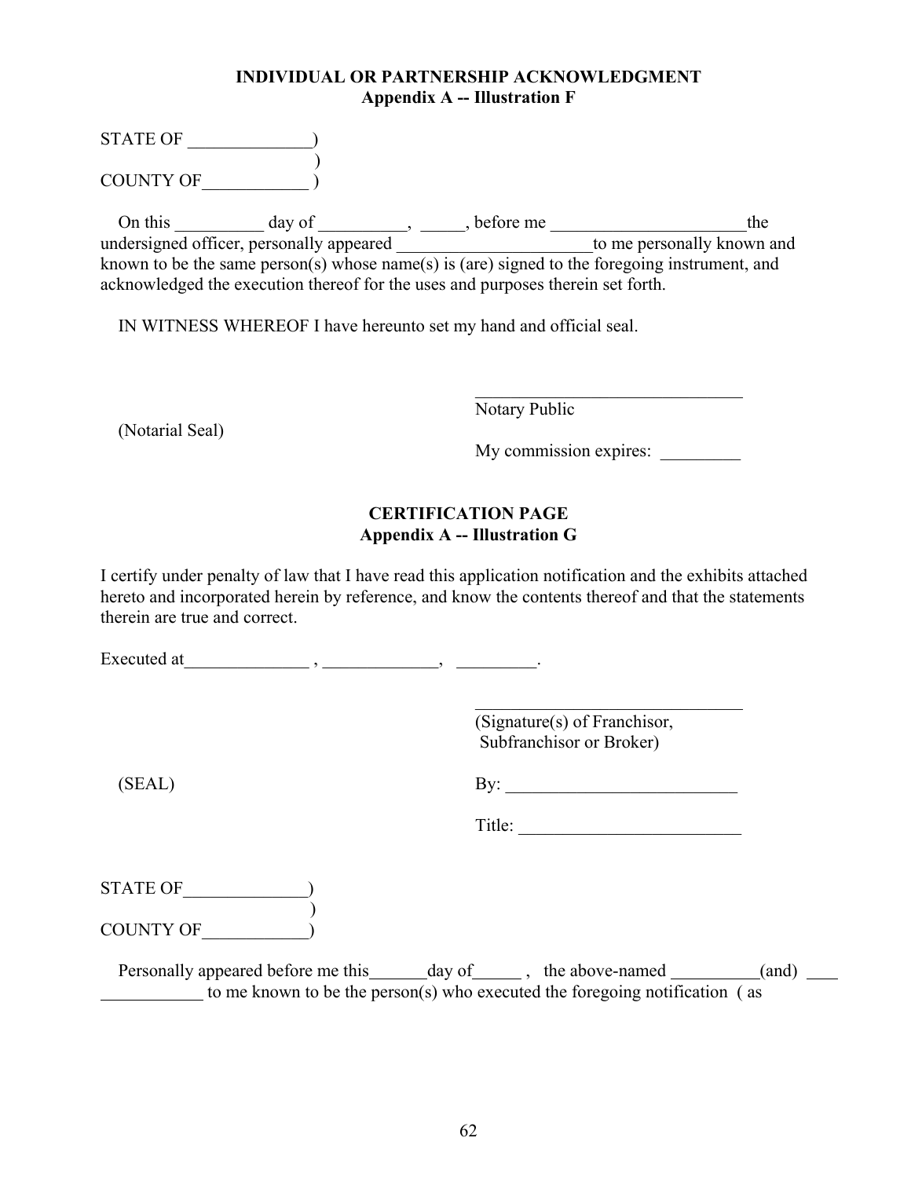**INDIVIDUAL OR PARTNERSHIP ACKNOWLEDGMENT**
**Appendix A -- Illustration F**

STATE OF ______________)
)
COUNTY OF____________ )

On this __________ day of __________, _____, before me ______________________the undersigned officer, personally appeared ______________________to me personally known and known to be the same person(s) whose name(s) is (are) signed to the foregoing instrument, and acknowledged the execution thereof for the uses and purposes therein set forth.

IN WITNESS WHEREOF I have hereunto set my hand and official seal.

_______________________________
Notary Public

(Notarial Seal)

My commission expires: _________

**CERTIFICATION PAGE**
**Appendix A -- Illustration G**

I certify under penalty of law that I have read this application notification and the exhibits attached hereto and incorporated herein by reference, and know the contents thereof and that the statements therein are true and correct.

Executed at______________ , _____________, _________.

_______________________________
(Signature(s) of Franchisor, Subfranchisor or Broker)

(SEAL)

By: __________________________

Title: _________________________

STATE OF______________)
)
COUNTY OF____________)

Personally appeared before me this______day of______ , the above-named __________(and) ____ ____________ to me known to be the person(s) who executed the foregoing notification ( as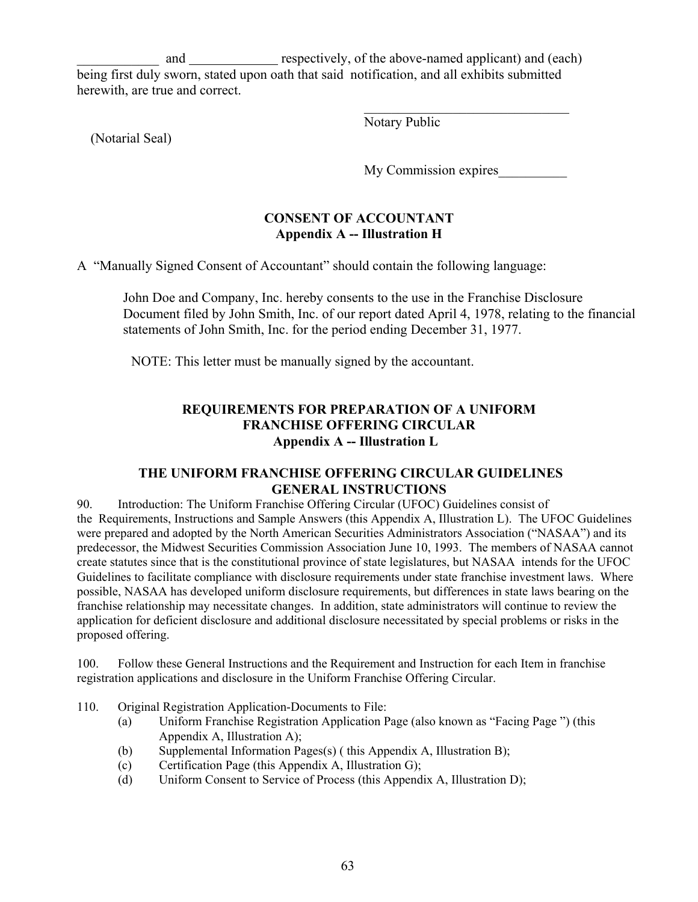____________ and _____________ respectively, of the above-named applicant) and (each) being first duly sworn, stated upon oath that said notification, and all exhibits submitted herewith, are true and correct.

_______________________________
Notary Public

(Notarial Seal)

My Commission expires__________

## CONSENT OF ACCOUNTANT
### Appendix A -- Illustration H

A "Manually Signed Consent of Accountant" should contain the following language:

> John Doe and Company, Inc. hereby consents to the use in the Franchise Disclosure Document filed by John Smith, Inc. of our report dated April 4, 1978, relating to the financial statements of John Smith, Inc. for the period ending December 31, 1977.
>
> NOTE: This letter must be manually signed by the accountant.

## REQUIREMENTS FOR PREPARATION OF A UNIFORM FRANCHISE OFFERING CIRCULAR
### Appendix A -- Illustration L

## THE UNIFORM FRANCHISE OFFERING CIRCULAR GUIDELINES GENERAL INSTRUCTIONS

90. Introduction: The Uniform Franchise Offering Circular (UFOC) Guidelines consist of the Requirements, Instructions and Sample Answers (this Appendix A, Illustration L). The UFOC Guidelines were prepared and adopted by the North American Securities Administrators Association ("NASAA") and its predecessor, the Midwest Securities Commission Association June 10, 1993. The members of NASAA cannot create statutes since that is the constitutional province of state legislatures, but NASAA intends for the UFOC Guidelines to facilitate compliance with disclosure requirements under state franchise investment laws. Where possible, NASAA has developed uniform disclosure requirements, but differences in state laws bearing on the franchise relationship may necessitate changes. In addition, state administrators will continue to review the application for deficient disclosure and additional disclosure necessitated by special problems or risks in the proposed offering.

100. Follow these General Instructions and the Requirement and Instruction for each Item in franchise registration applications and disclosure in the Uniform Franchise Offering Circular.

110. Original Registration Application-Documents to File:
- (a) Uniform Franchise Registration Application Page (also known as "Facing Page ") (this Appendix A, Illustration A);
- (b) Supplemental Information Pages(s) ( this Appendix A, Illustration B);
- (c) Certification Page (this Appendix A, Illustration G);
- (d) Uniform Consent to Service of Process (this Appendix A, Illustration D);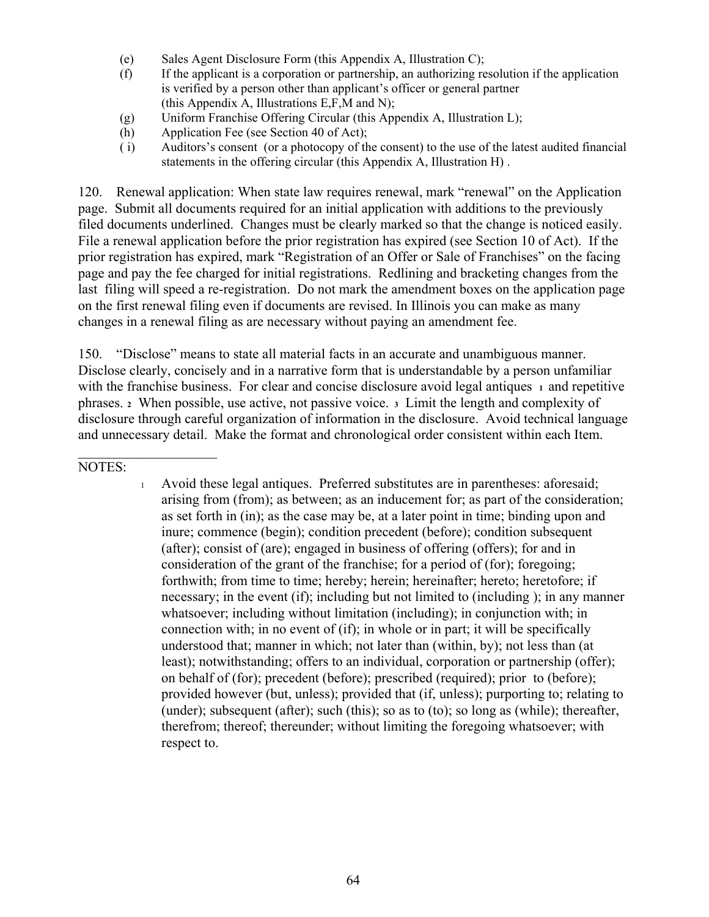(e) Sales Agent Disclosure Form (this Appendix A, Illustration C);

(f) If the applicant is a corporation or partnership, an authorizing resolution if the application is verified by a person other than applicant's officer or general partner (this Appendix A, Illustrations E,F,M and N);

(g) Uniform Franchise Offering Circular (this Appendix A, Illustration L);

(h) Application Fee (see Section 40 of Act);

( i) Auditors's consent (or a photocopy of the consent) to the use of the latest audited financial statements in the offering circular (this Appendix A, Illustration H) .

120. Renewal application: When state law requires renewal, mark "renewal" on the Application page. Submit all documents required for an initial application with additions to the previously filed documents underlined. Changes must be clearly marked so that the change is noticed easily. File a renewal application before the prior registration has expired (see Section 10 of Act). If the prior registration has expired, mark "Registration of an Offer or Sale of Franchises" on the facing page and pay the fee charged for initial registrations. Redlining and bracketing changes from the last filing will speed a re-registration. Do not mark the amendment boxes on the application page on the first renewal filing even if documents are revised. In Illinois you can make as many changes in a renewal filing as are necessary without paying an amendment fee.

150. "Disclose" means to state all material facts in an accurate and unambiguous manner. Disclose clearly, concisely and in a narrative form that is understandable by a person unfamiliar with the franchise business. For clear and concise disclosure avoid legal antiques [1] and repetitive phrases. [2] When possible, use active, not passive voice. [3] Limit the length and complexity of disclosure through careful organization of information in the disclosure. Avoid technical language and unnecessary detail. Make the format and chronological order consistent within each Item.

---

NOTES:

[1] Avoid these legal antiques. Preferred substitutes are in parentheses: aforesaid; arising from (from); as between; as an inducement for; as part of the consideration; as set forth in (in); as the case may be, at a later point in time; binding upon and inure; commence (begin); condition precedent (before); condition subsequent (after); consist of (are); engaged in business of offering (offers); for and in consideration of the grant of the franchise; for a period of (for); foregoing; forthwith; from time to time; hereby; herein; hereinafter; hereto; heretofore; if necessary; in the event (if); including but not limited to (including ); in any manner whatsoever; including without limitation (including); in conjunction with; in connection with; in no event of (if); in whole or in part; it will be specifically understood that; manner in which; not later than (within, by); not less than (at least); notwithstanding; offers to an individual, corporation or partnership (offer); on behalf of (for); precedent (before); prescribed (required); prior to (before); provided however (but, unless); provided that (if, unless); purporting to; relating to (under); subsequent (after); such (this); so as to (to); so long as (while); thereafter, therefrom; thereof; thereunder; without limiting the foregoing whatsoever; with respect to.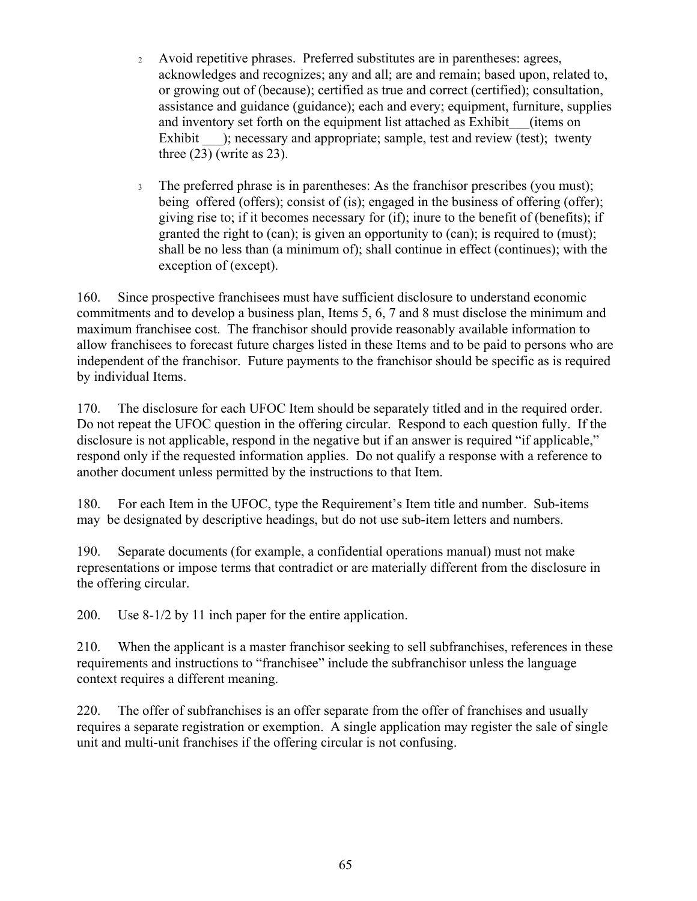2 Avoid repetitive phrases. Preferred substitutes are in parentheses: agrees, acknowledges and recognizes; any and all; are and remain; based upon, related to, or growing out of (because); certified as true and correct (certified); consultation, assistance and guidance (guidance); each and every; equipment, furniture, supplies and inventory set forth on the equipment list attached as Exhibit___(items on Exhibit ___); necessary and appropriate; sample, test and review (test); twenty three (23) (write as 23).

3 The preferred phrase is in parentheses: As the franchisor prescribes (you must); being offered (offers); consist of (is); engaged in the business of offering (offer); giving rise to; if it becomes necessary for (if); inure to the benefit of (benefits); if granted the right to (can); is given an opportunity to (can); is required to (must); shall be no less than (a minimum of); shall continue in effect (continues); with the exception of (except).

160. Since prospective franchisees must have sufficient disclosure to understand economic commitments and to develop a business plan, Items 5, 6, 7 and 8 must disclose the minimum and maximum franchisee cost. The franchisor should provide reasonably available information to allow franchisees to forecast future charges listed in these Items and to be paid to persons who are independent of the franchisor. Future payments to the franchisor should be specific as is required by individual Items.

170. The disclosure for each UFOC Item should be separately titled and in the required order. Do not repeat the UFOC question in the offering circular. Respond to each question fully. If the disclosure is not applicable, respond in the negative but if an answer is required "if applicable," respond only if the requested information applies. Do not qualify a response with a reference to another document unless permitted by the instructions to that Item.

180. For each Item in the UFOC, type the Requirement's Item title and number. Sub-items may be designated by descriptive headings, but do not use sub-item letters and numbers.

190. Separate documents (for example, a confidential operations manual) must not make representations or impose terms that contradict or are materially different from the disclosure in the offering circular.

200. Use 8-1/2 by 11 inch paper for the entire application.

210. When the applicant is a master franchisor seeking to sell subfranchises, references in these requirements and instructions to "franchisee" include the subfranchisor unless the language context requires a different meaning.

220. The offer of subfranchises is an offer separate from the offer of franchises and usually requires a separate registration or exemption. A single application may register the sale of single unit and multi-unit franchises if the offering circular is not confusing.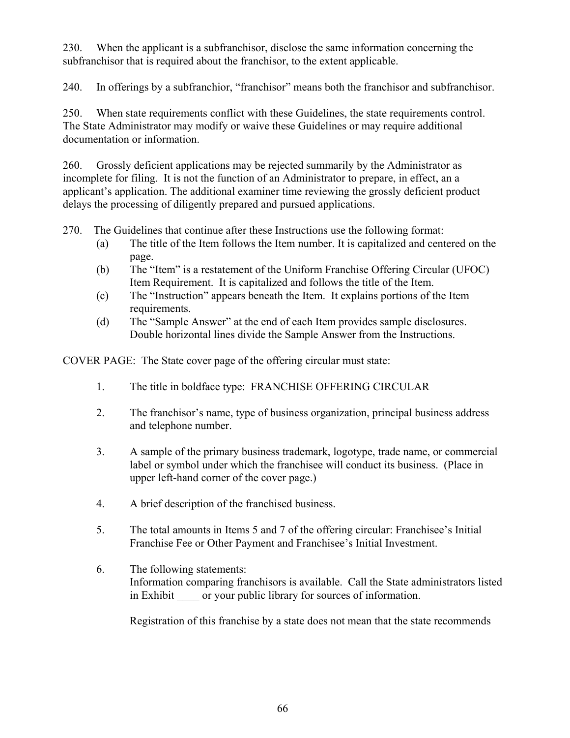230. When the applicant is a subfranchisor, disclose the same information concerning the subfranchisor that is required about the franchisor, to the extent applicable.

240. In offerings by a subfranchior, "franchisor" means both the franchisor and subfranchisor.

250. When state requirements conflict with these Guidelines, the state requirements control. The State Administrator may modify or waive these Guidelines or may require additional documentation or information.

260. Grossly deficient applications may be rejected summarily by the Administrator as incomplete for filing. It is not the function of an Administrator to prepare, in effect, an a applicant's application. The additional examiner time reviewing the grossly deficient product delays the processing of diligently prepared and pursued applications.

270. The Guidelines that continue after these Instructions use the following format:
   - (a) The title of the Item follows the Item number. It is capitalized and centered on the page.
   - (b) The "Item" is a restatement of the Uniform Franchise Offering Circular (UFOC) Item Requirement. It is capitalized and follows the title of the Item.
   - (c) The "Instruction" appears beneath the Item. It explains portions of the Item requirements.
   - (d) The "Sample Answer" at the end of each Item provides sample disclosures. Double horizontal lines divide the Sample Answer from the Instructions.

COVER PAGE: The State cover page of the offering circular must state:

1. The title in boldface type: FRANCHISE OFFERING CIRCULAR

2. The franchisor's name, type of business organization, principal business address and telephone number.

3. A sample of the primary business trademark, logotype, trade name, or commercial label or symbol under which the franchisee will conduct its business. (Place in upper left-hand corner of the cover page.)

4. A brief description of the franchised business.

5. The total amounts in Items 5 and 7 of the offering circular: Franchisee's Initial Franchise Fee or Other Payment and Franchisee's Initial Investment.

6. The following statements:
   Information comparing franchisors is available. Call the State administrators listed in Exhibit ____ or your public library for sources of information.

   Registration of this franchise by a state does not mean that the state recommends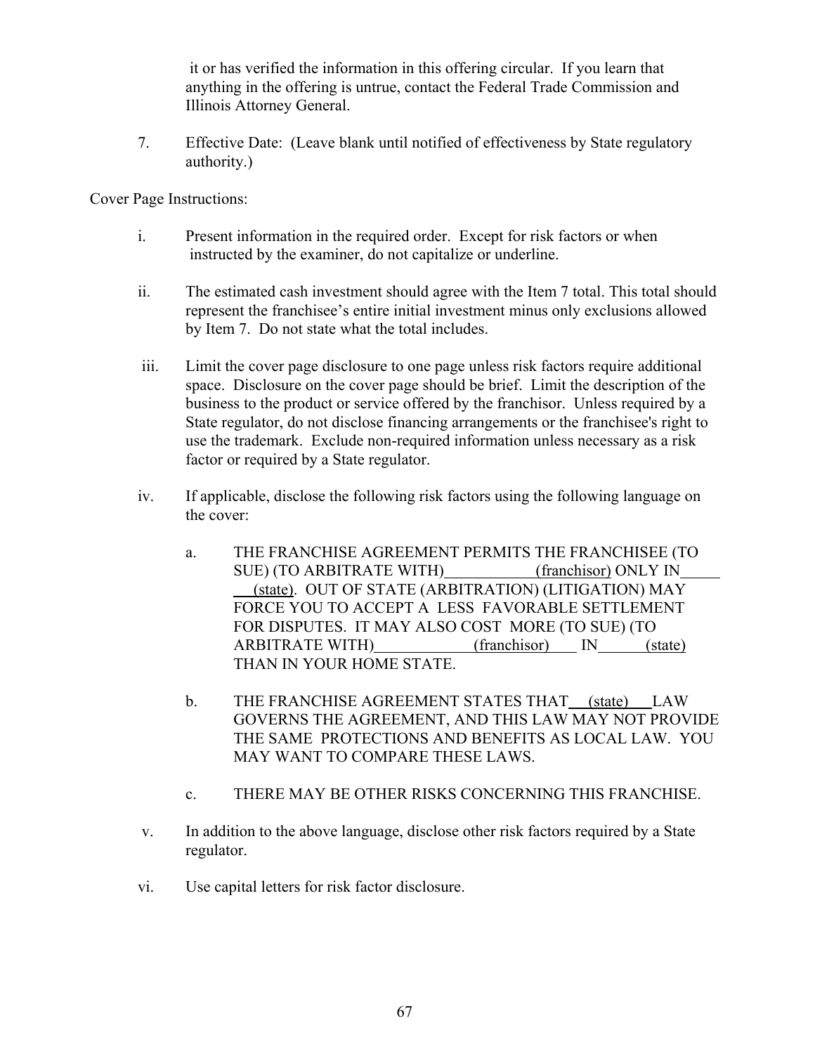it or has verified the information in this offering circular. If you learn that anything in the offering is untrue, contact the Federal Trade Commission and Illinois Attorney General.

7. Effective Date: (Leave blank until notified of effectiveness by State regulatory authority.)

Cover Page Instructions:

i. Present information in the required order. Except for risk factors or when instructed by the examiner, do not capitalize or underline.

ii. The estimated cash investment should agree with the Item 7 total. This total should represent the franchisee's entire initial investment minus only exclusions allowed by Item 7. Do not state what the total includes.

iii. Limit the cover page disclosure to one page unless risk factors require additional space. Disclosure on the cover page should be brief. Limit the description of the business to the product or service offered by the franchisor. Unless required by a State regulator, do not disclose financing arrangements or the franchisee's right to use the trademark. Exclude non-required information unless necessary as a risk factor or required by a State regulator.

iv. If applicable, disclose the following risk factors using the following language on the cover:

   a. THE FRANCHISE AGREEMENT PERMITS THE FRANCHISEE (TO SUE) (TO ARBITRATE WITH)\_\_\_\_\_\_\_\_\_\_\_(franchisor) ONLY IN\_\_\_\_\_ (state). OUT OF STATE (ARBITRATION) (LITIGATION) MAY FORCE YOU TO ACCEPT A LESS FAVORABLE SETTLEMENT FOR DISPUTES. IT MAY ALSO COST MORE (TO SUE) (TO ARBITRATE WITH)\_\_\_\_\_\_\_\_\_\_\_(franchisor)\_\_\_\_ IN\_\_\_\_\_\_(state) THAN IN YOUR HOME STATE.

   b. THE FRANCHISE AGREEMENT STATES THAT\_\_\_(state)\_\_\_LAW GOVERNS THE AGREEMENT, AND THIS LAW MAY NOT PROVIDE THE SAME PROTECTIONS AND BENEFITS AS LOCAL LAW. YOU MAY WANT TO COMPARE THESE LAWS.

   c. THERE MAY BE OTHER RISKS CONCERNING THIS FRANCHISE.

v. In addition to the above language, disclose other risk factors required by a State regulator.

vi. Use capital letters for risk factor disclosure.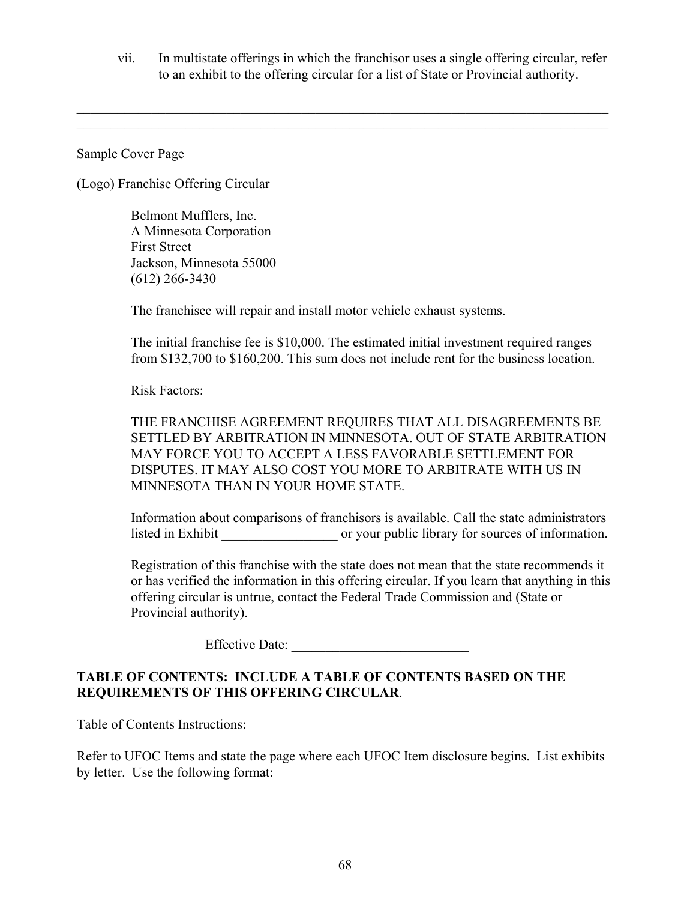vii. In multistate offerings in which the franchisor uses a single offering circular, refer to an exhibit to the offering circular for a list of State or Provincial authority.

---

Sample Cover Page

(Logo) Franchise Offering Circular

Belmont Mufflers, Inc.
A Minnesota Corporation
First Street
Jackson, Minnesota 55000
(612) 266-3430

The franchisee will repair and install motor vehicle exhaust systems.

The initial franchise fee is $10,000. The estimated initial investment required ranges from $132,700 to $160,200. This sum does not include rent for the business location.

Risk Factors:

THE FRANCHISE AGREEMENT REQUIRES THAT ALL DISAGREEMENTS BE SETTLED BY ARBITRATION IN MINNESOTA. OUT OF STATE ARBITRATION MAY FORCE YOU TO ACCEPT A LESS FAVORABLE SETTLEMENT FOR DISPUTES. IT MAY ALSO COST YOU MORE TO ARBITRATE WITH US IN MINNESOTA THAN IN YOUR HOME STATE.

Information about comparisons of franchisors is available. Call the state administrators listed in Exhibit _________________ or your public library for sources of information.

Registration of this franchise with the state does not mean that the state recommends it or has verified the information in this offering circular. If you learn that anything in this offering circular is untrue, contact the Federal Trade Commission and (State or Provincial authority).

Effective Date: __________________________

**TABLE OF CONTENTS: INCLUDE A TABLE OF CONTENTS BASED ON THE REQUIREMENTS OF THIS OFFERING CIRCULAR**.

Table of Contents Instructions:

Refer to UFOC Items and state the page where each UFOC Item disclosure begins. List exhibits by letter. Use the following format: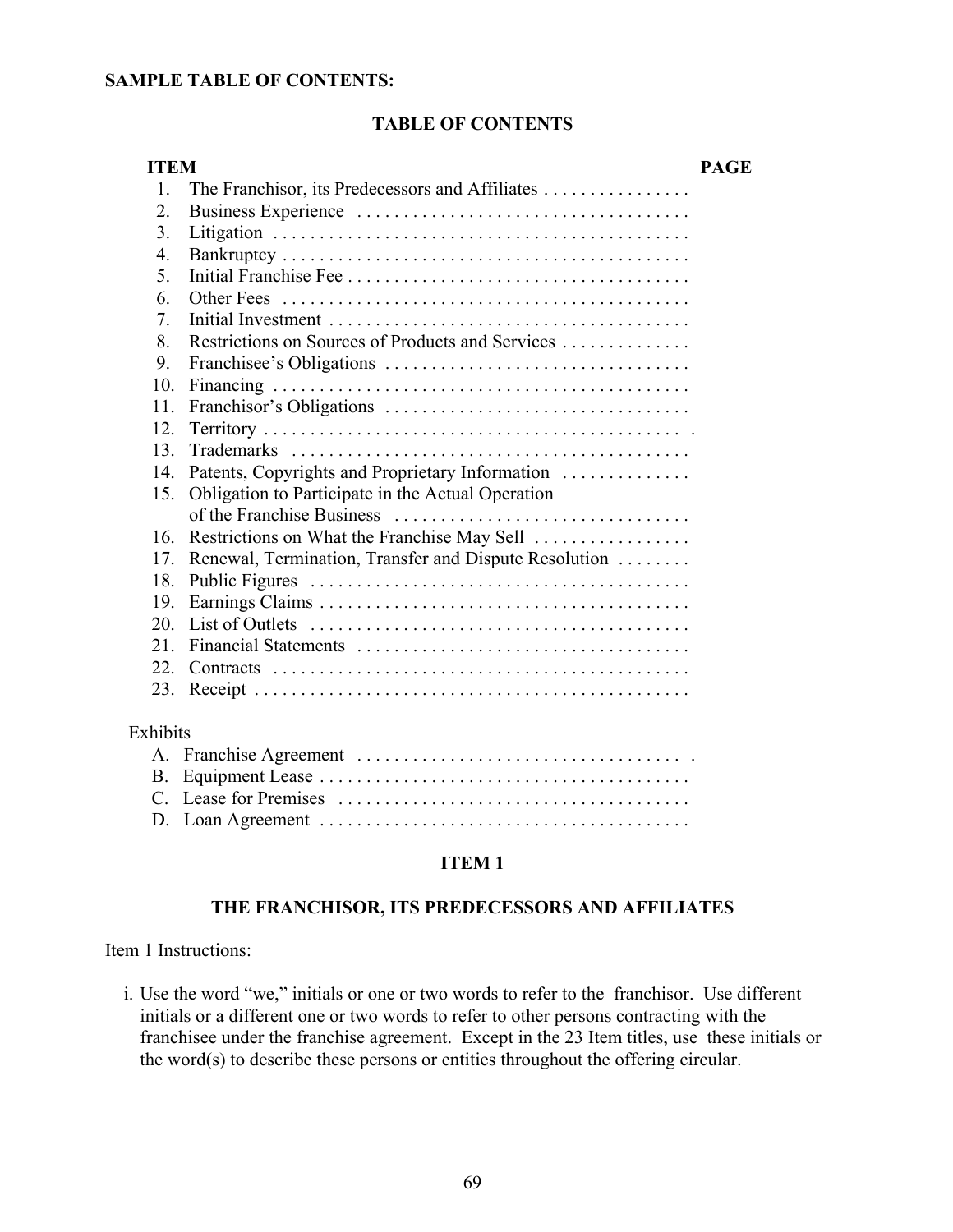**SAMPLE TABLE OF CONTENTS:**

## TABLE OF CONTENTS

| ITEM | | PAGE |
|---|---|---|
| 1. | The Franchisor, its Predecessors and Affiliates | |
| 2. | Business Experience | |
| 3. | Litigation | |
| 4. | Bankruptcy | |
| 5. | Initial Franchise Fee | |
| 6. | Other Fees | |
| 7. | Initial Investment | |
| 8. | Restrictions on Sources of Products and Services | |
| 9. | Franchisee's Obligations | |
| 10. | Financing | |
| 11. | Franchisor's Obligations | |
| 12. | Territory | |
| 13. | Trademarks | |
| 14. | Patents, Copyrights and Proprietary Information | |
| 15. | Obligation to Participate in the Actual Operation of the Franchise Business | |
| 16. | Restrictions on What the Franchise May Sell | |
| 17. | Renewal, Termination, Transfer and Dispute Resolution | |
| 18. | Public Figures | |
| 19. | Earnings Claims | |
| 20. | List of Outlets | |
| 21. | Financial Statements | |
| 22. | Contracts | |
| 23. | Receipt | |

Exhibits

| | | |
|---|---|---|
| A. | Franchise Agreement | |
| B. | Equipment Lease | |
| C. | Lease for Premises | |
| D. | Loan Agreement | |

## ITEM 1

## THE FRANCHISOR, ITS PREDECESSORS AND AFFILIATES

Item 1 Instructions:

i. Use the word "we," initials or one or two words to refer to the franchisor. Use different initials or a different one or two words to refer to other persons contracting with the franchisee under the franchise agreement. Except in the 23 Item titles, use these initials or the word(s) to describe these persons or entities throughout the offering circular.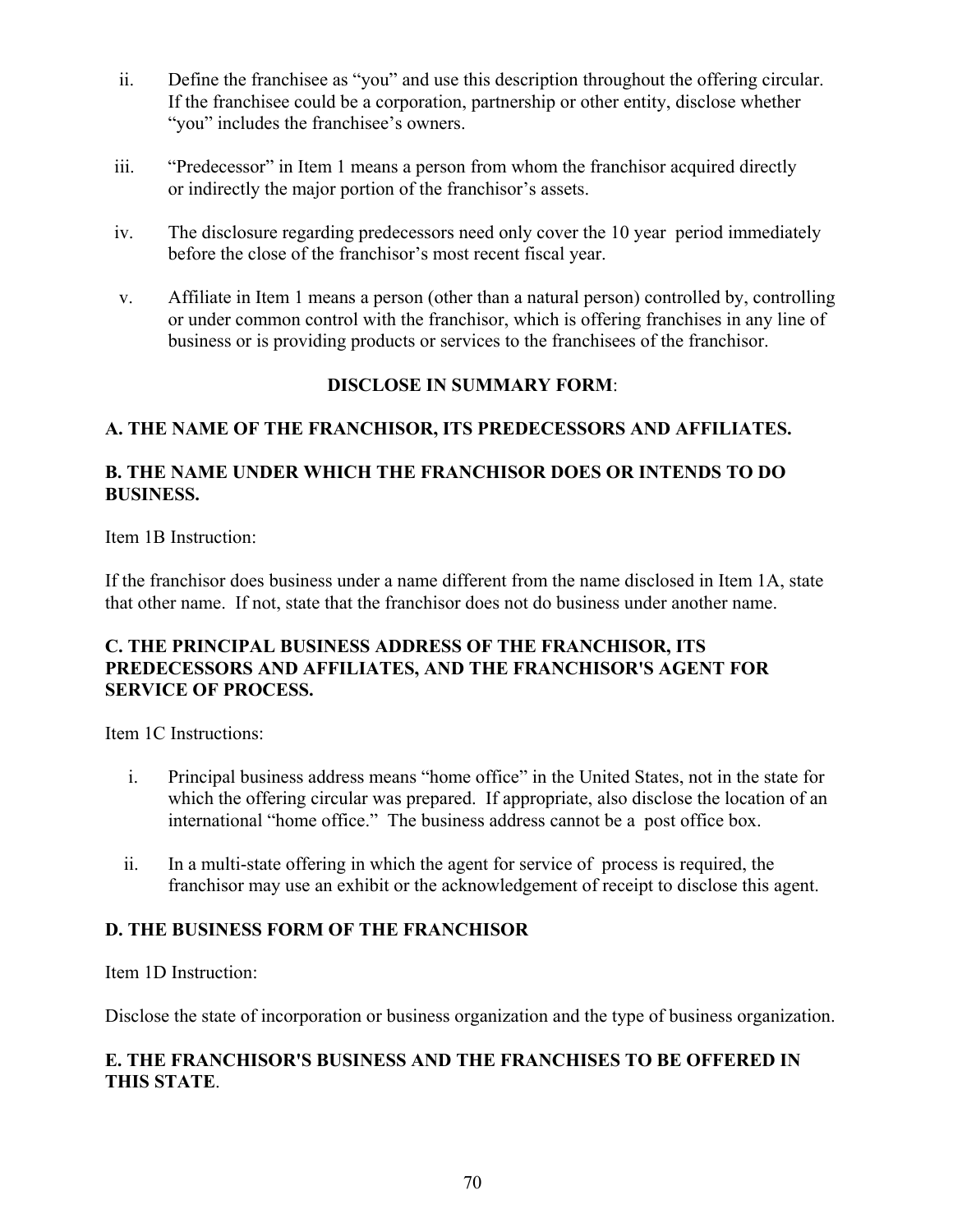ii. Define the franchisee as "you" and use this description throughout the offering circular. If the franchisee could be a corporation, partnership or other entity, disclose whether "you" includes the franchisee's owners.

iii. "Predecessor" in Item 1 means a person from whom the franchisor acquired directly or indirectly the major portion of the franchisor's assets.

iv. The disclosure regarding predecessors need only cover the 10 year period immediately before the close of the franchisor's most recent fiscal year.

v. Affiliate in Item 1 means a person (other than a natural person) controlled by, controlling or under common control with the franchisor, which is offering franchises in any line of business or is providing products or services to the franchisees of the franchisor.

**DISCLOSE IN SUMMARY FORM**:

**A. THE NAME OF THE FRANCHISOR, ITS PREDECESSORS AND AFFILIATES.**

**B. THE NAME UNDER WHICH THE FRANCHISOR DOES OR INTENDS TO DO BUSINESS.**

Item 1B Instruction:

If the franchisor does business under a name different from the name disclosed in Item 1A, state that other name. If not, state that the franchisor does not do business under another name.

**C. THE PRINCIPAL BUSINESS ADDRESS OF THE FRANCHISOR, ITS PREDECESSORS AND AFFILIATES, AND THE FRANCHISOR'S AGENT FOR SERVICE OF PROCESS.**

Item 1C Instructions:

i. Principal business address means "home office" in the United States, not in the state for which the offering circular was prepared. If appropriate, also disclose the location of an international "home office." The business address cannot be a post office box.

ii. In a multi-state offering in which the agent for service of process is required, the franchisor may use an exhibit or the acknowledgement of receipt to disclose this agent.

**D. THE BUSINESS FORM OF THE FRANCHISOR**

Item 1D Instruction:

Disclose the state of incorporation or business organization and the type of business organization.

**E. THE FRANCHISOR'S BUSINESS AND THE FRANCHISES TO BE OFFERED IN THIS STATE**.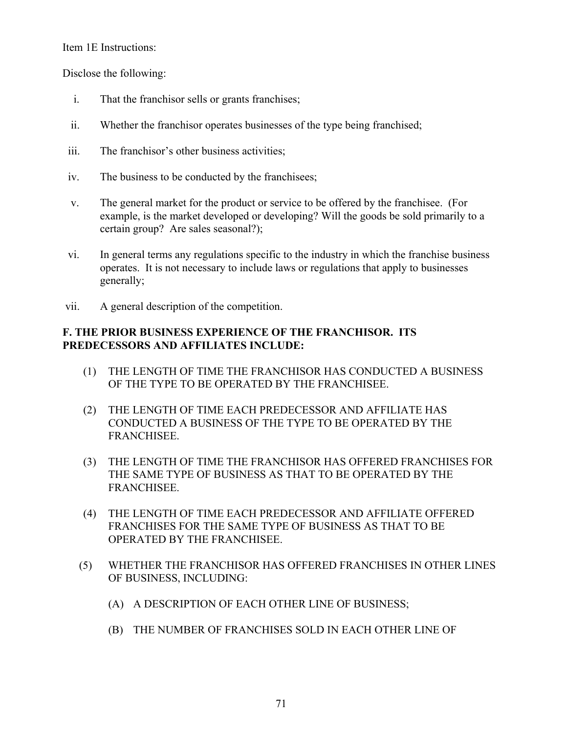Item 1E Instructions:

Disclose the following:

i. That the franchisor sells or grants franchises;

ii. Whether the franchisor operates businesses of the type being franchised;

iii. The franchisor's other business activities;

iv. The business to be conducted by the franchisees;

v. The general market for the product or service to be offered by the franchisee. (For example, is the market developed or developing? Will the goods be sold primarily to a certain group? Are sales seasonal?);

vi. In general terms any regulations specific to the industry in which the franchise business operates. It is not necessary to include laws or regulations that apply to businesses generally;

vii. A general description of the competition.

**F. THE PRIOR BUSINESS EXPERIENCE OF THE FRANCHISOR. ITS PREDECESSORS AND AFFILIATES INCLUDE:**

(1) THE LENGTH OF TIME THE FRANCHISOR HAS CONDUCTED A BUSINESS OF THE TYPE TO BE OPERATED BY THE FRANCHISEE.

(2) THE LENGTH OF TIME EACH PREDECESSOR AND AFFILIATE HAS CONDUCTED A BUSINESS OF THE TYPE TO BE OPERATED BY THE FRANCHISEE.

(3) THE LENGTH OF TIME THE FRANCHISOR HAS OFFERED FRANCHISES FOR THE SAME TYPE OF BUSINESS AS THAT TO BE OPERATED BY THE FRANCHISEE.

(4) THE LENGTH OF TIME EACH PREDECESSOR AND AFFILIATE OFFERED FRANCHISES FOR THE SAME TYPE OF BUSINESS AS THAT TO BE OPERATED BY THE FRANCHISEE.

(5) WHETHER THE FRANCHISOR HAS OFFERED FRANCHISES IN OTHER LINES OF BUSINESS, INCLUDING:

(A) A DESCRIPTION OF EACH OTHER LINE OF BUSINESS;

(B) THE NUMBER OF FRANCHISES SOLD IN EACH OTHER LINE OF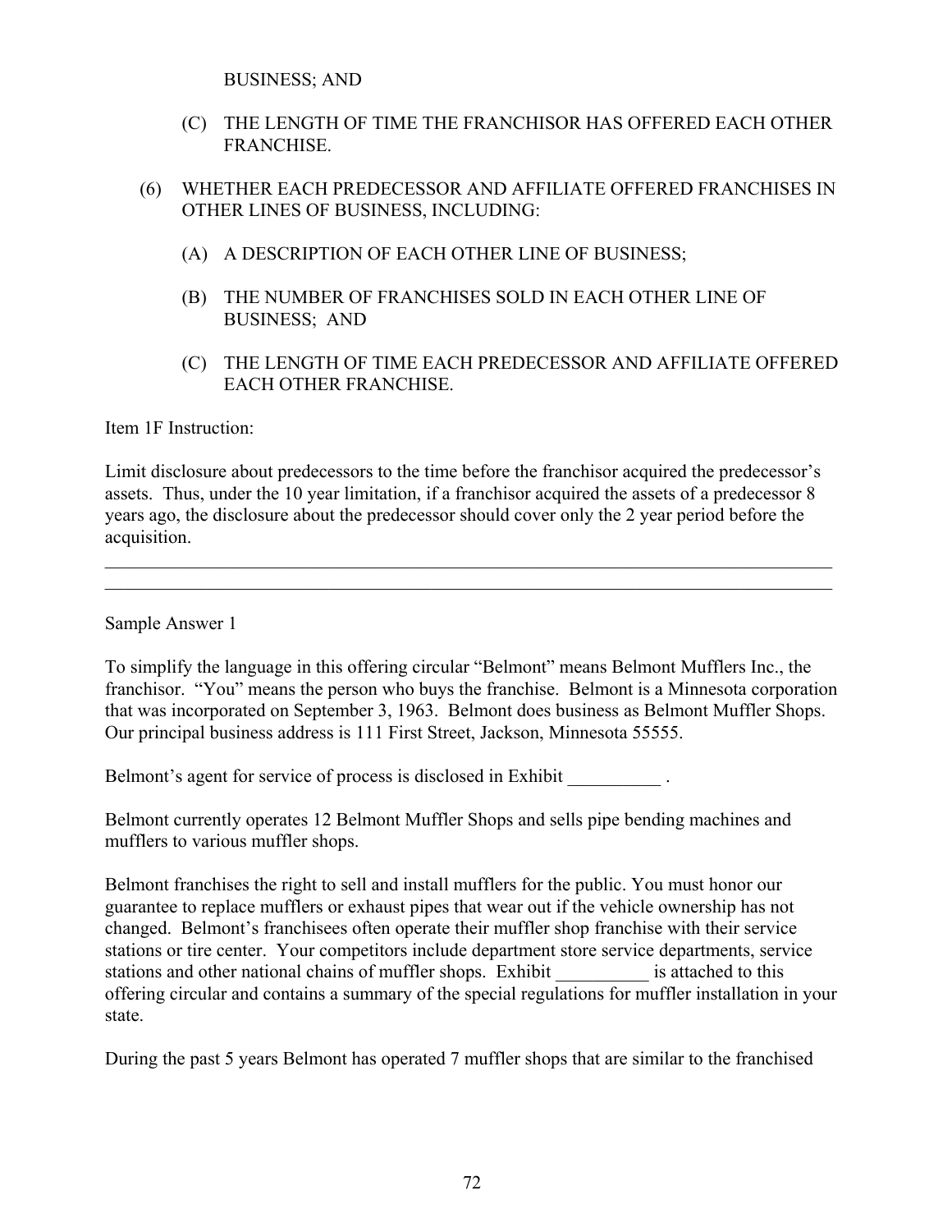BUSINESS; AND

(C) THE LENGTH OF TIME THE FRANCHISOR HAS OFFERED EACH OTHER FRANCHISE.

(6) WHETHER EACH PREDECESSOR AND AFFILIATE OFFERED FRANCHISES IN OTHER LINES OF BUSINESS, INCLUDING:

(A) A DESCRIPTION OF EACH OTHER LINE OF BUSINESS;

(B) THE NUMBER OF FRANCHISES SOLD IN EACH OTHER LINE OF BUSINESS; AND

(C) THE LENGTH OF TIME EACH PREDECESSOR AND AFFILIATE OFFERED EACH OTHER FRANCHISE.

Item 1F Instruction:

Limit disclosure about predecessors to the time before the franchisor acquired the predecessor's assets. Thus, under the 10 year limitation, if a franchisor acquired the assets of a predecessor 8 years ago, the disclosure about the predecessor should cover only the 2 year period before the acquisition.

---

Sample Answer 1

To simplify the language in this offering circular "Belmont" means Belmont Mufflers Inc., the franchisor. "You" means the person who buys the franchise. Belmont is a Minnesota corporation that was incorporated on September 3, 1963. Belmont does business as Belmont Muffler Shops. Our principal business address is 111 First Street, Jackson, Minnesota 55555.

Belmont's agent for service of process is disclosed in Exhibit __________ .

Belmont currently operates 12 Belmont Muffler Shops and sells pipe bending machines and mufflers to various muffler shops.

Belmont franchises the right to sell and install mufflers for the public. You must honor our guarantee to replace mufflers or exhaust pipes that wear out if the vehicle ownership has not changed. Belmont's franchisees often operate their muffler shop franchise with their service stations or tire center. Your competitors include department store service departments, service stations and other national chains of muffler shops. Exhibit __________ is attached to this offering circular and contains a summary of the special regulations for muffler installation in your state.

During the past 5 years Belmont has operated 7 muffler shops that are similar to the franchised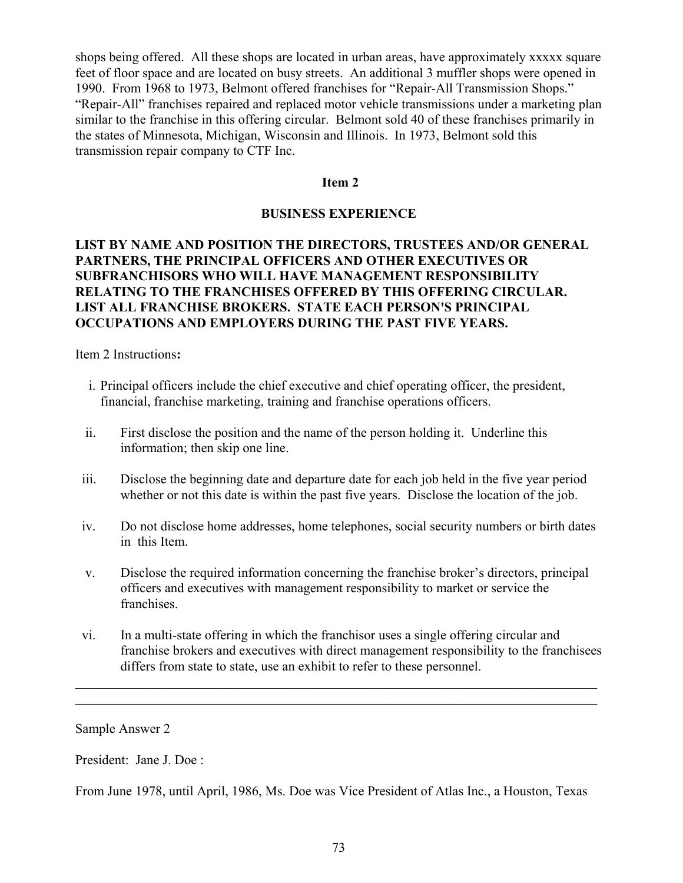shops being offered. All these shops are located in urban areas, have approximately xxxxx square feet of floor space and are located on busy streets. An additional 3 muffler shops were opened in 1990. From 1968 to 1973, Belmont offered franchises for "Repair-All Transmission Shops." "Repair-All" franchises repaired and replaced motor vehicle transmissions under a marketing plan similar to the franchise in this offering circular. Belmont sold 40 of these franchises primarily in the states of Minnesota, Michigan, Wisconsin and Illinois. In 1973, Belmont sold this transmission repair company to CTF Inc.

## Item 2

## BUSINESS EXPERIENCE

**LIST BY NAME AND POSITION THE DIRECTORS, TRUSTEES AND/OR GENERAL PARTNERS, THE PRINCIPAL OFFICERS AND OTHER EXECUTIVES OR SUBFRANCHISORS WHO WILL HAVE MANAGEMENT RESPONSIBILITY RELATING TO THE FRANCHISES OFFERED BY THIS OFFERING CIRCULAR. LIST ALL FRANCHISE BROKERS. STATE EACH PERSON'S PRINCIPAL OCCUPATIONS AND EMPLOYERS DURING THE PAST FIVE YEARS.**

Item 2 Instructions**:**

i. Principal officers include the chief executive and chief operating officer, the president, financial, franchise marketing, training and franchise operations officers.

ii. First disclose the position and the name of the person holding it. Underline this information; then skip one line.

iii. Disclose the beginning date and departure date for each job held in the five year period whether or not this date is within the past five years. Disclose the location of the job.

iv. Do not disclose home addresses, home telephones, social security numbers or birth dates in this Item.

v. Disclose the required information concerning the franchise broker's directors, principal officers and executives with management responsibility to market or service the franchises.

vi. In a multi-state offering in which the franchisor uses a single offering circular and franchise brokers and executives with direct management responsibility to the franchisees differs from state to state, use an exhibit to refer to these personnel.

---

Sample Answer 2

President: Jane J. Doe :

From June 1978, until April, 1986, Ms. Doe was Vice President of Atlas Inc., a Houston, Texas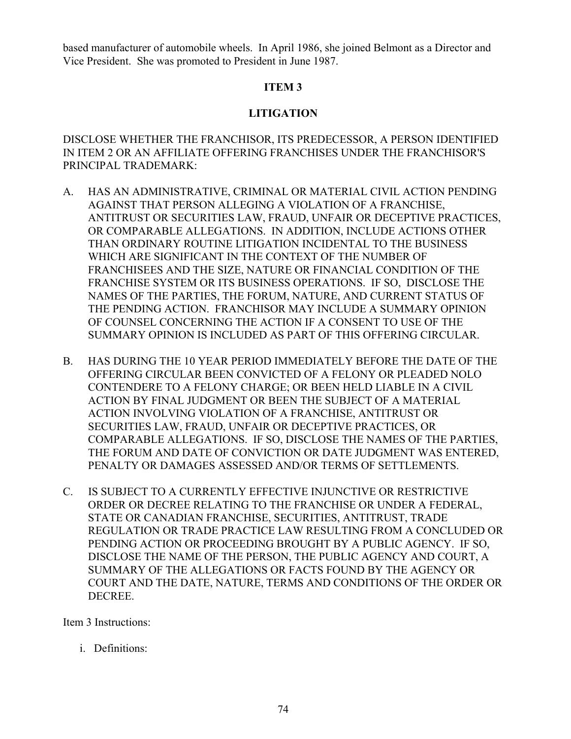based manufacturer of automobile wheels. In April 1986, she joined Belmont as a Director and Vice President. She was promoted to President in June 1987.

## ITEM 3

## LITIGATION

DISCLOSE WHETHER THE FRANCHISOR, ITS PREDECESSOR, A PERSON IDENTIFIED IN ITEM 2 OR AN AFFILIATE OFFERING FRANCHISES UNDER THE FRANCHISOR'S PRINCIPAL TRADEMARK:

A. HAS AN ADMINISTRATIVE, CRIMINAL OR MATERIAL CIVIL ACTION PENDING AGAINST THAT PERSON ALLEGING A VIOLATION OF A FRANCHISE, ANTITRUST OR SECURITIES LAW, FRAUD, UNFAIR OR DECEPTIVE PRACTICES, OR COMPARABLE ALLEGATIONS. IN ADDITION, INCLUDE ACTIONS OTHER THAN ORDINARY ROUTINE LITIGATION INCIDENTAL TO THE BUSINESS WHICH ARE SIGNIFICANT IN THE CONTEXT OF THE NUMBER OF FRANCHISEES AND THE SIZE, NATURE OR FINANCIAL CONDITION OF THE FRANCHISE SYSTEM OR ITS BUSINESS OPERATIONS. IF SO, DISCLOSE THE NAMES OF THE PARTIES, THE FORUM, NATURE, AND CURRENT STATUS OF THE PENDING ACTION. FRANCHISOR MAY INCLUDE A SUMMARY OPINION OF COUNSEL CONCERNING THE ACTION IF A CONSENT TO USE OF THE SUMMARY OPINION IS INCLUDED AS PART OF THIS OFFERING CIRCULAR.

B. HAS DURING THE 10 YEAR PERIOD IMMEDIATELY BEFORE THE DATE OF THE OFFERING CIRCULAR BEEN CONVICTED OF A FELONY OR PLEADED NOLO CONTENDERE TO A FELONY CHARGE; OR BEEN HELD LIABLE IN A CIVIL ACTION BY FINAL JUDGMENT OR BEEN THE SUBJECT OF A MATERIAL ACTION INVOLVING VIOLATION OF A FRANCHISE, ANTITRUST OR SECURITIES LAW, FRAUD, UNFAIR OR DECEPTIVE PRACTICES, OR COMPARABLE ALLEGATIONS. IF SO, DISCLOSE THE NAMES OF THE PARTIES, THE FORUM AND DATE OF CONVICTION OR DATE JUDGMENT WAS ENTERED, PENALTY OR DAMAGES ASSESSED AND/OR TERMS OF SETTLEMENTS.

C. IS SUBJECT TO A CURRENTLY EFFECTIVE INJUNCTIVE OR RESTRICTIVE ORDER OR DECREE RELATING TO THE FRANCHISE OR UNDER A FEDERAL, STATE OR CANADIAN FRANCHISE, SECURITIES, ANTITRUST, TRADE REGULATION OR TRADE PRACTICE LAW RESULTING FROM A CONCLUDED OR PENDING ACTION OR PROCEEDING BROUGHT BY A PUBLIC AGENCY. IF SO, DISCLOSE THE NAME OF THE PERSON, THE PUBLIC AGENCY AND COURT, A SUMMARY OF THE ALLEGATIONS OR FACTS FOUND BY THE AGENCY OR COURT AND THE DATE, NATURE, TERMS AND CONDITIONS OF THE ORDER OR DECREE.

Item 3 Instructions:

i. Definitions: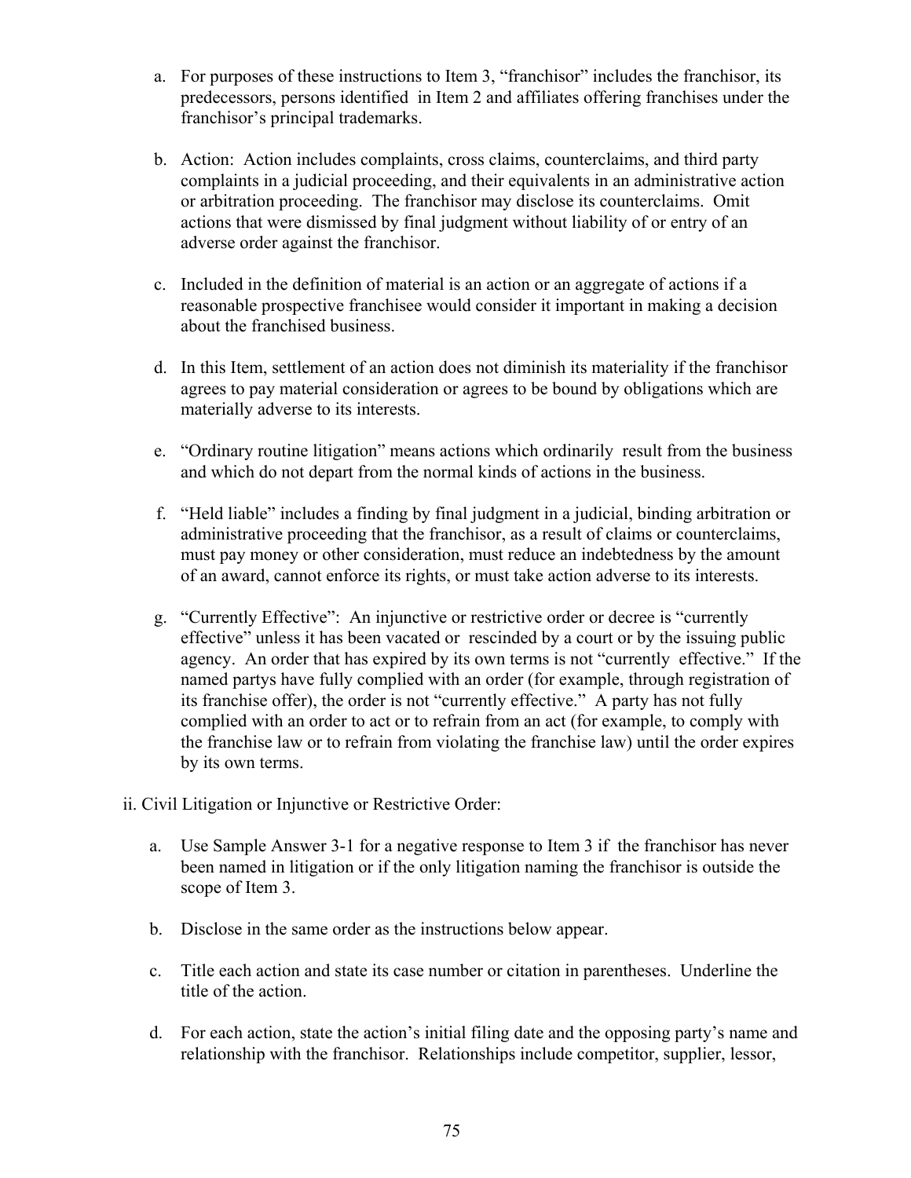a. For purposes of these instructions to Item 3, "franchisor" includes the franchisor, its predecessors, persons identified in Item 2 and affiliates offering franchises under the franchisor's principal trademarks.

b. Action: Action includes complaints, cross claims, counterclaims, and third party complaints in a judicial proceeding, and their equivalents in an administrative action or arbitration proceeding. The franchisor may disclose its counterclaims. Omit actions that were dismissed by final judgment without liability of or entry of an adverse order against the franchisor.

c. Included in the definition of material is an action or an aggregate of actions if a reasonable prospective franchisee would consider it important in making a decision about the franchised business.

d. In this Item, settlement of an action does not diminish its materiality if the franchisor agrees to pay material consideration or agrees to be bound by obligations which are materially adverse to its interests.

e. "Ordinary routine litigation" means actions which ordinarily result from the business and which do not depart from the normal kinds of actions in the business.

f. "Held liable" includes a finding by final judgment in a judicial, binding arbitration or administrative proceeding that the franchisor, as a result of claims or counterclaims, must pay money or other consideration, must reduce an indebtedness by the amount of an award, cannot enforce its rights, or must take action adverse to its interests.

g. "Currently Effective": An injunctive or restrictive order or decree is "currently effective" unless it has been vacated or rescinded by a court or by the issuing public agency. An order that has expired by its own terms is not "currently effective." If the named partys have fully complied with an order (for example, through registration of its franchise offer), the order is not "currently effective." A party has not fully complied with an order to act or to refrain from an act (for example, to comply with the franchise law or to refrain from violating the franchise law) until the order expires by its own terms.

ii. Civil Litigation or Injunctive or Restrictive Order:

a. Use Sample Answer 3-1 for a negative response to Item 3 if the franchisor has never been named in litigation or if the only litigation naming the franchisor is outside the scope of Item 3.

b. Disclose in the same order as the instructions below appear.

c. Title each action and state its case number or citation in parentheses. Underline the title of the action.

d. For each action, state the action's initial filing date and the opposing party's name and relationship with the franchisor. Relationships include competitor, supplier, lessor,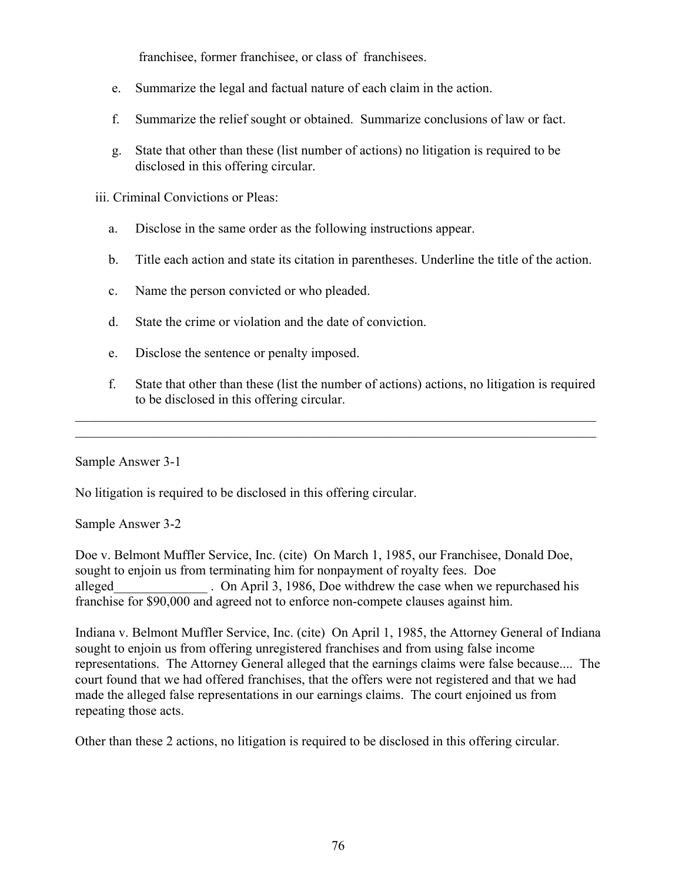franchisee, former franchisee, or class of franchisees.

e. Summarize the legal and factual nature of each claim in the action.

f. Summarize the relief sought or obtained. Summarize conclusions of law or fact.

g. State that other than these (list number of actions) no litigation is required to be disclosed in this offering circular.

iii. Criminal Convictions or Pleas:

a. Disclose in the same order as the following instructions appear.

b. Title each action and state its citation in parentheses. Underline the title of the action.

c. Name the person convicted or who pleaded.

d. State the crime or violation and the date of conviction.

e. Disclose the sentence or penalty imposed.

f. State that other than these (list the number of actions) actions, no litigation is required to be disclosed in this offering circular.

---

Sample Answer 3-1

No litigation is required to be disclosed in this offering circular.

Sample Answer 3-2

Doe v. Belmont Muffler Service, Inc. (cite) On March 1, 1985, our Franchisee, Donald Doe, sought to enjoin us from terminating him for nonpayment of royalty fees. Doe alleged______________ . On April 3, 1986, Doe withdrew the case when we repurchased his franchise for $90,000 and agreed not to enforce non-compete clauses against him.

Indiana v. Belmont Muffler Service, Inc. (cite) On April 1, 1985, the Attorney General of Indiana sought to enjoin us from offering unregistered franchises and from using false income representations. The Attorney General alleged that the earnings claims were false because.... The court found that we had offered franchises, that the offers were not registered and that we had made the alleged false representations in our earnings claims. The court enjoined us from repeating those acts.

Other than these 2 actions, no litigation is required to be disclosed in this offering circular.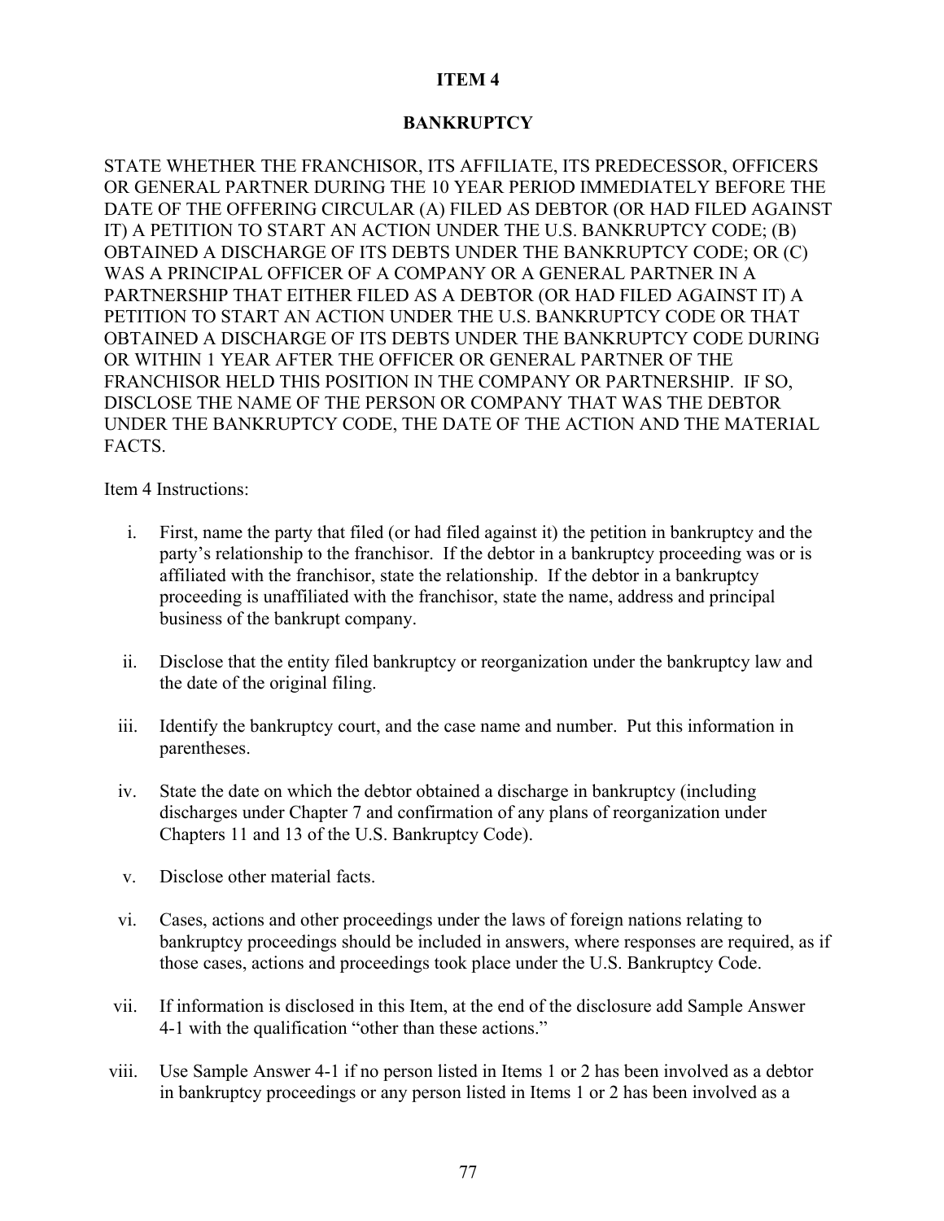# ITEM 4

## BANKRUPTCY

STATE WHETHER THE FRANCHISOR, ITS AFFILIATE, ITS PREDECESSOR, OFFICERS OR GENERAL PARTNER DURING THE 10 YEAR PERIOD IMMEDIATELY BEFORE THE DATE OF THE OFFERING CIRCULAR (A) FILED AS DEBTOR (OR HAD FILED AGAINST IT) A PETITION TO START AN ACTION UNDER THE U.S. BANKRUPTCY CODE; (B) OBTAINED A DISCHARGE OF ITS DEBTS UNDER THE BANKRUPTCY CODE; OR (C) WAS A PRINCIPAL OFFICER OF A COMPANY OR A GENERAL PARTNER IN A PARTNERSHIP THAT EITHER FILED AS A DEBTOR (OR HAD FILED AGAINST IT) A PETITION TO START AN ACTION UNDER THE U.S. BANKRUPTCY CODE OR THAT OBTAINED A DISCHARGE OF ITS DEBTS UNDER THE BANKRUPTCY CODE DURING OR WITHIN 1 YEAR AFTER THE OFFICER OR GENERAL PARTNER OF THE FRANCHISOR HELD THIS POSITION IN THE COMPANY OR PARTNERSHIP. IF SO, DISCLOSE THE NAME OF THE PERSON OR COMPANY THAT WAS THE DEBTOR UNDER THE BANKRUPTCY CODE, THE DATE OF THE ACTION AND THE MATERIAL FACTS.

Item 4 Instructions:

i. First, name the party that filed (or had filed against it) the petition in bankruptcy and the party's relationship to the franchisor. If the debtor in a bankruptcy proceeding was or is affiliated with the franchisor, state the relationship. If the debtor in a bankruptcy proceeding is unaffiliated with the franchisor, state the name, address and principal business of the bankrupt company.

ii. Disclose that the entity filed bankruptcy or reorganization under the bankruptcy law and the date of the original filing.

iii. Identify the bankruptcy court, and the case name and number. Put this information in parentheses.

iv. State the date on which the debtor obtained a discharge in bankruptcy (including discharges under Chapter 7 and confirmation of any plans of reorganization under Chapters 11 and 13 of the U.S. Bankruptcy Code).

v. Disclose other material facts.

vi. Cases, actions and other proceedings under the laws of foreign nations relating to bankruptcy proceedings should be included in answers, where responses are required, as if those cases, actions and proceedings took place under the U.S. Bankruptcy Code.

vii. If information is disclosed in this Item, at the end of the disclosure add Sample Answer 4-1 with the qualification "other than these actions."

viii. Use Sample Answer 4-1 if no person listed in Items 1 or 2 has been involved as a debtor in bankruptcy proceedings or any person listed in Items 1 or 2 has been involved as a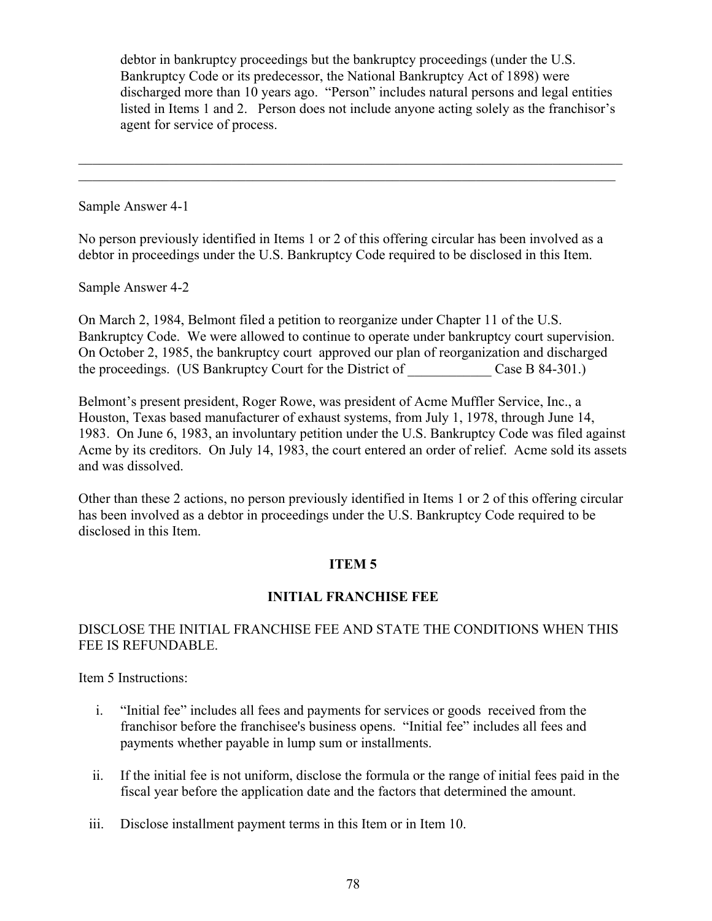debtor in bankruptcy proceedings but the bankruptcy proceedings (under the U.S. Bankruptcy Code or its predecessor, the National Bankruptcy Act of 1898) were discharged more than 10 years ago. "Person" includes natural persons and legal entities listed in Items 1 and 2. Person does not include anyone acting solely as the franchisor's agent for service of process.

---

Sample Answer 4-1

No person previously identified in Items 1 or 2 of this offering circular has been involved as a debtor in proceedings under the U.S. Bankruptcy Code required to be disclosed in this Item.

Sample Answer 4-2

On March 2, 1984, Belmont filed a petition to reorganize under Chapter 11 of the U.S. Bankruptcy Code. We were allowed to continue to operate under bankruptcy court supervision. On October 2, 1985, the bankruptcy court approved our plan of reorganization and discharged the proceedings. (US Bankruptcy Court for the District of ____________ Case B 84-301.)

Belmont's present president, Roger Rowe, was president of Acme Muffler Service, Inc., a Houston, Texas based manufacturer of exhaust systems, from July 1, 1978, through June 14, 1983. On June 6, 1983, an involuntary petition under the U.S. Bankruptcy Code was filed against Acme by its creditors. On July 14, 1983, the court entered an order of relief. Acme sold its assets and was dissolved.

Other than these 2 actions, no person previously identified in Items 1 or 2 of this offering circular has been involved as a debtor in proceedings under the U.S. Bankruptcy Code required to be disclosed in this Item.

## ITEM 5

## INITIAL FRANCHISE FEE

DISCLOSE THE INITIAL FRANCHISE FEE AND STATE THE CONDITIONS WHEN THIS FEE IS REFUNDABLE.

Item 5 Instructions:

i. "Initial fee" includes all fees and payments for services or goods received from the franchisor before the franchisee's business opens. "Initial fee" includes all fees and payments whether payable in lump sum or installments.

ii. If the initial fee is not uniform, disclose the formula or the range of initial fees paid in the fiscal year before the application date and the factors that determined the amount.

iii. Disclose installment payment terms in this Item or in Item 10.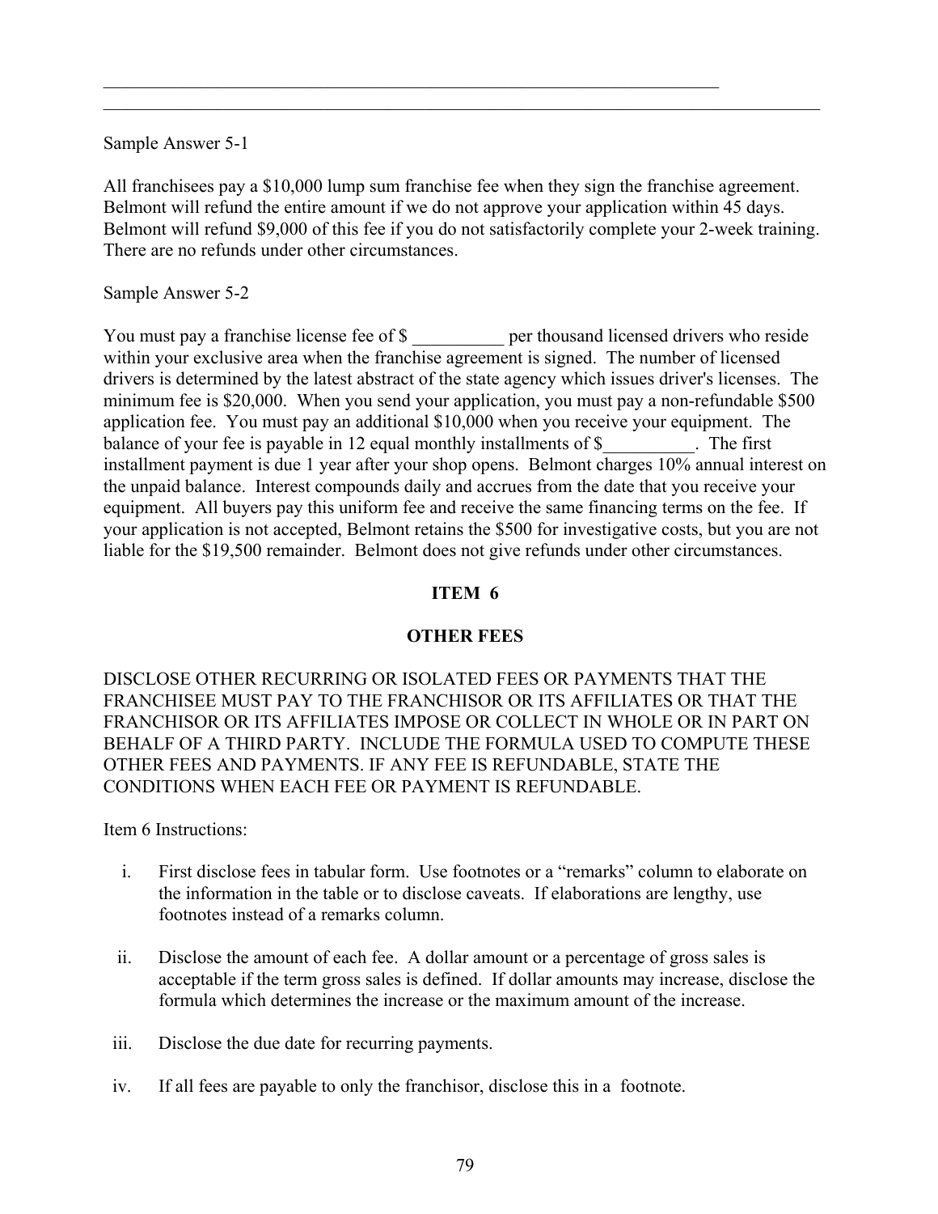Sample Answer 5-1

All franchisees pay a $10,000 lump sum franchise fee when they sign the franchise agreement. Belmont will refund the entire amount if we do not approve your application within 45 days. Belmont will refund $9,000 of this fee if you do not satisfactorily complete your 2-week training. There are no refunds under other circumstances.

Sample Answer 5-2

You must pay a franchise license fee of $ __________ per thousand licensed drivers who reside within your exclusive area when the franchise agreement is signed. The number of licensed drivers is determined by the latest abstract of the state agency which issues driver's licenses. The minimum fee is $20,000. When you send your application, you must pay a non-refundable $500 application fee. You must pay an additional $10,000 when you receive your equipment. The balance of your fee is payable in 12 equal monthly installments of $__________. The first installment payment is due 1 year after your shop opens. Belmont charges 10% annual interest on the unpaid balance. Interest compounds daily and accrues from the date that you receive your equipment. All buyers pay this uniform fee and receive the same financing terms on the fee. If your application is not accepted, Belmont retains the $500 for investigative costs, but you are not liable for the $19,500 remainder. Belmont does not give refunds under other circumstances.

## ITEM 6

## OTHER FEES

DISCLOSE OTHER RECURRING OR ISOLATED FEES OR PAYMENTS THAT THE FRANCHISEE MUST PAY TO THE FRANCHISOR OR ITS AFFILIATES OR THAT THE FRANCHISOR OR ITS AFFILIATES IMPOSE OR COLLECT IN WHOLE OR IN PART ON BEHALF OF A THIRD PARTY. INCLUDE THE FORMULA USED TO COMPUTE THESE OTHER FEES AND PAYMENTS. IF ANY FEE IS REFUNDABLE, STATE THE CONDITIONS WHEN EACH FEE OR PAYMENT IS REFUNDABLE.

Item 6 Instructions:

i. First disclose fees in tabular form. Use footnotes or a "remarks" column to elaborate on the information in the table or to disclose caveats. If elaborations are lengthy, use footnotes instead of a remarks column.

ii. Disclose the amount of each fee. A dollar amount or a percentage of gross sales is acceptable if the term gross sales is defined. If dollar amounts may increase, disclose the formula which determines the increase or the maximum amount of the increase.

iii. Disclose the due date for recurring payments.

iv. If all fees are payable to only the franchisor, disclose this in a footnote.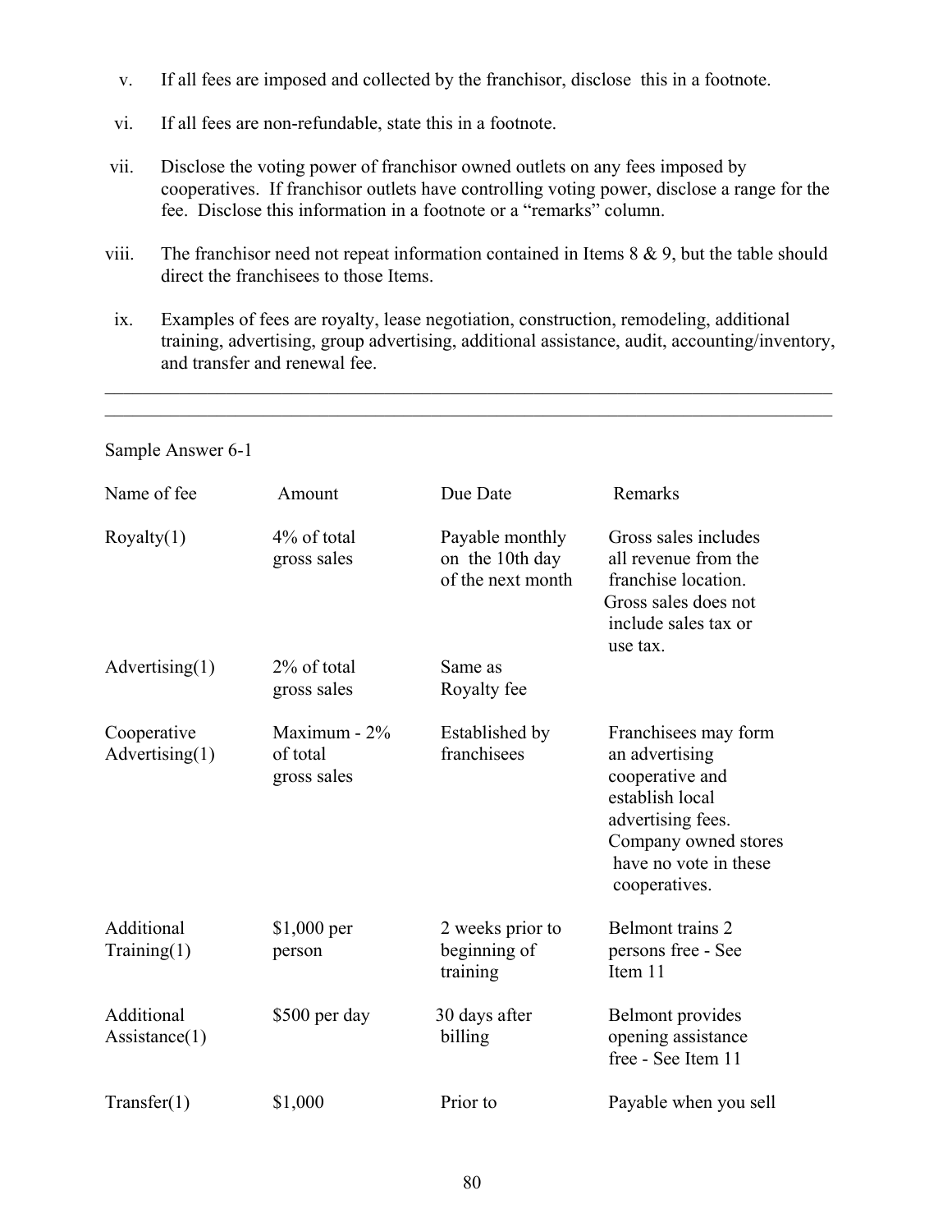v. If all fees are imposed and collected by the franchisor, disclose this in a footnote.

vi. If all fees are non-refundable, state this in a footnote.

vii. Disclose the voting power of franchisor owned outlets on any fees imposed by cooperatives. If franchisor outlets have controlling voting power, disclose a range for the fee. Disclose this information in a footnote or a "remarks" column.

viii. The franchisor need not repeat information contained in Items 8 & 9, but the table should direct the franchisees to those Items.

ix. Examples of fees are royalty, lease negotiation, construction, remodeling, additional training, advertising, group advertising, additional assistance, audit, accounting/inventory, and transfer and renewal fee.

---

Sample Answer 6-1

| Name of fee | Amount | Due Date | Remarks |
|---|---|---|---|
| Royalty(1) | 4% of total gross sales | Payable monthly on the 10th day of the next month | Gross sales includes all revenue from the franchise location. Gross sales does not include sales tax or use tax. |
| Advertising(1) | 2% of total gross sales | Same as Royalty fee | |
| Cooperative Advertising(1) | Maximum - 2% of total gross sales | Established by franchisees | Franchisees may form an advertising cooperative and establish local advertising fees. Company owned stores have no vote in these cooperatives. |
| Additional Training(1) | $1,000 per person | 2 weeks prior to beginning of training | Belmont trains 2 persons free - See Item 11 |
| Additional Assistance(1) | $500 per day | 30 days after billing | Belmont provides opening assistance free - See Item 11 |
| Transfer(1) | $1,000 | Prior to | Payable when you sell |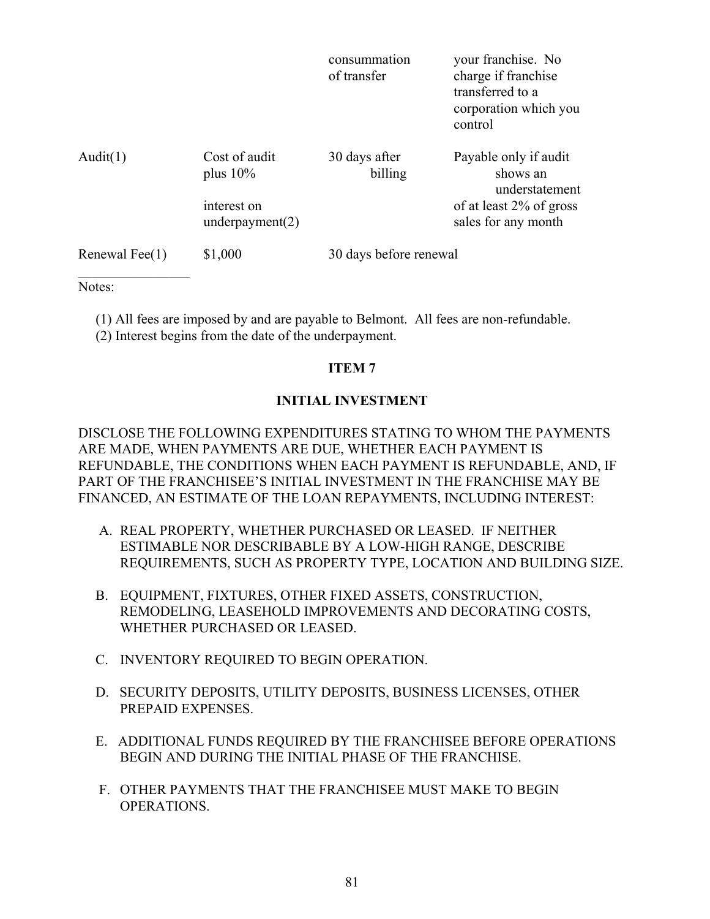| | | | |
|---|---|---|---|
| | | consummation of transfer | your franchise. No charge if franchise transferred to a corporation which you control |
| Audit(1) | Cost of audit plus 10% interest on underpayment(2) | 30 days after billing | Payable only if audit shows an understatement of at least 2% of gross sales for any month |
| Renewal Fee(1) | $1,000 | 30 days before renewal | |

Notes:

(1) All fees are imposed by and are payable to Belmont. All fees are non-refundable.
(2) Interest begins from the date of the underpayment.

## ITEM 7

## INITIAL INVESTMENT

DISCLOSE THE FOLLOWING EXPENDITURES STATING TO WHOM THE PAYMENTS ARE MADE, WHEN PAYMENTS ARE DUE, WHETHER EACH PAYMENT IS REFUNDABLE, THE CONDITIONS WHEN EACH PAYMENT IS REFUNDABLE, AND, IF PART OF THE FRANCHISEE'S INITIAL INVESTMENT IN THE FRANCHISE MAY BE FINANCED, AN ESTIMATE OF THE LOAN REPAYMENTS, INCLUDING INTEREST:

A. REAL PROPERTY, WHETHER PURCHASED OR LEASED. IF NEITHER ESTIMABLE NOR DESCRIBABLE BY A LOW-HIGH RANGE, DESCRIBE REQUIREMENTS, SUCH AS PROPERTY TYPE, LOCATION AND BUILDING SIZE.

B. EQUIPMENT, FIXTURES, OTHER FIXED ASSETS, CONSTRUCTION, REMODELING, LEASEHOLD IMPROVEMENTS AND DECORATING COSTS, WHETHER PURCHASED OR LEASED.

C. INVENTORY REQUIRED TO BEGIN OPERATION.

D. SECURITY DEPOSITS, UTILITY DEPOSITS, BUSINESS LICENSES, OTHER PREPAID EXPENSES.

E. ADDITIONAL FUNDS REQUIRED BY THE FRANCHISEE BEFORE OPERATIONS BEGIN AND DURING THE INITIAL PHASE OF THE FRANCHISE.

F. OTHER PAYMENTS THAT THE FRANCHISEE MUST MAKE TO BEGIN OPERATIONS.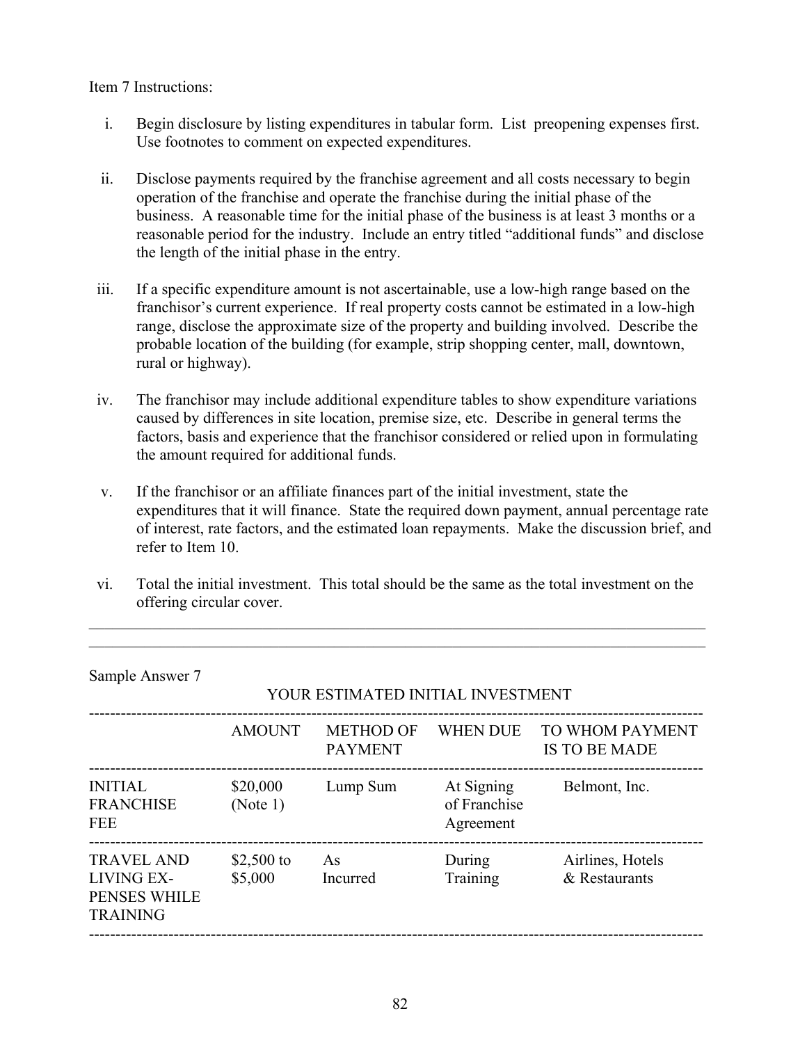Item 7 Instructions:

i. Begin disclosure by listing expenditures in tabular form. List preopening expenses first. Use footnotes to comment on expected expenditures.

ii. Disclose payments required by the franchise agreement and all costs necessary to begin operation of the franchise and operate the franchise during the initial phase of the business. A reasonable time for the initial phase of the business is at least 3 months or a reasonable period for the industry. Include an entry titled "additional funds" and disclose the length of the initial phase in the entry.

iii. If a specific expenditure amount is not ascertainable, use a low-high range based on the franchisor's current experience. If real property costs cannot be estimated in a low-high range, disclose the approximate size of the property and building involved. Describe the probable location of the building (for example, strip shopping center, mall, downtown, rural or highway).

iv. The franchisor may include additional expenditure tables to show expenditure variations caused by differences in site location, premise size, etc. Describe in general terms the factors, basis and experience that the franchisor considered or relied upon in formulating the amount required for additional funds.

v. If the franchisor or an affiliate finances part of the initial investment, state the expenditures that it will finance. State the required down payment, annual percentage rate of interest, rate factors, and the estimated loan repayments. Make the discussion brief, and refer to Item 10.

vi. Total the initial investment. This total should be the same as the total investment on the offering circular cover.

---

Sample Answer 7

YOUR ESTIMATED INITIAL INVESTMENT

| | AMOUNT | METHOD OF PAYMENT | WHEN DUE | TO WHOM PAYMENT IS TO BE MADE |
|---|---|---|---|---|
| INITIAL FRANCHISE FEE | $20,000 (Note 1) | Lump Sum | At Signing of Franchise Agreement | Belmont, Inc. |
| TRAVEL AND LIVING EXPENSES WHILE TRAINING | $2,500 to $5,000 | As Incurred | During Training | Airlines, Hotels & Restaurants |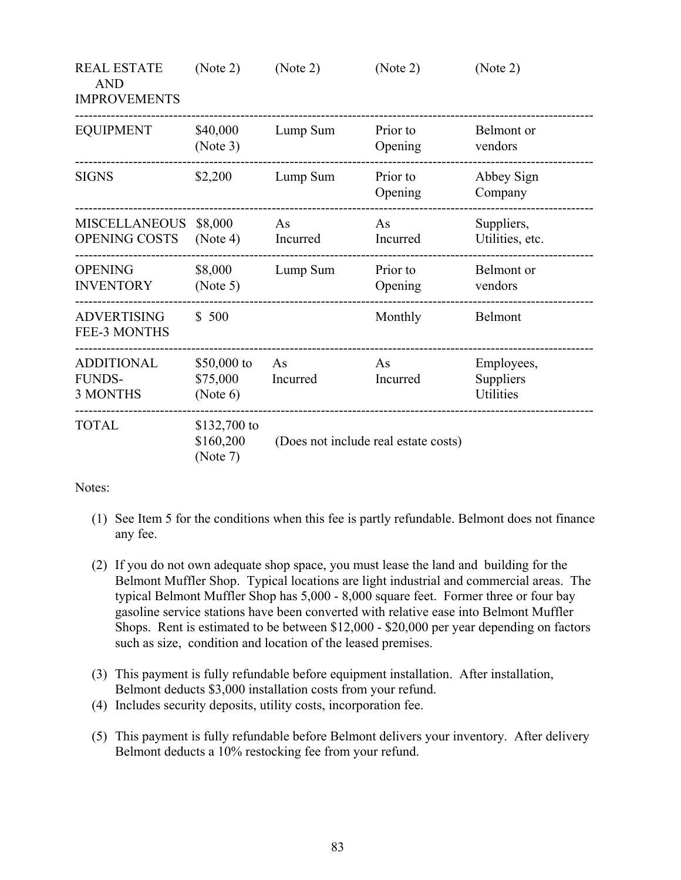| | | | | |
|---|---|---|---|---|
| REAL ESTATE AND IMPROVEMENTS | (Note 2) | (Note 2) | (Note 2) | (Note 2) |
| EQUIPMENT | $40,000 (Note 3) | Lump Sum | Prior to Opening | Belmont or vendors |
| SIGNS | $2,200 | Lump Sum | Prior to Opening | Abbey Sign Company |
| MISCELLANEOUS OPENING COSTS | $8,000 (Note 4) | As Incurred | As Incurred | Suppliers, Utilities, etc. |
| OPENING INVENTORY | $8,000 (Note 5) | Lump Sum | Prior to Opening | Belmont or vendors |
| ADVERTISING FEE-3 MONTHS | $ 500 | | Monthly | Belmont |
| ADDITIONAL FUNDS- 3 MONTHS | $50,000 to $75,000 (Note 6) | As Incurred | As Incurred | Employees, Suppliers Utilities |
| TOTAL | $132,700 to $160,200 (Note 7) | (Does not include real estate costs) | | |

Notes:

(1) See Item 5 for the conditions when this fee is partly refundable. Belmont does not finance any fee.

(2) If you do not own adequate shop space, you must lease the land and building for the Belmont Muffler Shop. Typical locations are light industrial and commercial areas. The typical Belmont Muffler Shop has 5,000 - 8,000 square feet. Former three or four bay gasoline service stations have been converted with relative ease into Belmont Muffler Shops. Rent is estimated to be between $12,000 - $20,000 per year depending on factors such as size, condition and location of the leased premises.

(3) This payment is fully refundable before equipment installation. After installation, Belmont deducts $3,000 installation costs from your refund.

(4) Includes security deposits, utility costs, incorporation fee.

(5) This payment is fully refundable before Belmont delivers your inventory. After delivery Belmont deducts a 10% restocking fee from your refund.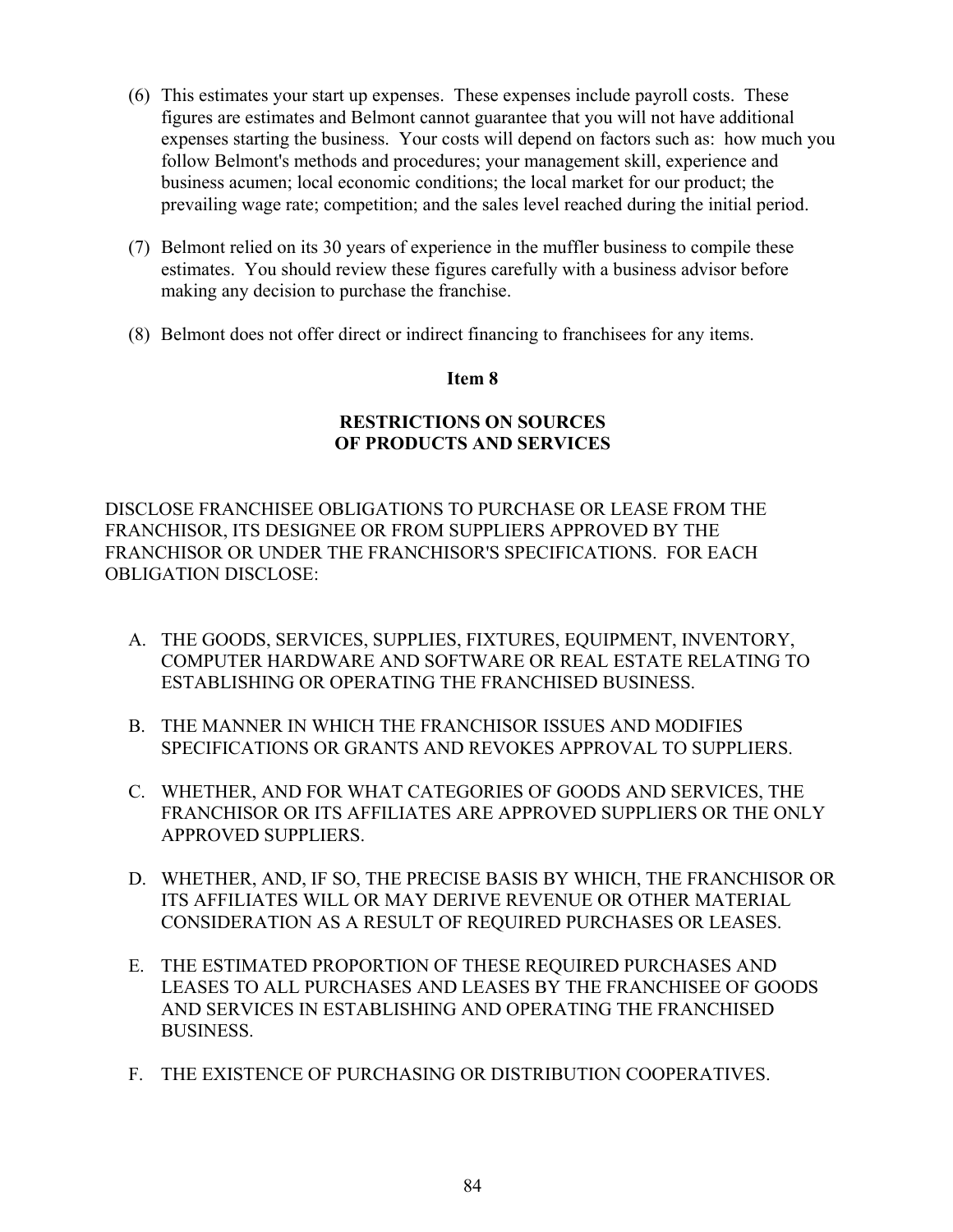(6) This estimates your start up expenses. These expenses include payroll costs. These figures are estimates and Belmont cannot guarantee that you will not have additional expenses starting the business. Your costs will depend on factors such as: how much you follow Belmont's methods and procedures; your management skill, experience and business acumen; local economic conditions; the local market for our product; the prevailing wage rate; competition; and the sales level reached during the initial period.

(7) Belmont relied on its 30 years of experience in the muffler business to compile these estimates. You should review these figures carefully with a business advisor before making any decision to purchase the franchise.

(8) Belmont does not offer direct or indirect financing to franchisees for any items.

## Item 8

## RESTRICTIONS ON SOURCES OF PRODUCTS AND SERVICES

DISCLOSE FRANCHISEE OBLIGATIONS TO PURCHASE OR LEASE FROM THE FRANCHISOR, ITS DESIGNEE OR FROM SUPPLIERS APPROVED BY THE FRANCHISOR OR UNDER THE FRANCHISOR'S SPECIFICATIONS. FOR EACH OBLIGATION DISCLOSE:

A. THE GOODS, SERVICES, SUPPLIES, FIXTURES, EQUIPMENT, INVENTORY, COMPUTER HARDWARE AND SOFTWARE OR REAL ESTATE RELATING TO ESTABLISHING OR OPERATING THE FRANCHISED BUSINESS.

B. THE MANNER IN WHICH THE FRANCHISOR ISSUES AND MODIFIES SPECIFICATIONS OR GRANTS AND REVOKES APPROVAL TO SUPPLIERS.

C. WHETHER, AND FOR WHAT CATEGORIES OF GOODS AND SERVICES, THE FRANCHISOR OR ITS AFFILIATES ARE APPROVED SUPPLIERS OR THE ONLY APPROVED SUPPLIERS.

D. WHETHER, AND, IF SO, THE PRECISE BASIS BY WHICH, THE FRANCHISOR OR ITS AFFILIATES WILL OR MAY DERIVE REVENUE OR OTHER MATERIAL CONSIDERATION AS A RESULT OF REQUIRED PURCHASES OR LEASES.

E. THE ESTIMATED PROPORTION OF THESE REQUIRED PURCHASES AND LEASES TO ALL PURCHASES AND LEASES BY THE FRANCHISEE OF GOODS AND SERVICES IN ESTABLISHING AND OPERATING THE FRANCHISED BUSINESS.

F. THE EXISTENCE OF PURCHASING OR DISTRIBUTION COOPERATIVES.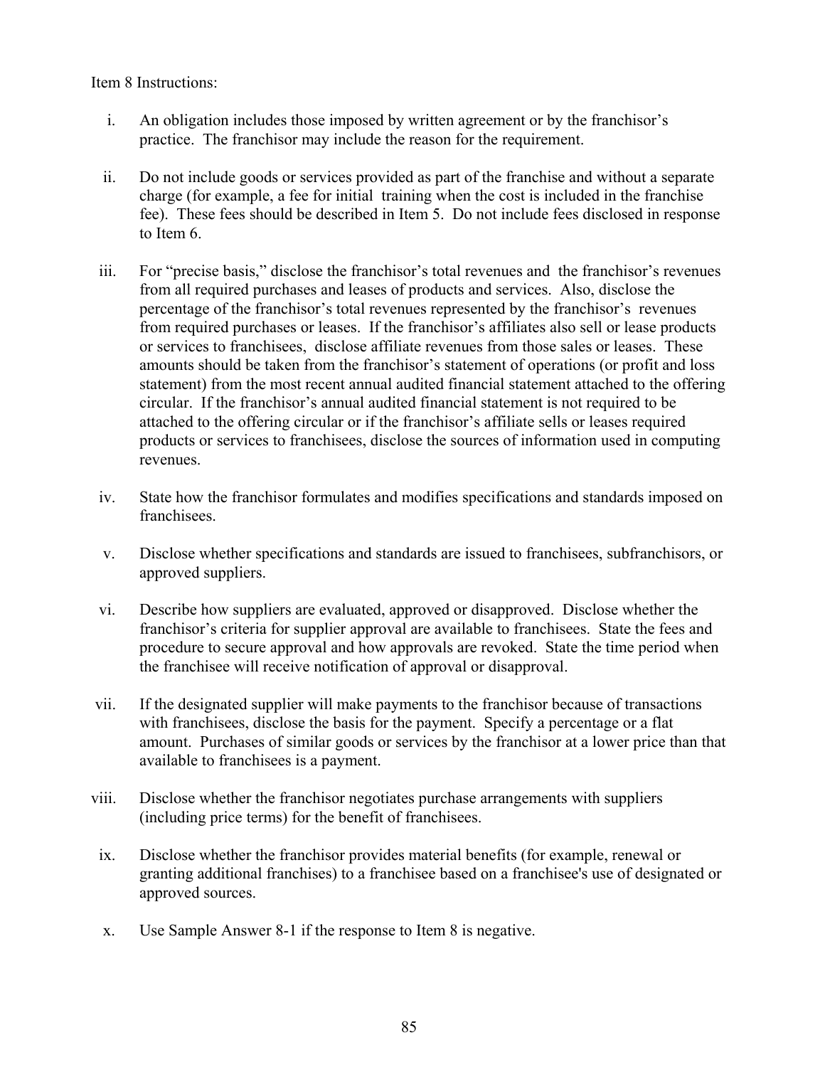Item 8 Instructions:

i. An obligation includes those imposed by written agreement or by the franchisor's practice. The franchisor may include the reason for the requirement.

ii. Do not include goods or services provided as part of the franchise and without a separate charge (for example, a fee for initial training when the cost is included in the franchise fee). These fees should be described in Item 5. Do not include fees disclosed in response to Item 6.

iii. For "precise basis," disclose the franchisor's total revenues and the franchisor's revenues from all required purchases and leases of products and services. Also, disclose the percentage of the franchisor's total revenues represented by the franchisor's revenues from required purchases or leases. If the franchisor's affiliates also sell or lease products or services to franchisees, disclose affiliate revenues from those sales or leases. These amounts should be taken from the franchisor's statement of operations (or profit and loss statement) from the most recent annual audited financial statement attached to the offering circular. If the franchisor's annual audited financial statement is not required to be attached to the offering circular or if the franchisor's affiliate sells or leases required products or services to franchisees, disclose the sources of information used in computing revenues.

iv. State how the franchisor formulates and modifies specifications and standards imposed on franchisees.

v. Disclose whether specifications and standards are issued to franchisees, subfranchisors, or approved suppliers.

vi. Describe how suppliers are evaluated, approved or disapproved. Disclose whether the franchisor's criteria for supplier approval are available to franchisees. State the fees and procedure to secure approval and how approvals are revoked. State the time period when the franchisee will receive notification of approval or disapproval.

vii. If the designated supplier will make payments to the franchisor because of transactions with franchisees, disclose the basis for the payment. Specify a percentage or a flat amount. Purchases of similar goods or services by the franchisor at a lower price than that available to franchisees is a payment.

viii. Disclose whether the franchisor negotiates purchase arrangements with suppliers (including price terms) for the benefit of franchisees.

ix. Disclose whether the franchisor provides material benefits (for example, renewal or granting additional franchises) to a franchisee based on a franchisee's use of designated or approved sources.

x. Use Sample Answer 8-1 if the response to Item 8 is negative.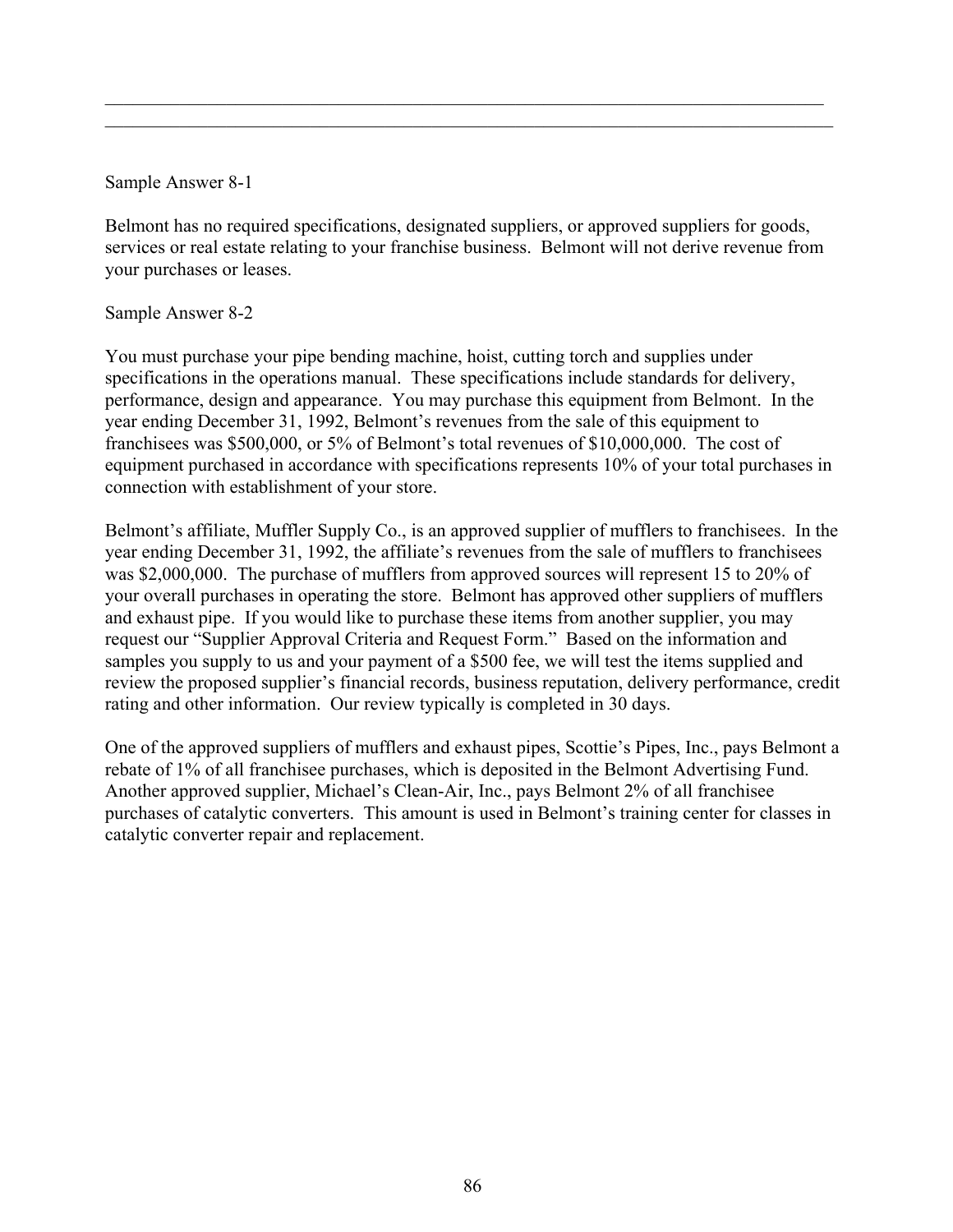Sample Answer 8-1

Belmont has no required specifications, designated suppliers, or approved suppliers for goods, services or real estate relating to your franchise business. Belmont will not derive revenue from your purchases or leases.

Sample Answer 8-2

You must purchase your pipe bending machine, hoist, cutting torch and supplies under specifications in the operations manual. These specifications include standards for delivery, performance, design and appearance. You may purchase this equipment from Belmont. In the year ending December 31, 1992, Belmont's revenues from the sale of this equipment to franchisees was $500,000, or 5% of Belmont's total revenues of $10,000,000. The cost of equipment purchased in accordance with specifications represents 10% of your total purchases in connection with establishment of your store.

Belmont's affiliate, Muffler Supply Co., is an approved supplier of mufflers to franchisees. In the year ending December 31, 1992, the affiliate's revenues from the sale of mufflers to franchisees was $2,000,000. The purchase of mufflers from approved sources will represent 15 to 20% of your overall purchases in operating the store. Belmont has approved other suppliers of mufflers and exhaust pipe. If you would like to purchase these items from another supplier, you may request our "Supplier Approval Criteria and Request Form." Based on the information and samples you supply to us and your payment of a $500 fee, we will test the items supplied and review the proposed supplier's financial records, business reputation, delivery performance, credit rating and other information. Our review typically is completed in 30 days.

One of the approved suppliers of mufflers and exhaust pipes, Scottie's Pipes, Inc., pays Belmont a rebate of 1% of all franchisee purchases, which is deposited in the Belmont Advertising Fund. Another approved supplier, Michael's Clean-Air, Inc., pays Belmont 2% of all franchisee purchases of catalytic converters. This amount is used in Belmont's training center for classes in catalytic converter repair and replacement.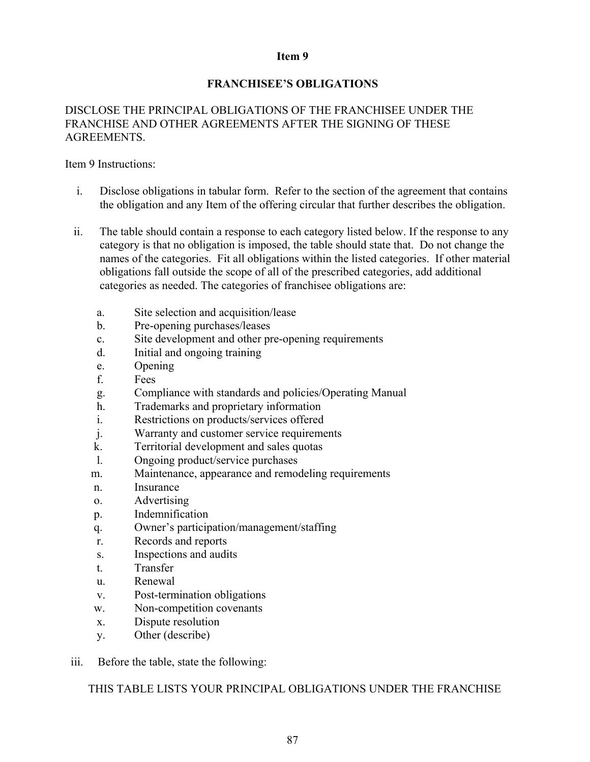**Item 9**

**FRANCHISEE'S OBLIGATIONS**

DISCLOSE THE PRINCIPAL OBLIGATIONS OF THE FRANCHISEE UNDER THE FRANCHISE AND OTHER AGREEMENTS AFTER THE SIGNING OF THESE AGREEMENTS.

Item 9 Instructions:

i. Disclose obligations in tabular form. Refer to the section of the agreement that contains the obligation and any Item of the offering circular that further describes the obligation.

ii. The table should contain a response to each category listed below. If the response to any category is that no obligation is imposed, the table should state that. Do not change the names of the categories. Fit all obligations within the listed categories. If other material obligations fall outside the scope of all of the prescribed categories, add additional categories as needed. The categories of franchisee obligations are:

   a. Site selection and acquisition/lease
   b. Pre-opening purchases/leases
   c. Site development and other pre-opening requirements
   d. Initial and ongoing training
   e. Opening
   f. Fees
   g. Compliance with standards and policies/Operating Manual
   h. Trademarks and proprietary information
   i. Restrictions on products/services offered
   j. Warranty and customer service requirements
   k. Territorial development and sales quotas
   l. Ongoing product/service purchases
   m. Maintenance, appearance and remodeling requirements
   n. Insurance
   o. Advertising
   p. Indemnification
   q. Owner's participation/management/staffing
   r. Records and reports
   s. Inspections and audits
   t. Transfer
   u. Renewal
   v. Post-termination obligations
   w. Non-competition covenants
   x. Dispute resolution
   y. Other (describe)

iii. Before the table, state the following:

THIS TABLE LISTS YOUR PRINCIPAL OBLIGATIONS UNDER THE FRANCHISE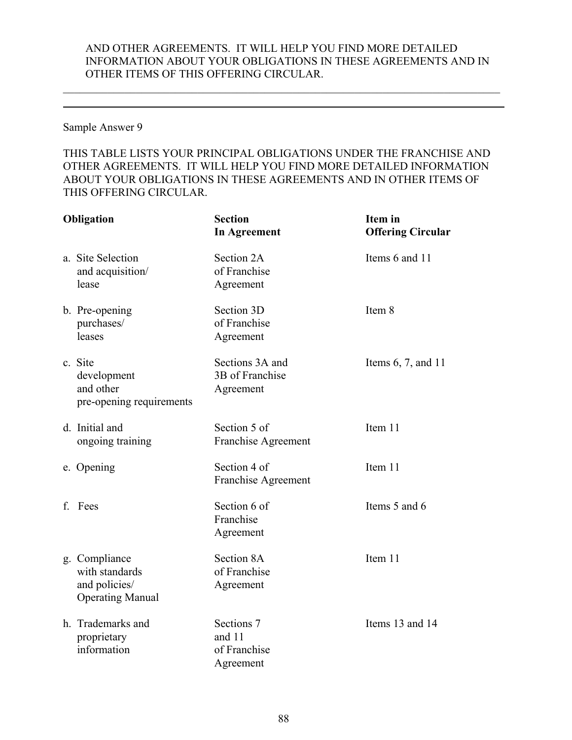AND OTHER AGREEMENTS. IT WILL HELP YOU FIND MORE DETAILED INFORMATION ABOUT YOUR OBLIGATIONS IN THESE AGREEMENTS AND IN OTHER ITEMS OF THIS OFFERING CIRCULAR.

---

Sample Answer 9

THIS TABLE LISTS YOUR PRINCIPAL OBLIGATIONS UNDER THE FRANCHISE AND OTHER AGREEMENTS. IT WILL HELP YOU FIND MORE DETAILED INFORMATION ABOUT YOUR OBLIGATIONS IN THESE AGREEMENTS AND IN OTHER ITEMS OF THIS OFFERING CIRCULAR.

| Obligation | Section In Agreement | Item in Offering Circular |
|---|---|---|
| a. Site Selection and acquisition/ lease | Section 2A of Franchise Agreement | Items 6 and 11 |
| b. Pre-opening purchases/ leases | Section 3D of Franchise Agreement | Item 8 |
| c. Site development and other pre-opening requirements | Sections 3A and 3B of Franchise Agreement | Items 6, 7, and 11 |
| d. Initial and ongoing training | Section 5 of Franchise Agreement | Item 11 |
| e. Opening | Section 4 of Franchise Agreement | Item 11 |
| f. Fees | Section 6 of Franchise Agreement | Items 5 and 6 |
| g. Compliance with standards and policies/ Operating Manual | Section 8A of Franchise Agreement | Item 11 |
| h. Trademarks and proprietary information | Sections 7 and 11 of Franchise Agreement | Items 13 and 14 |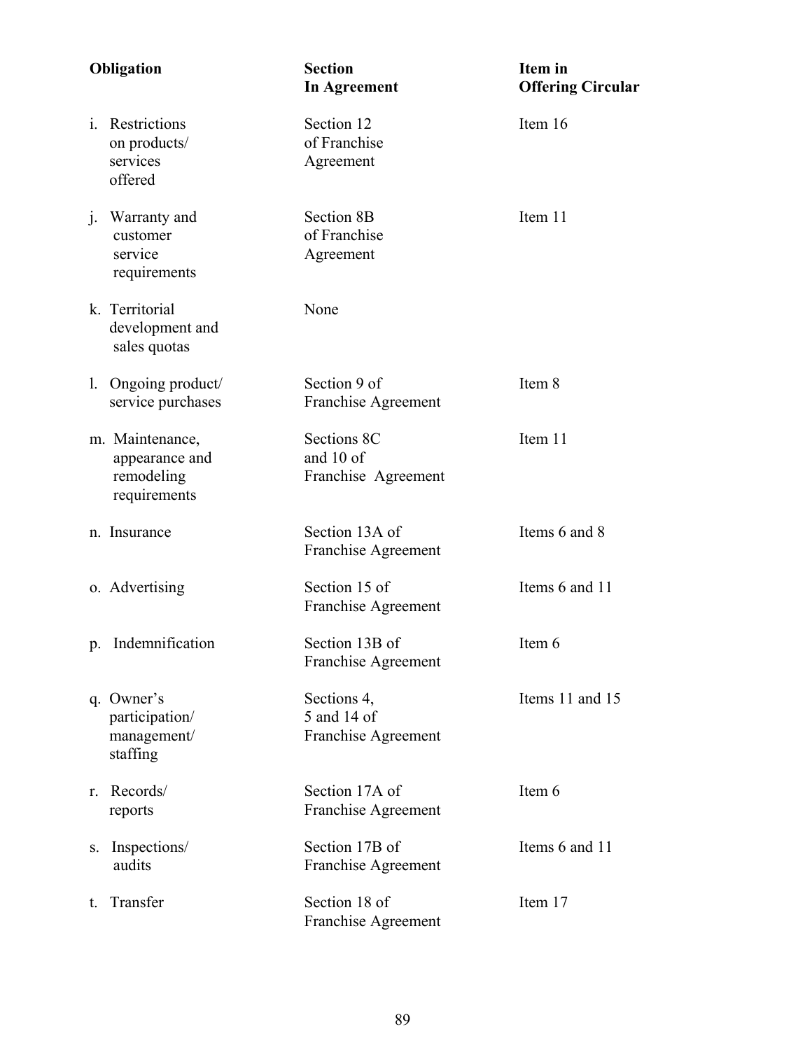| Obligation | Section In Agreement | Item in Offering Circular |
|---|---|---|
| i. Restrictions on products/ services offered | Section 12 of Franchise Agreement | Item 16 |
| j. Warranty and customer service requirements | Section 8B of Franchise Agreement | Item 11 |
| k. Territorial development and sales quotas | None | |
| l. Ongoing product/ service purchases | Section 9 of Franchise Agreement | Item 8 |
| m. Maintenance, appearance and remodeling requirements | Sections 8C and 10 of Franchise Agreement | Item 11 |
| n. Insurance | Section 13A of Franchise Agreement | Items 6 and 8 |
| o. Advertising | Section 15 of Franchise Agreement | Items 6 and 11 |
| p. Indemnification | Section 13B of Franchise Agreement | Item 6 |
| q. Owner's participation/ management/ staffing | Sections 4, 5 and 14 of Franchise Agreement | Items 11 and 15 |
| r. Records/ reports | Section 17A of Franchise Agreement | Item 6 |
| s. Inspections/ audits | Section 17B of Franchise Agreement | Items 6 and 11 |
| t. Transfer | Section 18 of Franchise Agreement | Item 17 |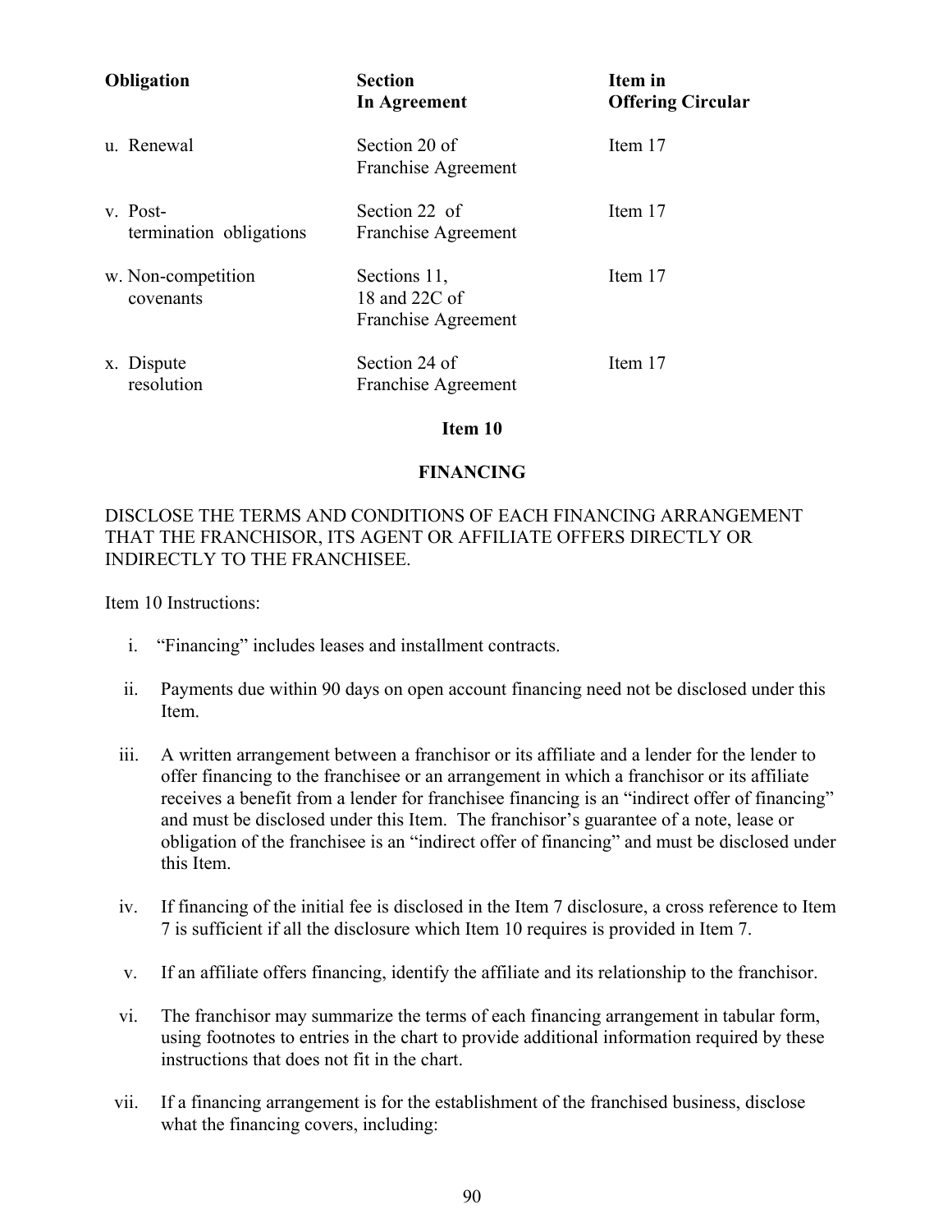| Obligation | Section In Agreement | Item in Offering Circular |
|---|---|---|
| u. Renewal | Section 20 of Franchise Agreement | Item 17 |
| v. Post-termination obligations | Section 22 of Franchise Agreement | Item 17 |
| w. Non-competition covenants | Sections 11, 18 and 22C of Franchise Agreement | Item 17 |
| x. Dispute resolution | Section 24 of Franchise Agreement | Item 17 |

## Item 10

## FINANCING

DISCLOSE THE TERMS AND CONDITIONS OF EACH FINANCING ARRANGEMENT THAT THE FRANCHISOR, ITS AGENT OR AFFILIATE OFFERS DIRECTLY OR INDIRECTLY TO THE FRANCHISEE.

Item 10 Instructions:

i. "Financing" includes leases and installment contracts.

ii. Payments due within 90 days on open account financing need not be disclosed under this Item.

iii. A written arrangement between a franchisor or its affiliate and a lender for the lender to offer financing to the franchisee or an arrangement in which a franchisor or its affiliate receives a benefit from a lender for franchisee financing is an "indirect offer of financing" and must be disclosed under this Item. The franchisor's guarantee of a note, lease or obligation of the franchisee is an "indirect offer of financing" and must be disclosed under this Item.

iv. If financing of the initial fee is disclosed in the Item 7 disclosure, a cross reference to Item 7 is sufficient if all the disclosure which Item 10 requires is provided in Item 7.

v. If an affiliate offers financing, identify the affiliate and its relationship to the franchisor.

vi. The franchisor may summarize the terms of each financing arrangement in tabular form, using footnotes to entries in the chart to provide additional information required by these instructions that does not fit in the chart.

vii. If a financing arrangement is for the establishment of the franchised business, disclose what the financing covers, including: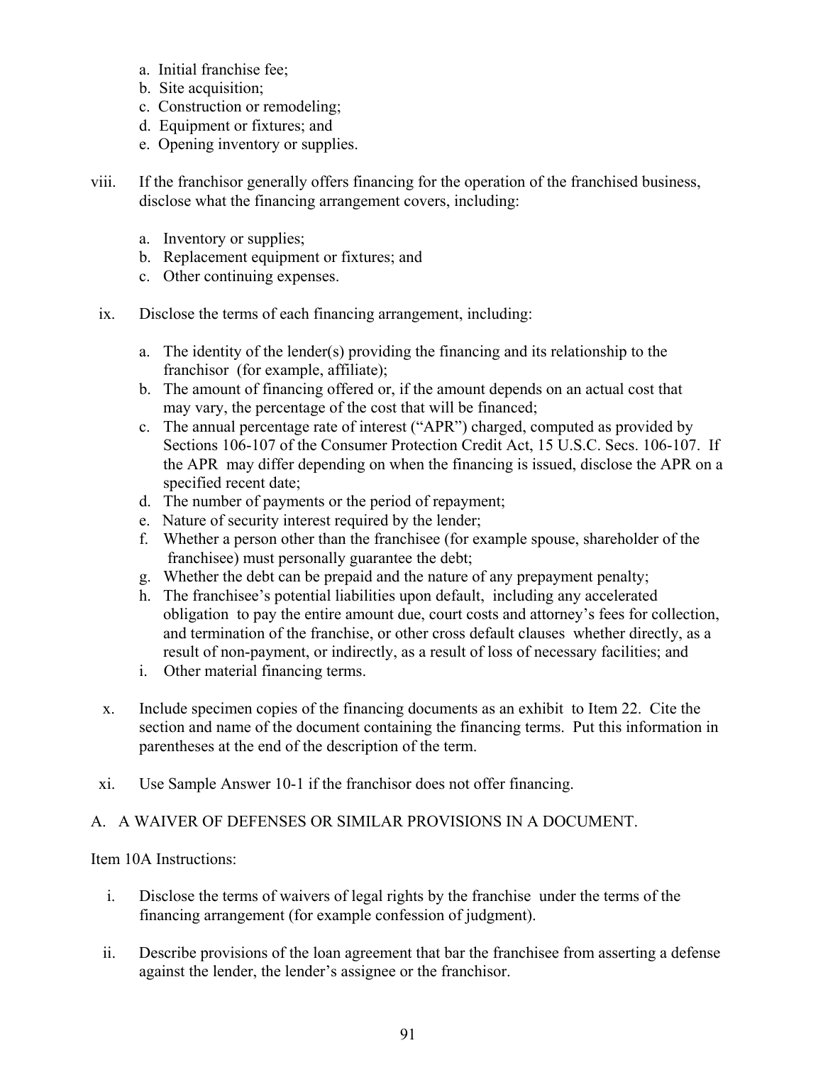a. Initial franchise fee;
b. Site acquisition;
c. Construction or remodeling;
d. Equipment or fixtures; and
e. Opening inventory or supplies.

viii. If the franchisor generally offers financing for the operation of the franchised business, disclose what the financing arrangement covers, including:

a. Inventory or supplies;
b. Replacement equipment or fixtures; and
c. Other continuing expenses.

ix. Disclose the terms of each financing arrangement, including:

a. The identity of the lender(s) providing the financing and its relationship to the franchisor (for example, affiliate);
b. The amount of financing offered or, if the amount depends on an actual cost that may vary, the percentage of the cost that will be financed;
c. The annual percentage rate of interest ("APR") charged, computed as provided by Sections 106-107 of the Consumer Protection Credit Act, 15 U.S.C. Secs. 106-107. If the APR may differ depending on when the financing is issued, disclose the APR on a specified recent date;
d. The number of payments or the period of repayment;
e. Nature of security interest required by the lender;
f. Whether a person other than the franchisee (for example spouse, shareholder of the franchisee) must personally guarantee the debt;
g. Whether the debt can be prepaid and the nature of any prepayment penalty;
h. The franchisee's potential liabilities upon default, including any accelerated obligation to pay the entire amount due, court costs and attorney's fees for collection, and termination of the franchise, or other cross default clauses whether directly, as a result of non-payment, or indirectly, as a result of loss of necessary facilities; and
i. Other material financing terms.

x. Include specimen copies of the financing documents as an exhibit to Item 22. Cite the section and name of the document containing the financing terms. Put this information in parentheses at the end of the description of the term.

xi. Use Sample Answer 10-1 if the franchisor does not offer financing.

A. A WAIVER OF DEFENSES OR SIMILAR PROVISIONS IN A DOCUMENT.

Item 10A Instructions:

i. Disclose the terms of waivers of legal rights by the franchise under the terms of the financing arrangement (for example confession of judgment).

ii. Describe provisions of the loan agreement that bar the franchisee from asserting a defense against the lender, the lender's assignee or the franchisor.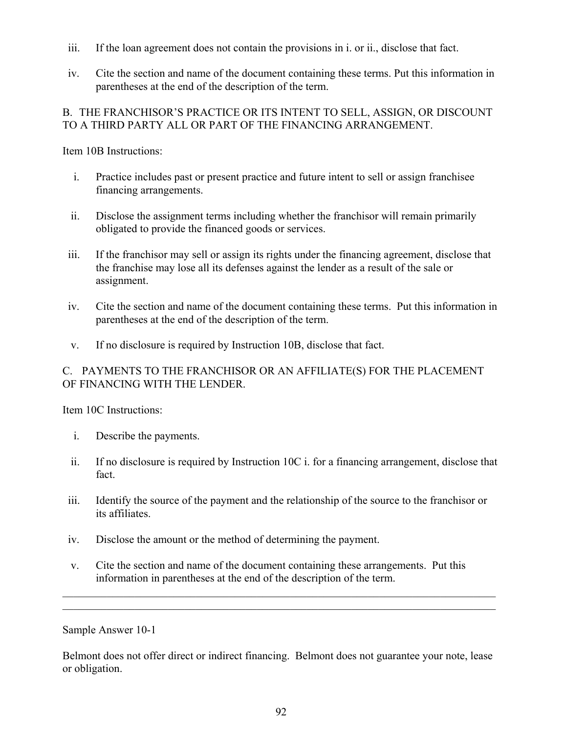iii. If the loan agreement does not contain the provisions in i. or ii., disclose that fact.

iv. Cite the section and name of the document containing these terms. Put this information in parentheses at the end of the description of the term.

B. THE FRANCHISOR'S PRACTICE OR ITS INTENT TO SELL, ASSIGN, OR DISCOUNT TO A THIRD PARTY ALL OR PART OF THE FINANCING ARRANGEMENT.

Item 10B Instructions:

i. Practice includes past or present practice and future intent to sell or assign franchisee financing arrangements.

ii. Disclose the assignment terms including whether the franchisor will remain primarily obligated to provide the financed goods or services.

iii. If the franchisor may sell or assign its rights under the financing agreement, disclose that the franchise may lose all its defenses against the lender as a result of the sale or assignment.

iv. Cite the section and name of the document containing these terms. Put this information in parentheses at the end of the description of the term.

v. If no disclosure is required by Instruction 10B, disclose that fact.

C. PAYMENTS TO THE FRANCHISOR OR AN AFFILIATE(S) FOR THE PLACEMENT OF FINANCING WITH THE LENDER.

Item 10C Instructions:

i. Describe the payments.

ii. If no disclosure is required by Instruction 10C i. for a financing arrangement, disclose that fact.

iii. Identify the source of the payment and the relationship of the source to the franchisor or its affiliates.

iv. Disclose the amount or the method of determining the payment.

v. Cite the section and name of the document containing these arrangements. Put this information in parentheses at the end of the description of the term.

---

Sample Answer 10-1

Belmont does not offer direct or indirect financing. Belmont does not guarantee your note, lease or obligation.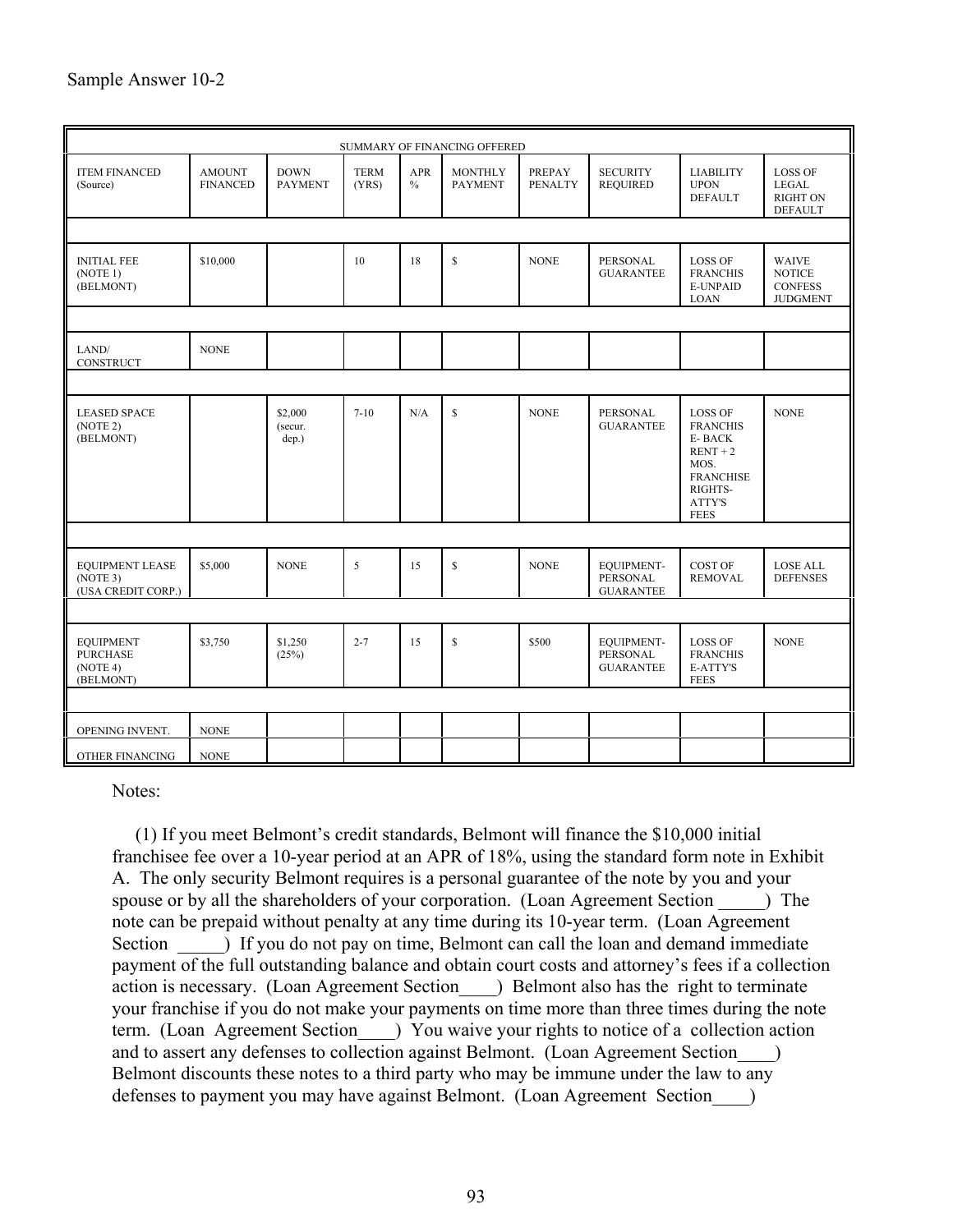Sample Answer 10-2

| SUMMARY OF FINANCING OFFERED | | | | | | | | | |
|---|---|---|---|---|---|---|---|---|---|
| ITEM FINANCED (Source) | AMOUNT FINANCED | DOWN PAYMENT | TERM (YRS) | APR % | MONTHLY PAYMENT | PREPAY PENALTY | SECURITY REQUIRED | LIABILITY UPON DEFAULT | LOSS OF LEGAL RIGHT ON DEFAULT |
| | | | | | | | | | |
| INITIAL FEE (NOTE 1) (BELMONT) | $10,000 | | 10 | 18 | $ | NONE | PERSONAL GUARANTEE | LOSS OF FRANCHISE-UNPAID LOAN | WAIVE NOTICE CONFESS JUDGMENT |
| | | | | | | | | | |
| LAND/ CONSTRUCT | NONE | | | | | | | | |
| | | | | | | | | | |
| LEASED SPACE (NOTE 2) (BELMONT) | | $2,000 (secur. dep.) | 7-10 | N/A | $ | NONE | PERSONAL GUARANTEE | LOSS OF FRANCHISE- BACK RENT + 2 MOS. FRANCHISE RIGHTS- ATTY'S FEES | NONE |
| | | | | | | | | | |
| EQUIPMENT LEASE (NOTE 3) (USA CREDIT CORP.) | $5,000 | NONE | 5 | 15 | $ | NONE | EQUIPMENT- PERSONAL GUARANTEE | COST OF REMOVAL | LOSE ALL DEFENSES |
| | | | | | | | | | |
| EQUIPMENT PURCHASE (NOTE 4) (BELMONT) | $3,750 | $1,250 (25%) | 2-7 | 15 | $ | $500 | EQUIPMENT- PERSONAL GUARANTEE | LOSS OF FRANCHISE-ATTY'S FEES | NONE |
| | | | | | | | | | |
| OPENING INVENT. | NONE | | | | | | | | |
| OTHER FINANCING | NONE | | | | | | | | |

Notes:

(1) If you meet Belmont's credit standards, Belmont will finance the $10,000 initial franchisee fee over a 10-year period at an APR of 18%, using the standard form note in Exhibit A. The only security Belmont requires is a personal guarantee of the note by you and your spouse or by all the shareholders of your corporation. (Loan Agreement Section _____) The note can be prepaid without penalty at any time during its 10-year term. (Loan Agreement Section _____) If you do not pay on time, Belmont can call the loan and demand immediate payment of the full outstanding balance and obtain court costs and attorney's fees if a collection action is necessary. (Loan Agreement Section____) Belmont also has the right to terminate your franchise if you do not make your payments on time more than three times during the note term. (Loan Agreement Section____) You waive your rights to notice of a collection action and to assert any defenses to collection against Belmont. (Loan Agreement Section____) Belmont discounts these notes to a third party who may be immune under the law to any defenses to payment you may have against Belmont. (Loan Agreement Section____)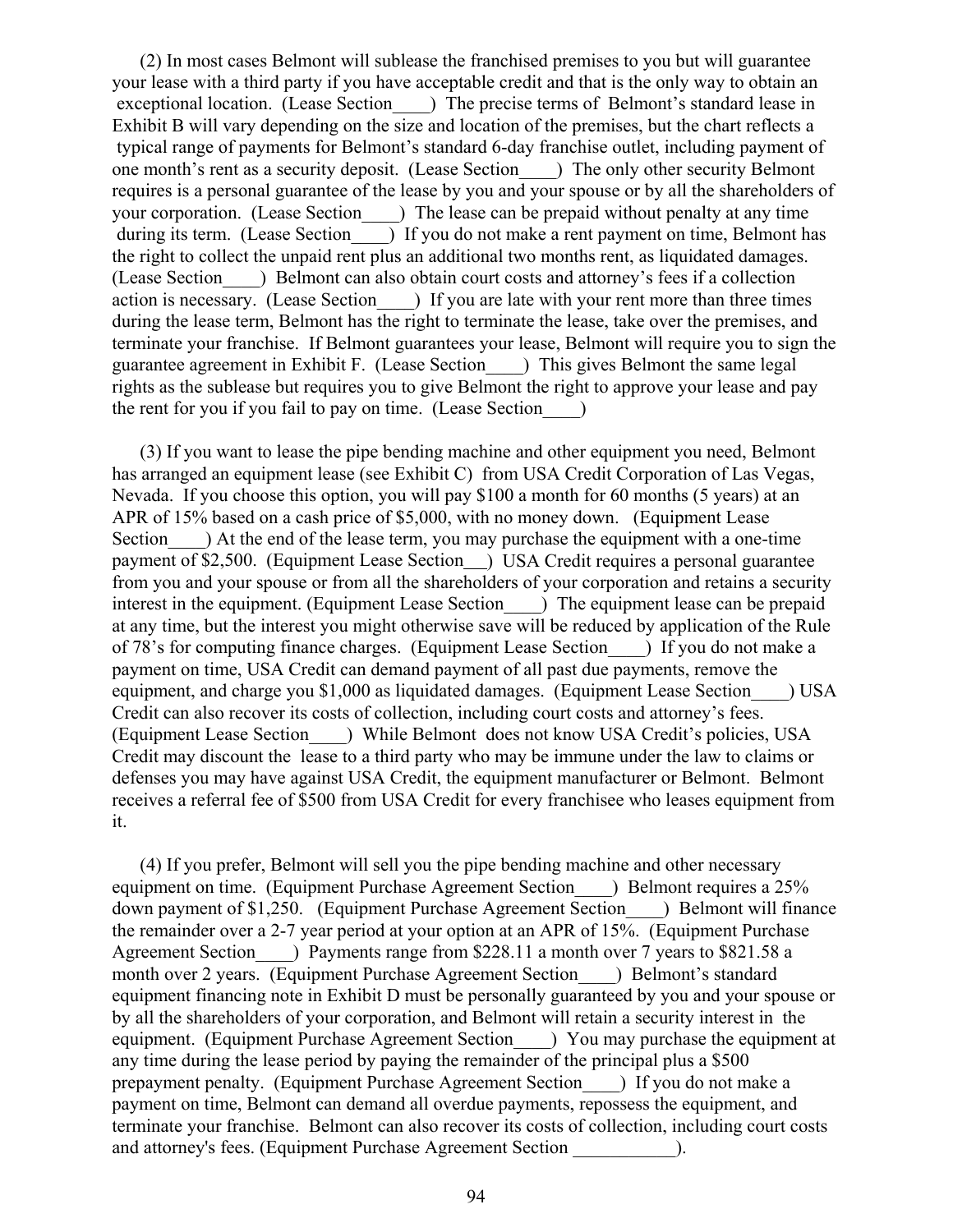(2) In most cases Belmont will sublease the franchised premises to you but will guarantee your lease with a third party if you have acceptable credit and that is the only way to obtain an exceptional location. (Lease Section____) The precise terms of Belmont's standard lease in Exhibit B will vary depending on the size and location of the premises, but the chart reflects a typical range of payments for Belmont's standard 6-day franchise outlet, including payment of one month's rent as a security deposit. (Lease Section____) The only other security Belmont requires is a personal guarantee of the lease by you and your spouse or by all the shareholders of your corporation. (Lease Section____) The lease can be prepaid without penalty at any time during its term. (Lease Section____) If you do not make a rent payment on time, Belmont has the right to collect the unpaid rent plus an additional two months rent, as liquidated damages. (Lease Section____) Belmont can also obtain court costs and attorney's fees if a collection action is necessary. (Lease Section____) If you are late with your rent more than three times during the lease term, Belmont has the right to terminate the lease, take over the premises, and terminate your franchise. If Belmont guarantees your lease, Belmont will require you to sign the guarantee agreement in Exhibit F. (Lease Section____) This gives Belmont the same legal rights as the sublease but requires you to give Belmont the right to approve your lease and pay the rent for you if you fail to pay on time. (Lease Section____)

(3) If you want to lease the pipe bending machine and other equipment you need, Belmont has arranged an equipment lease (see Exhibit C) from USA Credit Corporation of Las Vegas, Nevada. If you choose this option, you will pay $100 a month for 60 months (5 years) at an APR of 15% based on a cash price of $5,000, with no money down. (Equipment Lease Section____) At the end of the lease term, you may purchase the equipment with a one-time payment of $2,500. (Equipment Lease Section___) USA Credit requires a personal guarantee from you and your spouse or from all the shareholders of your corporation and retains a security interest in the equipment. (Equipment Lease Section____) The equipment lease can be prepaid at any time, but the interest you might otherwise save will be reduced by application of the Rule of 78's for computing finance charges. (Equipment Lease Section____) If you do not make a payment on time, USA Credit can demand payment of all past due payments, remove the equipment, and charge you $1,000 as liquidated damages. (Equipment Lease Section____) USA Credit can also recover its costs of collection, including court costs and attorney's fees. (Equipment Lease Section____) While Belmont does not know USA Credit's policies, USA Credit may discount the lease to a third party who may be immune under the law to claims or defenses you may have against USA Credit, the equipment manufacturer or Belmont. Belmont receives a referral fee of $500 from USA Credit for every franchisee who leases equipment from it.

(4) If you prefer, Belmont will sell you the pipe bending machine and other necessary equipment on time. (Equipment Purchase Agreement Section____) Belmont requires a 25% down payment of $1,250. (Equipment Purchase Agreement Section____) Belmont will finance the remainder over a 2-7 year period at your option at an APR of 15%. (Equipment Purchase Agreement Section____) Payments range from $228.11 a month over 7 years to $821.58 a month over 2 years. (Equipment Purchase Agreement Section____) Belmont's standard equipment financing note in Exhibit D must be personally guaranteed by you and your spouse or by all the shareholders of your corporation, and Belmont will retain a security interest in the equipment. (Equipment Purchase Agreement Section____) You may purchase the equipment at any time during the lease period by paying the remainder of the principal plus a $500 prepayment penalty. (Equipment Purchase Agreement Section____) If you do not make a payment on time, Belmont can demand all overdue payments, repossess the equipment, and terminate your franchise. Belmont can also recover its costs of collection, including court costs and attorney's fees. (Equipment Purchase Agreement Section ___________).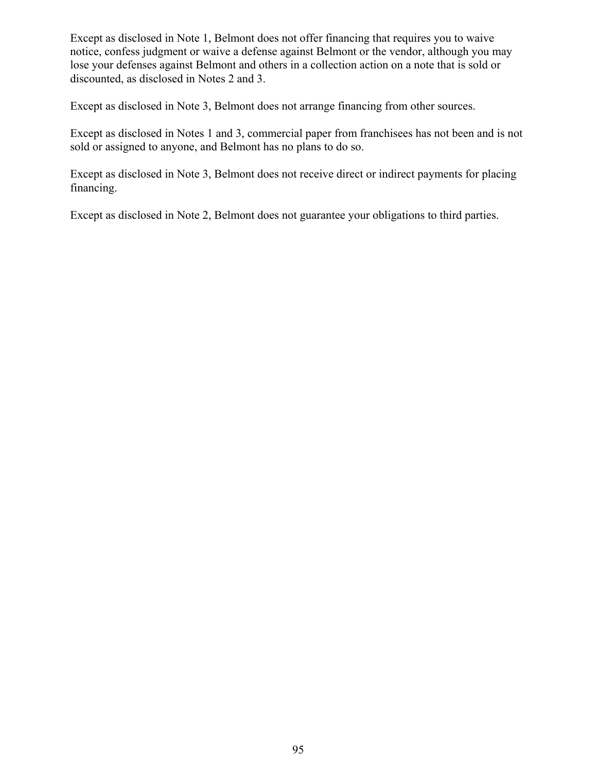Except as disclosed in Note 1, Belmont does not offer financing that requires you to waive notice, confess judgment or waive a defense against Belmont or the vendor, although you may lose your defenses against Belmont and others in a collection action on a note that is sold or discounted, as disclosed in Notes 2 and 3.

Except as disclosed in Note 3, Belmont does not arrange financing from other sources.

Except as disclosed in Notes 1 and 3, commercial paper from franchisees has not been and is not sold or assigned to anyone, and Belmont has no plans to do so.

Except as disclosed in Note 3, Belmont does not receive direct or indirect payments for placing financing.

Except as disclosed in Note 2, Belmont does not guarantee your obligations to third parties.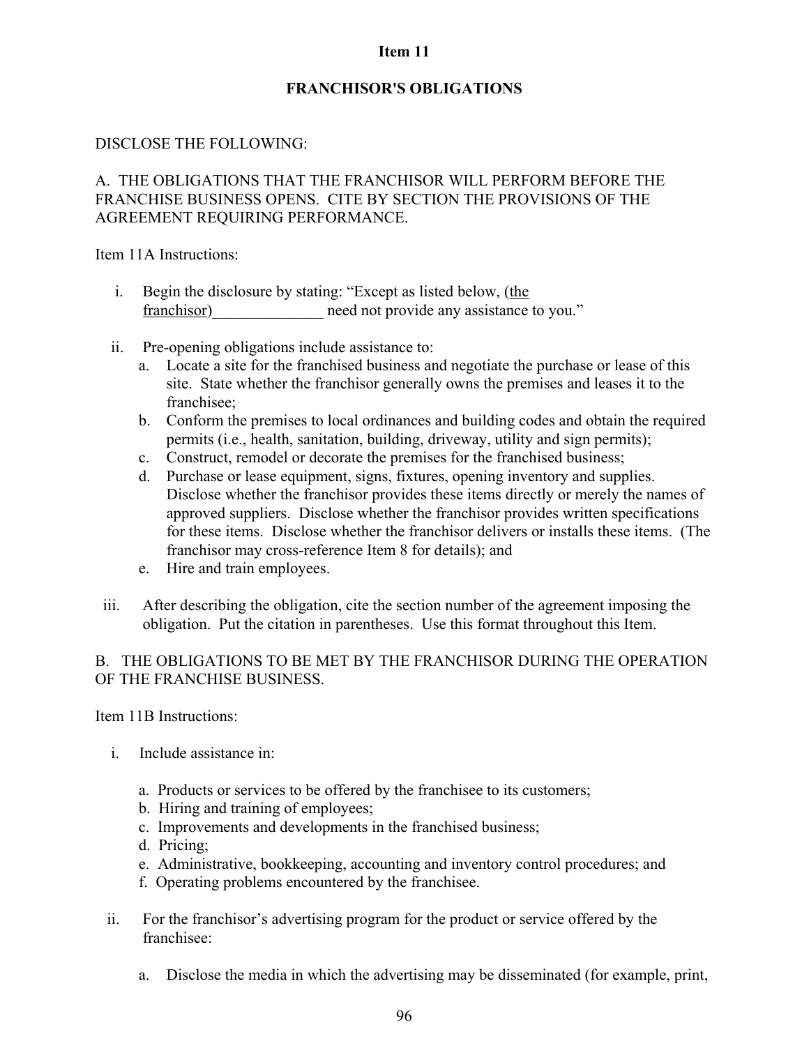## Item 11

## FRANCHISOR'S OBLIGATIONS

DISCLOSE THE FOLLOWING:

A. THE OBLIGATIONS THAT THE FRANCHISOR WILL PERFORM BEFORE THE FRANCHISE BUSINESS OPENS. CITE BY SECTION THE PROVISIONS OF THE AGREEMENT REQUIRING PERFORMANCE.

Item 11A Instructions:

i. Begin the disclosure by stating: "Except as listed below, (the franchisor)______________ need not provide any assistance to you."

ii. Pre-opening obligations include assistance to:
   a. Locate a site for the franchised business and negotiate the purchase or lease of this site. State whether the franchisor generally owns the premises and leases it to the franchisee;
   b. Conform the premises to local ordinances and building codes and obtain the required permits (i.e., health, sanitation, building, driveway, utility and sign permits);
   c. Construct, remodel or decorate the premises for the franchised business;
   d. Purchase or lease equipment, signs, fixtures, opening inventory and supplies. Disclose whether the franchisor provides these items directly or merely the names of approved suppliers. Disclose whether the franchisor provides written specifications for these items. Disclose whether the franchisor delivers or installs these items. (The franchisor may cross-reference Item 8 for details); and
   e. Hire and train employees.

iii. After describing the obligation, cite the section number of the agreement imposing the obligation. Put the citation in parentheses. Use this format throughout this Item.

B. THE OBLIGATIONS TO BE MET BY THE FRANCHISOR DURING THE OPERATION OF THE FRANCHISE BUSINESS.

Item 11B Instructions:

i. Include assistance in:

   a. Products or services to be offered by the franchisee to its customers;
   b. Hiring and training of employees;
   c. Improvements and developments in the franchised business;
   d. Pricing;
   e. Administrative, bookkeeping, accounting and inventory control procedures; and
   f. Operating problems encountered by the franchisee.

ii. For the franchisor's advertising program for the product or service offered by the franchisee:

   a. Disclose the media in which the advertising may be disseminated (for example, print,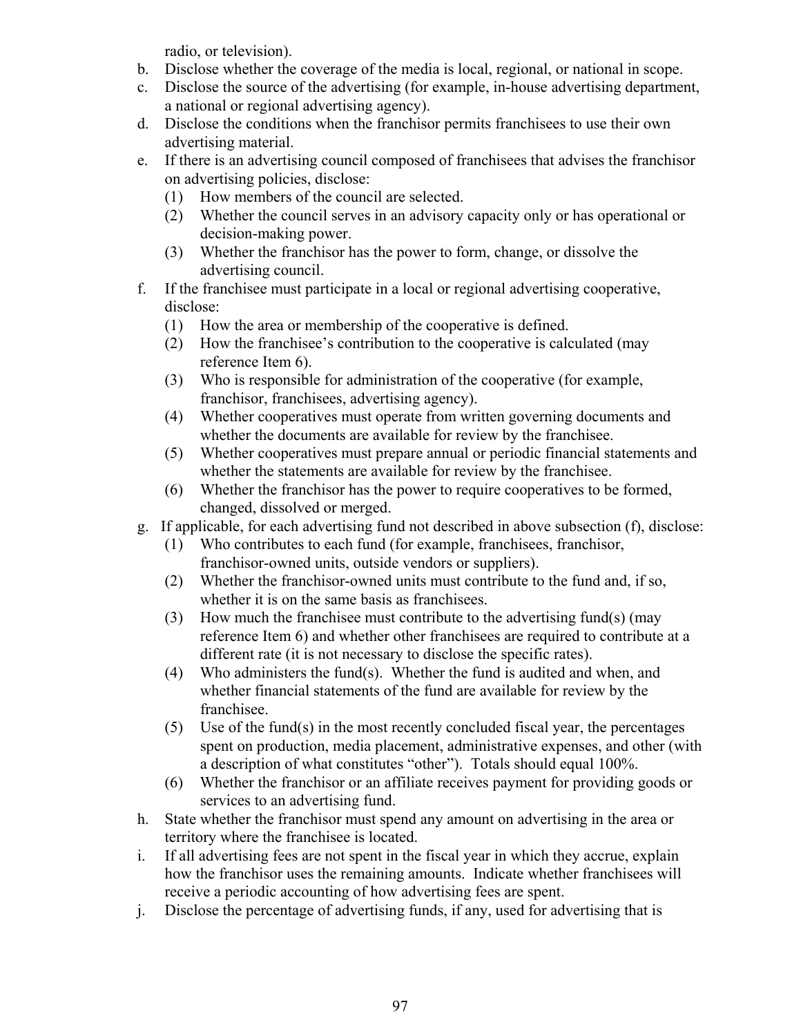radio, or television).

b. Disclose whether the coverage of the media is local, regional, or national in scope.

c. Disclose the source of the advertising (for example, in-house advertising department, a national or regional advertising agency).

d. Disclose the conditions when the franchisor permits franchisees to use their own advertising material.

e. If there is an advertising council composed of franchisees that advises the franchisor on advertising policies, disclose:
   (1) How members of the council are selected.
   (2) Whether the council serves in an advisory capacity only or has operational or decision-making power.
   (3) Whether the franchisor has the power to form, change, or dissolve the advertising council.

f. If the franchisee must participate in a local or regional advertising cooperative, disclose:
   (1) How the area or membership of the cooperative is defined.
   (2) How the franchisee's contribution to the cooperative is calculated (may reference Item 6).
   (3) Who is responsible for administration of the cooperative (for example, franchisor, franchisees, advertising agency).
   (4) Whether cooperatives must operate from written governing documents and whether the documents are available for review by the franchisee.
   (5) Whether cooperatives must prepare annual or periodic financial statements and whether the statements are available for review by the franchisee.
   (6) Whether the franchisor has the power to require cooperatives to be formed, changed, dissolved or merged.

g. If applicable, for each advertising fund not described in above subsection (f), disclose:
   (1) Who contributes to each fund (for example, franchisees, franchisor, franchisor-owned units, outside vendors or suppliers).
   (2) Whether the franchisor-owned units must contribute to the fund and, if so, whether it is on the same basis as franchisees.
   (3) How much the franchisee must contribute to the advertising fund(s) (may reference Item 6) and whether other franchisees are required to contribute at a different rate (it is not necessary to disclose the specific rates).
   (4) Who administers the fund(s). Whether the fund is audited and when, and whether financial statements of the fund are available for review by the franchisee.
   (5) Use of the fund(s) in the most recently concluded fiscal year, the percentages spent on production, media placement, administrative expenses, and other (with a description of what constitutes "other"). Totals should equal 100%.
   (6) Whether the franchisor or an affiliate receives payment for providing goods or services to an advertising fund.

h. State whether the franchisor must spend any amount on advertising in the area or territory where the franchisee is located.

i. If all advertising fees are not spent in the fiscal year in which they accrue, explain how the franchisor uses the remaining amounts. Indicate whether franchisees will receive a periodic accounting of how advertising fees are spent.

j. Disclose the percentage of advertising funds, if any, used for advertising that is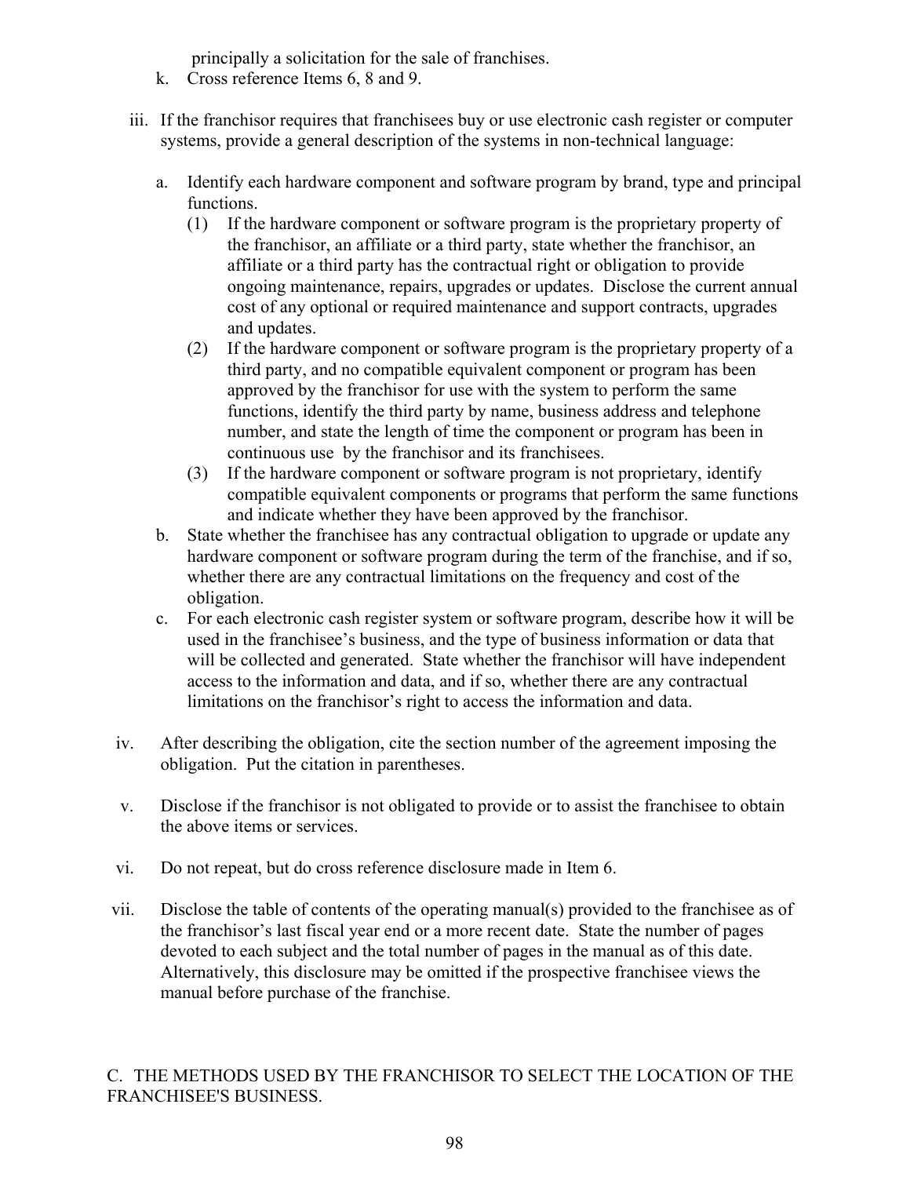principally a solicitation for the sale of franchises.

k. Cross reference Items 6, 8 and 9.

iii. If the franchisor requires that franchisees buy or use electronic cash register or computer systems, provide a general description of the systems in non-technical language:

   a. Identify each hardware component and software program by brand, type and principal functions.
      (1) If the hardware component or software program is the proprietary property of the franchisor, an affiliate or a third party, state whether the franchisor, an affiliate or a third party has the contractual right or obligation to provide ongoing maintenance, repairs, upgrades or updates. Disclose the current annual cost of any optional or required maintenance and support contracts, upgrades and updates.
      (2) If the hardware component or software program is the proprietary property of a third party, and no compatible equivalent component or program has been approved by the franchisor for use with the system to perform the same functions, identify the third party by name, business address and telephone number, and state the length of time the component or program has been in continuous use by the franchisor and its franchisees.
      (3) If the hardware component or software program is not proprietary, identify compatible equivalent components or programs that perform the same functions and indicate whether they have been approved by the franchisor.
   b. State whether the franchisee has any contractual obligation to upgrade or update any hardware component or software program during the term of the franchise, and if so, whether there are any contractual limitations on the frequency and cost of the obligation.
   c. For each electronic cash register system or software program, describe how it will be used in the franchisee's business, and the type of business information or data that will be collected and generated. State whether the franchisor will have independent access to the information and data, and if so, whether there are any contractual limitations on the franchisor's right to access the information and data.

iv. After describing the obligation, cite the section number of the agreement imposing the obligation. Put the citation in parentheses.

v. Disclose if the franchisor is not obligated to provide or to assist the franchisee to obtain the above items or services.

vi. Do not repeat, but do cross reference disclosure made in Item 6.

vii. Disclose the table of contents of the operating manual(s) provided to the franchisee as of the franchisor's last fiscal year end or a more recent date. State the number of pages devoted to each subject and the total number of pages in the manual as of this date. Alternatively, this disclosure may be omitted if the prospective franchisee views the manual before purchase of the franchise.

C. THE METHODS USED BY THE FRANCHISOR TO SELECT THE LOCATION OF THE FRANCHISEE'S BUSINESS.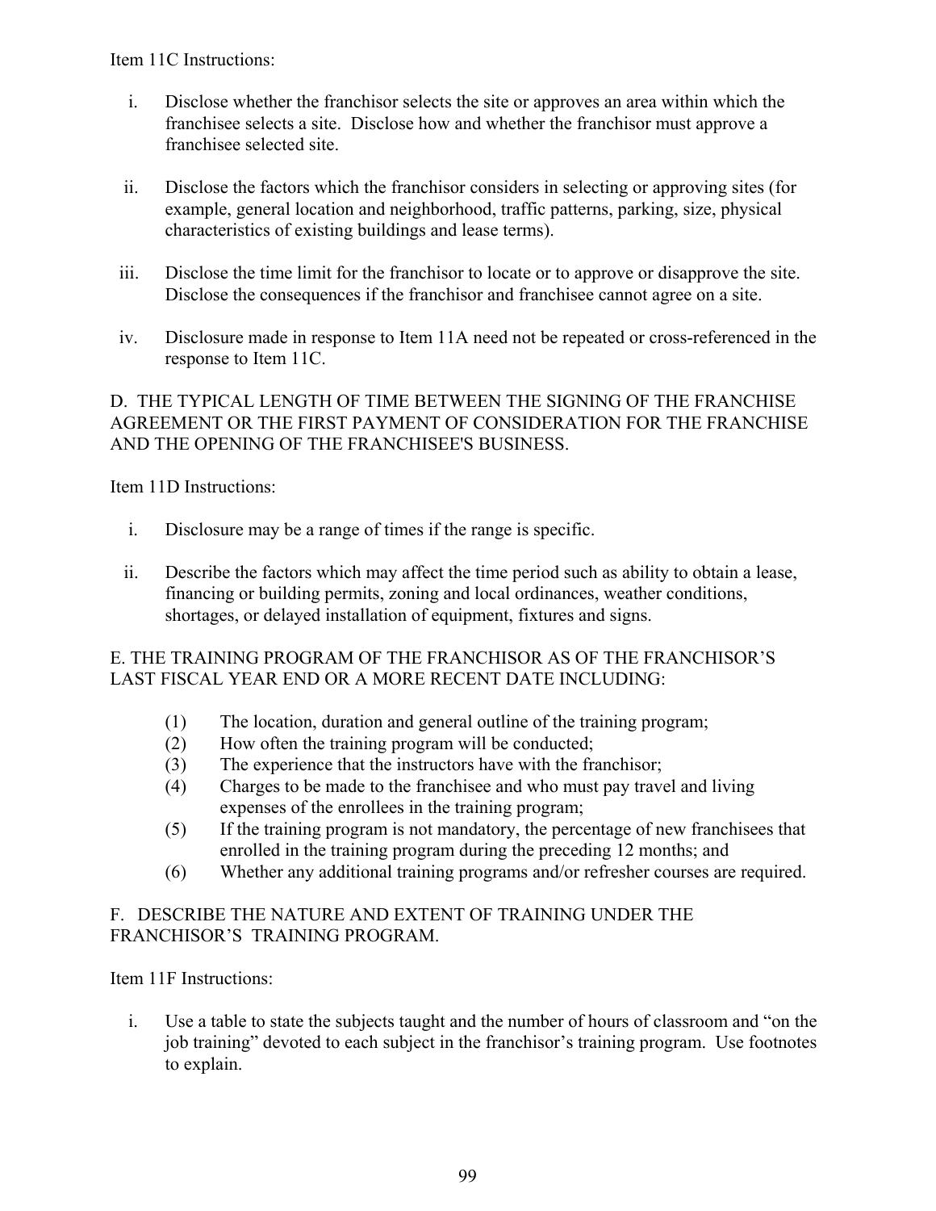Item 11C Instructions:

i. Disclose whether the franchisor selects the site or approves an area within which the franchisee selects a site. Disclose how and whether the franchisor must approve a franchisee selected site.

ii. Disclose the factors which the franchisor considers in selecting or approving sites (for example, general location and neighborhood, traffic patterns, parking, size, physical characteristics of existing buildings and lease terms).

iii. Disclose the time limit for the franchisor to locate or to approve or disapprove the site. Disclose the consequences if the franchisor and franchisee cannot agree on a site.

iv. Disclosure made in response to Item 11A need not be repeated or cross-referenced in the response to Item 11C.

D. THE TYPICAL LENGTH OF TIME BETWEEN THE SIGNING OF THE FRANCHISE AGREEMENT OR THE FIRST PAYMENT OF CONSIDERATION FOR THE FRANCHISE AND THE OPENING OF THE FRANCHISEE'S BUSINESS.

Item 11D Instructions:

i. Disclosure may be a range of times if the range is specific.

ii. Describe the factors which may affect the time period such as ability to obtain a lease, financing or building permits, zoning and local ordinances, weather conditions, shortages, or delayed installation of equipment, fixtures and signs.

E. THE TRAINING PROGRAM OF THE FRANCHISOR AS OF THE FRANCHISOR'S LAST FISCAL YEAR END OR A MORE RECENT DATE INCLUDING:

(1) The location, duration and general outline of the training program;
(2) How often the training program will be conducted;
(3) The experience that the instructors have with the franchisor;
(4) Charges to be made to the franchisee and who must pay travel and living expenses of the enrollees in the training program;
(5) If the training program is not mandatory, the percentage of new franchisees that enrolled in the training program during the preceding 12 months; and
(6) Whether any additional training programs and/or refresher courses are required.

F. DESCRIBE THE NATURE AND EXTENT OF TRAINING UNDER THE FRANCHISOR'S TRAINING PROGRAM.

Item 11F Instructions:

i. Use a table to state the subjects taught and the number of hours of classroom and "on the job training" devoted to each subject in the franchisor's training program. Use footnotes to explain.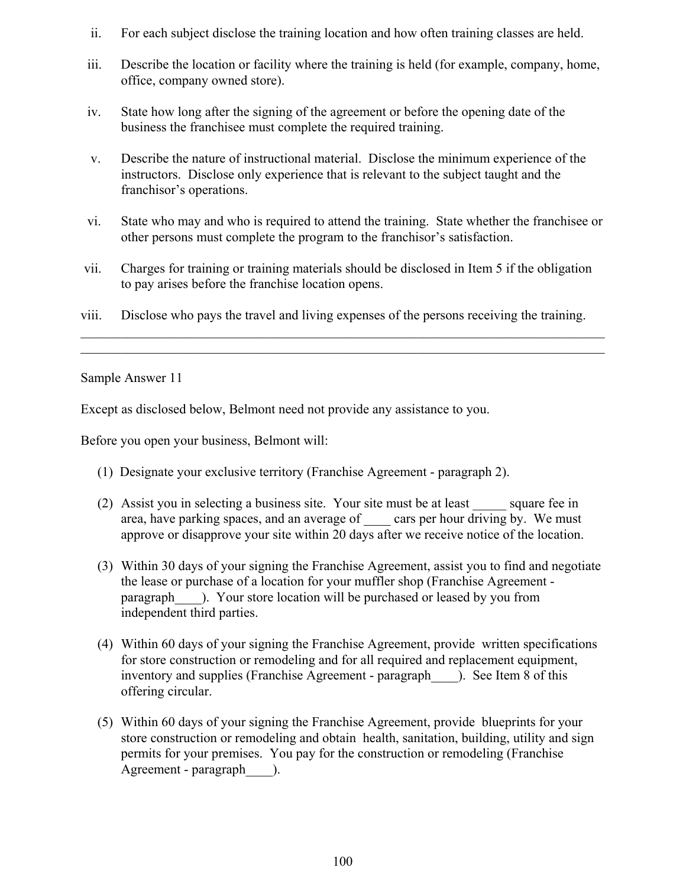ii. For each subject disclose the training location and how often training classes are held.

iii. Describe the location or facility where the training is held (for example, company, home, office, company owned store).

iv. State how long after the signing of the agreement or before the opening date of the business the franchisee must complete the required training.

v. Describe the nature of instructional material. Disclose the minimum experience of the instructors. Disclose only experience that is relevant to the subject taught and the franchisor's operations.

vi. State who may and who is required to attend the training. State whether the franchisee or other persons must complete the program to the franchisor's satisfaction.

vii. Charges for training or training materials should be disclosed in Item 5 if the obligation to pay arises before the franchise location opens.

viii. Disclose who pays the travel and living expenses of the persons receiving the training.

---

Sample Answer 11

Except as disclosed below, Belmont need not provide any assistance to you.

Before you open your business, Belmont will:

(1) Designate your exclusive territory (Franchise Agreement - paragraph 2).

(2) Assist you in selecting a business site. Your site must be at least _____ square fee in area, have parking spaces, and an average of ____ cars per hour driving by. We must approve or disapprove your site within 20 days after we receive notice of the location.

(3) Within 30 days of your signing the Franchise Agreement, assist you to find and negotiate the lease or purchase of a location for your muffler shop (Franchise Agreement - paragraph____). Your store location will be purchased or leased by you from independent third parties.

(4) Within 60 days of your signing the Franchise Agreement, provide written specifications for store construction or remodeling and for all required and replacement equipment, inventory and supplies (Franchise Agreement - paragraph____). See Item 8 of this offering circular.

(5) Within 60 days of your signing the Franchise Agreement, provide blueprints for your store construction or remodeling and obtain health, sanitation, building, utility and sign permits for your premises. You pay for the construction or remodeling (Franchise Agreement - paragraph____).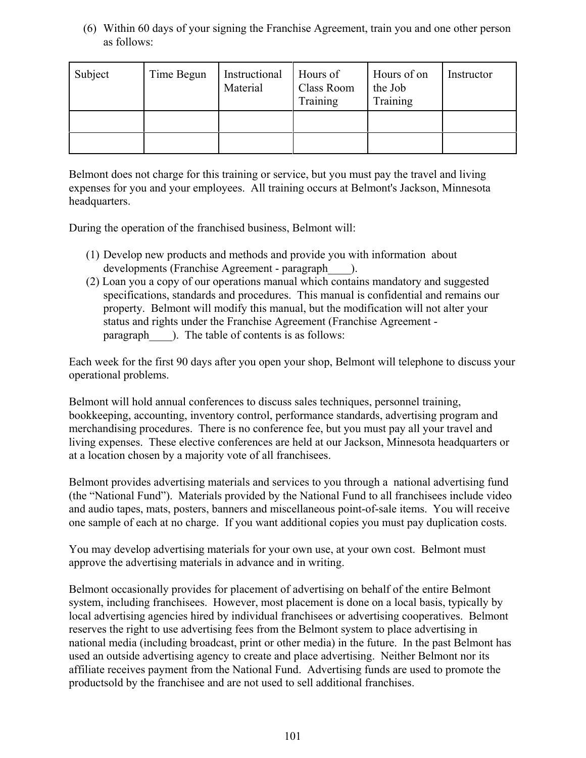(6) Within 60 days of your signing the Franchise Agreement, train you and one other person as follows:

| Subject | Time Begun | Instructional Material | Hours of Class Room Training | Hours of on the Job Training | Instructor |
|---|---|---|---|---|---|
| | | | | | |
| | | | | | |

Belmont does not charge for this training or service, but you must pay the travel and living expenses for you and your employees. All training occurs at Belmont's Jackson, Minnesota headquarters.

During the operation of the franchised business, Belmont will:

(1) Develop new products and methods and provide you with information about developments (Franchise Agreement - paragraph____).
(2) Loan you a copy of our operations manual which contains mandatory and suggested specifications, standards and procedures. This manual is confidential and remains our property. Belmont will modify this manual, but the modification will not alter your status and rights under the Franchise Agreement (Franchise Agreement - paragraph____). The table of contents is as follows:

Each week for the first 90 days after you open your shop, Belmont will telephone to discuss your operational problems.

Belmont will hold annual conferences to discuss sales techniques, personnel training, bookkeeping, accounting, inventory control, performance standards, advertising program and merchandising procedures. There is no conference fee, but you must pay all your travel and living expenses. These elective conferences are held at our Jackson, Minnesota headquarters or at a location chosen by a majority vote of all franchisees.

Belmont provides advertising materials and services to you through a national advertising fund (the "National Fund"). Materials provided by the National Fund to all franchisees include video and audio tapes, mats, posters, banners and miscellaneous point-of-sale items. You will receive one sample of each at no charge. If you want additional copies you must pay duplication costs.

You may develop advertising materials for your own use, at your own cost. Belmont must approve the advertising materials in advance and in writing.

Belmont occasionally provides for placement of advertising on behalf of the entire Belmont system, including franchisees. However, most placement is done on a local basis, typically by local advertising agencies hired by individual franchisees or advertising cooperatives. Belmont reserves the right to use advertising fees from the Belmont system to place advertising in national media (including broadcast, print or other media) in the future. In the past Belmont has used an outside advertising agency to create and place advertising. Neither Belmont nor its affiliate receives payment from the National Fund. Advertising funds are used to promote the productsold by the franchisee and are not used to sell additional franchises.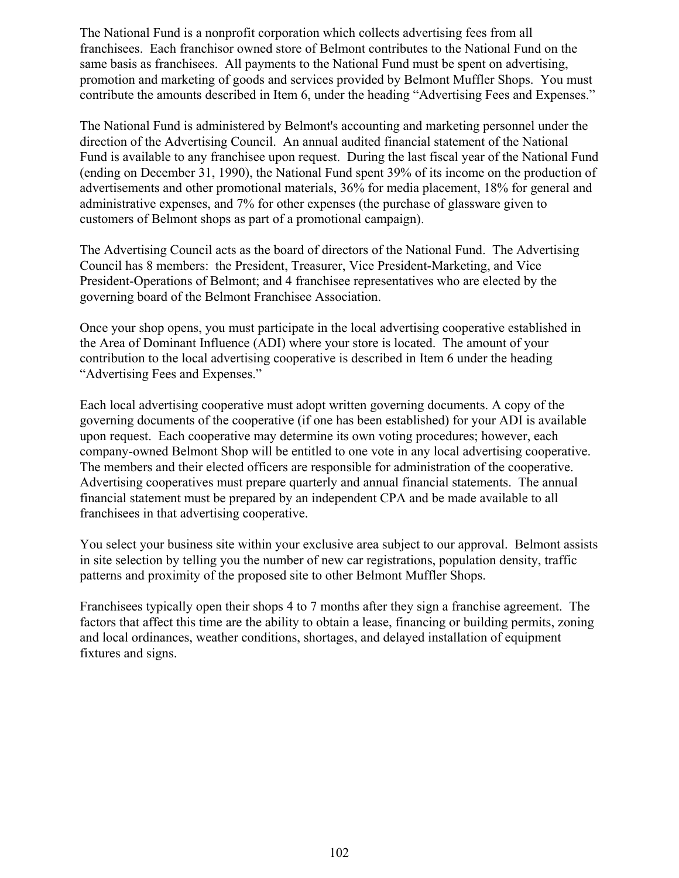The National Fund is a nonprofit corporation which collects advertising fees from all franchisees. Each franchisor owned store of Belmont contributes to the National Fund on the same basis as franchisees. All payments to the National Fund must be spent on advertising, promotion and marketing of goods and services provided by Belmont Muffler Shops. You must contribute the amounts described in Item 6, under the heading "Advertising Fees and Expenses."

The National Fund is administered by Belmont's accounting and marketing personnel under the direction of the Advertising Council. An annual audited financial statement of the National Fund is available to any franchisee upon request. During the last fiscal year of the National Fund (ending on December 31, 1990), the National Fund spent 39% of its income on the production of advertisements and other promotional materials, 36% for media placement, 18% for general and administrative expenses, and 7% for other expenses (the purchase of glassware given to customers of Belmont shops as part of a promotional campaign).

The Advertising Council acts as the board of directors of the National Fund. The Advertising Council has 8 members: the President, Treasurer, Vice President-Marketing, and Vice President-Operations of Belmont; and 4 franchisee representatives who are elected by the governing board of the Belmont Franchisee Association.

Once your shop opens, you must participate in the local advertising cooperative established in the Area of Dominant Influence (ADI) where your store is located. The amount of your contribution to the local advertising cooperative is described in Item 6 under the heading "Advertising Fees and Expenses."

Each local advertising cooperative must adopt written governing documents. A copy of the governing documents of the cooperative (if one has been established) for your ADI is available upon request. Each cooperative may determine its own voting procedures; however, each company-owned Belmont Shop will be entitled to one vote in any local advertising cooperative. The members and their elected officers are responsible for administration of the cooperative. Advertising cooperatives must prepare quarterly and annual financial statements. The annual financial statement must be prepared by an independent CPA and be made available to all franchisees in that advertising cooperative.

You select your business site within your exclusive area subject to our approval. Belmont assists in site selection by telling you the number of new car registrations, population density, traffic patterns and proximity of the proposed site to other Belmont Muffler Shops.

Franchisees typically open their shops 4 to 7 months after they sign a franchise agreement. The factors that affect this time are the ability to obtain a lease, financing or building permits, zoning and local ordinances, weather conditions, shortages, and delayed installation of equipment fixtures and signs.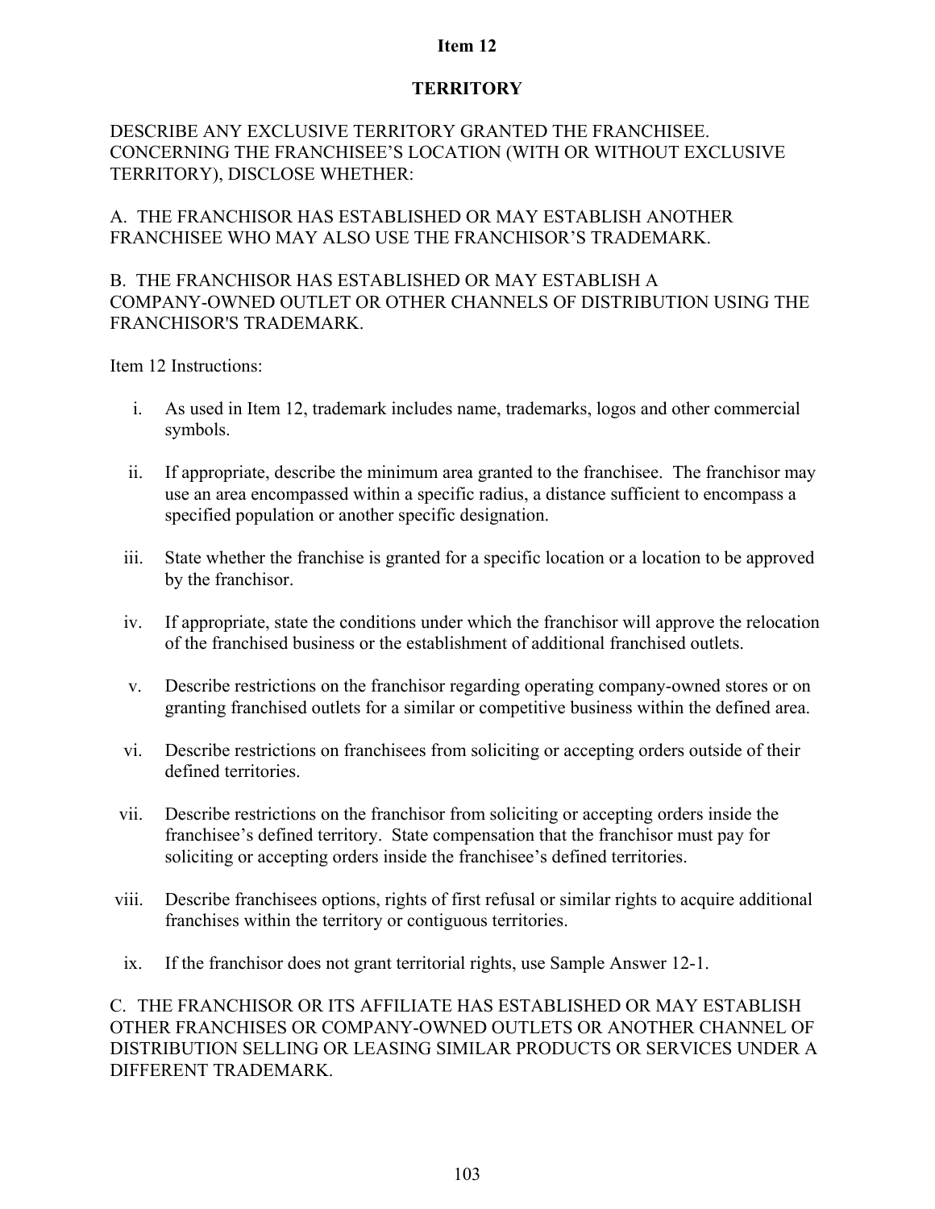# Item 12

## TERRITORY

DESCRIBE ANY EXCLUSIVE TERRITORY GRANTED THE FRANCHISEE. CONCERNING THE FRANCHISEE'S LOCATION (WITH OR WITHOUT EXCLUSIVE TERRITORY), DISCLOSE WHETHER:

A. THE FRANCHISOR HAS ESTABLISHED OR MAY ESTABLISH ANOTHER FRANCHISEE WHO MAY ALSO USE THE FRANCHISOR'S TRADEMARK.

B. THE FRANCHISOR HAS ESTABLISHED OR MAY ESTABLISH A COMPANY-OWNED OUTLET OR OTHER CHANNELS OF DISTRIBUTION USING THE FRANCHISOR'S TRADEMARK.

Item 12 Instructions:

i. As used in Item 12, trademark includes name, trademarks, logos and other commercial symbols.

ii. If appropriate, describe the minimum area granted to the franchisee. The franchisor may use an area encompassed within a specific radius, a distance sufficient to encompass a specified population or another specific designation.

iii. State whether the franchise is granted for a specific location or a location to be approved by the franchisor.

iv. If appropriate, state the conditions under which the franchisor will approve the relocation of the franchised business or the establishment of additional franchised outlets.

v. Describe restrictions on the franchisor regarding operating company-owned stores or on granting franchised outlets for a similar or competitive business within the defined area.

vi. Describe restrictions on franchisees from soliciting or accepting orders outside of their defined territories.

vii. Describe restrictions on the franchisor from soliciting or accepting orders inside the franchisee's defined territory. State compensation that the franchisor must pay for soliciting or accepting orders inside the franchisee's defined territories.

viii. Describe franchisees options, rights of first refusal or similar rights to acquire additional franchises within the territory or contiguous territories.

ix. If the franchisor does not grant territorial rights, use Sample Answer 12-1.

C. THE FRANCHISOR OR ITS AFFILIATE HAS ESTABLISHED OR MAY ESTABLISH OTHER FRANCHISES OR COMPANY-OWNED OUTLETS OR ANOTHER CHANNEL OF DISTRIBUTION SELLING OR LEASING SIMILAR PRODUCTS OR SERVICES UNDER A DIFFERENT TRADEMARK.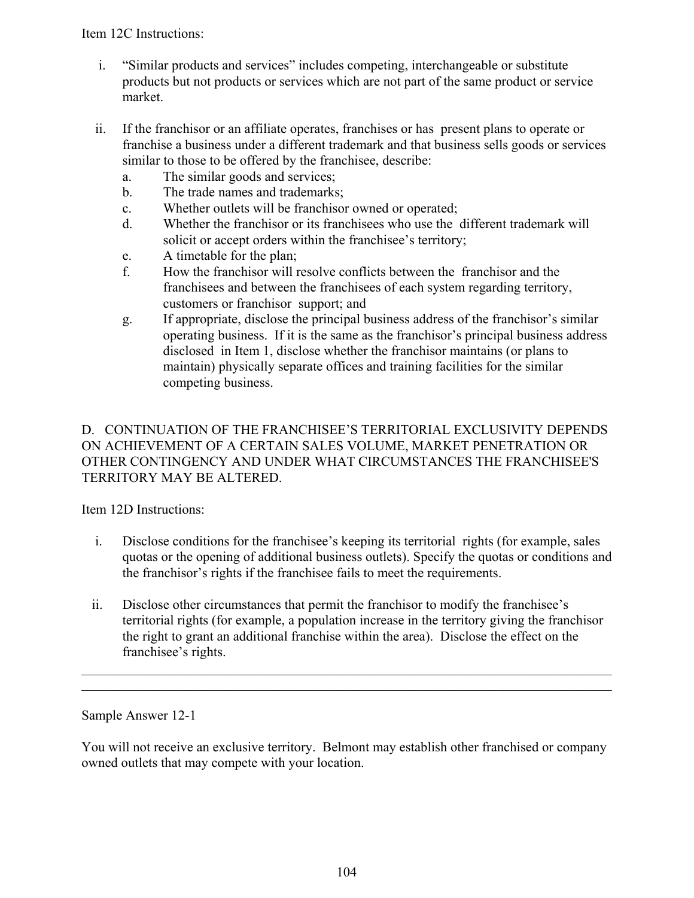Item 12C Instructions:

i. "Similar products and services" includes competing, interchangeable or substitute products but not products or services which are not part of the same product or service market.

ii. If the franchisor or an affiliate operates, franchises or has present plans to operate or franchise a business under a different trademark and that business sells goods or services similar to those to be offered by the franchisee, describe:
   a. The similar goods and services;
   b. The trade names and trademarks;
   c. Whether outlets will be franchisor owned or operated;
   d. Whether the franchisor or its franchisees who use the different trademark will solicit or accept orders within the franchisee's territory;
   e. A timetable for the plan;
   f. How the franchisor will resolve conflicts between the franchisor and the franchisees and between the franchisees of each system regarding territory, customers or franchisor support; and
   g. If appropriate, disclose the principal business address of the franchisor's similar operating business. If it is the same as the franchisor's principal business address disclosed in Item 1, disclose whether the franchisor maintains (or plans to maintain) physically separate offices and training facilities for the similar competing business.

D. CONTINUATION OF THE FRANCHISEE'S TERRITORIAL EXCLUSIVITY DEPENDS ON ACHIEVEMENT OF A CERTAIN SALES VOLUME, MARKET PENETRATION OR OTHER CONTINGENCY AND UNDER WHAT CIRCUMSTANCES THE FRANCHISEE'S TERRITORY MAY BE ALTERED.

Item 12D Instructions:

i. Disclose conditions for the franchisee's keeping its territorial rights (for example, sales quotas or the opening of additional business outlets). Specify the quotas or conditions and the franchisor's rights if the franchisee fails to meet the requirements.

ii. Disclose other circumstances that permit the franchisor to modify the franchisee's territorial rights (for example, a population increase in the territory giving the franchisor the right to grant an additional franchise within the area). Disclose the effect on the franchisee's rights.

---

Sample Answer 12-1

You will not receive an exclusive territory. Belmont may establish other franchised or company owned outlets that may compete with your location.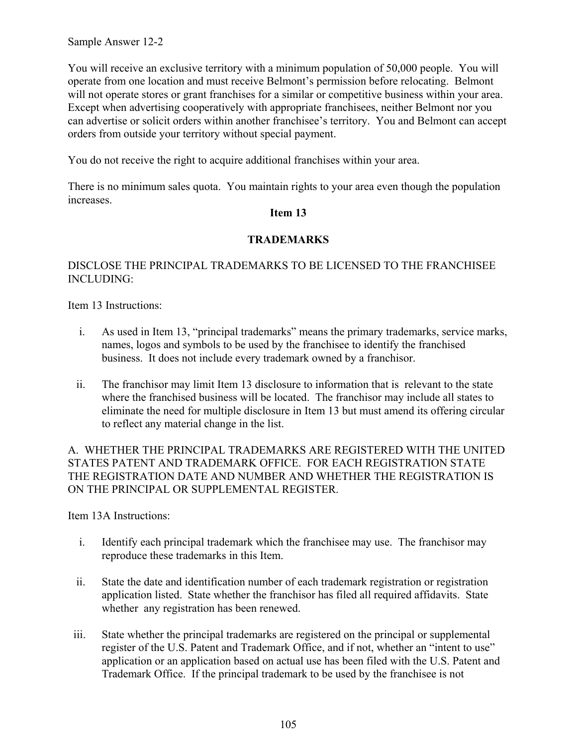Sample Answer 12-2

You will receive an exclusive territory with a minimum population of 50,000 people. You will operate from one location and must receive Belmont's permission before relocating. Belmont will not operate stores or grant franchises for a similar or competitive business within your area. Except when advertising cooperatively with appropriate franchisees, neither Belmont nor you can advertise or solicit orders within another franchisee's territory. You and Belmont can accept orders from outside your territory without special payment.

You do not receive the right to acquire additional franchises within your area.

There is no minimum sales quota. You maintain rights to your area even though the population increases.

## Item 13

## TRADEMARKS

DISCLOSE THE PRINCIPAL TRADEMARKS TO BE LICENSED TO THE FRANCHISEE INCLUDING:

Item 13 Instructions:

i. As used in Item 13, "principal trademarks" means the primary trademarks, service marks, names, logos and symbols to be used by the franchisee to identify the franchised business. It does not include every trademark owned by a franchisor.

ii. The franchisor may limit Item 13 disclosure to information that is relevant to the state where the franchised business will be located. The franchisor may include all states to eliminate the need for multiple disclosure in Item 13 but must amend its offering circular to reflect any material change in the list.

A. WHETHER THE PRINCIPAL TRADEMARKS ARE REGISTERED WITH THE UNITED STATES PATENT AND TRADEMARK OFFICE. FOR EACH REGISTRATION STATE THE REGISTRATION DATE AND NUMBER AND WHETHER THE REGISTRATION IS ON THE PRINCIPAL OR SUPPLEMENTAL REGISTER.

Item 13A Instructions:

i. Identify each principal trademark which the franchisee may use. The franchisor may reproduce these trademarks in this Item.

ii. State the date and identification number of each trademark registration or registration application listed. State whether the franchisor has filed all required affidavits. State whether any registration has been renewed.

iii. State whether the principal trademarks are registered on the principal or supplemental register of the U.S. Patent and Trademark Office, and if not, whether an "intent to use" application or an application based on actual use has been filed with the U.S. Patent and Trademark Office. If the principal trademark to be used by the franchisee is not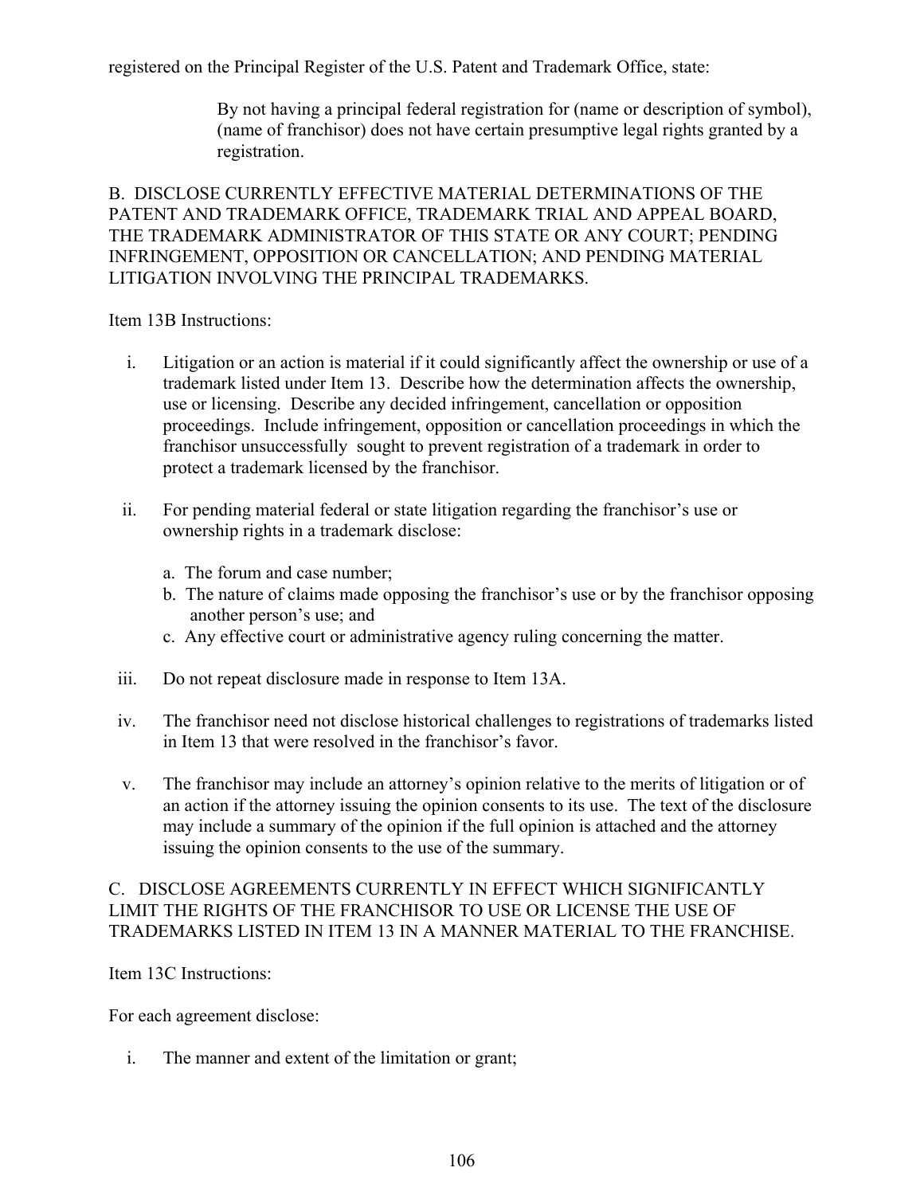registered on the Principal Register of the U.S. Patent and Trademark Office, state:

> By not having a principal federal registration for (name or description of symbol), (name of franchisor) does not have certain presumptive legal rights granted by a registration.

B. DISCLOSE CURRENTLY EFFECTIVE MATERIAL DETERMINATIONS OF THE PATENT AND TRADEMARK OFFICE, TRADEMARK TRIAL AND APPEAL BOARD, THE TRADEMARK ADMINISTRATOR OF THIS STATE OR ANY COURT; PENDING INFRINGEMENT, OPPOSITION OR CANCELLATION; AND PENDING MATERIAL LITIGATION INVOLVING THE PRINCIPAL TRADEMARKS.

Item 13B Instructions:

i. Litigation or an action is material if it could significantly affect the ownership or use of a trademark listed under Item 13. Describe how the determination affects the ownership, use or licensing. Describe any decided infringement, cancellation or opposition proceedings. Include infringement, opposition or cancellation proceedings in which the franchisor unsuccessfully sought to prevent registration of a trademark in order to protect a trademark licensed by the franchisor.

ii. For pending material federal or state litigation regarding the franchisor's use or ownership rights in a trademark disclose:

   a. The forum and case number;
   b. The nature of claims made opposing the franchisor's use or by the franchisor opposing another person's use; and
   c. Any effective court or administrative agency ruling concerning the matter.

iii. Do not repeat disclosure made in response to Item 13A.

iv. The franchisor need not disclose historical challenges to registrations of trademarks listed in Item 13 that were resolved in the franchisor's favor.

v. The franchisor may include an attorney's opinion relative to the merits of litigation or of an action if the attorney issuing the opinion consents to its use. The text of the disclosure may include a summary of the opinion if the full opinion is attached and the attorney issuing the opinion consents to the use of the summary.

C. DISCLOSE AGREEMENTS CURRENTLY IN EFFECT WHICH SIGNIFICANTLY LIMIT THE RIGHTS OF THE FRANCHISOR TO USE OR LICENSE THE USE OF TRADEMARKS LISTED IN ITEM 13 IN A MANNER MATERIAL TO THE FRANCHISE.

Item 13C Instructions:

For each agreement disclose:

i. The manner and extent of the limitation or grant;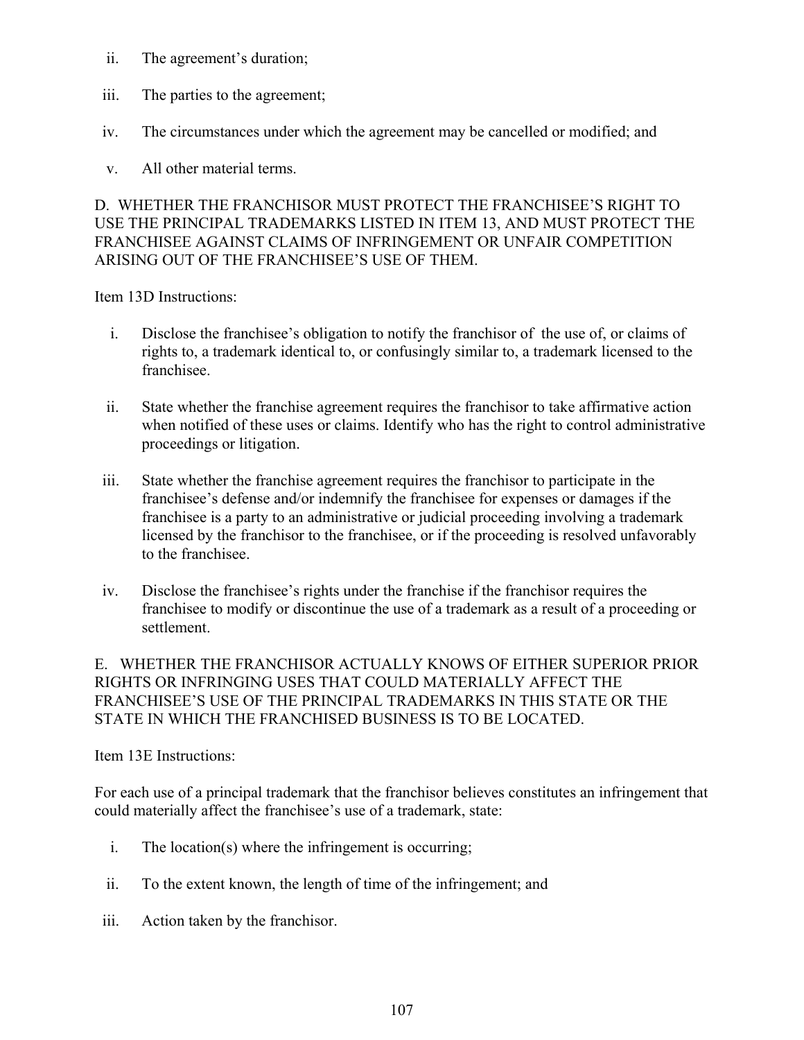ii. The agreement's duration;

iii. The parties to the agreement;

iv. The circumstances under which the agreement may be cancelled or modified; and

v. All other material terms.

D. WHETHER THE FRANCHISOR MUST PROTECT THE FRANCHISEE'S RIGHT TO USE THE PRINCIPAL TRADEMARKS LISTED IN ITEM 13, AND MUST PROTECT THE FRANCHISEE AGAINST CLAIMS OF INFRINGEMENT OR UNFAIR COMPETITION ARISING OUT OF THE FRANCHISEE'S USE OF THEM.

Item 13D Instructions:

i. Disclose the franchisee's obligation to notify the franchisor of the use of, or claims of rights to, a trademark identical to, or confusingly similar to, a trademark licensed to the franchisee.

ii. State whether the franchise agreement requires the franchisor to take affirmative action when notified of these uses or claims. Identify who has the right to control administrative proceedings or litigation.

iii. State whether the franchise agreement requires the franchisor to participate in the franchisee's defense and/or indemnify the franchisee for expenses or damages if the franchisee is a party to an administrative or judicial proceeding involving a trademark licensed by the franchisor to the franchisee, or if the proceeding is resolved unfavorably to the franchisee.

iv. Disclose the franchisee's rights under the franchise if the franchisor requires the franchisee to modify or discontinue the use of a trademark as a result of a proceeding or settlement.

E. WHETHER THE FRANCHISOR ACTUALLY KNOWS OF EITHER SUPERIOR PRIOR RIGHTS OR INFRINGING USES THAT COULD MATERIALLY AFFECT THE FRANCHISEE'S USE OF THE PRINCIPAL TRADEMARKS IN THIS STATE OR THE STATE IN WHICH THE FRANCHISED BUSINESS IS TO BE LOCATED.

Item 13E Instructions:

For each use of a principal trademark that the franchisor believes constitutes an infringement that could materially affect the franchisee's use of a trademark, state:

i. The location(s) where the infringement is occurring;

ii. To the extent known, the length of time of the infringement; and

iii. Action taken by the franchisor.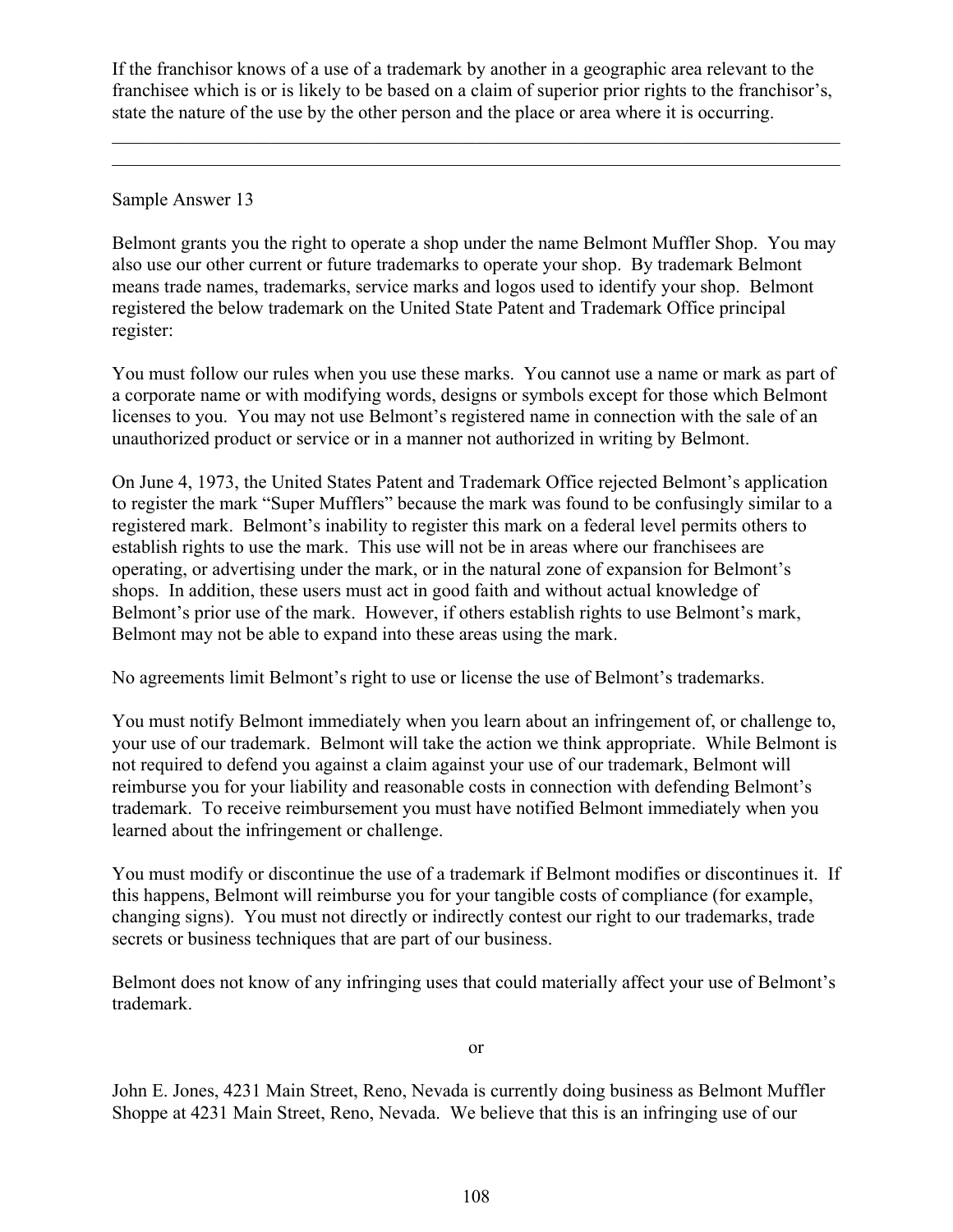If the franchisor knows of a use of a trademark by another in a geographic area relevant to the franchisee which is or is likely to be based on a claim of superior prior rights to the franchisor's, state the nature of the use by the other person and the place or area where it is occurring.

\_\_\_\_\_\_\_\_\_\_\_\_\_\_\_\_\_\_\_\_\_\_\_\_\_\_\_\_\_\_\_\_\_\_\_\_\_\_\_\_\_\_\_\_\_\_\_\_\_\_\_\_\_\_\_\_\_\_\_\_\_\_\_\_\_\_\_\_\_\_\_\_\_\_\_\_\_\_

\_\_\_\_\_\_\_\_\_\_\_\_\_\_\_\_\_\_\_\_\_\_\_\_\_\_\_\_\_\_\_\_\_\_\_\_\_\_\_\_\_\_\_\_\_\_\_\_\_\_\_\_\_\_\_\_\_\_\_\_\_\_\_\_\_\_\_\_\_\_\_\_\_\_\_\_\_\_

Sample Answer 13

Belmont grants you the right to operate a shop under the name Belmont Muffler Shop. You may also use our other current or future trademarks to operate your shop. By trademark Belmont means trade names, trademarks, service marks and logos used to identify your shop. Belmont registered the below trademark on the United State Patent and Trademark Office principal register:

You must follow our rules when you use these marks. You cannot use a name or mark as part of a corporate name or with modifying words, designs or symbols except for those which Belmont licenses to you. You may not use Belmont's registered name in connection with the sale of an unauthorized product or service or in a manner not authorized in writing by Belmont.

On June 4, 1973, the United States Patent and Trademark Office rejected Belmont's application to register the mark "Super Mufflers" because the mark was found to be confusingly similar to a registered mark. Belmont's inability to register this mark on a federal level permits others to establish rights to use the mark. This use will not be in areas where our franchisees are operating, or advertising under the mark, or in the natural zone of expansion for Belmont's shops. In addition, these users must act in good faith and without actual knowledge of Belmont's prior use of the mark. However, if others establish rights to use Belmont's mark, Belmont may not be able to expand into these areas using the mark.

No agreements limit Belmont's right to use or license the use of Belmont's trademarks.

You must notify Belmont immediately when you learn about an infringement of, or challenge to, your use of our trademark. Belmont will take the action we think appropriate. While Belmont is not required to defend you against a claim against your use of our trademark, Belmont will reimburse you for your liability and reasonable costs in connection with defending Belmont's trademark. To receive reimbursement you must have notified Belmont immediately when you learned about the infringement or challenge.

You must modify or discontinue the use of a trademark if Belmont modifies or discontinues it. If this happens, Belmont will reimburse you for your tangible costs of compliance (for example, changing signs). You must not directly or indirectly contest our right to our trademarks, trade secrets or business techniques that are part of our business.

Belmont does not know of any infringing uses that could materially affect your use of Belmont's trademark.

or

John E. Jones, 4231 Main Street, Reno, Nevada is currently doing business as Belmont Muffler Shoppe at 4231 Main Street, Reno, Nevada. We believe that this is an infringing use of our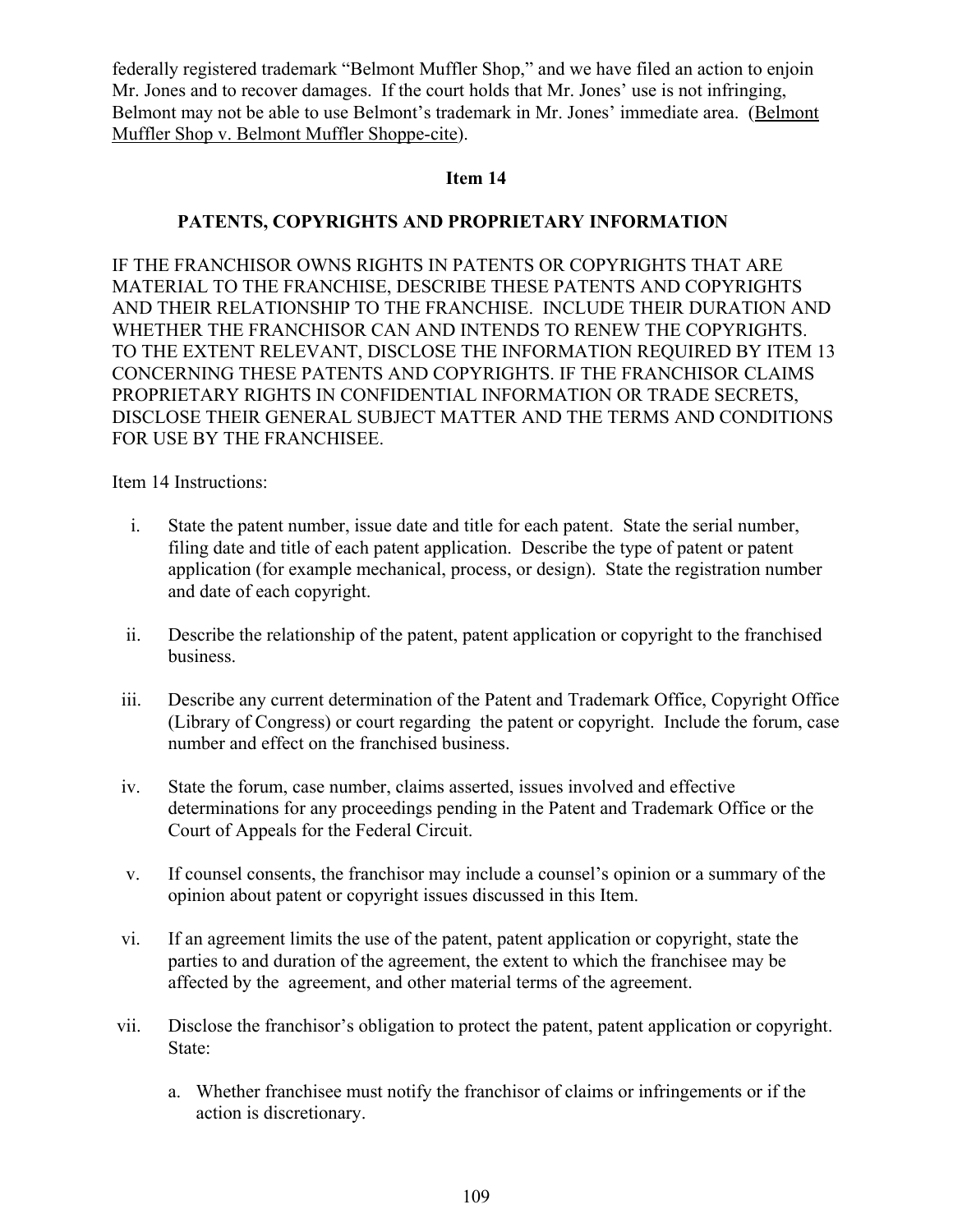federally registered trademark "Belmont Muffler Shop," and we have filed an action to enjoin Mr. Jones and to recover damages. If the court holds that Mr. Jones' use is not infringing, Belmont may not be able to use Belmont's trademark in Mr. Jones' immediate area. (<u>Belmont Muffler Shop v. Belmont Muffler Shoppe-cite</u>).

## Item 14

### PATENTS, COPYRIGHTS AND PROPRIETARY INFORMATION

IF THE FRANCHISOR OWNS RIGHTS IN PATENTS OR COPYRIGHTS THAT ARE MATERIAL TO THE FRANCHISE, DESCRIBE THESE PATENTS AND COPYRIGHTS AND THEIR RELATIONSHIP TO THE FRANCHISE. INCLUDE THEIR DURATION AND WHETHER THE FRANCHISOR CAN AND INTENDS TO RENEW THE COPYRIGHTS. TO THE EXTENT RELEVANT, DISCLOSE THE INFORMATION REQUIRED BY ITEM 13 CONCERNING THESE PATENTS AND COPYRIGHTS. IF THE FRANCHISOR CLAIMS PROPRIETARY RIGHTS IN CONFIDENTIAL INFORMATION OR TRADE SECRETS, DISCLOSE THEIR GENERAL SUBJECT MATTER AND THE TERMS AND CONDITIONS FOR USE BY THE FRANCHISEE.

Item 14 Instructions:

i. State the patent number, issue date and title for each patent. State the serial number, filing date and title of each patent application. Describe the type of patent or patent application (for example mechanical, process, or design). State the registration number and date of each copyright.

ii. Describe the relationship of the patent, patent application or copyright to the franchised business.

iii. Describe any current determination of the Patent and Trademark Office, Copyright Office (Library of Congress) or court regarding the patent or copyright. Include the forum, case number and effect on the franchised business.

iv. State the forum, case number, claims asserted, issues involved and effective determinations for any proceedings pending in the Patent and Trademark Office or the Court of Appeals for the Federal Circuit.

v. If counsel consents, the franchisor may include a counsel's opinion or a summary of the opinion about patent or copyright issues discussed in this Item.

vi. If an agreement limits the use of the patent, patent application or copyright, state the parties to and duration of the agreement, the extent to which the franchisee may be affected by the agreement, and other material terms of the agreement.

vii. Disclose the franchisor's obligation to protect the patent, patent application or copyright. State:

   a. Whether franchisee must notify the franchisor of claims or infringements or if the action is discretionary.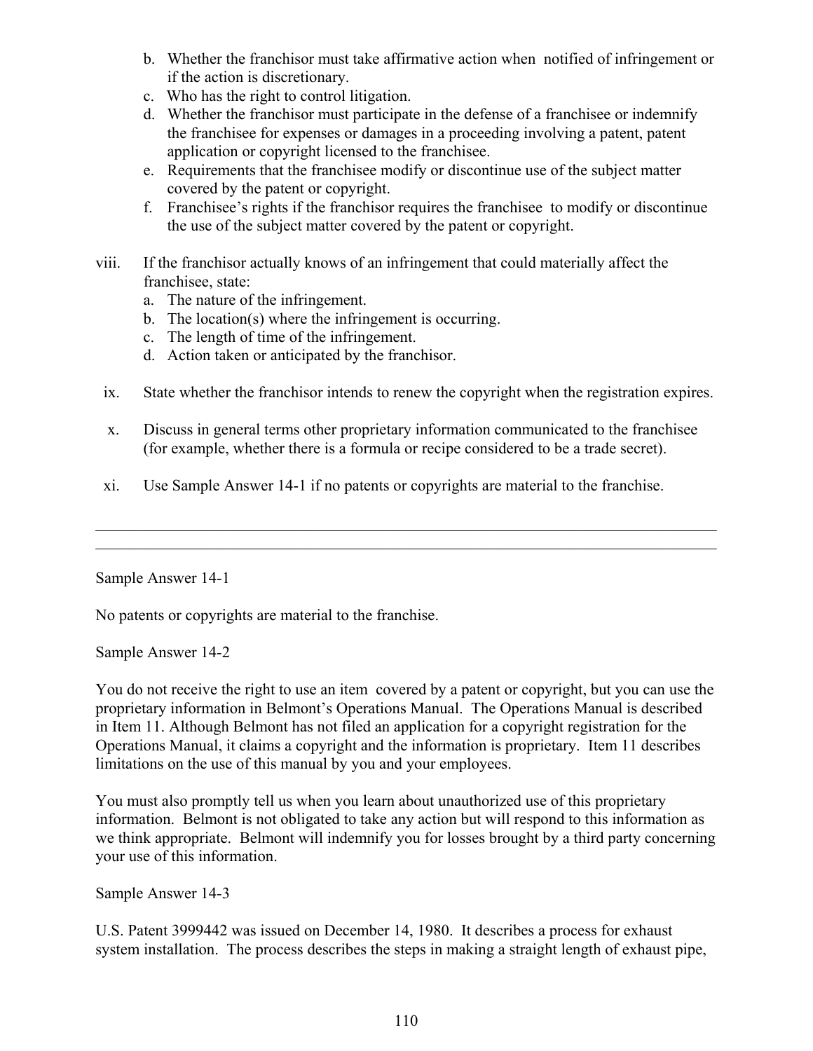b. Whether the franchisor must take affirmative action when notified of infringement or if the action is discretionary.
c. Who has the right to control litigation.
d. Whether the franchisor must participate in the defense of a franchisee or indemnify the franchisee for expenses or damages in a proceeding involving a patent, patent application or copyright licensed to the franchisee.
e. Requirements that the franchisee modify or discontinue use of the subject matter covered by the patent or copyright.
f. Franchisee's rights if the franchisor requires the franchisee to modify or discontinue the use of the subject matter covered by the patent or copyright.

viii. If the franchisor actually knows of an infringement that could materially affect the franchisee, state:
   a. The nature of the infringement.
   b. The location(s) where the infringement is occurring.
   c. The length of time of the infringement.
   d. Action taken or anticipated by the franchisor.

ix. State whether the franchisor intends to renew the copyright when the registration expires.

x. Discuss in general terms other proprietary information communicated to the franchisee (for example, whether there is a formula or recipe considered to be a trade secret).

xi. Use Sample Answer 14-1 if no patents or copyrights are material to the franchise.

---

Sample Answer 14-1

No patents or copyrights are material to the franchise.

Sample Answer 14-2

You do not receive the right to use an item covered by a patent or copyright, but you can use the proprietary information in Belmont's Operations Manual. The Operations Manual is described in Item 11. Although Belmont has not filed an application for a copyright registration for the Operations Manual, it claims a copyright and the information is proprietary. Item 11 describes limitations on the use of this manual by you and your employees.

You must also promptly tell us when you learn about unauthorized use of this proprietary information. Belmont is not obligated to take any action but will respond to this information as we think appropriate. Belmont will indemnify you for losses brought by a third party concerning your use of this information.

Sample Answer 14-3

U.S. Patent 3999442 was issued on December 14, 1980. It describes a process for exhaust system installation. The process describes the steps in making a straight length of exhaust pipe,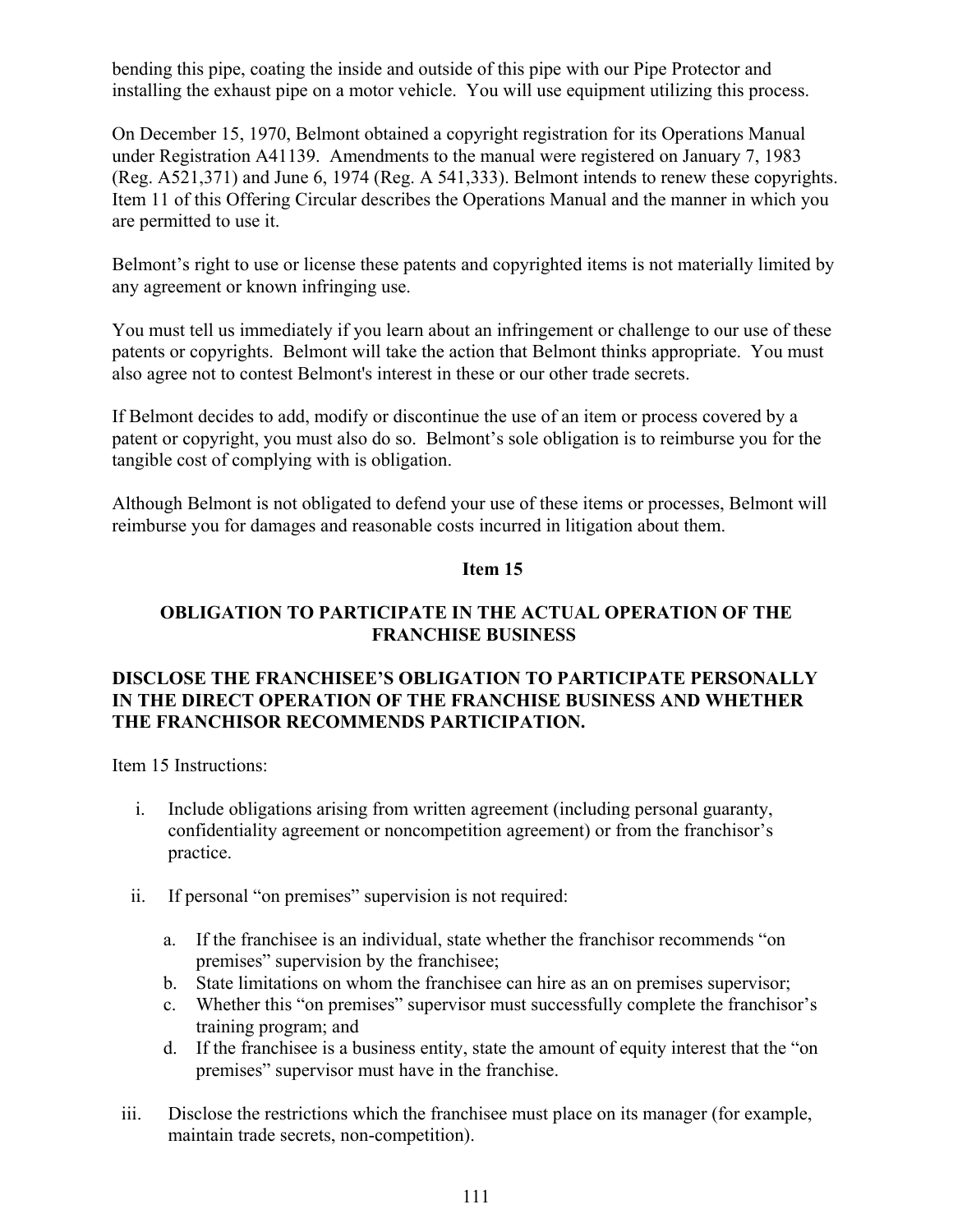bending this pipe, coating the inside and outside of this pipe with our Pipe Protector and installing the exhaust pipe on a motor vehicle. You will use equipment utilizing this process.

On December 15, 1970, Belmont obtained a copyright registration for its Operations Manual under Registration A41139. Amendments to the manual were registered on January 7, 1983 (Reg. A521,371) and June 6, 1974 (Reg. A 541,333). Belmont intends to renew these copyrights. Item 11 of this Offering Circular describes the Operations Manual and the manner in which you are permitted to use it.

Belmont's right to use or license these patents and copyrighted items is not materially limited by any agreement or known infringing use.

You must tell us immediately if you learn about an infringement or challenge to our use of these patents or copyrights. Belmont will take the action that Belmont thinks appropriate. You must also agree not to contest Belmont's interest in these or our other trade secrets.

If Belmont decides to add, modify or discontinue the use of an item or process covered by a patent or copyright, you must also do so. Belmont's sole obligation is to reimburse you for the tangible cost of complying with is obligation.

Although Belmont is not obligated to defend your use of these items or processes, Belmont will reimburse you for damages and reasonable costs incurred in litigation about them.

## Item 15

## OBLIGATION TO PARTICIPATE IN THE ACTUAL OPERATION OF THE FRANCHISE BUSINESS

**DISCLOSE THE FRANCHISEE'S OBLIGATION TO PARTICIPATE PERSONALLY IN THE DIRECT OPERATION OF THE FRANCHISE BUSINESS AND WHETHER THE FRANCHISOR RECOMMENDS PARTICIPATION.**

Item 15 Instructions:

i. Include obligations arising from written agreement (including personal guaranty, confidentiality agreement or noncompetition agreement) or from the franchisor's practice.

ii. If personal "on premises" supervision is not required:

   a. If the franchisee is an individual, state whether the franchisor recommends "on premises" supervision by the franchisee;
   b. State limitations on whom the franchisee can hire as an on premises supervisor;
   c. Whether this "on premises" supervisor must successfully complete the franchisor's training program; and
   d. If the franchisee is a business entity, state the amount of equity interest that the "on premises" supervisor must have in the franchise.

iii. Disclose the restrictions which the franchisee must place on its manager (for example, maintain trade secrets, non-competition).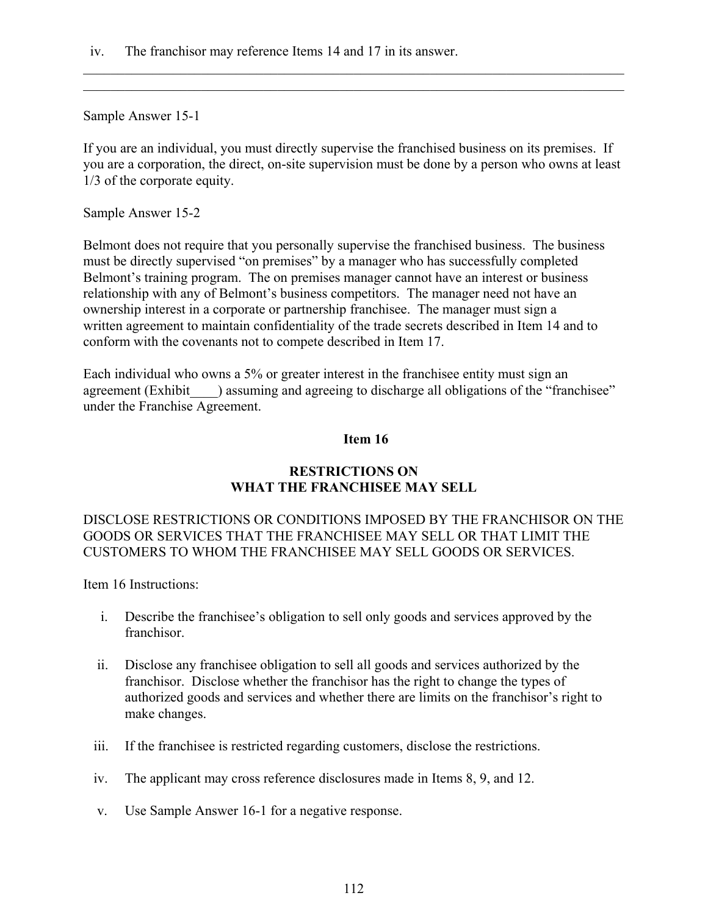iv. The franchisor may reference Items 14 and 17 in its answer.

---

Sample Answer 15-1

If you are an individual, you must directly supervise the franchised business on its premises. If you are a corporation, the direct, on-site supervision must be done by a person who owns at least 1/3 of the corporate equity.

Sample Answer 15-2

Belmont does not require that you personally supervise the franchised business. The business must be directly supervised "on premises" by a manager who has successfully completed Belmont's training program. The on premises manager cannot have an interest or business relationship with any of Belmont's business competitors. The manager need not have an ownership interest in a corporate or partnership franchisee. The manager must sign a written agreement to maintain confidentiality of the trade secrets described in Item 14 and to conform with the covenants not to compete described in Item 17.

Each individual who owns a 5% or greater interest in the franchisee entity must sign an agreement (Exhibit____) assuming and agreeing to discharge all obligations of the "franchisee" under the Franchise Agreement.

## Item 16

## RESTRICTIONS ON WHAT THE FRANCHISEE MAY SELL

DISCLOSE RESTRICTIONS OR CONDITIONS IMPOSED BY THE FRANCHISOR ON THE GOODS OR SERVICES THAT THE FRANCHISEE MAY SELL OR THAT LIMIT THE CUSTOMERS TO WHOM THE FRANCHISEE MAY SELL GOODS OR SERVICES.

Item 16 Instructions:

i. Describe the franchisee's obligation to sell only goods and services approved by the franchisor.

ii. Disclose any franchisee obligation to sell all goods and services authorized by the franchisor. Disclose whether the franchisor has the right to change the types of authorized goods and services and whether there are limits on the franchisor's right to make changes.

iii. If the franchisee is restricted regarding customers, disclose the restrictions.

iv. The applicant may cross reference disclosures made in Items 8, 9, and 12.

v. Use Sample Answer 16-1 for a negative response.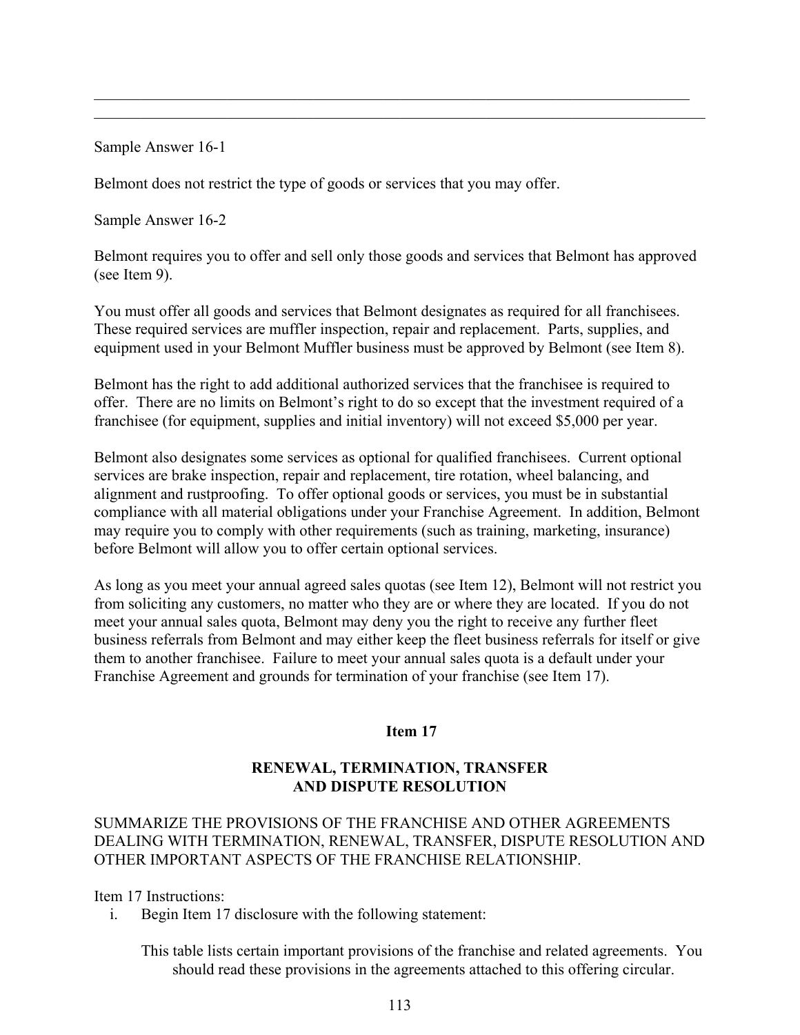Sample Answer 16-1

Belmont does not restrict the type of goods or services that you may offer.

Sample Answer 16-2

Belmont requires you to offer and sell only those goods and services that Belmont has approved (see Item 9).

You must offer all goods and services that Belmont designates as required for all franchisees. These required services are muffler inspection, repair and replacement. Parts, supplies, and equipment used in your Belmont Muffler business must be approved by Belmont (see Item 8).

Belmont has the right to add additional authorized services that the franchisee is required to offer. There are no limits on Belmont's right to do so except that the investment required of a franchisee (for equipment, supplies and initial inventory) will not exceed $5,000 per year.

Belmont also designates some services as optional for qualified franchisees. Current optional services are brake inspection, repair and replacement, tire rotation, wheel balancing, and alignment and rustproofing. To offer optional goods or services, you must be in substantial compliance with all material obligations under your Franchise Agreement. In addition, Belmont may require you to comply with other requirements (such as training, marketing, insurance) before Belmont will allow you to offer certain optional services.

As long as you meet your annual agreed sales quotas (see Item 12), Belmont will not restrict you from soliciting any customers, no matter who they are or where they are located. If you do not meet your annual sales quota, Belmont may deny you the right to receive any further fleet business referrals from Belmont and may either keep the fleet business referrals for itself or give them to another franchisee. Failure to meet your annual sales quota is a default under your Franchise Agreement and grounds for termination of your franchise (see Item 17).

## Item 17

## RENEWAL, TERMINATION, TRANSFER AND DISPUTE RESOLUTION

SUMMARIZE THE PROVISIONS OF THE FRANCHISE AND OTHER AGREEMENTS DEALING WITH TERMINATION, RENEWAL, TRANSFER, DISPUTE RESOLUTION AND OTHER IMPORTANT ASPECTS OF THE FRANCHISE RELATIONSHIP.

Item 17 Instructions:

i. Begin Item 17 disclosure with the following statement:

This table lists certain important provisions of the franchise and related agreements. You should read these provisions in the agreements attached to this offering circular.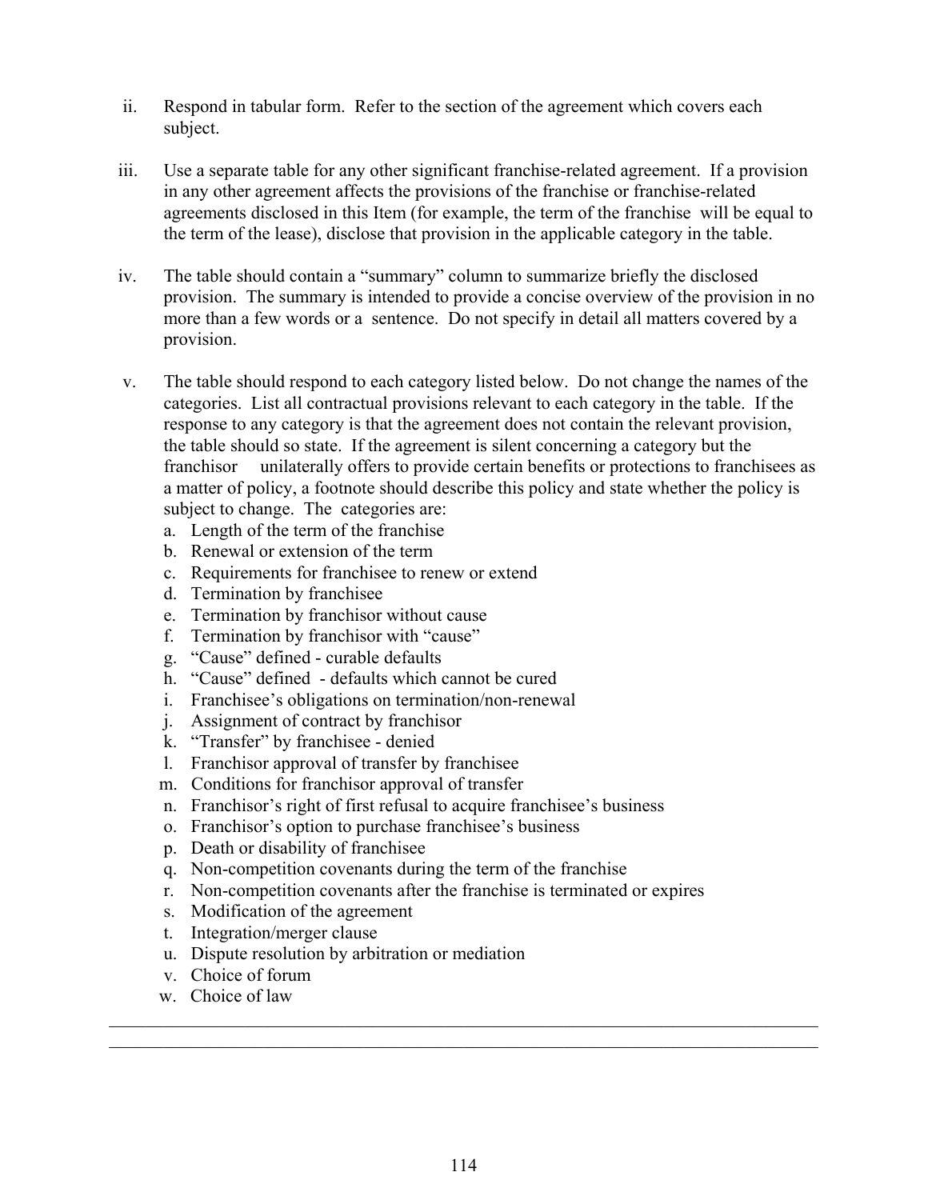ii. Respond in tabular form. Refer to the section of the agreement which covers each subject.

iii. Use a separate table for any other significant franchise-related agreement. If a provision in any other agreement affects the provisions of the franchise or franchise-related agreements disclosed in this Item (for example, the term of the franchise will be equal to the term of the lease), disclose that provision in the applicable category in the table.

iv. The table should contain a "summary" column to summarize briefly the disclosed provision. The summary is intended to provide a concise overview of the provision in no more than a few words or a sentence. Do not specify in detail all matters covered by a provision.

v. The table should respond to each category listed below. Do not change the names of the categories. List all contractual provisions relevant to each category in the table. If the response to any category is that the agreement does not contain the relevant provision, the table should so state. If the agreement is silent concerning a category but the franchisor unilaterally offers to provide certain benefits or protections to franchisees as a matter of policy, a footnote should describe this policy and state whether the policy is subject to change. The categories are:

   a. Length of the term of the franchise
   b. Renewal or extension of the term
   c. Requirements for franchisee to renew or extend
   d. Termination by franchisee
   e. Termination by franchisor without cause
   f. Termination by franchisor with "cause"
   g. "Cause" defined - curable defaults
   h. "Cause" defined - defaults which cannot be cured
   i. Franchisee's obligations on termination/non-renewal
   j. Assignment of contract by franchisor
   k. "Transfer" by franchisee - denied
   l. Franchisor approval of transfer by franchisee
   m. Conditions for franchisor approval of transfer
   n. Franchisor's right of first refusal to acquire franchisee's business
   o. Franchisor's option to purchase franchisee's business
   p. Death or disability of franchisee
   q. Non-competition covenants during the term of the franchise
   r. Non-competition covenants after the franchise is terminated or expires
   s. Modification of the agreement
   t. Integration/merger clause
   u. Dispute resolution by arbitration or mediation
   v. Choice of forum
   w. Choice of law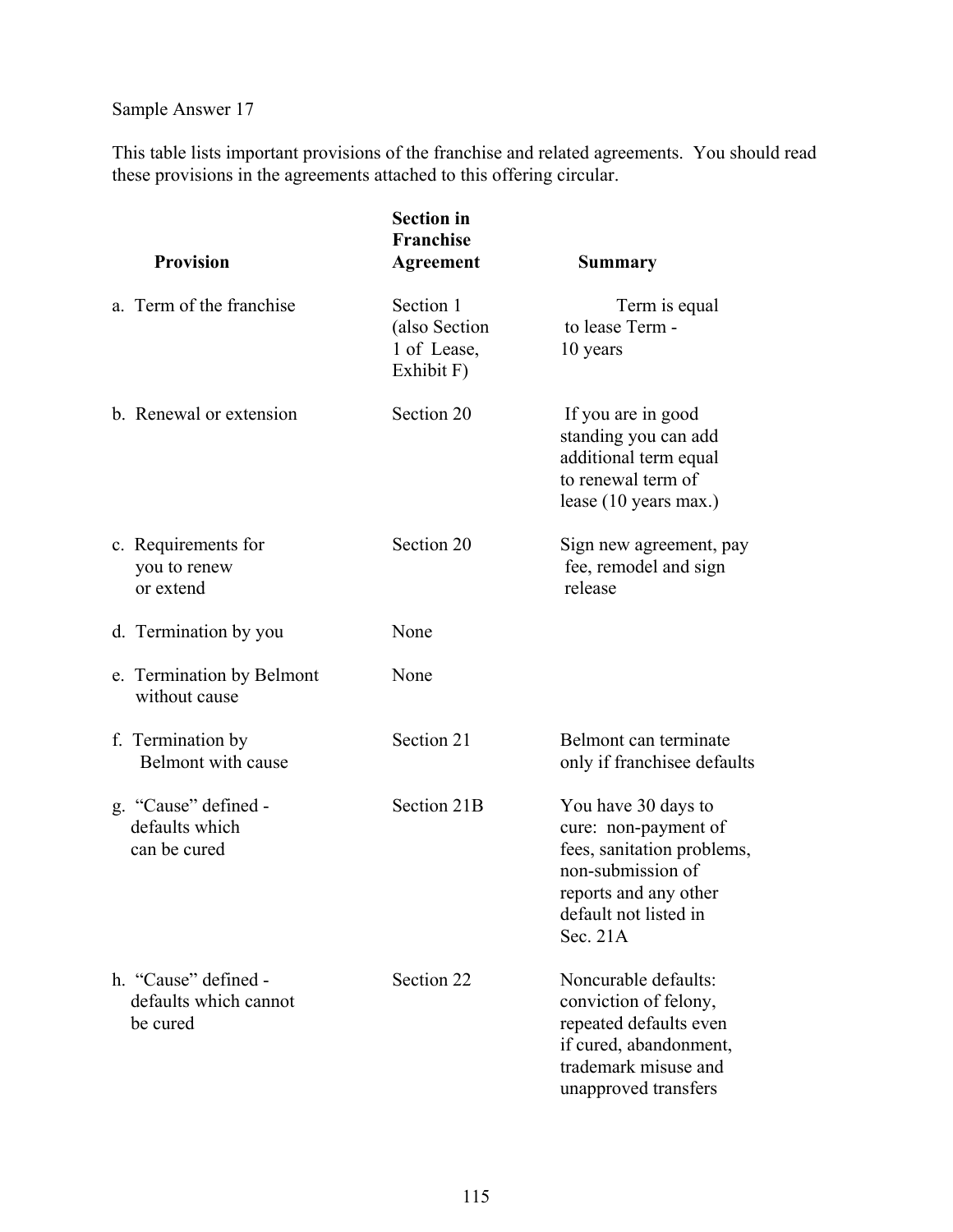Sample Answer 17

This table lists important provisions of the franchise and related agreements. You should read these provisions in the agreements attached to this offering circular.

| Provision | Section in Franchise Agreement | Summary |
|---|---|---|
| a. Term of the franchise | Section 1 (also Section 1 of Lease, Exhibit F) | Term is equal to lease Term - 10 years |
| b. Renewal or extension | Section 20 | If you are in good standing you can add additional term equal to renewal term of lease (10 years max.) |
| c. Requirements for you to renew or extend | Section 20 | Sign new agreement, pay fee, remodel and sign release |
| d. Termination by you | None | |
| e. Termination by Belmont without cause | None | |
| f. Termination by Belmont with cause | Section 21 | Belmont can terminate only if franchisee defaults |
| g. "Cause" defined - defaults which can be cured | Section 21B | You have 30 days to cure: non-payment of fees, sanitation problems, non-submission of reports and any other default not listed in Sec. 21A |
| h. "Cause" defined - defaults which cannot be cured | Section 22 | Noncurable defaults: conviction of felony, repeated defaults even if cured, abandonment, trademark misuse and unapproved transfers |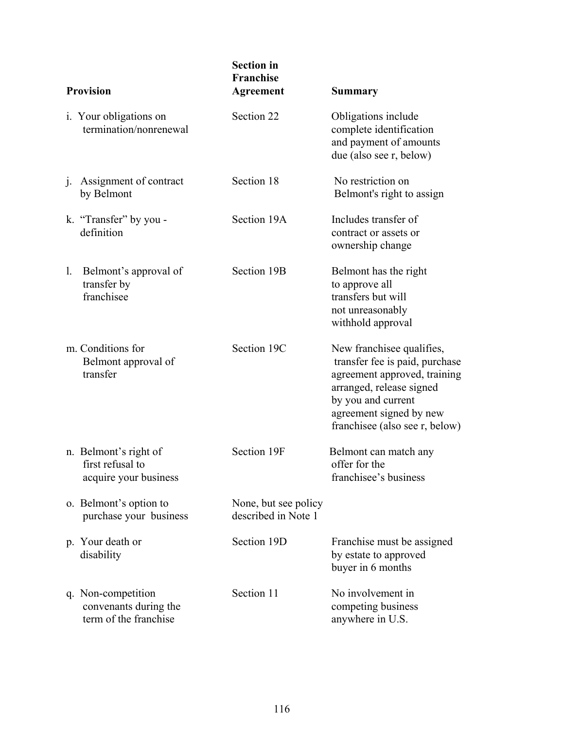| Provision | Section in Franchise Agreement | Summary |
|---|---|---|
| i. Your obligations on termination/nonrenewal | Section 22 | Obligations include complete identification and payment of amounts due (also see r, below) |
| j. Assignment of contract by Belmont | Section 18 | No restriction on Belmont's right to assign |
| k. "Transfer" by you - definition | Section 19A | Includes transfer of contract or assets or ownership change |
| l. Belmont's approval of transfer by franchisee | Section 19B | Belmont has the right to approve all transfers but will not unreasonably withhold approval |
| m. Conditions for Belmont approval of transfer | Section 19C | New franchisee qualifies, transfer fee is paid, purchase agreement approved, training arranged, release signed by you and current agreement signed by new franchisee (also see r, below) |
| n. Belmont's right of first refusal to acquire your business | Section 19F | Belmont can match any offer for the franchisee's business |
| o. Belmont's option to purchase your business | None, but see policy described in Note 1 | |
| p. Your death or disability | Section 19D | Franchise must be assigned by estate to approved buyer in 6 months |
| q. Non-competition convenants during the term of the franchise | Section 11 | No involvement in competing business anywhere in U.S. |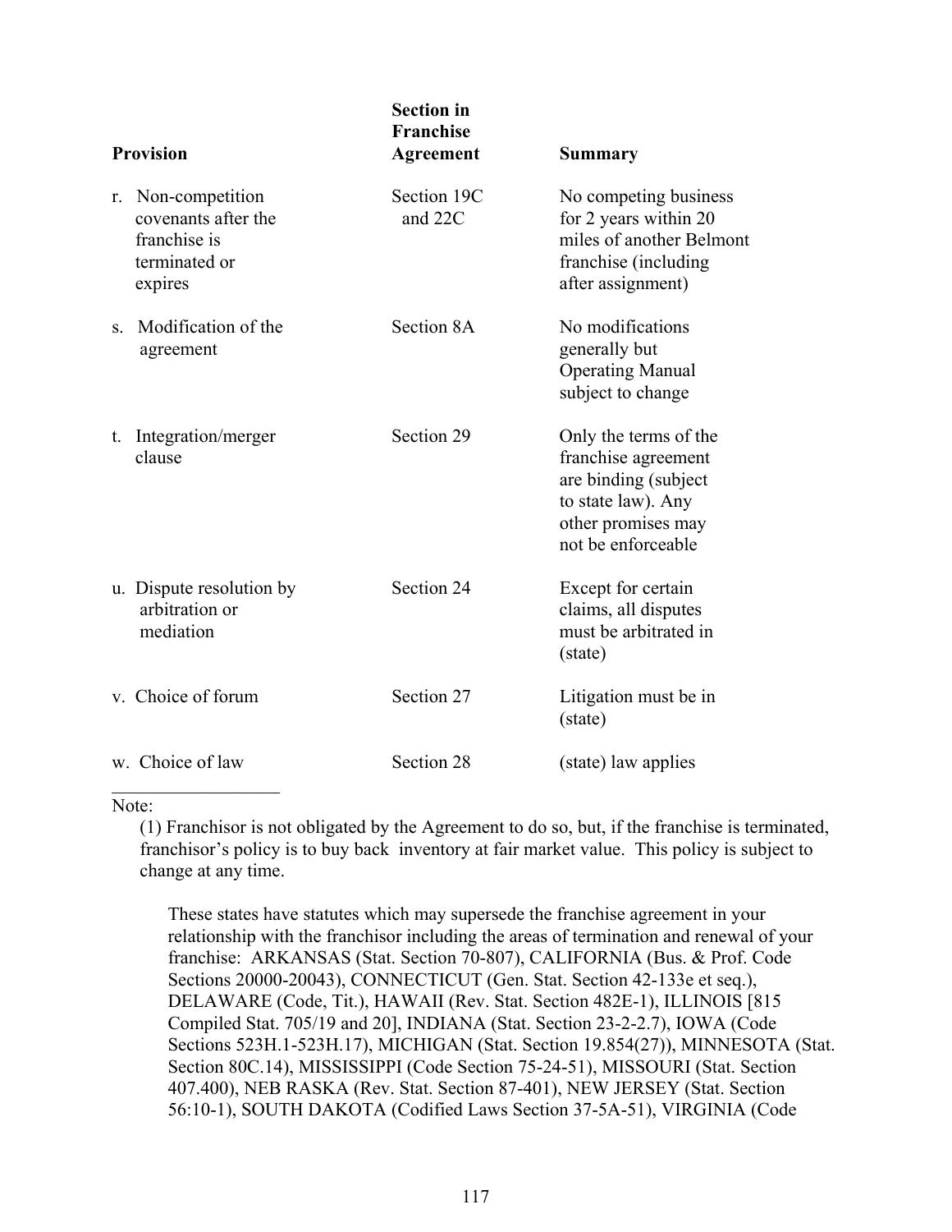| Provision | Section in Franchise Agreement | Summary |
|---|---|---|
| r. Non-competition covenants after the franchise is terminated or expires | Section 19C and 22C | No competing business for 2 years within 20 miles of another Belmont franchise (including after assignment) |
| s. Modification of the agreement | Section 8A | No modifications generally but Operating Manual subject to change |
| t. Integration/merger clause | Section 29 | Only the terms of the franchise agreement are binding (subject to state law). Any other promises may not be enforceable |
| u. Dispute resolution by arbitration or mediation | Section 24 | Except for certain claims, all disputes must be arbitrated in (state) |
| v. Choice of forum | Section 27 | Litigation must be in (state) |
| w. Choice of law | Section 28 | (state) law applies |

Note:

(1) Franchisor is not obligated by the Agreement to do so, but, if the franchise is terminated, franchisor's policy is to buy back inventory at fair market value. This policy is subject to change at any time.

These states have statutes which may supersede the franchise agreement in your relationship with the franchisor including the areas of termination and renewal of your franchise: ARKANSAS (Stat. Section 70-807), CALIFORNIA (Bus. & Prof. Code Sections 20000-20043), CONNECTICUT (Gen. Stat. Section 42-133e et seq.), DELAWARE (Code, Tit.), HAWAII (Rev. Stat. Section 482E-1), ILLINOIS [815 Compiled Stat. 705/19 and 20], INDIANA (Stat. Section 23-2-2.7), IOWA (Code Sections 523H.1-523H.17), MICHIGAN (Stat. Section 19.854(27)), MINNESOTA (Stat. Section 80C.14), MISSISSIPPI (Code Section 75-24-51), MISSOURI (Stat. Section 407.400), NEB RASKA (Rev. Stat. Section 87-401), NEW JERSEY (Stat. Section 56:10-1), SOUTH DAKOTA (Codified Laws Section 37-5A-51), VIRGINIA (Code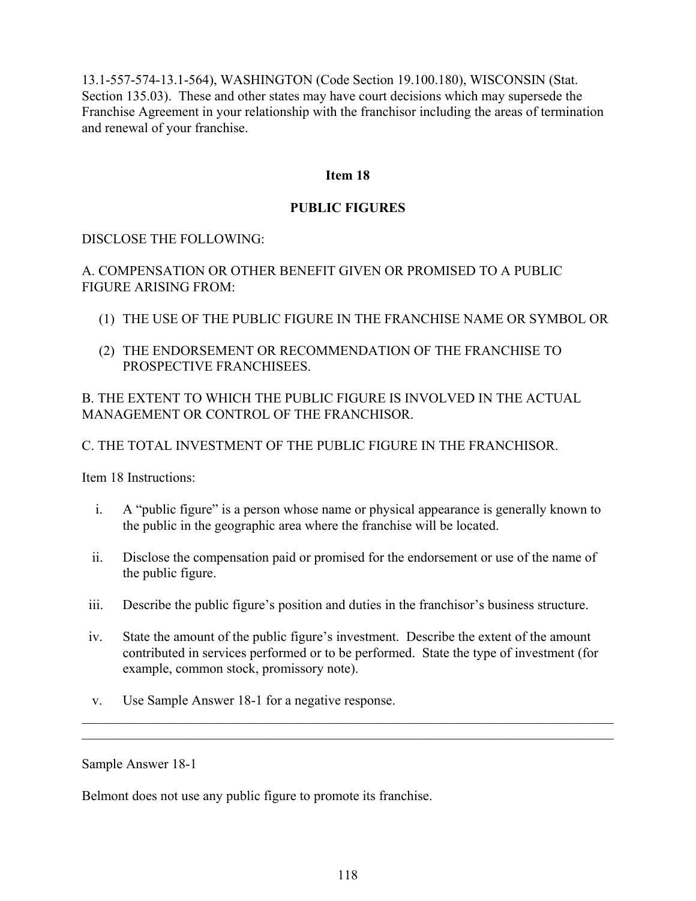13.1-557-574-13.1-564), WASHINGTON (Code Section 19.100.180), WISCONSIN (Stat. Section 135.03). These and other states may have court decisions which may supersede the Franchise Agreement in your relationship with the franchisor including the areas of termination and renewal of your franchise.

## Item 18

## PUBLIC FIGURES

DISCLOSE THE FOLLOWING:

A. COMPENSATION OR OTHER BENEFIT GIVEN OR PROMISED TO A PUBLIC FIGURE ARISING FROM:

(1) THE USE OF THE PUBLIC FIGURE IN THE FRANCHISE NAME OR SYMBOL OR

(2) THE ENDORSEMENT OR RECOMMENDATION OF THE FRANCHISE TO PROSPECTIVE FRANCHISEES.

B. THE EXTENT TO WHICH THE PUBLIC FIGURE IS INVOLVED IN THE ACTUAL MANAGEMENT OR CONTROL OF THE FRANCHISOR.

C. THE TOTAL INVESTMENT OF THE PUBLIC FIGURE IN THE FRANCHISOR.

Item 18 Instructions:

i. A “public figure” is a person whose name or physical appearance is generally known to the public in the geographic area where the franchise will be located.

ii. Disclose the compensation paid or promised for the endorsement or use of the name of the public figure.

iii. Describe the public figure’s position and duties in the franchisor’s business structure.

iv. State the amount of the public figure’s investment. Describe the extent of the amount contributed in services performed or to be performed. State the type of investment (for example, common stock, promissory note).

v. Use Sample Answer 18-1 for a negative response.

---

Sample Answer 18-1

Belmont does not use any public figure to promote its franchise.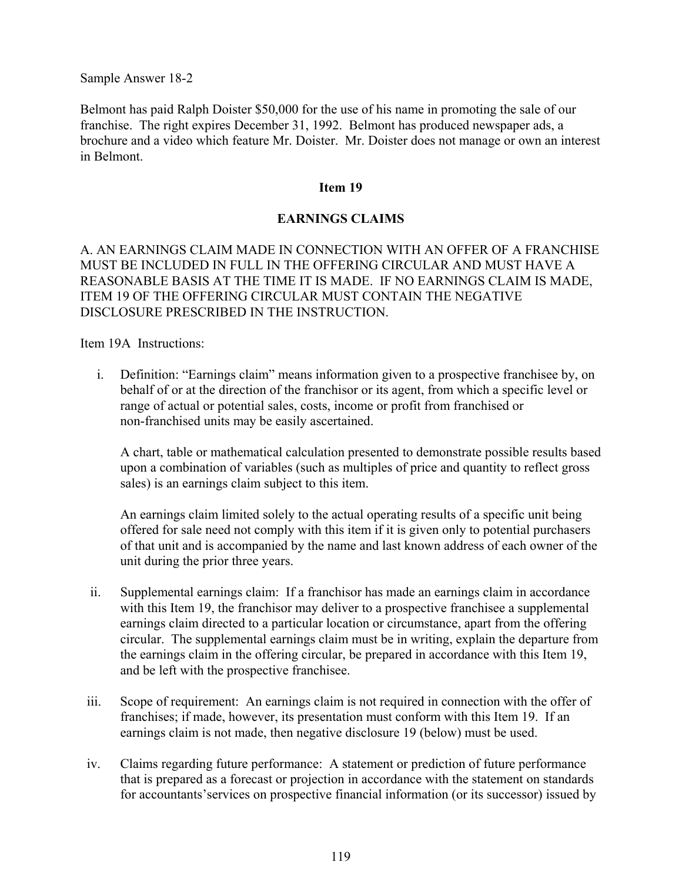Sample Answer 18-2

Belmont has paid Ralph Doister $50,000 for the use of his name in promoting the sale of our franchise. The right expires December 31, 1992. Belmont has produced newspaper ads, a brochure and a video which feature Mr. Doister. Mr. Doister does not manage or own an interest in Belmont.

## Item 19

## EARNINGS CLAIMS

A. AN EARNINGS CLAIM MADE IN CONNECTION WITH AN OFFER OF A FRANCHISE MUST BE INCLUDED IN FULL IN THE OFFERING CIRCULAR AND MUST HAVE A REASONABLE BASIS AT THE TIME IT IS MADE. IF NO EARNINGS CLAIM IS MADE, ITEM 19 OF THE OFFERING CIRCULAR MUST CONTAIN THE NEGATIVE DISCLOSURE PRESCRIBED IN THE INSTRUCTION.

Item 19A Instructions:

i. Definition: "Earnings claim" means information given to a prospective franchisee by, on behalf of or at the direction of the franchisor or its agent, from which a specific level or range of actual or potential sales, costs, income or profit from franchised or non-franchised units may be easily ascertained.

   A chart, table or mathematical calculation presented to demonstrate possible results based upon a combination of variables (such as multiples of price and quantity to reflect gross sales) is an earnings claim subject to this item.

   An earnings claim limited solely to the actual operating results of a specific unit being offered for sale need not comply with this item if it is given only to potential purchasers of that unit and is accompanied by the name and last known address of each owner of the unit during the prior three years.

ii. Supplemental earnings claim: If a franchisor has made an earnings claim in accordance with this Item 19, the franchisor may deliver to a prospective franchisee a supplemental earnings claim directed to a particular location or circumstance, apart from the offering circular. The supplemental earnings claim must be in writing, explain the departure from the earnings claim in the offering circular, be prepared in accordance with this Item 19, and be left with the prospective franchisee.

iii. Scope of requirement: An earnings claim is not required in connection with the offer of franchises; if made, however, its presentation must conform with this Item 19. If an earnings claim is not made, then negative disclosure 19 (below) must be used.

iv. Claims regarding future performance: A statement or prediction of future performance that is prepared as a forecast or projection in accordance with the statement on standards for accountants'services on prospective financial information (or its successor) issued by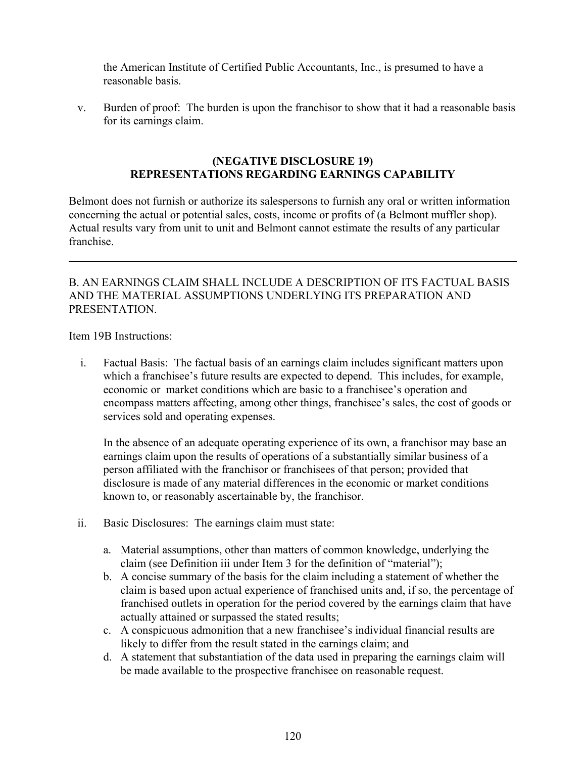the American Institute of Certified Public Accountants, Inc., is presumed to have a reasonable basis.

v. Burden of proof: The burden is upon the franchisor to show that it had a reasonable basis for its earnings claim.

**(NEGATIVE DISCLOSURE 19)**
**REPRESENTATIONS REGARDING EARNINGS CAPABILITY**

Belmont does not furnish or authorize its salespersons to furnish any oral or written information concerning the actual or potential sales, costs, income or profits of (a Belmont muffler shop). Actual results vary from unit to unit and Belmont cannot estimate the results of any particular franchise.

---

B. AN EARNINGS CLAIM SHALL INCLUDE A DESCRIPTION OF ITS FACTUAL BASIS AND THE MATERIAL ASSUMPTIONS UNDERLYING ITS PREPARATION AND PRESENTATION.

Item 19B Instructions:

i. Factual Basis: The factual basis of an earnings claim includes significant matters upon which a franchisee's future results are expected to depend. This includes, for example, economic or market conditions which are basic to a franchisee's operation and encompass matters affecting, among other things, franchisee's sales, the cost of goods or services sold and operating expenses.

   In the absence of an adequate operating experience of its own, a franchisor may base an earnings claim upon the results of operations of a substantially similar business of a person affiliated with the franchisor or franchisees of that person; provided that disclosure is made of any material differences in the economic or market conditions known to, or reasonably ascertainable by, the franchisor.

ii. Basic Disclosures: The earnings claim must state:

   a. Material assumptions, other than matters of common knowledge, underlying the claim (see Definition iii under Item 3 for the definition of "material");
   b. A concise summary of the basis for the claim including a statement of whether the claim is based upon actual experience of franchised units and, if so, the percentage of franchised outlets in operation for the period covered by the earnings claim that have actually attained or surpassed the stated results;
   c. A conspicuous admonition that a new franchisee's individual financial results are likely to differ from the result stated in the earnings claim; and
   d. A statement that substantiation of the data used in preparing the earnings claim will be made available to the prospective franchisee on reasonable request.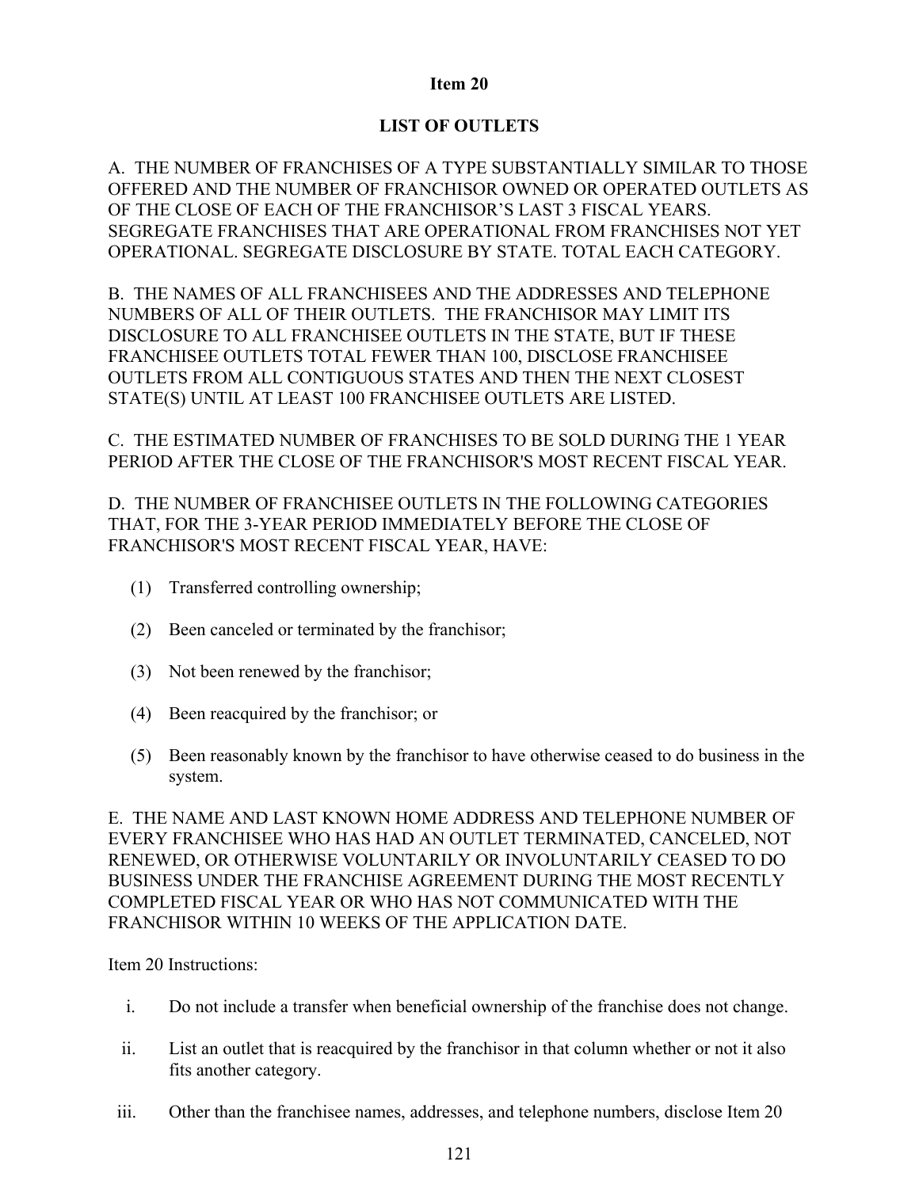**Item 20**

**LIST OF OUTLETS**

A. THE NUMBER OF FRANCHISES OF A TYPE SUBSTANTIALLY SIMILAR TO THOSE OFFERED AND THE NUMBER OF FRANCHISOR OWNED OR OPERATED OUTLETS AS OF THE CLOSE OF EACH OF THE FRANCHISOR'S LAST 3 FISCAL YEARS. SEGREGATE FRANCHISES THAT ARE OPERATIONAL FROM FRANCHISES NOT YET OPERATIONAL. SEGREGATE DISCLOSURE BY STATE. TOTAL EACH CATEGORY.

B. THE NAMES OF ALL FRANCHISEES AND THE ADDRESSES AND TELEPHONE NUMBERS OF ALL OF THEIR OUTLETS. THE FRANCHISOR MAY LIMIT ITS DISCLOSURE TO ALL FRANCHISEE OUTLETS IN THE STATE, BUT IF THESE FRANCHISEE OUTLETS TOTAL FEWER THAN 100, DISCLOSE FRANCHISEE OUTLETS FROM ALL CONTIGUOUS STATES AND THEN THE NEXT CLOSEST STATE(S) UNTIL AT LEAST 100 FRANCHISEE OUTLETS ARE LISTED.

C. THE ESTIMATED NUMBER OF FRANCHISES TO BE SOLD DURING THE 1 YEAR PERIOD AFTER THE CLOSE OF THE FRANCHISOR'S MOST RECENT FISCAL YEAR.

D. THE NUMBER OF FRANCHISEE OUTLETS IN THE FOLLOWING CATEGORIES THAT, FOR THE 3-YEAR PERIOD IMMEDIATELY BEFORE THE CLOSE OF FRANCHISOR'S MOST RECENT FISCAL YEAR, HAVE:

(1) Transferred controlling ownership;

(2) Been canceled or terminated by the franchisor;

(3) Not been renewed by the franchisor;

(4) Been reacquired by the franchisor; or

(5) Been reasonably known by the franchisor to have otherwise ceased to do business in the system.

E. THE NAME AND LAST KNOWN HOME ADDRESS AND TELEPHONE NUMBER OF EVERY FRANCHISEE WHO HAS HAD AN OUTLET TERMINATED, CANCELED, NOT RENEWED, OR OTHERWISE VOLUNTARILY OR INVOLUNTARILY CEASED TO DO BUSINESS UNDER THE FRANCHISE AGREEMENT DURING THE MOST RECENTLY COMPLETED FISCAL YEAR OR WHO HAS NOT COMMUNICATED WITH THE FRANCHISOR WITHIN 10 WEEKS OF THE APPLICATION DATE.

Item 20 Instructions:

i. Do not include a transfer when beneficial ownership of the franchise does not change.

ii. List an outlet that is reacquired by the franchisor in that column whether or not it also fits another category.

iii. Other than the franchisee names, addresses, and telephone numbers, disclose Item 20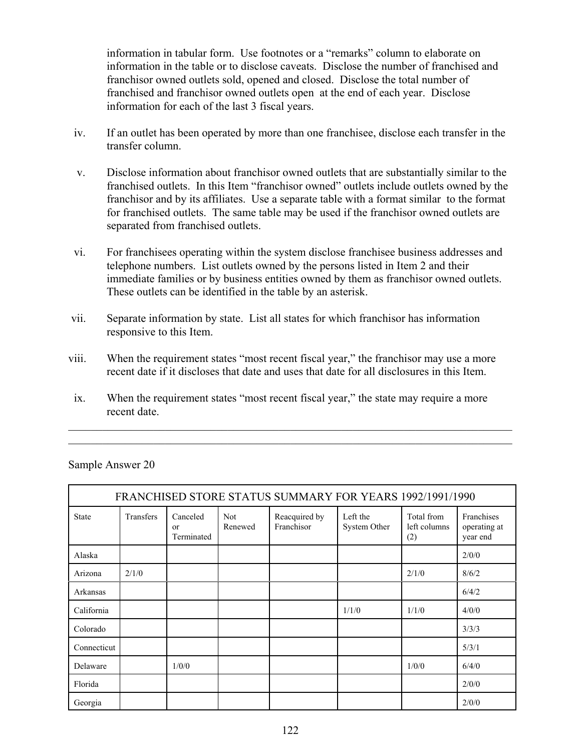information in tabular form. Use footnotes or a "remarks" column to elaborate on information in the table or to disclose caveats. Disclose the number of franchised and franchisor owned outlets sold, opened and closed. Disclose the total number of franchised and franchisor owned outlets open at the end of each year. Disclose information for each of the last 3 fiscal years.

iv. If an outlet has been operated by more than one franchisee, disclose each transfer in the transfer column.

v. Disclose information about franchisor owned outlets that are substantially similar to the franchised outlets. In this Item "franchisor owned" outlets include outlets owned by the franchisor and by its affiliates. Use a separate table with a format similar to the format for franchised outlets. The same table may be used if the franchisor owned outlets are separated from franchised outlets.

vi. For franchisees operating within the system disclose franchisee business addresses and telephone numbers. List outlets owned by the persons listed in Item 2 and their immediate families or by business entities owned by them as franchisor owned outlets. These outlets can be identified in the table by an asterisk.

vii. Separate information by state. List all states for which franchisor has information responsive to this Item.

viii. When the requirement states "most recent fiscal year," the franchisor may use a more recent date if it discloses that date and uses that date for all disclosures in this Item.

ix. When the requirement states "most recent fiscal year," the state may require a more recent date.

---

Sample Answer 20

| FRANCHISED STORE STATUS SUMMARY FOR YEARS 1992/1991/1990 | | | | | | | |
|---|---|---|---|---|---|---|---|
| State | Transfers | Canceled or Terminated | Not Renewed | Reacquired by Franchisor | Left the System Other | Total from left columns (2) | Franchises operating at year end |
| Alaska | | | | | | | 2/0/0 |
| Arizona | 2/1/0 | | | | | 2/1/0 | 8/6/2 |
| Arkansas | | | | | | | 6/4/2 |
| California | | | | | 1/1/0 | 1/1/0 | 4/0/0 |
| Colorado | | | | | | | 3/3/3 |
| Connecticut | | | | | | | 5/3/1 |
| Delaware | | 1/0/0 | | | | 1/0/0 | 6/4/0 |
| Florida | | | | | | | 2/0/0 |
| Georgia | | | | | | | 2/0/0 |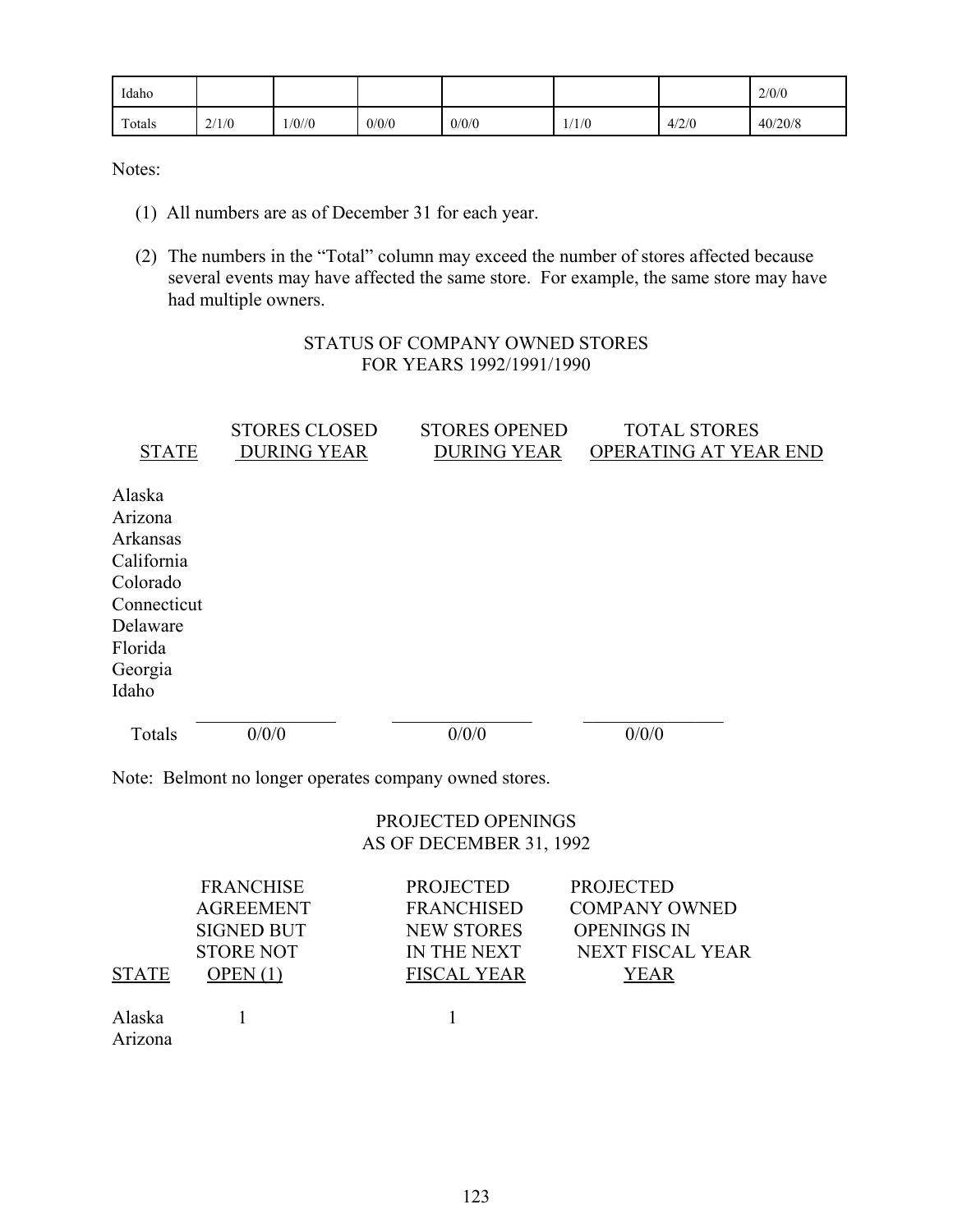| Idaho | | | | | | | 2/0/0 |
|---|---|---|---|---|---|---|---|
| Totals | 2/1/0 | 1/0//0 | 0/0/0 | 0/0/0 | 1/1/0 | 4/2/0 | 40/20/8 |

Notes:

(1) All numbers are as of December 31 for each year.

(2) The numbers in the "Total" column may exceed the number of stores affected because several events may have affected the same store. For example, the same store may have had multiple owners.

## STATUS OF COMPANY OWNED STORES FOR YEARS 1992/1991/1990

| STATE | STORES CLOSED DURING YEAR | STORES OPENED DURING YEAR | TOTAL STORES OPERATING AT YEAR END |
|---|---|---|---|
| Alaska | | | |
| Arizona | | | |
| Arkansas | | | |
| California | | | |
| Colorado | | | |
| Connecticut | | | |
| Delaware | | | |
| Florida | | | |
| Georgia | | | |
| Idaho | | | |
| Totals | 0/0/0 | 0/0/0 | 0/0/0 |

Note: Belmont no longer operates company owned stores.

## PROJECTED OPENINGS AS OF DECEMBER 31, 1992

| STATE | FRANCHISE AGREEMENT SIGNED BUT STORE NOT OPEN (1) | PROJECTED FRANCHISED NEW STORES IN THE NEXT FISCAL YEAR | PROJECTED COMPANY OWNED OPENINGS IN NEXT FISCAL YEAR YEAR |
|---|---|---|---|
| Alaska | 1 | 1 | |
| Arizona | | | |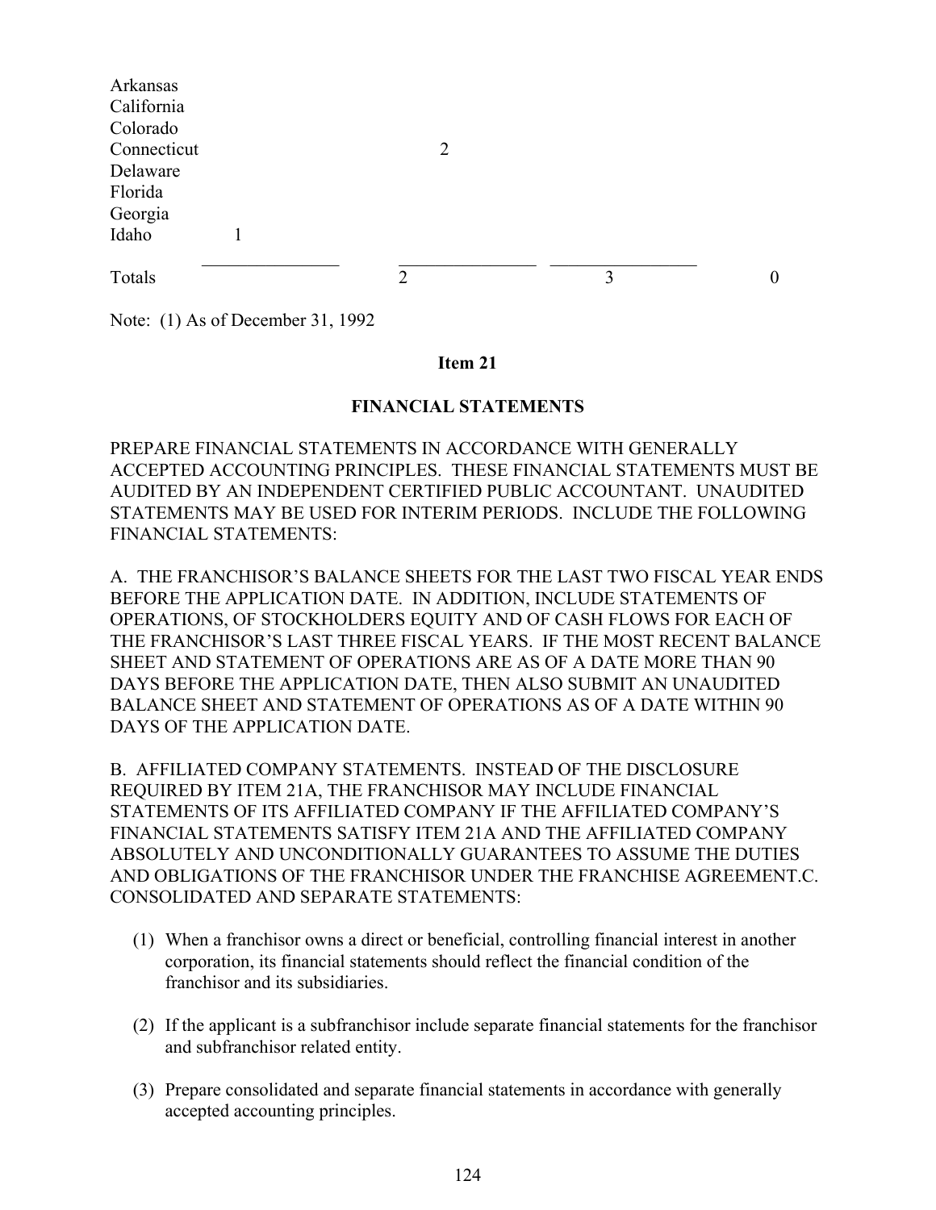| | | | | |
|---|---|---|---|---|
| Arkansas | | | | |
| California | | | | |
| Colorado | | | | |
| Connecticut | | 2 | | |
| Delaware | | | | |
| Florida | | | | |
| Georgia | | | | |
| Idaho | 1 | | | |
| Totals | | 2 | 3 | 0 |

Note: (1) As of December 31, 1992

**Item 21**

**FINANCIAL STATEMENTS**

PREPARE FINANCIAL STATEMENTS IN ACCORDANCE WITH GENERALLY ACCEPTED ACCOUNTING PRINCIPLES. THESE FINANCIAL STATEMENTS MUST BE AUDITED BY AN INDEPENDENT CERTIFIED PUBLIC ACCOUNTANT. UNAUDITED STATEMENTS MAY BE USED FOR INTERIM PERIODS. INCLUDE THE FOLLOWING FINANCIAL STATEMENTS:

A. THE FRANCHISOR'S BALANCE SHEETS FOR THE LAST TWO FISCAL YEAR ENDS BEFORE THE APPLICATION DATE. IN ADDITION, INCLUDE STATEMENTS OF OPERATIONS, OF STOCKHOLDERS EQUITY AND OF CASH FLOWS FOR EACH OF THE FRANCHISOR'S LAST THREE FISCAL YEARS. IF THE MOST RECENT BALANCE SHEET AND STATEMENT OF OPERATIONS ARE AS OF A DATE MORE THAN 90 DAYS BEFORE THE APPLICATION DATE, THEN ALSO SUBMIT AN UNAUDITED BALANCE SHEET AND STATEMENT OF OPERATIONS AS OF A DATE WITHIN 90 DAYS OF THE APPLICATION DATE.

B. AFFILIATED COMPANY STATEMENTS. INSTEAD OF THE DISCLOSURE REQUIRED BY ITEM 21A, THE FRANCHISOR MAY INCLUDE FINANCIAL STATEMENTS OF ITS AFFILIATED COMPANY IF THE AFFILIATED COMPANY'S FINANCIAL STATEMENTS SATISFY ITEM 21A AND THE AFFILIATED COMPANY ABSOLUTELY AND UNCONDITIONALLY GUARANTEES TO ASSUME THE DUTIES AND OBLIGATIONS OF THE FRANCHISOR UNDER THE FRANCHISE AGREEMENT.C. CONSOLIDATED AND SEPARATE STATEMENTS:

(1) When a franchisor owns a direct or beneficial, controlling financial interest in another corporation, its financial statements should reflect the financial condition of the franchisor and its subsidiaries.

(2) If the applicant is a subfranchisor include separate financial statements for the franchisor and subfranchisor related entity.

(3) Prepare consolidated and separate financial statements in accordance with generally accepted accounting principles.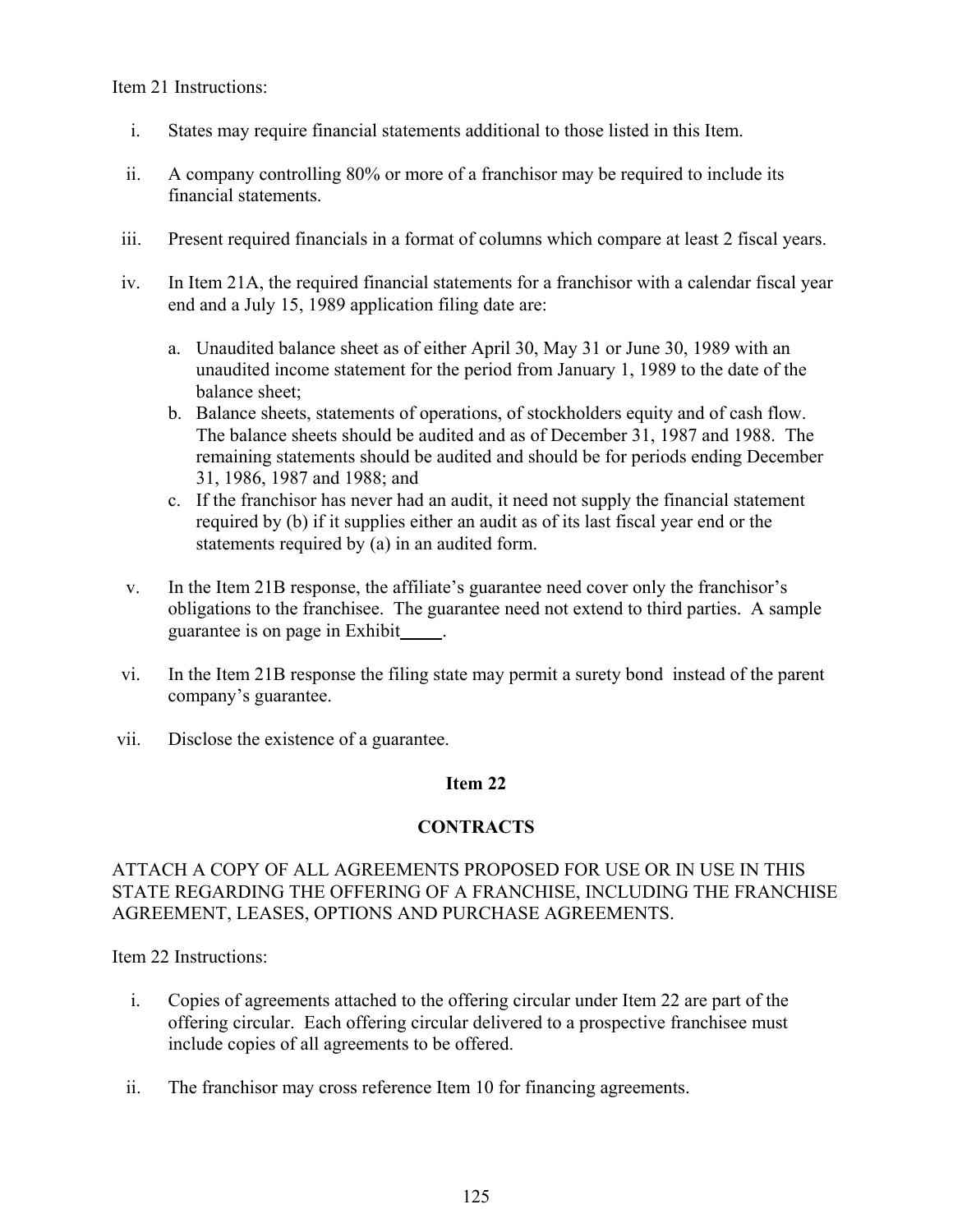Item 21 Instructions:

i. States may require financial statements additional to those listed in this Item.

ii. A company controlling 80% or more of a franchisor may be required to include its financial statements.

iii. Present required financials in a format of columns which compare at least 2 fiscal years.

iv. In Item 21A, the required financial statements for a franchisor with a calendar fiscal year end and a July 15, 1989 application filing date are:

   a. Unaudited balance sheet as of either April 30, May 31 or June 30, 1989 with an unaudited income statement for the period from January 1, 1989 to the date of the balance sheet;
   b. Balance sheets, statements of operations, of stockholders equity and of cash flow. The balance sheets should be audited and as of December 31, 1987 and 1988. The remaining statements should be audited and should be for periods ending December 31, 1986, 1987 and 1988; and
   c. If the franchisor has never had an audit, it need not supply the financial statement required by (b) if it supplies either an audit as of its last fiscal year end or the statements required by (a) in an audited form.

v. In the Item 21B response, the affiliate's guarantee need cover only the franchisor's obligations to the franchisee. The guarantee need not extend to third parties. A sample guarantee is on page in Exhibit_____.

vi. In the Item 21B response the filing state may permit a surety bond instead of the parent company's guarantee.

vii. Disclose the existence of a guarantee.

## Item 22

## CONTRACTS

ATTACH A COPY OF ALL AGREEMENTS PROPOSED FOR USE OR IN USE IN THIS STATE REGARDING THE OFFERING OF A FRANCHISE, INCLUDING THE FRANCHISE AGREEMENT, LEASES, OPTIONS AND PURCHASE AGREEMENTS.

Item 22 Instructions:

i. Copies of agreements attached to the offering circular under Item 22 are part of the offering circular. Each offering circular delivered to a prospective franchisee must include copies of all agreements to be offered.

ii. The franchisor may cross reference Item 10 for financing agreements.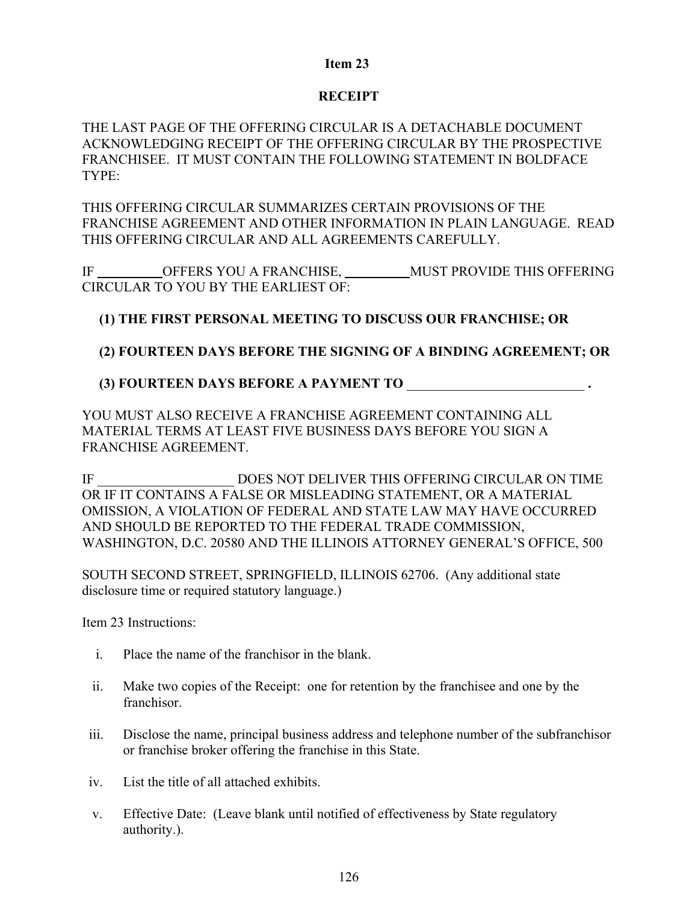## Item 23

## RECEIPT

THE LAST PAGE OF THE OFFERING CIRCULAR IS A DETACHABLE DOCUMENT ACKNOWLEDGING RECEIPT OF THE OFFERING CIRCULAR BY THE PROSPECTIVE FRANCHISEE. IT MUST CONTAIN THE FOLLOWING STATEMENT IN BOLDFACE TYPE:

THIS OFFERING CIRCULAR SUMMARIZES CERTAIN PROVISIONS OF THE FRANCHISE AGREEMENT AND OTHER INFORMATION IN PLAIN LANGUAGE. READ THIS OFFERING CIRCULAR AND ALL AGREEMENTS CAREFULLY.

IF __________ OFFERS YOU A FRANCHISE, __________ MUST PROVIDE THIS OFFERING CIRCULAR TO YOU BY THE EARLIEST OF:

**(1) THE FIRST PERSONAL MEETING TO DISCUSS OUR FRANCHISE; OR**

**(2) FOURTEEN DAYS BEFORE THE SIGNING OF A BINDING AGREEMENT; OR**

**(3) FOURTEEN DAYS BEFORE A PAYMENT TO __________________________ .**

YOU MUST ALSO RECEIVE A FRANCHISE AGREEMENT CONTAINING ALL MATERIAL TERMS AT LEAST FIVE BUSINESS DAYS BEFORE YOU SIGN A FRANCHISE AGREEMENT.

IF ____________________ DOES NOT DELIVER THIS OFFERING CIRCULAR ON TIME OR IF IT CONTAINS A FALSE OR MISLEADING STATEMENT, OR A MATERIAL OMISSION, A VIOLATION OF FEDERAL AND STATE LAW MAY HAVE OCCURRED AND SHOULD BE REPORTED TO THE FEDERAL TRADE COMMISSION, WASHINGTON, D.C. 20580 AND THE ILLINOIS ATTORNEY GENERAL'S OFFICE, 500

SOUTH SECOND STREET, SPRINGFIELD, ILLINOIS 62706. (Any additional state disclosure time or required statutory language.)

Item 23 Instructions:

i. Place the name of the franchisor in the blank.

ii. Make two copies of the Receipt: one for retention by the franchisee and one by the franchisor.

iii. Disclose the name, principal business address and telephone number of the subfranchisor or franchise broker offering the franchise in this State.

iv. List the title of all attached exhibits.

v. Effective Date: (Leave blank until notified of effectiveness by State regulatory authority.).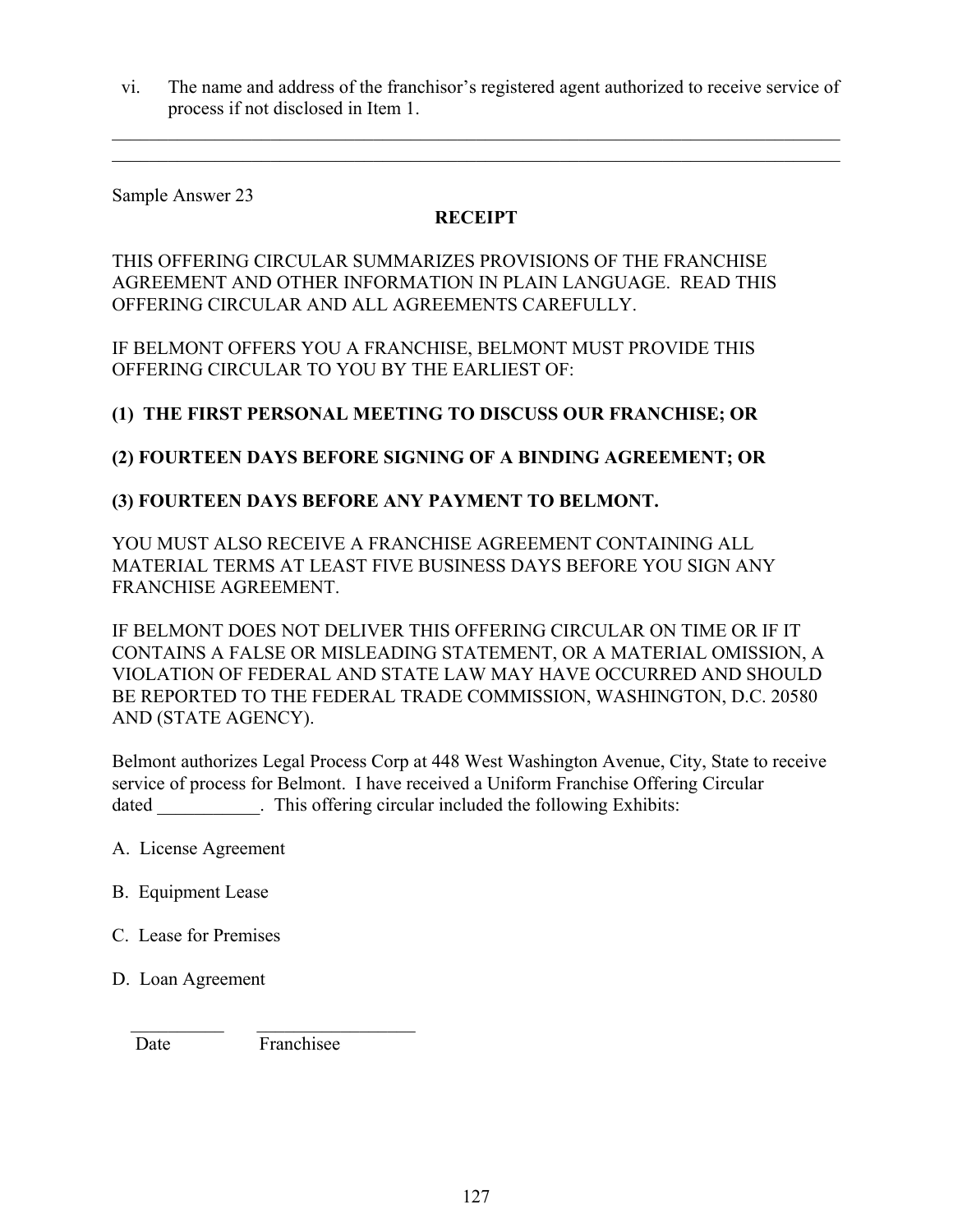vi. The name and address of the franchisor's registered agent authorized to receive service of process if not disclosed in Item 1.

---

Sample Answer 23

**RECEIPT**

THIS OFFERING CIRCULAR SUMMARIZES PROVISIONS OF THE FRANCHISE AGREEMENT AND OTHER INFORMATION IN PLAIN LANGUAGE. READ THIS OFFERING CIRCULAR AND ALL AGREEMENTS CAREFULLY.

IF BELMONT OFFERS YOU A FRANCHISE, BELMONT MUST PROVIDE THIS OFFERING CIRCULAR TO YOU BY THE EARLIEST OF:

**(1) THE FIRST PERSONAL MEETING TO DISCUSS OUR FRANCHISE; OR**

**(2) FOURTEEN DAYS BEFORE SIGNING OF A BINDING AGREEMENT; OR**

**(3) FOURTEEN DAYS BEFORE ANY PAYMENT TO BELMONT.**

YOU MUST ALSO RECEIVE A FRANCHISE AGREEMENT CONTAINING ALL MATERIAL TERMS AT LEAST FIVE BUSINESS DAYS BEFORE YOU SIGN ANY FRANCHISE AGREEMENT.

IF BELMONT DOES NOT DELIVER THIS OFFERING CIRCULAR ON TIME OR IF IT CONTAINS A FALSE OR MISLEADING STATEMENT, OR A MATERIAL OMISSION, A VIOLATION OF FEDERAL AND STATE LAW MAY HAVE OCCURRED AND SHOULD BE REPORTED TO THE FEDERAL TRADE COMMISSION, WASHINGTON, D.C. 20580 AND (STATE AGENCY).

Belmont authorizes Legal Process Corp at 448 West Washington Avenue, City, State to receive service of process for Belmont. I have received a Uniform Franchise Offering Circular dated ___________. This offering circular included the following Exhibits:

A. License Agreement

B. Equipment Lease

C. Lease for Premises

D. Loan Agreement

__________ ________________
Date Franchisee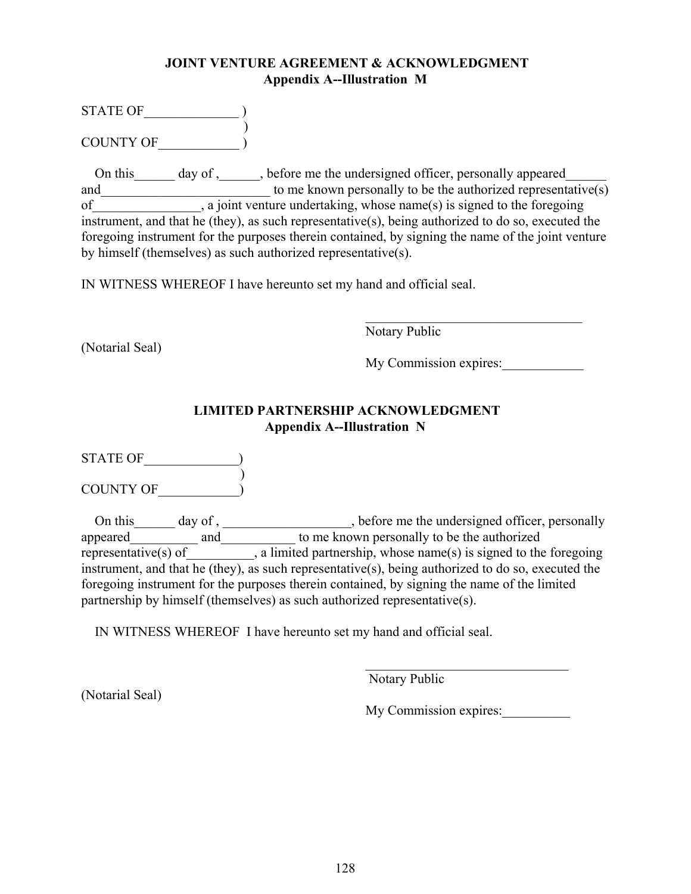**JOINT VENTURE AGREEMENT & ACKNOWLEDGMENT**
**Appendix A--Illustration M**

STATE OF______________ )
)
COUNTY OF____________ )

On this______ day of ,______, before me the undersigned officer, personally appeared______ and__________________________ to me known personally to be the authorized representative(s) of________________, a joint venture undertaking, whose name(s) is signed to the foregoing instrument, and that he (they), as such representative(s), being authorized to do so, executed the foregoing instrument for the purposes therein contained, by signing the name of the joint venture by himself (themselves) as such authorized representative(s).

IN WITNESS WHEREOF I have hereunto set my hand and official seal.

_________________________________
Notary Public

(Notarial Seal)

My Commission expires:____________

**LIMITED PARTNERSHIP ACKNOWLEDGMENT**
**Appendix A--Illustration N**

STATE OF______________)
)
COUNTY OF____________)

On this______ day of , ___________________, before me the undersigned officer, personally appeared__________ and___________ to me known personally to be the authorized representative(s) of__________, a limited partnership, whose name(s) is signed to the foregoing instrument, and that he (they), as such representative(s), being authorized to do so, executed the foregoing instrument for the purposes therein contained, by signing the name of the limited partnership by himself (themselves) as such authorized representative(s).

IN WITNESS WHEREOF I have hereunto set my hand and official seal.

_______________________________
Notary Public

(Notarial Seal)

My Commission expires:__________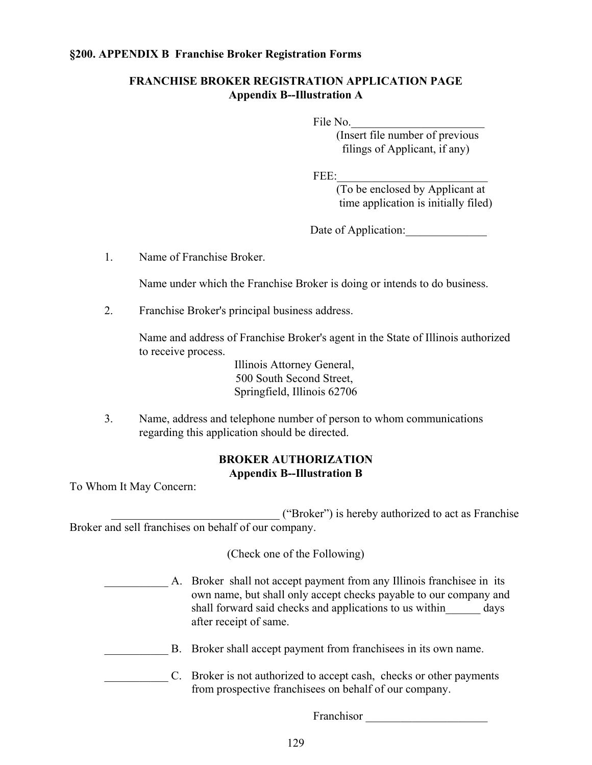**§200. APPENDIX B Franchise Broker Registration Forms**

**FRANCHISE BROKER REGISTRATION APPLICATION PAGE**
**Appendix B--Illustration A**

File No.\_\_\_\_\_\_\_\_\_\_\_\_\_\_\_\_\_\_\_\_\_\_\_
(Insert file number of previous filings of Applicant, if any)

FEE:\_\_\_\_\_\_\_\_\_\_\_\_\_\_\_\_\_\_\_\_\_\_\_\_\_\_
(To be enclosed by Applicant at time application is initially filed)

Date of Application:\_\_\_\_\_\_\_\_\_\_\_\_\_\_

1. Name of Franchise Broker.

   Name under which the Franchise Broker is doing or intends to do business.

2. Franchise Broker's principal business address.

   Name and address of Franchise Broker's agent in the State of Illinois authorized to receive process.

   Illinois Attorney General,
   500 South Second Street,
   Springfield, Illinois 62706

3. Name, address and telephone number of person to whom communications regarding this application should be directed.

**BROKER AUTHORIZATION**
**Appendix B--Illustration B**

To Whom It May Concern:

\_\_\_\_\_\_\_\_\_\_\_\_\_\_\_\_\_\_\_\_\_\_\_\_\_\_\_\_\_ ("Broker") is hereby authorized to act as Franchise Broker and sell franchises on behalf of our company.

(Check one of the Following)

\_\_\_\_\_\_\_\_\_\_\_ A. Broker shall not accept payment from any Illinois franchisee in its own name, but shall only accept checks payable to our company and shall forward said checks and applications to us within\_\_\_\_\_\_ days after receipt of same.

\_\_\_\_\_\_\_\_\_\_\_ B. Broker shall accept payment from franchisees in its own name.

\_\_\_\_\_\_\_\_\_\_\_ C. Broker is not authorized to accept cash, checks or other payments from prospective franchisees on behalf of our company.

Franchisor \_\_\_\_\_\_\_\_\_\_\_\_\_\_\_\_\_\_\_\_\_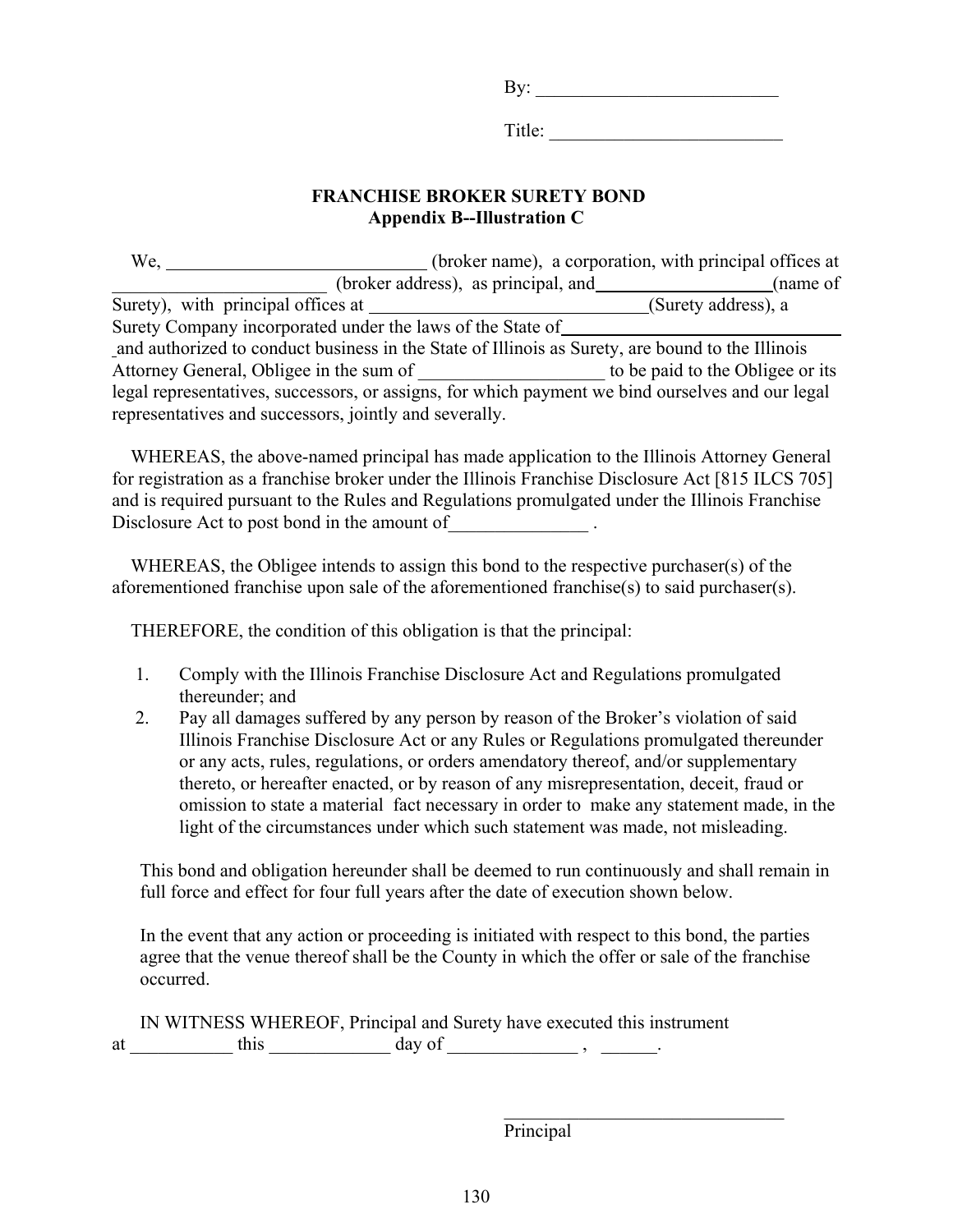By: __________________________

Title: _________________________

## FRANCHISE BROKER SURETY BOND
### Appendix B--Illustration C

We, ____________________________ (broker name), a corporation, with principal offices at ________________________ (broker address), as principal, and ___________________ (name of Surety), with principal offices at ______________________________ (Surety address), a Surety Company incorporated under the laws of the State of ______________________ and authorized to conduct business in the State of Illinois as Surety, are bound to the Illinois Attorney General, Obligee in the sum of ___________________ to be paid to the Obligee or its legal representatives, successors, or assigns, for which payment we bind ourselves and our legal representatives and successors, jointly and severally.

WHEREAS, the above-named principal has made application to the Illinois Attorney General for registration as a franchise broker under the Illinois Franchise Disclosure Act [815 ILCS 705] and is required pursuant to the Rules and Regulations promulgated under the Illinois Franchise Disclosure Act to post bond in the amount of_______________ .

WHEREAS, the Obligee intends to assign this bond to the respective purchaser(s) of the aforementioned franchise upon sale of the aforementioned franchise(s) to said purchaser(s).

THEREFORE, the condition of this obligation is that the principal:

1. Comply with the Illinois Franchise Disclosure Act and Regulations promulgated thereunder; and
2. Pay all damages suffered by any person by reason of the Broker's violation of said Illinois Franchise Disclosure Act or any Rules or Regulations promulgated thereunder or any acts, rules, regulations, or orders amendatory thereof, and/or supplementary thereto, or hereafter enacted, or by reason of any misrepresentation, deceit, fraud or omission to state a material fact necessary in order to make any statement made, in the light of the circumstances under which such statement was made, not misleading.

This bond and obligation hereunder shall be deemed to run continuously and shall remain in full force and effect for four full years after the date of execution shown below.

In the event that any action or proceeding is initiated with respect to this bond, the parties agree that the venue thereof shall be the County in which the offer or sale of the franchise occurred.

IN WITNESS WHEREOF, Principal and Surety have executed this instrument at ___________ this _____________ day of ______________ , ______.

______________________________
Principal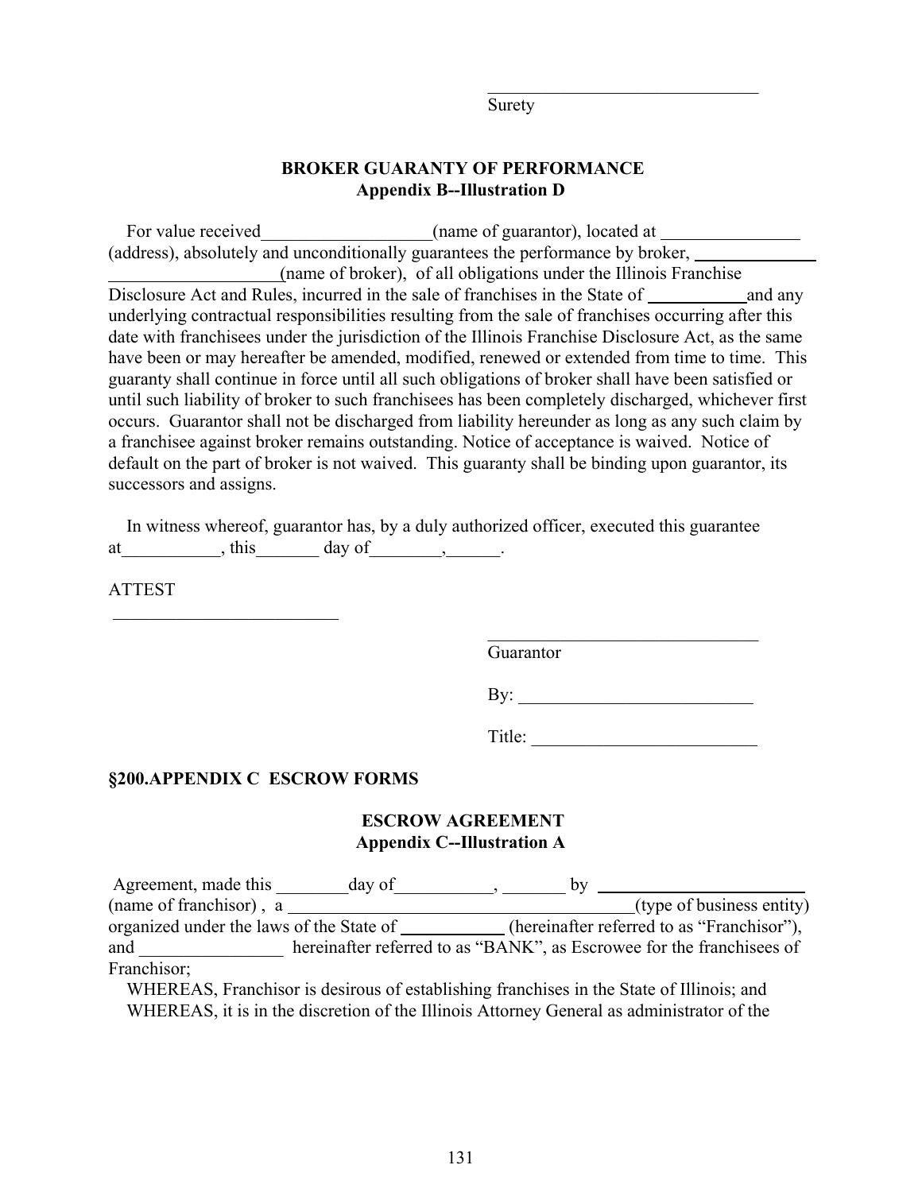\_\_\_\_\_\_\_\_\_\_\_\_\_\_\_\_\_\_\_\_\_\_\_\_\_\_\_\_\_\_\_
Surety

**BROKER GUARANTY OF PERFORMANCE**
**Appendix B--Illustration D**

For value received\_\_\_\_\_\_\_\_\_\_\_\_\_\_\_\_\_\_\_(name of guarantor), located at \_\_\_\_\_\_\_\_\_\_\_\_\_\_\_\_ (address), absolutely and unconditionally guarantees the performance by broker, \_\_\_\_\_\_\_\_\_\_\_\_\_\_\_\_\_\_\_\_\_\_\_\_\_\_\_\_\_\_\_\_(name of broker), of all obligations under the Illinois Franchise Disclosure Act and Rules, incurred in the sale of franchises in the State of \_\_\_\_\_\_\_\_\_\_\_and any underlying contractual responsibilities resulting from the sale of franchises occurring after this date with franchisees under the jurisdiction of the Illinois Franchise Disclosure Act, as the same have been or may hereafter be amended, modified, renewed or extended from time to time. This guaranty shall continue in force until all such obligations of broker shall have been satisfied or until such liability of broker to such franchisees has been completely discharged, whichever first occurs. Guarantor shall not be discharged from liability hereunder as long as any such claim by a franchisee against broker remains outstanding. Notice of acceptance is waived. Notice of default on the part of broker is not waived. This guaranty shall be binding upon guarantor, its successors and assigns.

In witness whereof, guarantor has, by a duly authorized officer, executed this guarantee at\_\_\_\_\_\_\_\_\_\_\_, this\_\_\_\_\_\_\_ day of\_\_\_\_\_\_\_\_,\_\_\_\_\_\_.

ATTEST

\_\_\_\_\_\_\_\_\_\_\_\_\_\_\_\_\_\_\_\_\_\_\_\_\_\_

\_\_\_\_\_\_\_\_\_\_\_\_\_\_\_\_\_\_\_\_\_\_\_\_\_\_\_\_\_\_\_
Guarantor

By: \_\_\_\_\_\_\_\_\_\_\_\_\_\_\_\_\_\_\_\_\_\_\_\_\_\_

Title: \_\_\_\_\_\_\_\_\_\_\_\_\_\_\_\_\_\_\_\_\_\_\_\_\_

**§200.APPENDIX C ESCROW FORMS**

**ESCROW AGREEMENT**
**Appendix C--Illustration A**

Agreement, made this \_\_\_\_\_\_\_\_day of\_\_\_\_\_\_\_\_\_\_\_, \_\_\_\_\_\_\_ by \_\_\_\_\_\_\_\_\_\_\_\_\_\_\_\_\_\_\_\_\_\_\_\_ (name of franchisor) , a \_\_\_\_\_\_\_\_\_\_\_\_\_\_\_\_\_\_\_\_\_\_\_\_\_\_\_\_\_\_\_\_\_\_\_\_\_\_\_(type of business entity) organized under the laws of the State of \_\_\_\_\_\_\_\_\_\_\_\_ (hereinafter referred to as "Franchisor"), and \_\_\_\_\_\_\_\_\_\_\_\_\_\_\_\_ hereinafter referred to as "BANK", as Escrowee for the franchisees of Franchisor;

WHEREAS, Franchisor is desirous of establishing franchises in the State of Illinois; and

WHEREAS, it is in the discretion of the Illinois Attorney General as administrator of the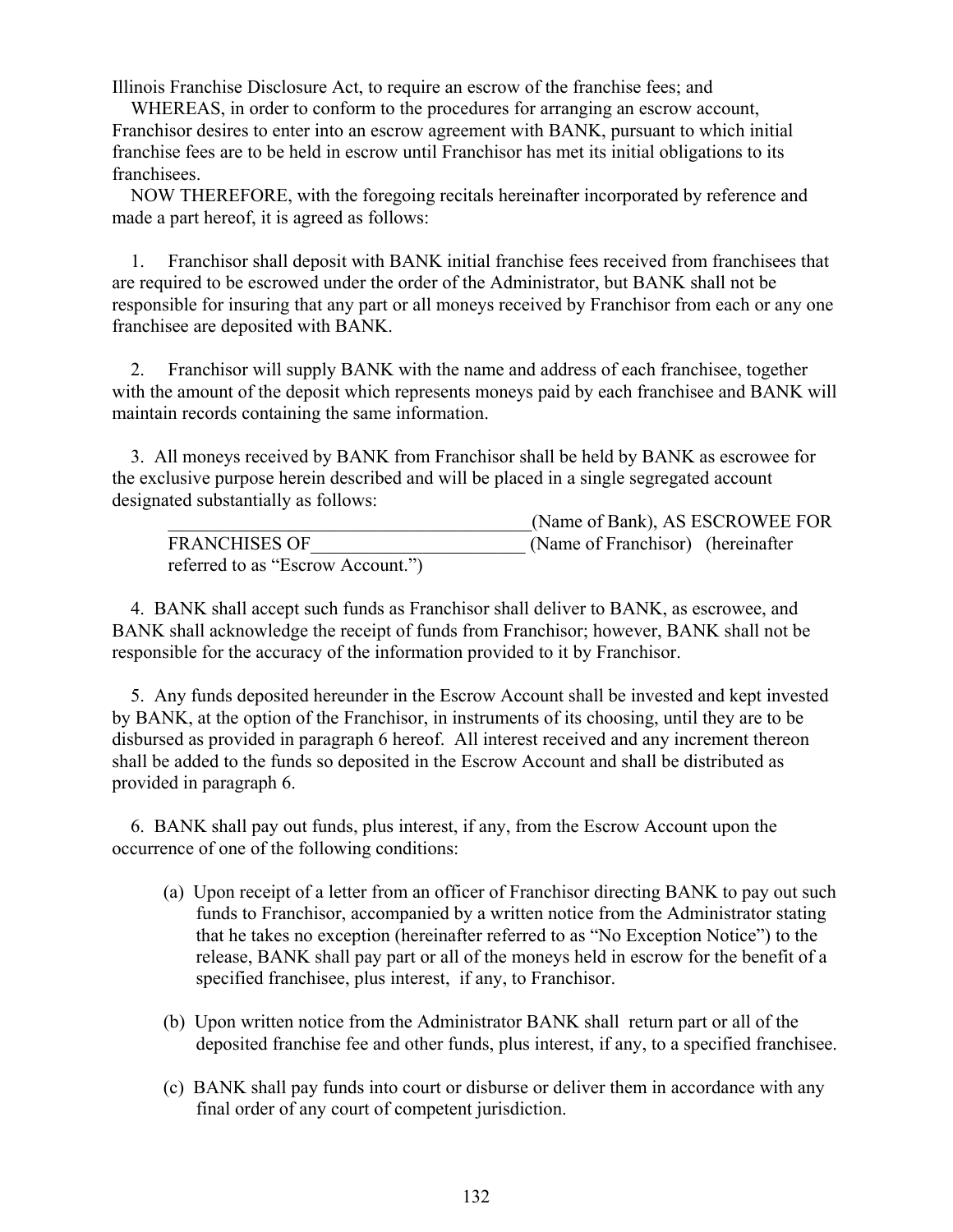Illinois Franchise Disclosure Act, to require an escrow of the franchise fees; and

WHEREAS, in order to conform to the procedures for arranging an escrow account, Franchisor desires to enter into an escrow agreement with BANK, pursuant to which initial franchise fees are to be held in escrow until Franchisor has met its initial obligations to its franchisees.

NOW THEREFORE, with the foregoing recitals hereinafter incorporated by reference and made a part hereof, it is agreed as follows:

1. Franchisor shall deposit with BANK initial franchise fees received from franchisees that are required to be escrowed under the order of the Administrator, but BANK shall not be responsible for insuring that any part or all moneys received by Franchisor from each or any one franchisee are deposited with BANK.

2. Franchisor will supply BANK with the name and address of each franchisee, together with the amount of the deposit which represents moneys paid by each franchisee and BANK will maintain records containing the same information.

3. All moneys received by BANK from Franchisor shall be held by BANK as escrowee for the exclusive purpose herein described and will be placed in a single segregated account designated substantially as follows:

> ________________________________________(Name of Bank), AS ESCROWEE FOR FRANCHISES OF________________________ (Name of Franchisor) (hereinafter referred to as "Escrow Account.")

4. BANK shall accept such funds as Franchisor shall deliver to BANK, as escrowee, and BANK shall acknowledge the receipt of funds from Franchisor; however, BANK shall not be responsible for the accuracy of the information provided to it by Franchisor.

5. Any funds deposited hereunder in the Escrow Account shall be invested and kept invested by BANK, at the option of the Franchisor, in instruments of its choosing, until they are to be disbursed as provided in paragraph 6 hereof. All interest received and any increment thereon shall be added to the funds so deposited in the Escrow Account and shall be distributed as provided in paragraph 6.

6. BANK shall pay out funds, plus interest, if any, from the Escrow Account upon the occurrence of one of the following conditions:

   (a) Upon receipt of a letter from an officer of Franchisor directing BANK to pay out such funds to Franchisor, accompanied by a written notice from the Administrator stating that he takes no exception (hereinafter referred to as "No Exception Notice") to the release, BANK shall pay part or all of the moneys held in escrow for the benefit of a specified franchisee, plus interest, if any, to Franchisor.

   (b) Upon written notice from the Administrator BANK shall return part or all of the deposited franchise fee and other funds, plus interest, if any, to a specified franchisee.

   (c) BANK shall pay funds into court or disburse or deliver them in accordance with any final order of any court of competent jurisdiction.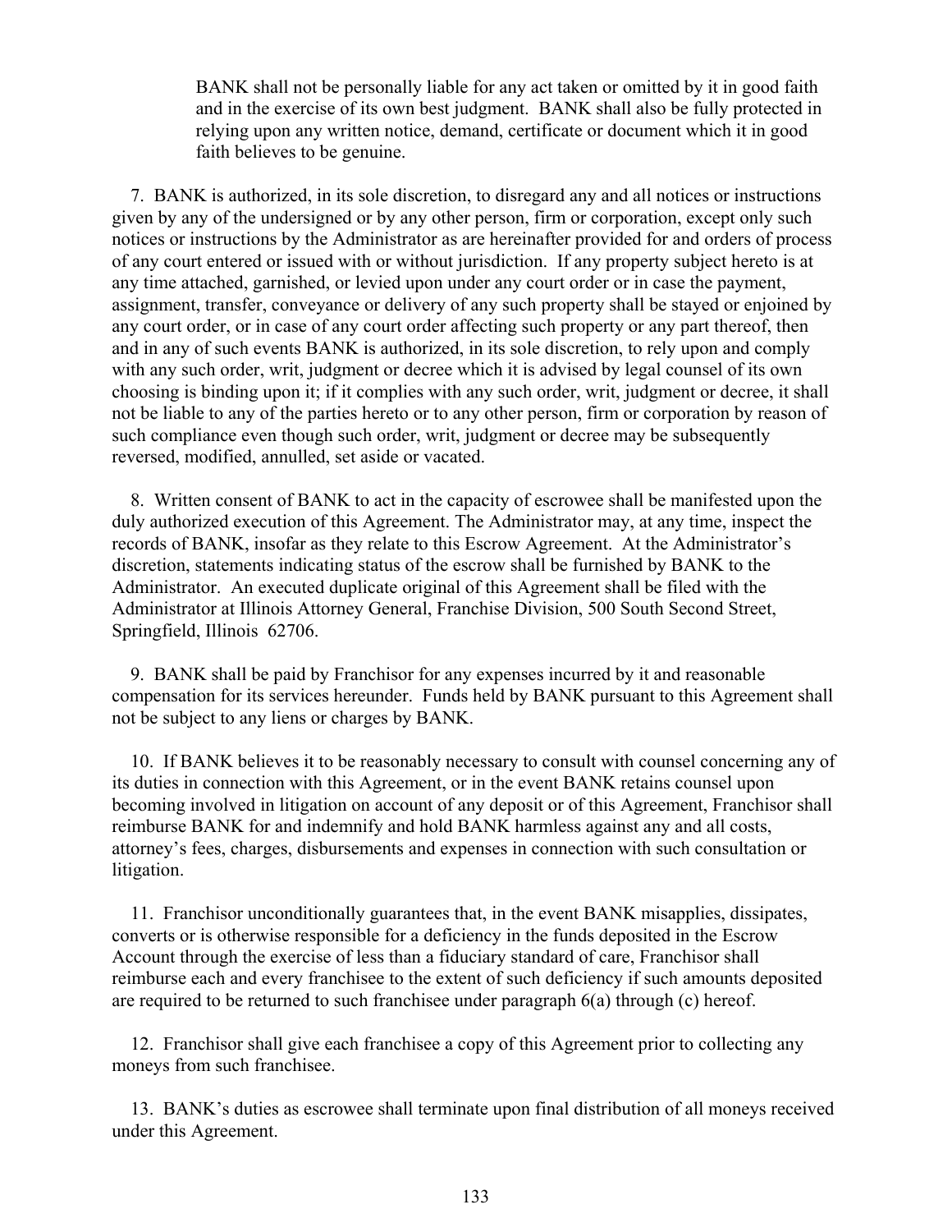BANK shall not be personally liable for any act taken or omitted by it in good faith and in the exercise of its own best judgment. BANK shall also be fully protected in relying upon any written notice, demand, certificate or document which it in good faith believes to be genuine.

7. BANK is authorized, in its sole discretion, to disregard any and all notices or instructions given by any of the undersigned or by any other person, firm or corporation, except only such notices or instructions by the Administrator as are hereinafter provided for and orders of process of any court entered or issued with or without jurisdiction. If any property subject hereto is at any time attached, garnished, or levied upon under any court order or in case the payment, assignment, transfer, conveyance or delivery of any such property shall be stayed or enjoined by any court order, or in case of any court order affecting such property or any part thereof, then and in any of such events BANK is authorized, in its sole discretion, to rely upon and comply with any such order, writ, judgment or decree which it is advised by legal counsel of its own choosing is binding upon it; if it complies with any such order, writ, judgment or decree, it shall not be liable to any of the parties hereto or to any other person, firm or corporation by reason of such compliance even though such order, writ, judgment or decree may be subsequently reversed, modified, annulled, set aside or vacated.

8. Written consent of BANK to act in the capacity of escrowee shall be manifested upon the duly authorized execution of this Agreement. The Administrator may, at any time, inspect the records of BANK, insofar as they relate to this Escrow Agreement. At the Administrator's discretion, statements indicating status of the escrow shall be furnished by BANK to the Administrator. An executed duplicate original of this Agreement shall be filed with the Administrator at Illinois Attorney General, Franchise Division, 500 South Second Street, Springfield, Illinois 62706.

9. BANK shall be paid by Franchisor for any expenses incurred by it and reasonable compensation for its services hereunder. Funds held by BANK pursuant to this Agreement shall not be subject to any liens or charges by BANK.

10. If BANK believes it to be reasonably necessary to consult with counsel concerning any of its duties in connection with this Agreement, or in the event BANK retains counsel upon becoming involved in litigation on account of any deposit or of this Agreement, Franchisor shall reimburse BANK for and indemnify and hold BANK harmless against any and all costs, attorney's fees, charges, disbursements and expenses in connection with such consultation or litigation.

11. Franchisor unconditionally guarantees that, in the event BANK misapplies, dissipates, converts or is otherwise responsible for a deficiency in the funds deposited in the Escrow Account through the exercise of less than a fiduciary standard of care, Franchisor shall reimburse each and every franchisee to the extent of such deficiency if such amounts deposited are required to be returned to such franchisee under paragraph 6(a) through (c) hereof.

12. Franchisor shall give each franchisee a copy of this Agreement prior to collecting any moneys from such franchisee.

13. BANK's duties as escrowee shall terminate upon final distribution of all moneys received under this Agreement.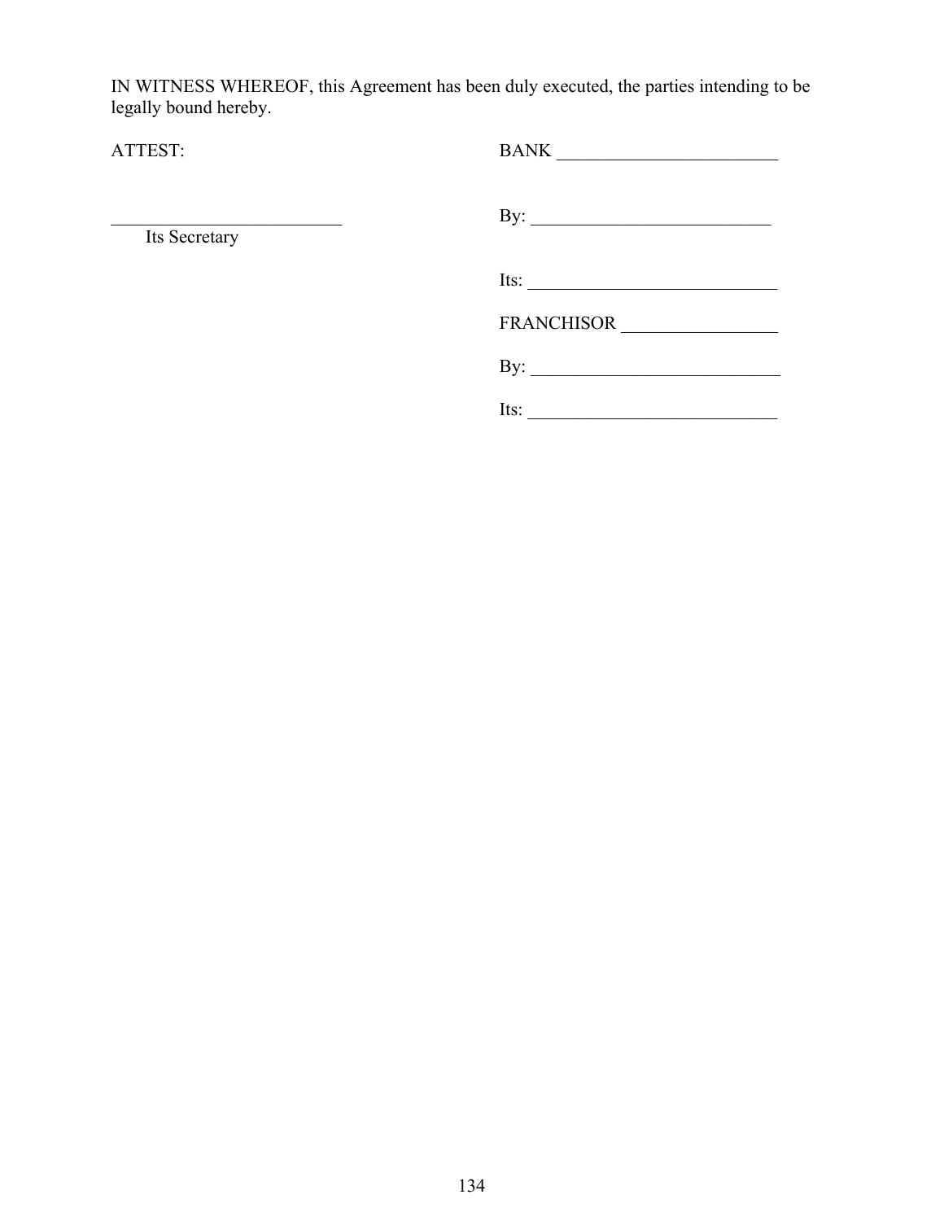IN WITNESS WHEREOF, this Agreement has been duly executed, the parties intending to be legally bound hereby.

| ATTEST: | BANK ________________________ |
|---|---|
| _________________________ Its Secretary | By: __________________________ |
| | Its: ___________________________ |
| | FRANCHISOR _________________ |
| | By: ___________________________ |
| | Its: ___________________________ |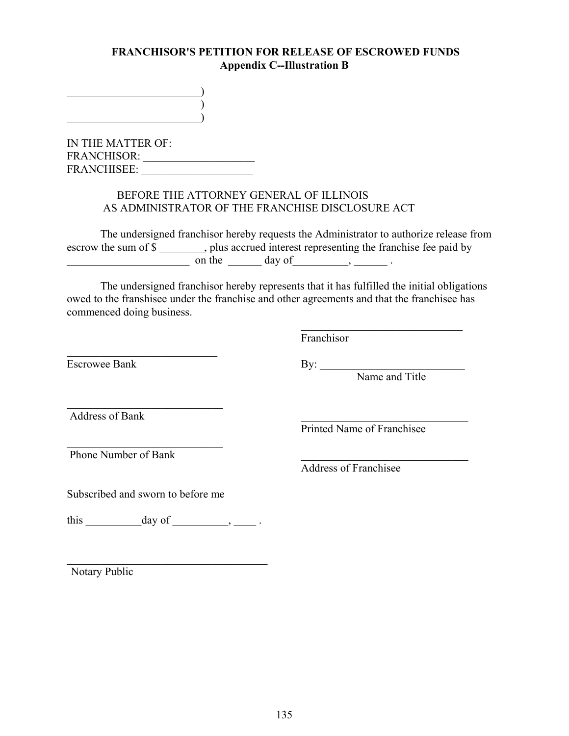**FRANCHISOR'S PETITION FOR RELEASE OF ESCROWED FUNDS**
**Appendix C--Illustration B**

________________________)
)
________________________)

IN THE MATTER OF:
FRANCHISOR: ____________________
FRANCHISEE: ____________________

BEFORE THE ATTORNEY GENERAL OF ILLINOIS
AS ADMINISTRATOR OF THE FRANCHISE DISCLOSURE ACT

The undersigned franchisor hereby requests the Administrator to authorize release from escrow the sum of $ ________, plus accrued interest representing the franchise fee paid by ______________________ on the ______ day of__________, ______ .

The undersigned franchisor hereby represents that it has fulfilled the initial obligations owed to the franshisee under the franchise and other agreements and that the franchisee has commenced doing business.

______________________________
Franchisor

___________________________
Escrowee Bank

By: __________________________
Name and Title

____________________________
Address of Bank

______________________________
Printed Name of Franchisee

____________________________
Phone Number of Bank

______________________________
Address of Franchisee

Subscribed and sworn to before me

this __________day of __________, ____ .

____________________________________
Notary Public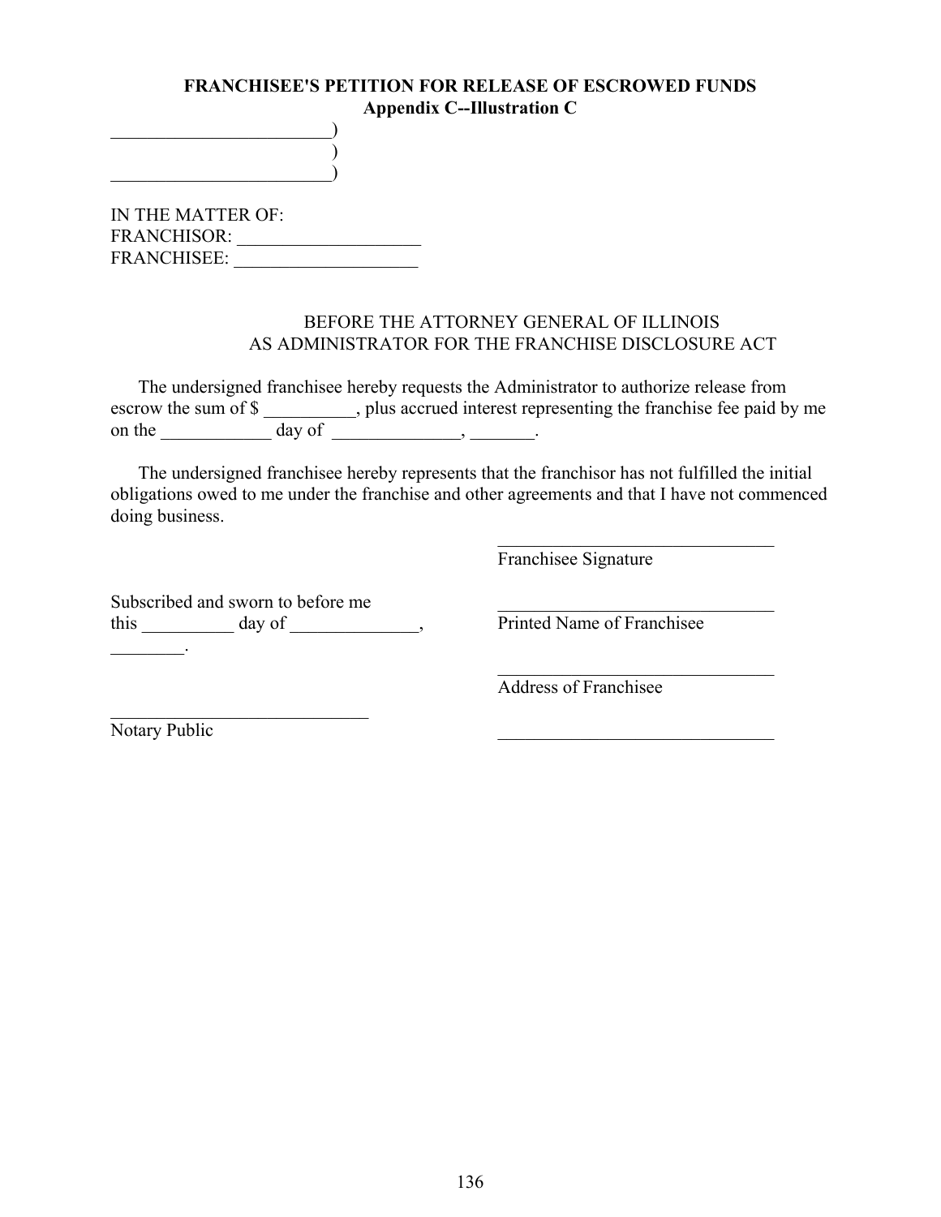**FRANCHISEE'S PETITION FOR RELEASE OF ESCROWED FUNDS**
**Appendix C--Illustration C**

________________________)
)
________________________)

IN THE MATTER OF:
FRANCHISOR: ____________________
FRANCHISEE: ____________________

BEFORE THE ATTORNEY GENERAL OF ILLINOIS
AS ADMINISTRATOR FOR THE FRANCHISE DISCLOSURE ACT

The undersigned franchisee hereby requests the Administrator to authorize release from escrow the sum of $ __________, plus accrued interest representing the franchise fee paid by me on the ____________ day of ______________, _______.

The undersigned franchisee hereby represents that the franchisor has not fulfilled the initial obligations owed to me under the franchise and other agreements and that I have not commenced doing business.

______________________________
Franchisee Signature

Subscribed and sworn to before me
this __________ day of ______________, ________.

______________________________
Printed Name of Franchisee

______________________________
Address of Franchisee

______________________________
Notary Public

______________________________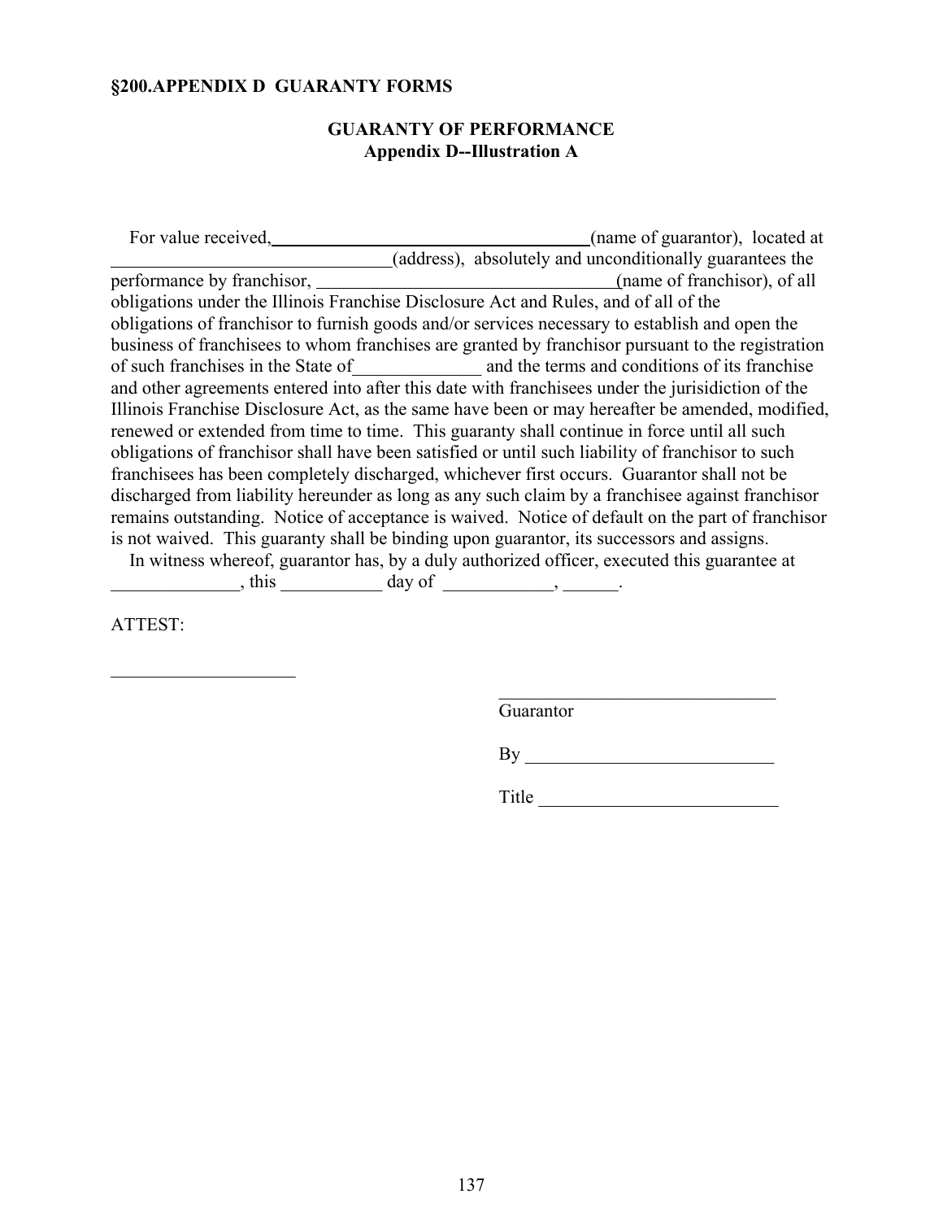**§200.APPENDIX D GUARANTY FORMS**

**GUARANTY OF PERFORMANCE**
**Appendix D--Illustration A**

For value received, ___________________________________ (name of guarantor), located at _______________________________ (address), absolutely and unconditionally guarantees the performance by franchisor, _________________________________ (name of franchisor), of all obligations under the Illinois Franchise Disclosure Act and Rules, and of all of the obligations of franchisor to furnish goods and/or services necessary to establish and open the business of franchisees to whom franchises are granted by franchisor pursuant to the registration of such franchises in the State of______________ and the terms and conditions of its franchise and other agreements entered into after this date with franchisees under the jurisidiction of the Illinois Franchise Disclosure Act, as the same have been or may hereafter be amended, modified, renewed or extended from time to time. This guaranty shall continue in force until all such obligations of franchisor shall have been satisfied or until such liability of franchisor to such franchisees has been completely discharged, whichever first occurs. Guarantor shall not be discharged from liability hereunder as long as any such claim by a franchisee against franchisor remains outstanding. Notice of acceptance is waived. Notice of default on the part of franchisor is not waived. This guaranty shall be binding upon guarantor, its successors and assigns.

In witness whereof, guarantor has, by a duly authorized officer, executed this guarantee at ______________, this ___________ day of ____________, ______.

ATTEST:

____________________

_______________________________
Guarantor

By ___________________________

Title __________________________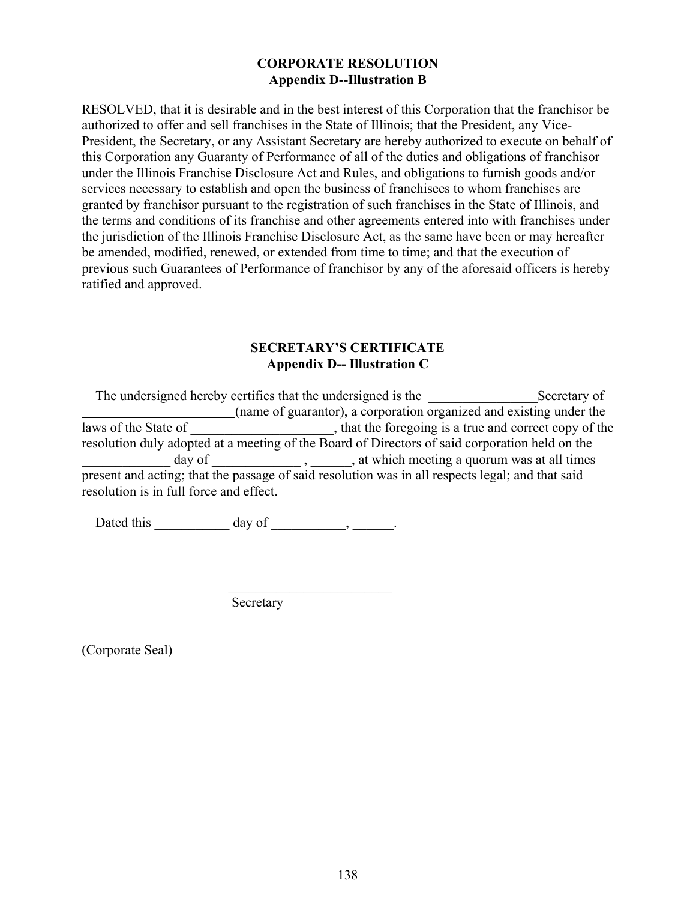**CORPORATE RESOLUTION**
**Appendix D--Illustration B**

RESOLVED, that it is desirable and in the best interest of this Corporation that the franchisor be authorized to offer and sell franchises in the State of Illinois; that the President, any Vice-President, the Secretary, or any Assistant Secretary are hereby authorized to execute on behalf of this Corporation any Guaranty of Performance of all of the duties and obligations of franchisor under the Illinois Franchise Disclosure Act and Rules, and obligations to furnish goods and/or services necessary to establish and open the business of franchisees to whom franchises are granted by franchisor pursuant to the registration of such franchises in the State of Illinois, and the terms and conditions of its franchise and other agreements entered into with franchises under the jurisdiction of the Illinois Franchise Disclosure Act, as the same have been or may hereafter be amended, modified, renewed, or extended from time to time; and that the execution of previous such Guarantees of Performance of franchisor by any of the aforesaid officers is hereby ratified and approved.

**SECRETARY'S CERTIFICATE**
**Appendix D-- Illustration C**

The undersigned hereby certifies that the undersigned is the ________________Secretary of _______________________(name of guarantor), a corporation organized and existing under the laws of the State of _____________________, that the foregoing is a true and correct copy of the resolution duly adopted at a meeting of the Board of Directors of said corporation held on the _____________ day of _____________ , ______, at which meeting a quorum was at all times present and acting; that the passage of said resolution was in all respects legal; and that said resolution is in full force and effect.

Dated this ___________ day of ___________, ______.

_________________________
Secretary

(Corporate Seal)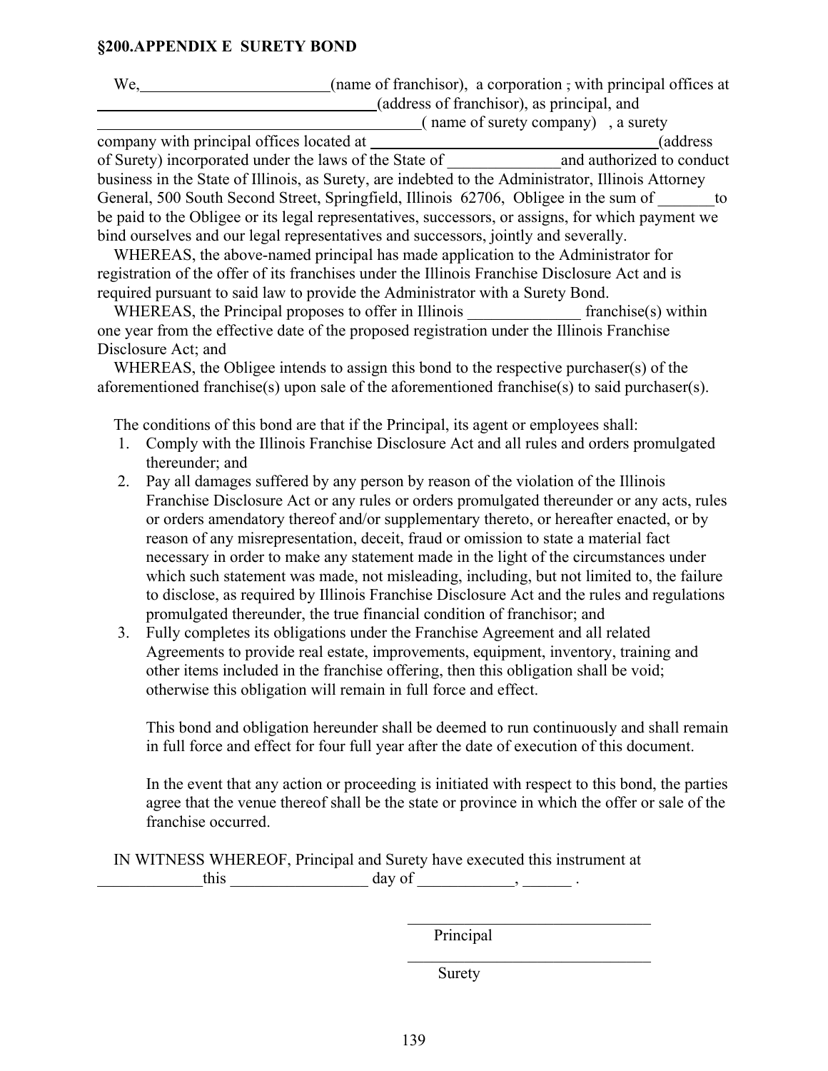**§200.APPENDIX E SURETY BOND**

We,________________________(name of franchisor), a corporation , with principal offices at ________________________________________(address of franchisor), as principal, and ________________________________________( name of surety company) , a surety company with principal offices located at ________________________________________(address of Surety) incorporated under the laws of the State of ______________and authorized to conduct business in the State of Illinois, as Surety, are indebted to the Administrator, Illinois Attorney General, 500 South Second Street, Springfield, Illinois 62706, Obligee in the sum of _______to be paid to the Obligee or its legal representatives, successors, or assigns, for which payment we bind ourselves and our legal representatives and successors, jointly and severally.

WHEREAS, the above-named principal has made application to the Administrator for registration of the offer of its franchises under the Illinois Franchise Disclosure Act and is required pursuant to said law to provide the Administrator with a Surety Bond.

WHEREAS, the Principal proposes to offer in Illinois ______________ franchise(s) within one year from the effective date of the proposed registration under the Illinois Franchise Disclosure Act; and

WHEREAS, the Obligee intends to assign this bond to the respective purchaser(s) of the aforementioned franchise(s) upon sale of the aforementioned franchise(s) to said purchaser(s).

The conditions of this bond are that if the Principal, its agent or employees shall:

1. Comply with the Illinois Franchise Disclosure Act and all rules and orders promulgated thereunder; and
2. Pay all damages suffered by any person by reason of the violation of the Illinois Franchise Disclosure Act or any rules or orders promulgated thereunder or any acts, rules or orders amendatory thereof and/or supplementary thereto, or hereafter enacted, or by reason of any misrepresentation, deceit, fraud or omission to state a material fact necessary in order to make any statement made in the light of the circumstances under which such statement was made, not misleading, including, but not limited to, the failure to disclose, as required by Illinois Franchise Disclosure Act and the rules and regulations promulgated thereunder, the true financial condition of franchisor; and
3. Fully completes its obligations under the Franchise Agreement and all related Agreements to provide real estate, improvements, equipment, inventory, training and other items included in the franchise offering, then this obligation shall be void; otherwise this obligation will remain in full force and effect.

   This bond and obligation hereunder shall be deemed to run continuously and shall remain in full force and effect for four full year after the date of execution of this document.

   In the event that any action or proceeding is initiated with respect to this bond, the parties agree that the venue thereof shall be the state or province in which the offer or sale of the franchise occurred.

IN WITNESS WHEREOF, Principal and Surety have executed this instrument at _____________this _________________ day of ____________, ______ .

________________________________
Principal

________________________________
Surety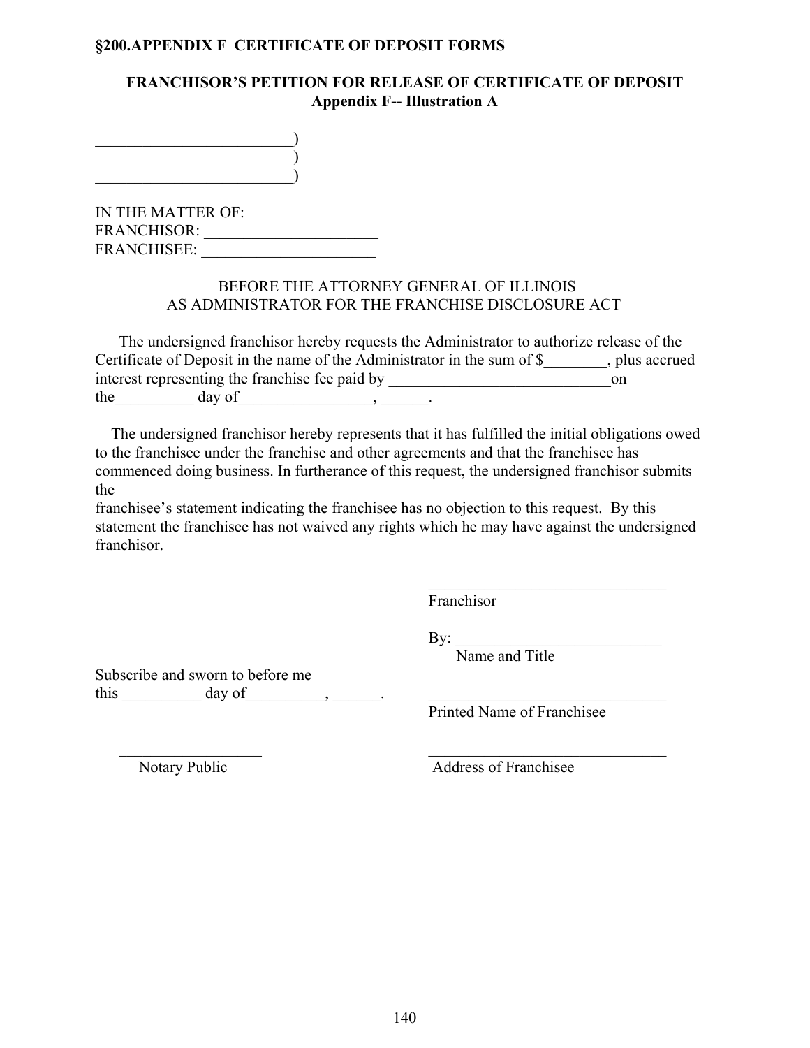**§200.APPENDIX F  CERTIFICATE OF DEPOSIT FORMS**

**FRANCHISOR'S PETITION FOR RELEASE OF CERTIFICATE OF DEPOSIT**
**Appendix F-- Illustration A**

_________________________)
)
_________________________)

IN THE MATTER OF:
FRANCHISOR: ______________________
FRANCHISEE: ______________________

BEFORE THE ATTORNEY GENERAL OF ILLINOIS
AS ADMINISTRATOR FOR THE FRANCHISE DISCLOSURE ACT

The undersigned franchisor hereby requests the Administrator to authorize release of the Certificate of Deposit in the name of the Administrator in the sum of $________, plus accrued interest representing the franchise fee paid by ____________________________on the__________ day of_________________, ______.

The undersigned franchisor hereby represents that it has fulfilled the initial obligations owed to the franchisee under the franchise and other agreements and that the franchisee has commenced doing business. In furtherance of this request, the undersigned franchisor submits the
franchisee's statement indicating the franchisee has no objection to this request. By this statement the franchisee has not waived any rights which he may have against the undersigned franchisor.

_______________________________
Franchisor

By: __________________________
Name and Title

Subscribe and sworn to before me
this __________ day of__________, ______.

_______________________________
Printed Name of Franchisee

___________________
Notary Public

_______________________________
Address of Franchisee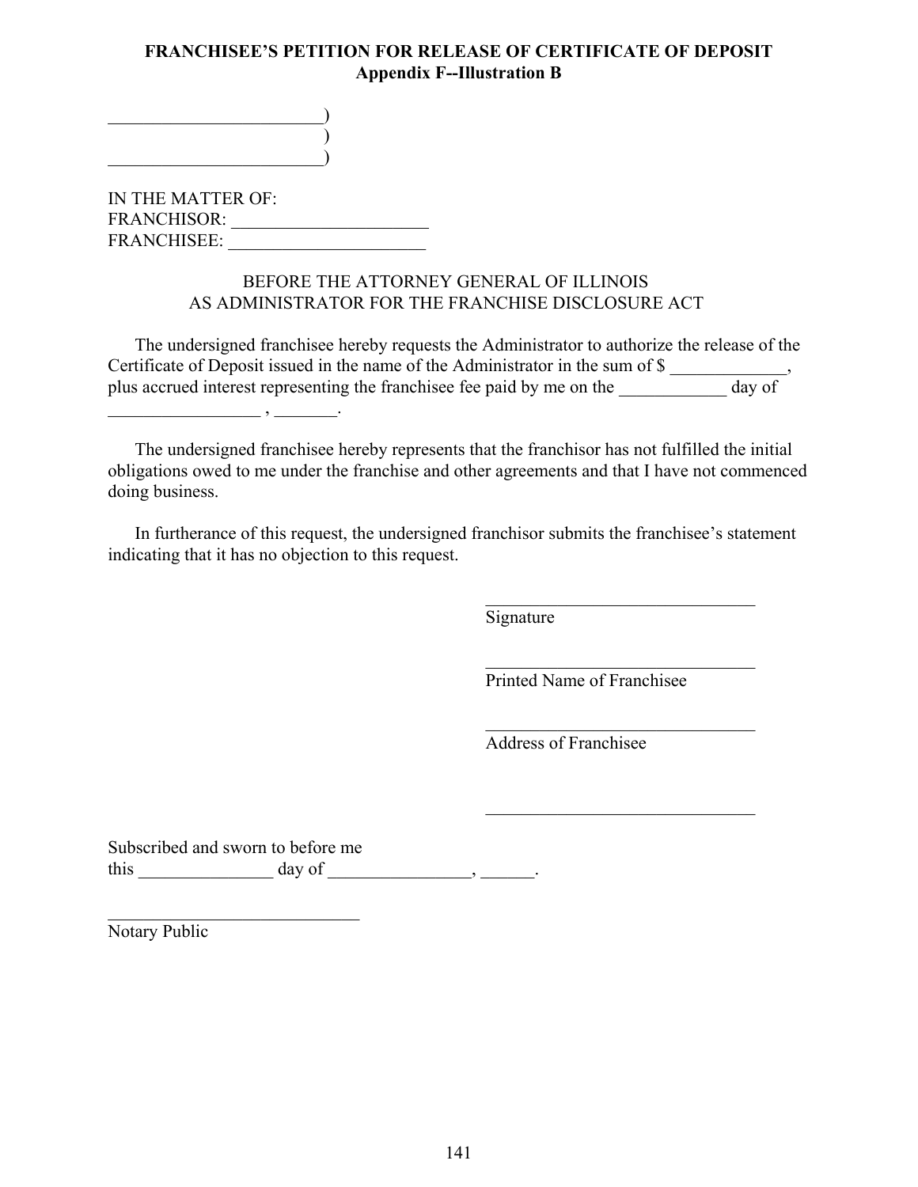**FRANCHISEE'S PETITION FOR RELEASE OF CERTIFICATE OF DEPOSIT**
**Appendix F--Illustration B**

________________________)
)
________________________)

IN THE MATTER OF:
FRANCHISOR: ______________________
FRANCHISEE: ______________________

BEFORE THE ATTORNEY GENERAL OF ILLINOIS
AS ADMINISTRATOR FOR THE FRANCHISE DISCLOSURE ACT

The undersigned franchisee hereby requests the Administrator to authorize the release of the Certificate of Deposit issued in the name of the Administrator in the sum of $ _____________, plus accrued interest representing the franchisee fee paid by me on the ____________ day of _________________ , _______.

The undersigned franchisee hereby represents that the franchisor has not fulfilled the initial obligations owed to me under the franchise and other agreements and that I have not commenced doing business.

In furtherance of this request, the undersigned franchisor submits the franchisee's statement indicating that it has no objection to this request.

______________________________
Signature

______________________________
Printed Name of Franchisee

______________________________
Address of Franchisee

______________________________

Subscribed and sworn to before me
this _______________ day of ________________, ______.

____________________________
Notary Public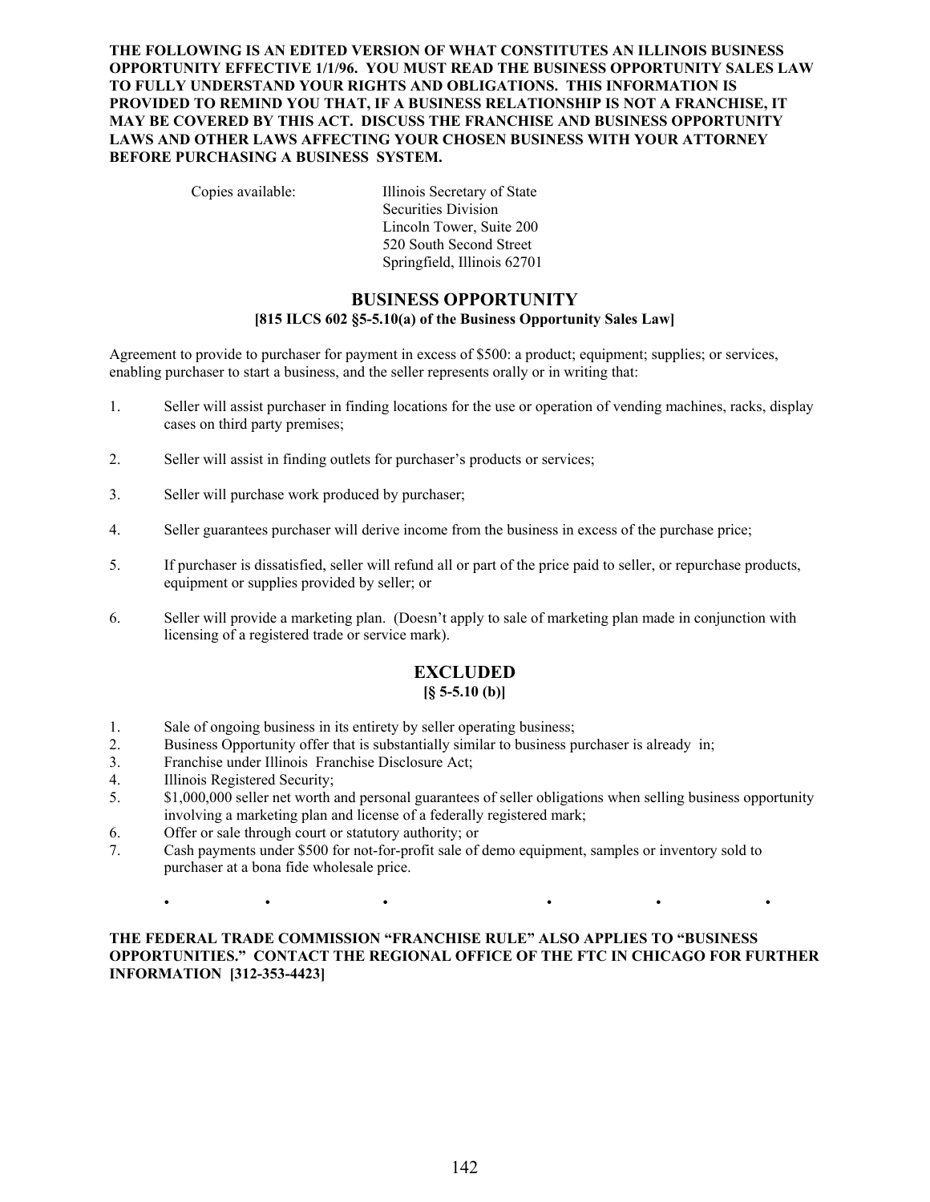**THE FOLLOWING IS AN EDITED VERSION OF WHAT CONSTITUTES AN ILLINOIS BUSINESS OPPORTUNITY EFFECTIVE 1/1/96. YOU MUST READ THE BUSINESS OPPORTUNITY SALES LAW TO FULLY UNDERSTAND YOUR RIGHTS AND OBLIGATIONS. THIS INFORMATION IS PROVIDED TO REMIND YOU THAT, IF A BUSINESS RELATIONSHIP IS NOT A FRANCHISE, IT MAY BE COVERED BY THIS ACT. DISCUSS THE FRANCHISE AND BUSINESS OPPORTUNITY LAWS AND OTHER LAWS AFFECTING YOUR CHOSEN BUSINESS WITH YOUR ATTORNEY BEFORE PURCHASING A BUSINESS SYSTEM.**

Copies available: Illinois Secretary of State
Securities Division
Lincoln Tower, Suite 200
520 South Second Street
Springfield, Illinois 62701

## BUSINESS OPPORTUNITY

**[815 ILCS 602 §5-5.10(a) of the Business Opportunity Sales Law]**

Agreement to provide to purchaser for payment in excess of $500: a product; equipment; supplies; or services, enabling purchaser to start a business, and the seller represents orally or in writing that:

1. Seller will assist purchaser in finding locations for the use or operation of vending machines, racks, display cases on third party premises;
2. Seller will assist in finding outlets for purchaser's products or services;
3. Seller will purchase work produced by purchaser;
4. Seller guarantees purchaser will derive income from the business in excess of the purchase price;
5. If purchaser is dissatisfied, seller will refund all or part of the price paid to seller, or repurchase products, equipment or supplies provided by seller; or
6. Seller will provide a marketing plan. (Doesn't apply to sale of marketing plan made in conjunction with licensing of a registered trade or service mark).

## EXCLUDED

**[§ 5-5.10 (b)]**

1. Sale of ongoing business in its entirety by seller operating business;
2. Business Opportunity offer that is substantially similar to business purchaser is already in;
3. Franchise under Illinois Franchise Disclosure Act;
4. Illinois Registered Security;
5. $1,000,000 seller net worth and personal guarantees of seller obligations when selling business opportunity involving a marketing plan and license of a federally registered mark;
6. Offer or sale through court or statutory authority; or
7. Cash payments under $500 for not-for-profit sale of demo equipment, samples or inventory sold to purchaser at a bona fide wholesale price.

• • • • • •

**THE FEDERAL TRADE COMMISSION "FRANCHISE RULE" ALSO APPLIES TO "BUSINESS OPPORTUNITIES." CONTACT THE REGIONAL OFFICE OF THE FTC IN CHICAGO FOR FURTHER INFORMATION [312-353-4423]**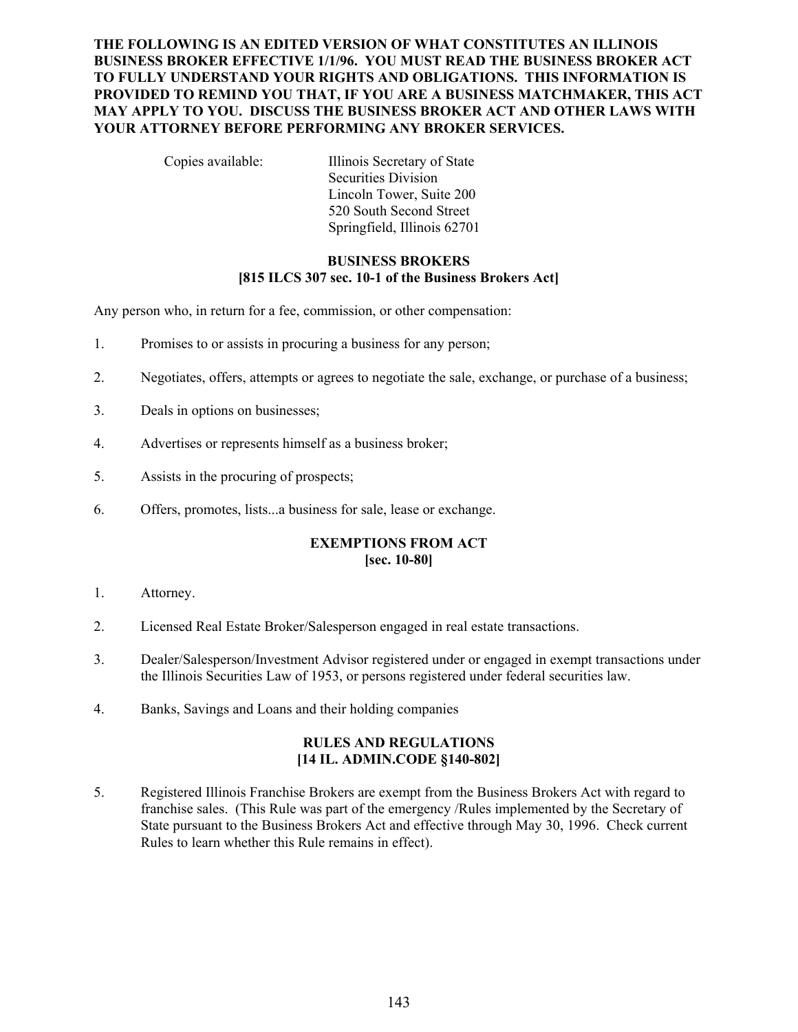**THE FOLLOWING IS AN EDITED VERSION OF WHAT CONSTITUTES AN ILLINOIS BUSINESS BROKER EFFECTIVE 1/1/96. YOU MUST READ THE BUSINESS BROKER ACT TO FULLY UNDERSTAND YOUR RIGHTS AND OBLIGATIONS. THIS INFORMATION IS PROVIDED TO REMIND YOU THAT, IF YOU ARE A BUSINESS MATCHMAKER, THIS ACT MAY APPLY TO YOU. DISCUSS THE BUSINESS BROKER ACT AND OTHER LAWS WITH YOUR ATTORNEY BEFORE PERFORMING ANY BROKER SERVICES.**

Copies available: Illinois Secretary of State
Securities Division
Lincoln Tower, Suite 200
520 South Second Street
Springfield, Illinois 62701

## BUSINESS BROKERS
### [815 ILCS 307 sec. 10-1 of the Business Brokers Act]

Any person who, in return for a fee, commission, or other compensation:

1. Promises to or assists in procuring a business for any person;
2. Negotiates, offers, attempts or agrees to negotiate the sale, exchange, or purchase of a business;
3. Deals in options on businesses;
4. Advertises or represents himself as a business broker;
5. Assists in the procuring of prospects;
6. Offers, promotes, lists...a business for sale, lease or exchange.

## EXEMPTIONS FROM ACT
### [sec. 10-80]

1. Attorney.
2. Licensed Real Estate Broker/Salesperson engaged in real estate transactions.
3. Dealer/Salesperson/Investment Advisor registered under or engaged in exempt transactions under the Illinois Securities Law of 1953, or persons registered under federal securities law.
4. Banks, Savings and Loans and their holding companies

## RULES AND REGULATIONS
### [14 IL. ADMIN.CODE §140-802]

5. Registered Illinois Franchise Brokers are exempt from the Business Brokers Act with regard to franchise sales. (This Rule was part of the emergency /Rules implemented by the Secretary of State pursuant to the Business Brokers Act and effective through May 30, 1996. Check current Rules to learn whether this Rule remains in effect).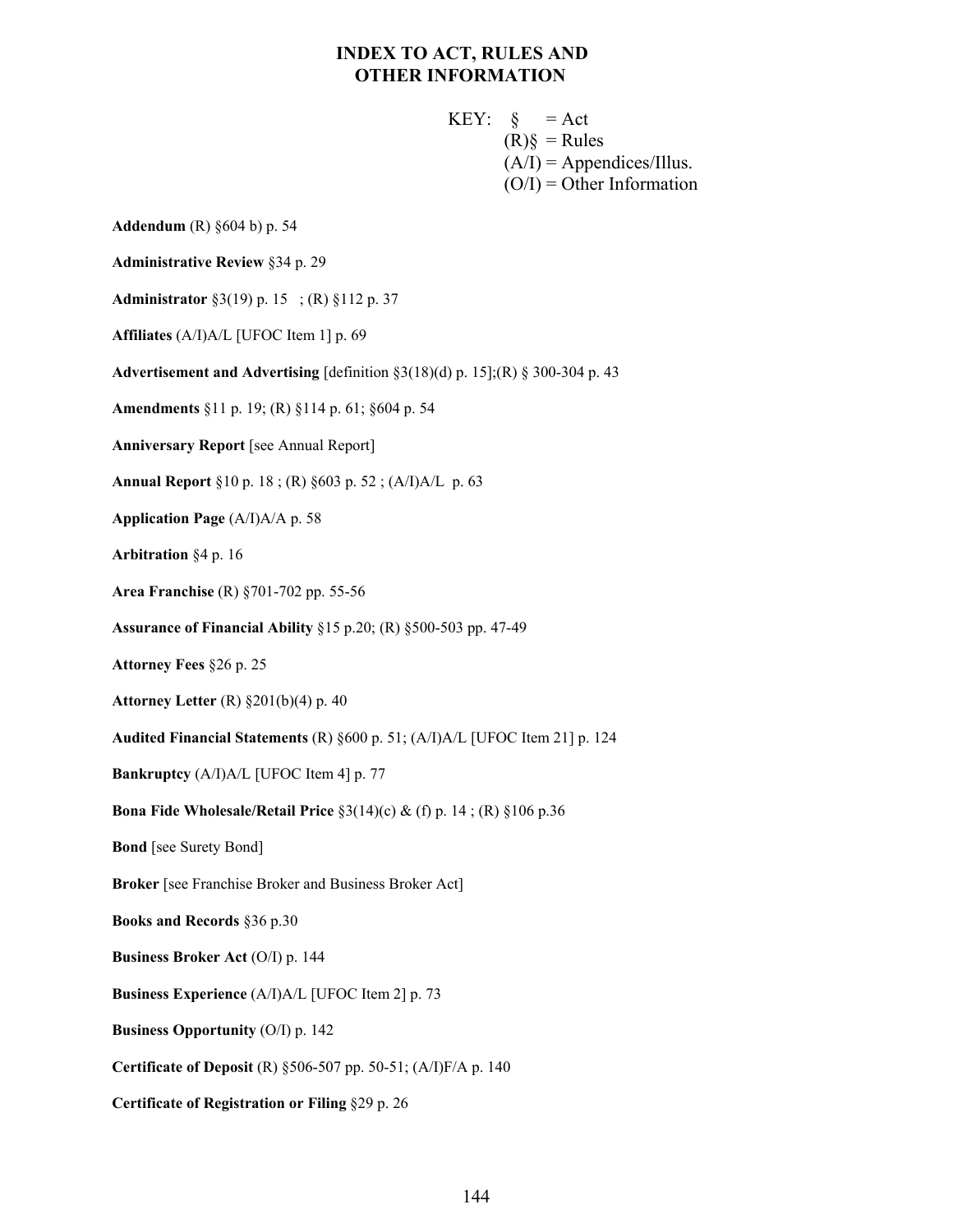# INDEX TO ACT, RULES AND OTHER INFORMATION

KEY: § = Act
(R)§ = Rules
(A/I) = Appendices/Illus.
(O/I) = Other Information

**Addendum** (R) §604 b) p. 54

**Administrative Review** §34 p. 29

**Administrator** §3(19) p. 15 ; (R) §112 p. 37

**Affiliates** (A/I)A/L [UFOC Item 1] p. 69

**Advertisement and Advertising** [definition §3(18)(d) p. 15];(R) § 300-304 p. 43

**Amendments** §11 p. 19; (R) §114 p. 61; §604 p. 54

**Anniversary Report** [see Annual Report]

**Annual Report** §10 p. 18 ; (R) §603 p. 52 ; (A/I)A/L p. 63

**Application Page** (A/I)A/A p. 58

**Arbitration** §4 p. 16

**Area Franchise** (R) §701-702 pp. 55-56

**Assurance of Financial Ability** §15 p.20; (R) §500-503 pp. 47-49

**Attorney Fees** §26 p. 25

**Attorney Letter** (R) §201(b)(4) p. 40

**Audited Financial Statements** (R) §600 p. 51; (A/I)A/L [UFOC Item 21] p. 124

**Bankruptcy** (A/I)A/L [UFOC Item 4] p. 77

**Bona Fide Wholesale/Retail Price** §3(14)(c) & (f) p. 14 ; (R) §106 p.36

**Bond** [see Surety Bond]

**Broker** [see Franchise Broker and Business Broker Act]

**Books and Records** §36 p.30

**Business Broker Act** (O/I) p. 144

**Business Experience** (A/I)A/L [UFOC Item 2] p. 73

**Business Opportunity** (O/I) p. 142

**Certificate of Deposit** (R) §506-507 pp. 50-51; (A/I)F/A p. 140

**Certificate of Registration or Filing** §29 p. 26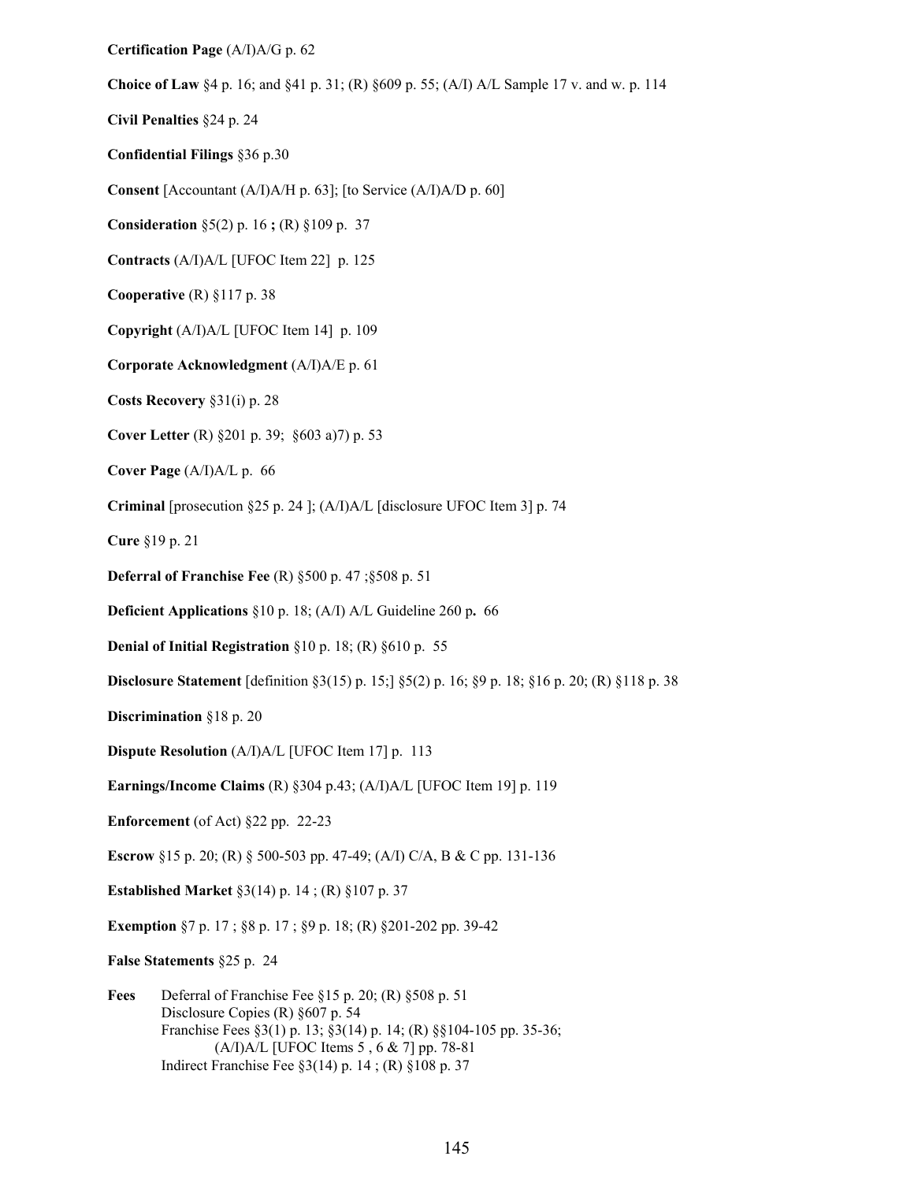**Certification Page** (A/I)A/G p. 62

**Choice of Law** §4 p. 16; and §41 p. 31; (R) §609 p. 55; (A/I) A/L Sample 17 v. and w. p. 114

**Civil Penalties** §24 p. 24

**Confidential Filings** §36 p.30

**Consent** [Accountant (A/I)A/H p. 63]; [to Service (A/I)A/D p. 60]

**Consideration** §5(2) p. 16 **;** (R) §109 p. 37

**Contracts** (A/I)A/L [UFOC Item 22] p. 125

**Cooperative** (R) §117 p. 38

**Copyright** (A/I)A/L [UFOC Item 14] p. 109

**Corporate Acknowledgment** (A/I)A/E p. 61

**Costs Recovery** §31(i) p. 28

**Cover Letter** (R) §201 p. 39; §603 a)7) p. 53

**Cover Page** (A/I)A/L p. 66

**Criminal** [prosecution §25 p. 24 ]; (A/I)A/L [disclosure UFOC Item 3] p. 74

**Cure** §19 p. 21

**Deferral of Franchise Fee** (R) §500 p. 47 ;§508 p. 51

**Deficient Applications** §10 p. 18; (A/I) A/L Guideline 260 p**.** 66

**Denial of Initial Registration** §10 p. 18; (R) §610 p. 55

**Disclosure Statement** [definition §3(15) p. 15;] §5(2) p. 16; §9 p. 18; §16 p. 20; (R) §118 p. 38

**Discrimination** §18 p. 20

**Dispute Resolution** (A/I)A/L [UFOC Item 17] p. 113

**Earnings/Income Claims** (R) §304 p.43; (A/I)A/L [UFOC Item 19] p. 119

**Enforcement** (of Act) §22 pp. 22-23

**Escrow** §15 p. 20; (R) § 500-503 pp. 47-49; (A/I) C/A, B & C pp. 131-136

**Established Market** §3(14) p. 14 ; (R) §107 p. 37

**Exemption** §7 p. 17 ; §8 p. 17 ; §9 p. 18; (R) §201-202 pp. 39-42

**False Statements** §25 p. 24

**Fees** Deferral of Franchise Fee §15 p. 20; (R) §508 p. 51
Disclosure Copies (R) §607 p. 54
Franchise Fees §3(1) p. 13; §3(14) p. 14; (R) §§104-105 pp. 35-36; (A/I)A/L [UFOC Items 5 , 6 & 7] pp. 78-81
Indirect Franchise Fee §3(14) p. 14 ; (R) §108 p. 37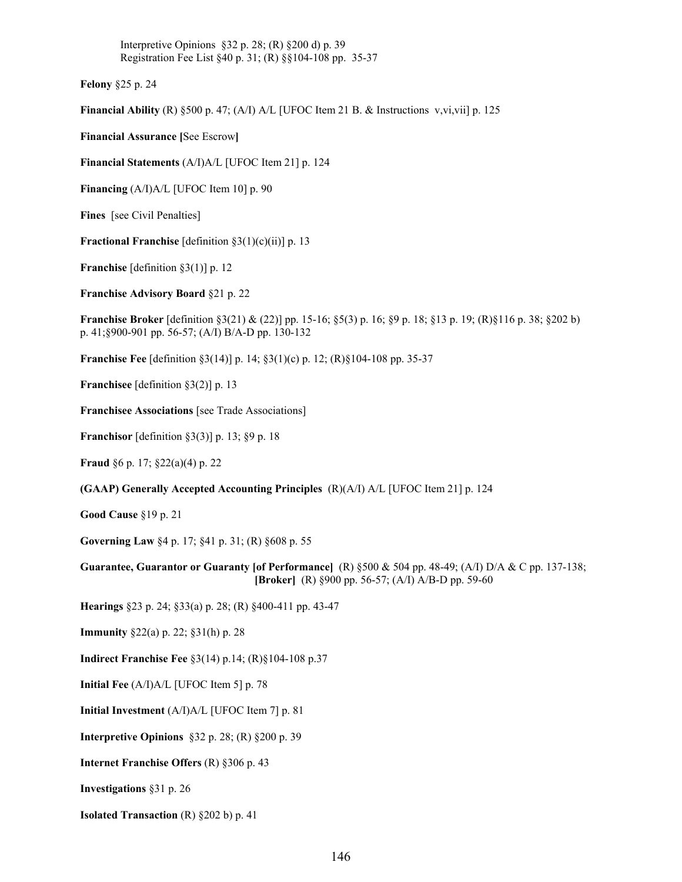Interpretive Opinions §32 p. 28; (R) §200 d) p. 39
Registration Fee List §40 p. 31; (R) §§104-108 pp. 35-37

**Felony** §25 p. 24

**Financial Ability** (R) §500 p. 47; (A/I) A/L [UFOC Item 21 B. & Instructions v,vi,vii] p. 125

**Financial Assurance [**See Escrow**]**

**Financial Statements** (A/I)A/L [UFOC Item 21] p. 124

**Financing** (A/I)A/L [UFOC Item 10] p. 90

**Fines** [see Civil Penalties]

**Fractional Franchise** [definition §3(1)(c)(ii)] p. 13

**Franchise** [definition §3(1)] p. 12

**Franchise Advisory Board** §21 p. 22

**Franchise Broker** [definition §3(21) & (22)] pp. 15-16; §5(3) p. 16; §9 p. 18; §13 p. 19; (R)§116 p. 38; §202 b) p. 41;§900-901 pp. 56-57; (A/I) B/A-D pp. 130-132

**Franchise Fee** [definition §3(14)] p. 14; §3(1)(c) p. 12; (R)§104-108 pp. 35-37

**Franchisee** [definition §3(2)] p. 13

**Franchisee Associations** [see Trade Associations]

**Franchisor** [definition §3(3)] p. 13; §9 p. 18

**Fraud** §6 p. 17; §22(a)(4) p. 22

**(GAAP) Generally Accepted Accounting Principles** (R)(A/I) A/L [UFOC Item 21] p. 124

**Good Cause** §19 p. 21

**Governing Law** §4 p. 17; §41 p. 31; (R) §608 p. 55

**Guarantee, Guarantor or Guaranty [of Performance]** (R) §500 & 504 pp. 48-49; (A/I) D/A & C pp. 137-138;
**[Broker]** (R) §900 pp. 56-57; (A/I) A/B-D pp. 59-60

**Hearings** §23 p. 24; §33(a) p. 28; (R) §400-411 pp. 43-47

**Immunity** §22(a) p. 22; §31(h) p. 28

**Indirect Franchise Fee** §3(14) p.14; (R)§104-108 p.37

**Initial Fee** (A/I)A/L [UFOC Item 5] p. 78

**Initial Investment** (A/I)A/L [UFOC Item 7] p. 81

**Interpretive Opinions** §32 p. 28; (R) §200 p. 39

**Internet Franchise Offers** (R) §306 p. 43

**Investigations** §31 p. 26

**Isolated Transaction** (R) §202 b) p. 41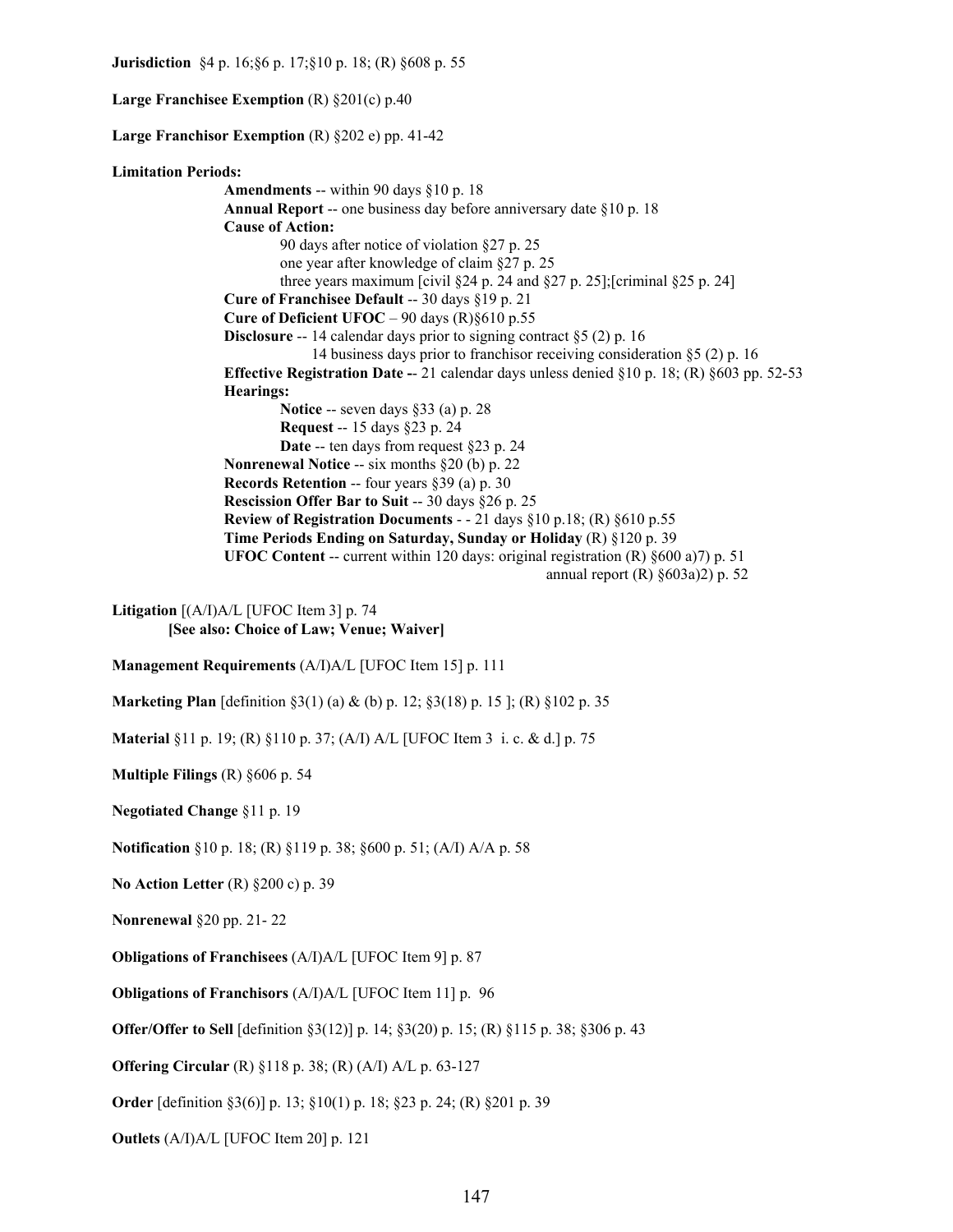**Jurisdiction** §4 p. 16;§6 p. 17;§10 p. 18; (R) §608 p. 55

**Large Franchisee Exemption** (R) §201(c) p.40

**Large Franchisor Exemption** (R) §202 e) pp. 41-42

**Limitation Periods:**

- **Amendments** -- within 90 days §10 p. 18
- **Annual Report** -- one business day before anniversary date §10 p. 18
- **Cause of Action:**
  - 90 days after notice of violation §27 p. 25
  - one year after knowledge of claim §27 p. 25
  - three years maximum [civil §24 p. 24 and §27 p. 25];[criminal §25 p. 24]
- **Cure of Franchisee Default** -- 30 days §19 p. 21
- **Cure of Deficient UFOC** – 90 days (R)§610 p.55
- **Disclosure** -- 14 calendar days prior to signing contract §5 (2) p. 16
  - 14 business days prior to franchisor receiving consideration §5 (2) p. 16
- **Effective Registration Date --** 21 calendar days unless denied §10 p. 18; (R) §603 pp. 52-53
- **Hearings:**
  - **Notice** -- seven days §33 (a) p. 28
  - **Request** -- 15 days §23 p. 24
  - **Date** -- ten days from request §23 p. 24
- **Nonrenewal Notice** -- six months §20 (b) p. 22
- **Records Retention** -- four years §39 (a) p. 30
- **Rescission Offer Bar to Suit** -- 30 days §26 p. 25
- **Review of Registration Documents** - - 21 days §10 p.18; (R) §610 p.55
- **Time Periods Ending on Saturday, Sunday or Holiday** (R) §120 p. 39
- **UFOC Content** -- current within 120 days: original registration (R) §600 a)7) p. 51
  - annual report (R) §603a)2) p. 52

**Litigation** [(A/I)A/L [UFOC Item 3] p. 74
**[See also: Choice of Law; Venue; Waiver]**

**Management Requirements** (A/I)A/L [UFOC Item 15] p. 111

**Marketing Plan** [definition §3(1) (a) & (b) p. 12; §3(18) p. 15 ]; (R) §102 p. 35

**Material** §11 p. 19; (R) §110 p. 37; (A/I) A/L [UFOC Item 3 i. c. & d.] p. 75

**Multiple Filings** (R) §606 p. 54

**Negotiated Change** §11 p. 19

**Notification** §10 p. 18; (R) §119 p. 38; §600 p. 51; (A/I) A/A p. 58

**No Action Letter** (R) §200 c) p. 39

**Nonrenewal** §20 pp. 21- 22

**Obligations of Franchisees** (A/I)A/L [UFOC Item 9] p. 87

**Obligations of Franchisors** (A/I)A/L [UFOC Item 11] p. 96

**Offer/Offer to Sell** [definition §3(12)] p. 14; §3(20) p. 15; (R) §115 p. 38; §306 p. 43

**Offering Circular** (R) §118 p. 38; (R) (A/I) A/L p. 63-127

**Order** [definition §3(6)] p. 13; §10(1) p. 18; §23 p. 24; (R) §201 p. 39

**Outlets** (A/I)A/L [UFOC Item 20] p. 121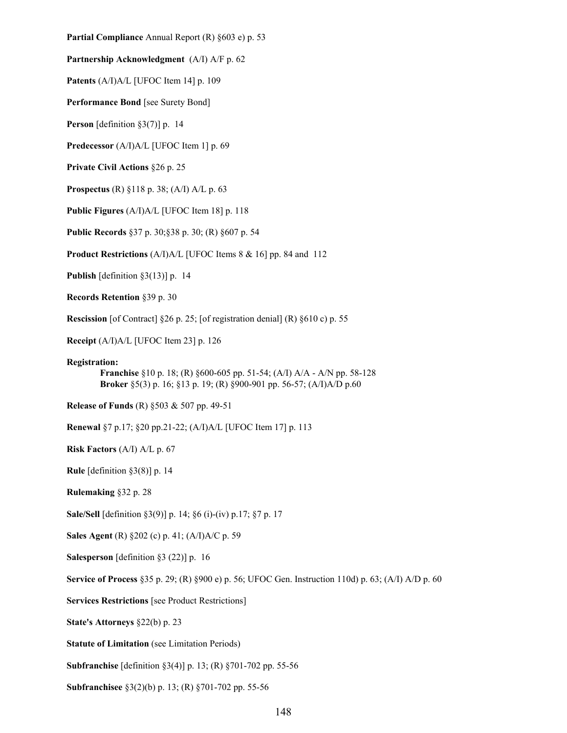**Partial Compliance** Annual Report (R) §603 e) p. 53

**Partnership Acknowledgment** (A/I) A/F p. 62

**Patents** (A/I)A/L [UFOC Item 14] p. 109

**Performance Bond** [see Surety Bond]

**Person** [definition §3(7)] p. 14

**Predecessor** (A/I)A/L [UFOC Item 1] p. 69

**Private Civil Actions** §26 p. 25

**Prospectus** (R) §118 p. 38; (A/I) A/L p. 63

**Public Figures** (A/I)A/L [UFOC Item 18] p. 118

**Public Records** §37 p. 30;§38 p. 30; (R) §607 p. 54

**Product Restrictions** (A/I)A/L [UFOC Items 8 & 16] pp. 84 and 112

**Publish** [definition §3(13)] p. 14

**Records Retention** §39 p. 30

**Rescission** [of Contract] §26 p. 25; [of registration denial] (R) §610 c) p. 55

**Receipt** (A/I)A/L [UFOC Item 23] p. 126

**Registration:**
- **Franchise** §10 p. 18; (R) §600-605 pp. 51-54; (A/I) A/A - A/N pp. 58-128
- **Broker** §5(3) p. 16; §13 p. 19; (R) §900-901 pp. 56-57; (A/I)A/D p.60

**Release of Funds** (R) §503 & 507 pp. 49-51

**Renewal** §7 p.17; §20 pp.21-22; (A/I)A/L [UFOC Item 17] p. 113

**Risk Factors** (A/I) A/L p. 67

**Rule** [definition §3(8)] p. 14

**Rulemaking** §32 p. 28

**Sale/Sell** [definition §3(9)] p. 14; §6 (i)-(iv) p.17; §7 p. 17

**Sales Agent** (R) §202 (c) p. 41; (A/I)A/C p. 59

**Salesperson** [definition §3 (22)] p. 16

**Service of Process** §35 p. 29; (R) §900 e) p. 56; UFOC Gen. Instruction 110d) p. 63; (A/I) A/D p. 60

**Services Restrictions** [see Product Restrictions]

**State's Attorneys** §22(b) p. 23

**Statute of Limitation** (see Limitation Periods)

**Subfranchise** [definition §3(4)] p. 13; (R) §701-702 pp. 55-56

**Subfranchisee** §3(2)(b) p. 13; (R) §701-702 pp. 55-56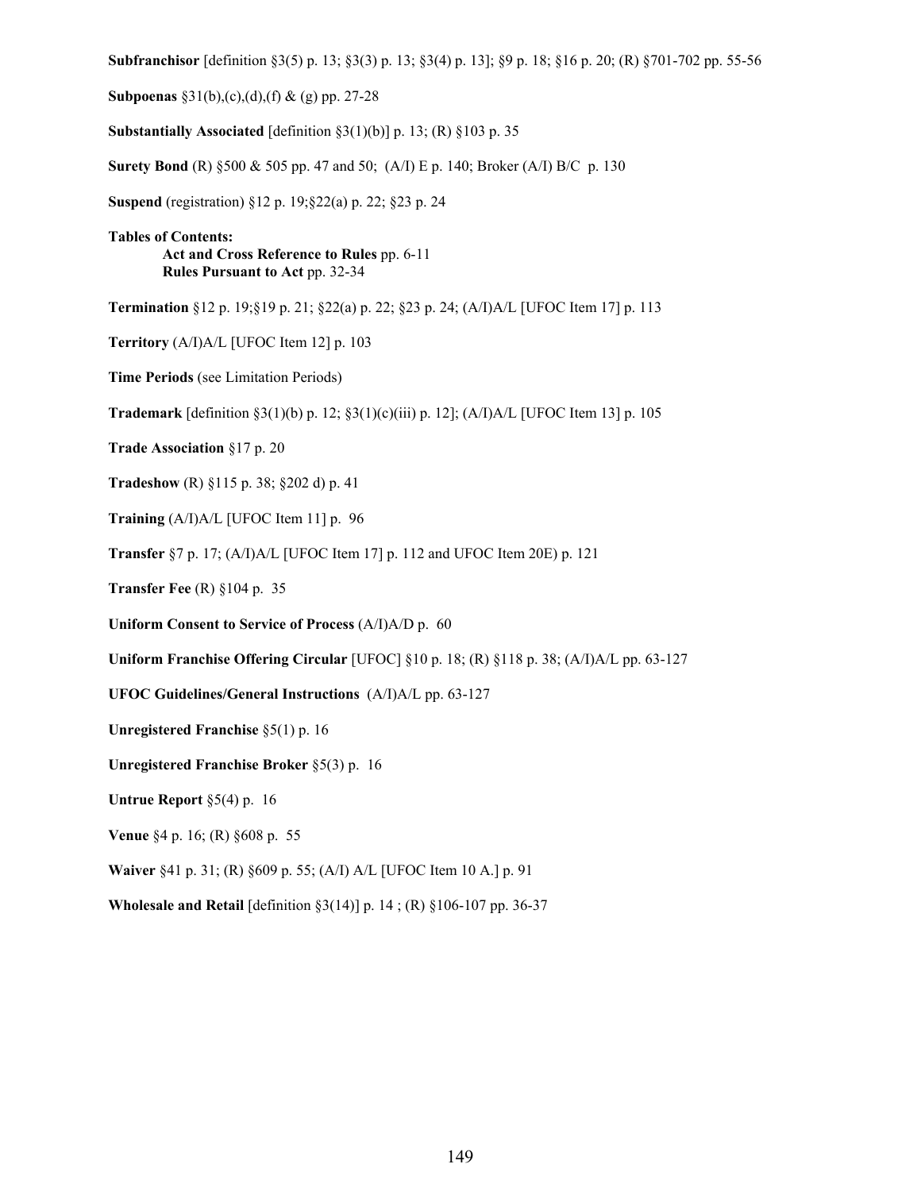**Subfranchisor** [definition §3(5) p. 13; §3(3) p. 13; §3(4) p. 13]; §9 p. 18; §16 p. 20; (R) §701-702 pp. 55-56

**Subpoenas** §31(b),(c),(d),(f) & (g) pp. 27-28

**Substantially Associated** [definition §3(1)(b)] p. 13; (R) §103 p. 35

**Surety Bond** (R) §500 & 505 pp. 47 and 50; (A/I) E p. 140; Broker (A/I) B/C p. 130

**Suspend** (registration) §12 p. 19;§22(a) p. 22; §23 p. 24

**Tables of Contents:**
  **Act and Cross Reference to Rules** pp. 6-11
  **Rules Pursuant to Act** pp. 32-34

**Termination** §12 p. 19;§19 p. 21; §22(a) p. 22; §23 p. 24; (A/I)A/L [UFOC Item 17] p. 113

**Territory** (A/I)A/L [UFOC Item 12] p. 103

**Time Periods** (see Limitation Periods)

**Trademark** [definition §3(1)(b) p. 12; §3(1)(c)(iii) p. 12]; (A/I)A/L [UFOC Item 13] p. 105

**Trade Association** §17 p. 20

**Tradeshow** (R) §115 p. 38; §202 d) p. 41

**Training** (A/I)A/L [UFOC Item 11] p. 96

**Transfer** §7 p. 17; (A/I)A/L [UFOC Item 17] p. 112 and UFOC Item 20E) p. 121

**Transfer Fee** (R) §104 p. 35

**Uniform Consent to Service of Process** (A/I)A/D p. 60

**Uniform Franchise Offering Circular** [UFOC] §10 p. 18; (R) §118 p. 38; (A/I)A/L pp. 63-127

**UFOC Guidelines/General Instructions** (A/I)A/L pp. 63-127

**Unregistered Franchise** §5(1) p. 16

**Unregistered Franchise Broker** §5(3) p. 16

**Untrue Report** §5(4) p. 16

**Venue** §4 p. 16; (R) §608 p. 55

**Waiver** §41 p. 31; (R) §609 p. 55; (A/I) A/L [UFOC Item 10 A.] p. 91

**Wholesale and Retail** [definition §3(14)] p. 14 ; (R) §106-107 pp. 36-37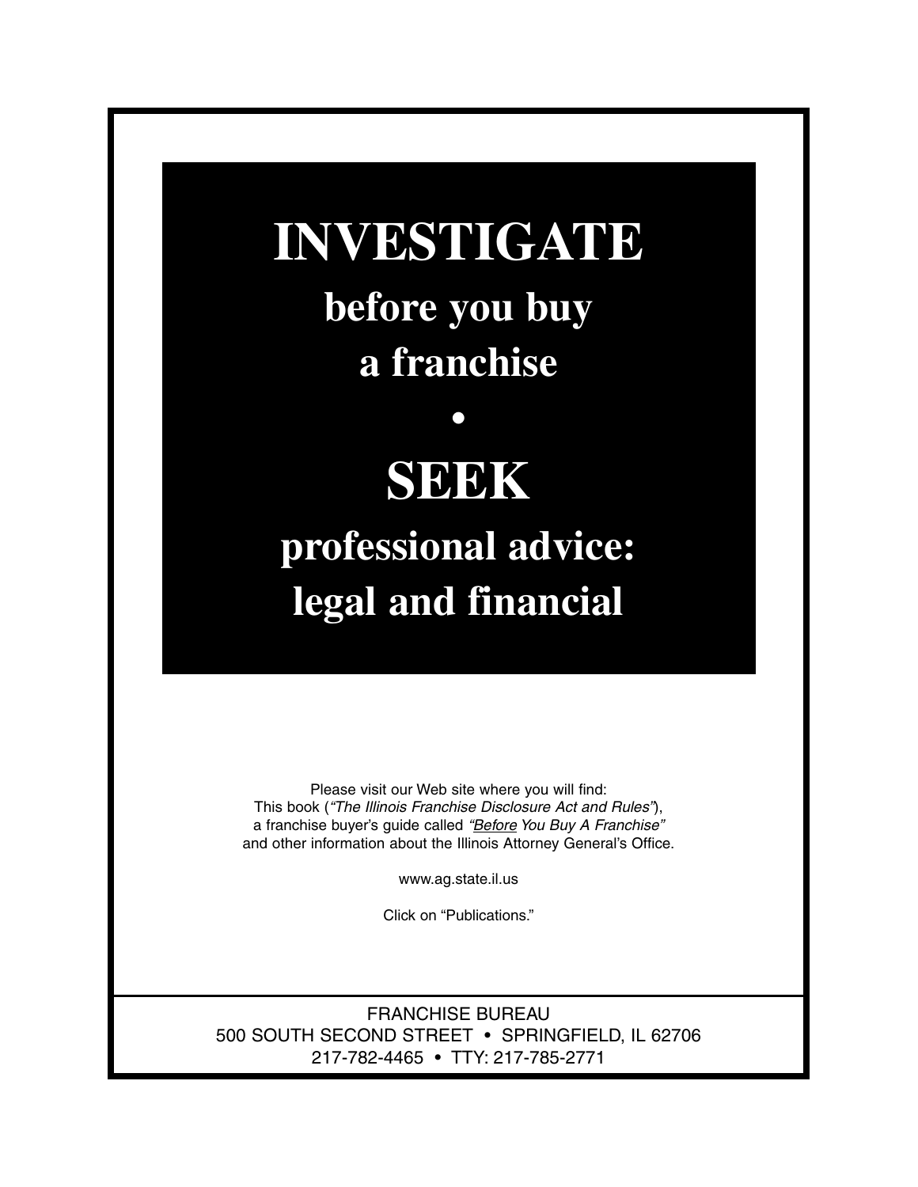# INVESTIGATE

## before you buy a franchise

•

# SEEK

## professional advice: legal and financial

Please visit our Web site where you will find:
This book (*"The Illinois Franchise Disclosure Act and Rules"*),
a franchise buyer's guide called *"Before You Buy A Franchise"*
and other information about the Illinois Attorney General's Office.

www.ag.state.il.us

Click on "Publications."

FRANCHISE BUREAU
500 SOUTH SECOND STREET • SPRINGFIELD, IL 62706
217-782-4465 • TTY: 217-785-2771